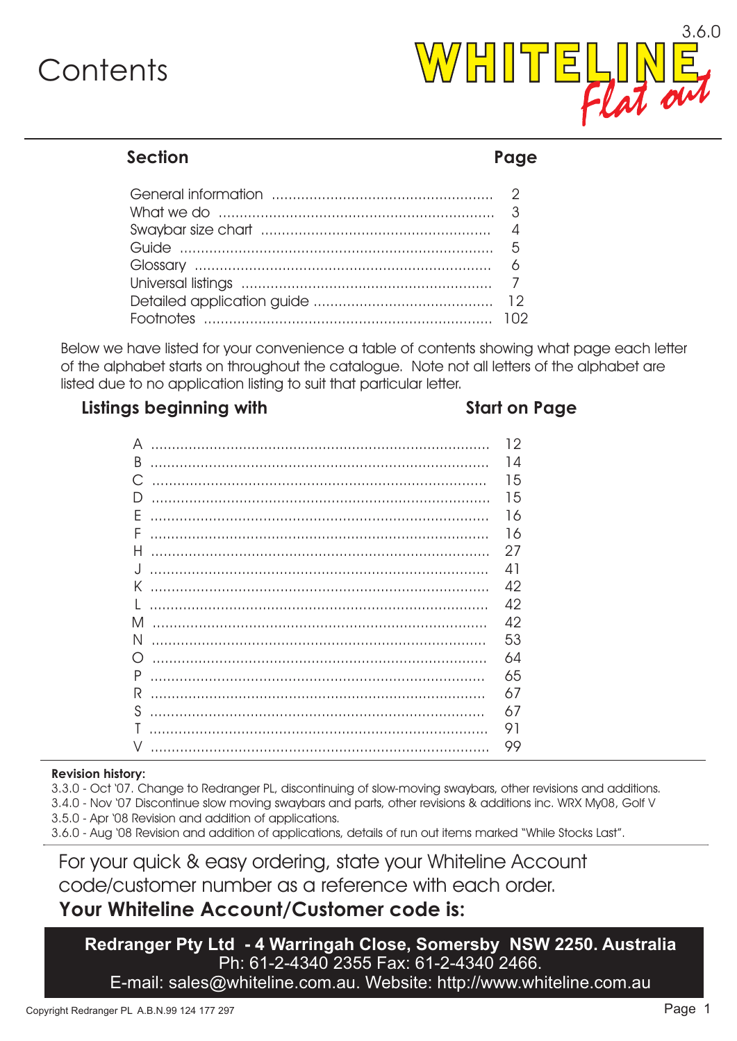# Contents

3.6.0

WHITELINE *Flat out*

| Section | Page |
|---|---|
| General information | 2 |
| What we do | 3 |
| Swaybar size chart | 4 |
| Guide | 5 |
| Glossary | 6 |
| Universal listings | 7 |
| Detailed application guide | 12 |
| Footnotes | 102 |

Below we have listed for your convenience a table of contents showing what page each letter of the alphabet starts on throughout the catalogue. Note not all letters of the alphabet are listed due to no application listing to suit that particular letter.

| Listings beginning with | Start on Page |
|---|---|
| A | 12 |
| B | 14 |
| C | 15 |
| D | 15 |
| E | 16 |
| F | 16 |
| H | 27 |
| J | 41 |
| K | 42 |
| L | 42 |
| M | 42 |
| N | 53 |
| O | 64 |
| P | 65 |
| R | 67 |
| S | 67 |
| T | 91 |
| V | 99 |

**Revision history:**

3.3.0 - Oct '07. Change to Redranger PL, discontinuing of slow-moving swaybars, other revisions and additions.
3.4.0 - Nov '07 Discontinue slow moving swaybars and parts, other revisions & additions inc. WRX My08, Golf V
3.5.0 - Apr '08 Revision and addition of applications.
3.6.0 - Aug '08 Revision and addition of applications, details of run out items marked "While Stocks Last".

For your quick & easy ordering, state your Whiteline Account code/customer number as a reference with each order.

**Your Whiteline Account/Customer code is:**

**Redranger Pty Ltd - 4 Warringah Close, Somersby NSW 2250. Australia**
Ph: 61-2-4340 2355 Fax: 61-2-4340 2466.
E-mail: sales@whiteline.com.au. Website: http://www.whiteline.com.au

Copyright Redranger PL A.B.N.99 124 177 297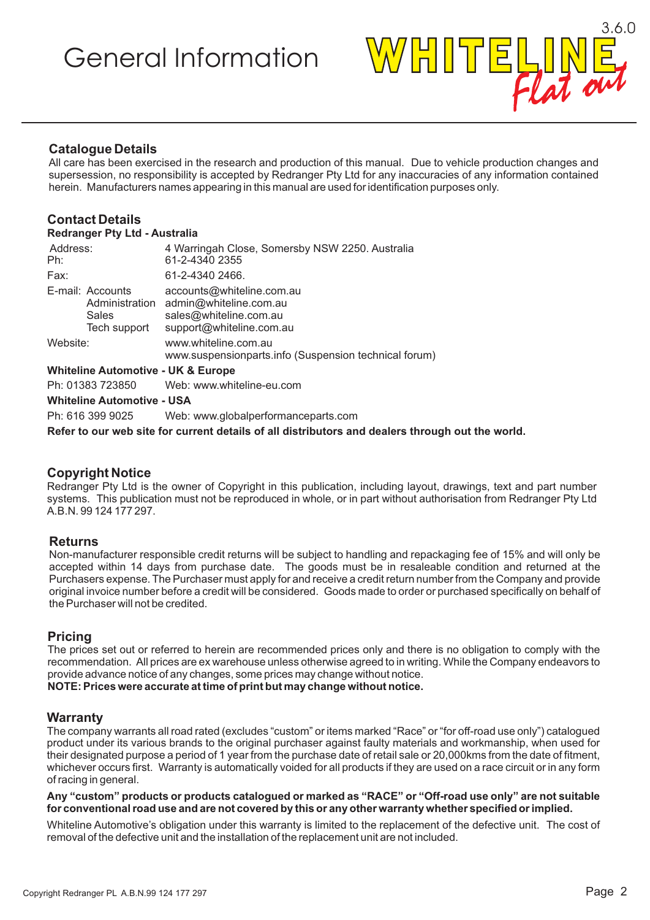# General Information

3.6.0

## Catalogue Details

All care has been exercised in the research and production of this manual. Due to vehicle production changes and supersession, no responsibility is accepted by Redranger Pty Ltd for any inaccuracies of any information contained herein. Manufacturers names appearing in this manual are used for identification purposes only.

## Contact Details

**Redranger Pty Ltd - Australia**

| | |
|---|---|
| Address: | 4 Warringah Close, Somersby NSW 2250. Australia |
| Ph: | 61-2-4340 2355 |
| Fax: | 61-2-4340 2466. |
| E-mail: Accounts | accounts@whiteline.com.au |
| Administration | admin@whiteline.com.au |
| Sales | sales@whiteline.com.au |
| Tech support | support@whiteline.com.au |
| Website: | www.whiteline.com.au |
| | www.suspensionparts.info (Suspension technical forum) |

**Whiteline Automotive - UK & Europe**

Ph: 01383 723850 Web: www.whiteline-eu.com

**Whiteline Automotive - USA**

Ph: 616 399 9025 Web: www.globalperformanceparts.com

**Refer to our web site for current details of all distributors and dealers through out the world.**

## Copyright Notice

Redranger Pty Ltd is the owner of Copyright in this publication, including layout, drawings, text and part number systems. This publication must not be reproduced in whole, or in part without authorisation from Redranger Pty Ltd A.B.N. 99 124 177 297.

## Returns

Non-manufacturer responsible credit returns will be subject to handling and repackaging fee of 15% and will only be accepted within 14 days from purchase date. The goods must be in resaleable condition and returned at the Purchasers expense. The Purchaser must apply for and receive a credit return number from the Company and provide original invoice number before a credit will be considered. Goods made to order or purchased specifically on behalf of the Purchaser will not be credited.

## Pricing

The prices set out or referred to herein are recommended prices only and there is no obligation to comply with the recommendation. All prices are ex warehouse unless otherwise agreed to in writing. While the Company endeavors to provide advance notice of any changes, some prices may change without notice.

**NOTE: Prices were accurate at time of print but may change without notice.**

## Warranty

The company warrants all road rated (excludes "custom" or items marked "Race" or "for off-road use only") catalogued product under its various brands to the original purchaser against faulty materials and workmanship, when used for their designated purpose a period of 1 year from the purchase date of retail sale or 20,000kms from the date of fitment, whichever occurs first. Warranty is automatically voided for all products if they are used on a race circuit or in any form of racing in general.

**Any "custom" products or products catalogued or marked as "RACE" or "Off-road use only" are not suitable for conventional road use and are not covered by this or any other warranty whether specified or implied.**

Whiteline Automotive's obligation under this warranty is limited to the replacement of the defective unit. The cost of removal of the defective unit and the installation of the replacement unit are not included.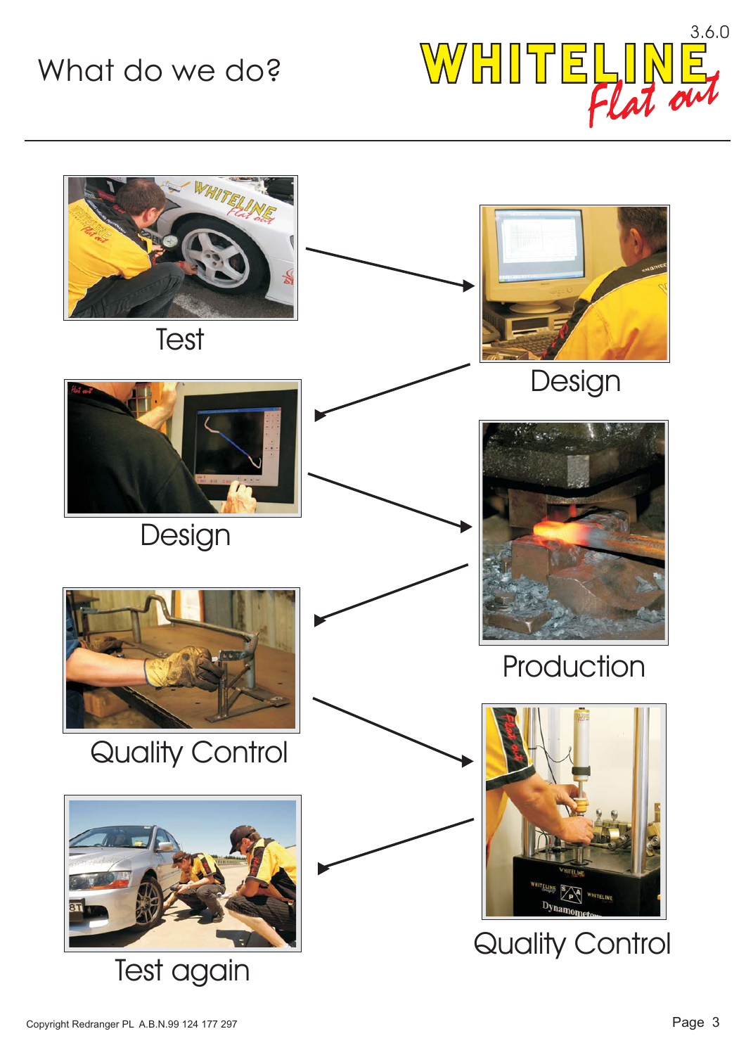# What do we do?

Test

Design

Design

Production

Quality Control

Quality Control

Test again

Copyright Redranger PL A.B.N.99 124 177 297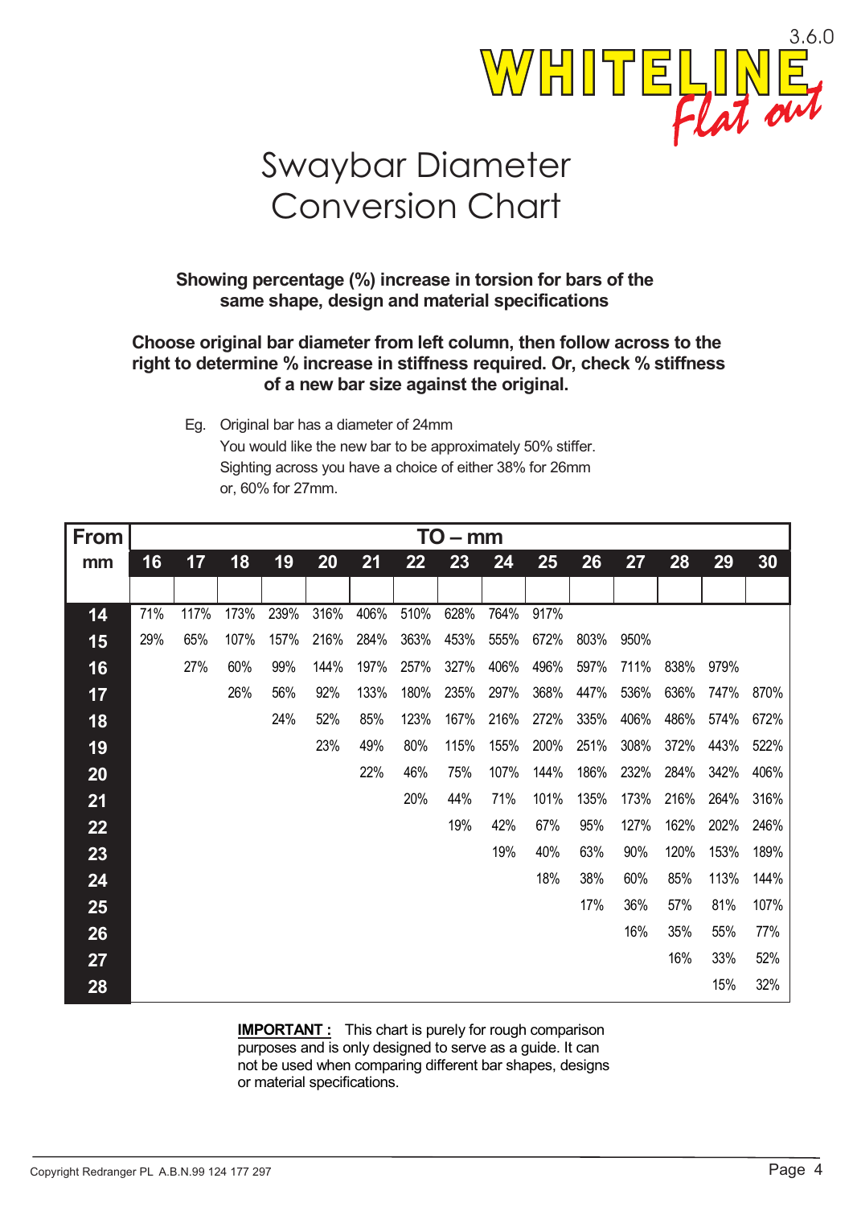# Swaybar Diameter Conversion Chart

**Showing percentage (%) increase in torsion for bars of the same shape, design and material specifications**

**Choose original bar diameter from left column, then follow across to the right to determine % increase in stiffness required. Or, check % stiffness of a new bar size against the original.**

Eg. Original bar has a diameter of 24mm
You would like the new bar to be approximately 50% stiffer.
Sighting across you have a choice of either 38% for 26mm
or, 60% for 27mm.

| From mm | TO – mm 16 | 17 | 18 | 19 | 20 | 21 | 22 | 23 | 24 | 25 | 26 | 27 | 28 | 29 | 30 |
|---|---|---|---|---|---|---|---|---|---|---|---|---|---|---|---|
| 14 | 71% | 117% | 173% | 239% | 316% | 406% | 510% | 628% | 764% | 917% | | | | | |
| 15 | 29% | 65% | 107% | 157% | 216% | 284% | 363% | 453% | 555% | 672% | 803% | 950% | | | |
| 16 | | 27% | 60% | 99% | 144% | 197% | 257% | 327% | 406% | 496% | 597% | 711% | 838% | 979% | |
| 17 | | | 26% | 56% | 92% | 133% | 180% | 235% | 297% | 368% | 447% | 536% | 636% | 747% | 870% |
| 18 | | | | 24% | 52% | 85% | 123% | 167% | 216% | 272% | 335% | 406% | 486% | 574% | 672% |
| 19 | | | | | 23% | 49% | 80% | 115% | 155% | 200% | 251% | 308% | 372% | 443% | 522% |
| 20 | | | | | | 22% | 46% | 75% | 107% | 144% | 186% | 232% | 284% | 342% | 406% |
| 21 | | | | | | | 20% | 44% | 71% | 101% | 135% | 173% | 216% | 264% | 316% |
| 22 | | | | | | | | 19% | 42% | 67% | 95% | 127% | 162% | 202% | 246% |
| 23 | | | | | | | | | 19% | 40% | 63% | 90% | 120% | 153% | 189% |
| 24 | | | | | | | | | | 18% | 38% | 60% | 85% | 113% | 144% |
| 25 | | | | | | | | | | | 17% | 36% | 57% | 81% | 107% |
| 26 | | | | | | | | | | | | 16% | 35% | 55% | 77% |
| 27 | | | | | | | | | | | | | 16% | 33% | 52% |
| 28 | | | | | | | | | | | | | | 15% | 32% |

**IMPORTANT :** This chart is purely for rough comparison purposes and is only designed to serve as a guide. It can not be used when comparing different bar shapes, designs or material specifications.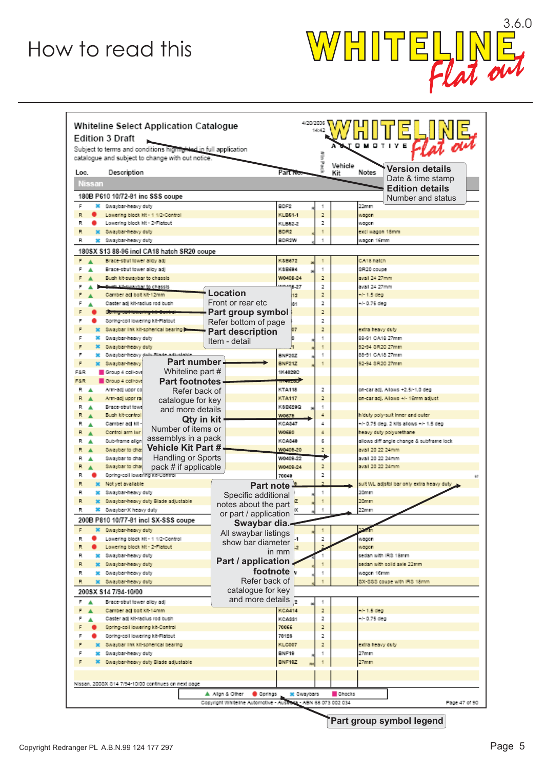# How to read this

**Version details**
Date & time stamp

**Edition details**
Number and status

**Location**
Front or rear etc

**Part group symbol**
Refer bottom of page

**Part description**
Item - detail

**Part number**
Whiteline part #

**Part footnotes**
Refer back of catalogue for key and more details

**Qty in kit**
Number of items or assemblies in a pack

**Vehicle Kit Part #**
Handling or Sports pack # if applicable

**Part note**
Specific additional notes about the part or part / application

**Swaybar dia.**
All swaybar listings show bar diameter in mm

**Part / application footnote**
Refer back of catalogue for key and more details

**Part group symbol legend**

Whiteline Select Application Catalogue
Edition 3 Draft
Subject to terms and conditions highlighted in full application catalogue and subject to change with out notice.

4/20/2006 14:42

**Nissan**

180B P610 10/72-81 inc SSS coupe

| Loc. | Description | Part No. | Qty in Pack | Vehicle Kit | Notes |
|---|---|---|---|---|---|
| F | Swaybar-heavy duty | BDF2 | 1 | | 22mm |
| R | Lowering block kit - 1 1/2-Control | KLB51-1 | 2 | | wagon |
| R | Lowering block kit - 2-Flatout | KLB52-2 | 2 | | wagon |
| R | Swaybar-heavy duty | BDR2 | 1 | | excl wagon 18mm |
| R | Swaybar-heavy duty | BDR2W | 1 | | wagon 16mm |

180SX S13 88-96 incl CA18 hatch SR20 coupe

| Loc. | Description | Part No. | Qty in Pack | Vehicle Kit | Notes |
|---|---|---|---|---|---|
| F | Brace-strut tower alloy adj | KSB672 | 1 | | CA18 hatch |
| F | Brace-strut tower alloy adj | KSB684 | 1 | | SR20 coupe |
| F | Bush kit-swaybar to chassis | W0406-24 | 2 | | avail 24 27mm |
| F | Bush kit-swaybar to chassis | W0406-27 | 2 | | avail 24 27mm |
| F | Camber adj bolt kit-12mm | ...12 | 2 | | +/- 1.5 deg |
| F | Caster adj kit-radius rod bush | ...31 | 2 | | +/- 0.75 deg |
| F | Spring-coil lowering kit-Control | | 2 | | |
| F | Spring-coil lowering kit-Flatout | | 2 | | |
| F | Swaybar link kit-spherical bearing | ...07 | 2 | | extra heavy duty |
| F | Swaybar-heavy duty | ...0 | 1 | | 88-91 CA18 27mm |
| F | Swaybar-heavy duty | ...1 | 1 | | 92-94 SR20 27mm |
| F | Swaybar-heavy duty Blade adjustable | BNF20Z | 1 | | 88-91 CA18 27mm |
| F | Swaybar-heavy ... | BNF21Z | 1 | | 92-94 SR20 27mm |
| F&R | Group 4 coil-ove... | 1K4028C | | | |
| F&R | Group 4 coil-ove... | 1K4028D | | | |
| R | Arm-adj uppr co... | KTA118 | 2 | | on-car adj. Allows +2.5/-1.0 deg |
| R | Arm-adj uppr ra... | KTA117 | 2 | | on-car adj. Allows +/- 15mm adjust |
| R | Brace-strut towe... | KSB626Q | 1 | | |
| R | Bush kit-control... | W0679 | 4 | | h/duty poly-sult inner and outer |
| R | Camber adj kit -... | KCA347 | 4 | | +/- 0.75 deg. 2 kits allows +/- 1.5 deg |
| R | Control arm lwr... | W0680 | 4 | | heavy duty polyurethane |
| R | Sub-frame align... | KCA348 | 6 | | allows diff angle change & subframe lock |
| R | Swaybar to chas... | W0406-20 | 2 | | avail 20 22 24mm |
| R | Swaybar to chas... | W0406-22 | 2 | | avail 20 22 24mm |
| R | Swaybar to chas... | W0406-24 | 2 | | avail 20 22 24mm |
| R | Spring-coil lowering kit-Control | 70049 | 2 | | |
| R | Not yet available | | 2 | | suit WL adjstbl bar only extra heavy duty |
| R | Swaybar-heavy duty | | 1 | | 20mm |
| R | Swaybar-heavy duty Blade adjustable | ...Z | 1 | | 20mm |
| R | Swaybar-X heavy duty | ...X | 1 | | 22mm |

200B P810 10/77-81 incl SX-SSS coupe

| Loc. | Description | Part No. | Qty in Pack | Vehicle Kit | Notes |
|---|---|---|---|---|---|
| F | Swaybar-heavy duty | | 1 | | 22mm |
| R | Lowering block kit - 1 1/2-Control | ...-1 | 2 | | wagon |
| R | Lowering block kit - 2-Flatout | ...-2 | 2 | | wagon |
| R | Swaybar-heavy duty | | 1 | | sedan with IRS 18mm |
| R | Swaybar-heavy duty | | 1 | | sedan with solid axle 22mm |
| R | Swaybar-heavy duty | ...W | 1 | | wagon 16mm |
| R | Swaybar-heavy duty | | 1 | | SX-SSS coupe with IRS 18mm |

200SX S14 7/94-10/00

| Loc. | Description | Part No. | Qty in Pack | Vehicle Kit | Notes |
|---|---|---|---|---|---|
| F | Brace-strut tower alloy adj | ...2 | 1 | | |
| F | Camber adj bolt kit-14mm | KCA414 | 2 | | +/- 1.5 deg |
| F | Caster adj kit-radius rod bush | KCA331 | 2 | | +/- 0.75 deg |
| F | Spring-coil lowering kit-Control | 70066 | 2 | | |
| F | Spring-coil lowering kit-Flatout | 78123 | 2 | | |
| F | Swaybar link kit-spherical bearing | KLC007 | 2 | | extra heavy duty |
| F | Swaybar-heavy duty | BNF18 | 1 | | 27mm |
| F | Swaybar-heavy duty Blade adjustable | BNF18Z | 1 | | 27mm |

Nissan, 200SX S14 7/94-10/00 continues on next page

▲ Align & Other ● Springs ✖ Swaybars ■ Shocks

Copyright Whiteline Automotive - Australia - ABN 68 073 002 034

Copyright Redranger PL A.B.N.99 124 177 297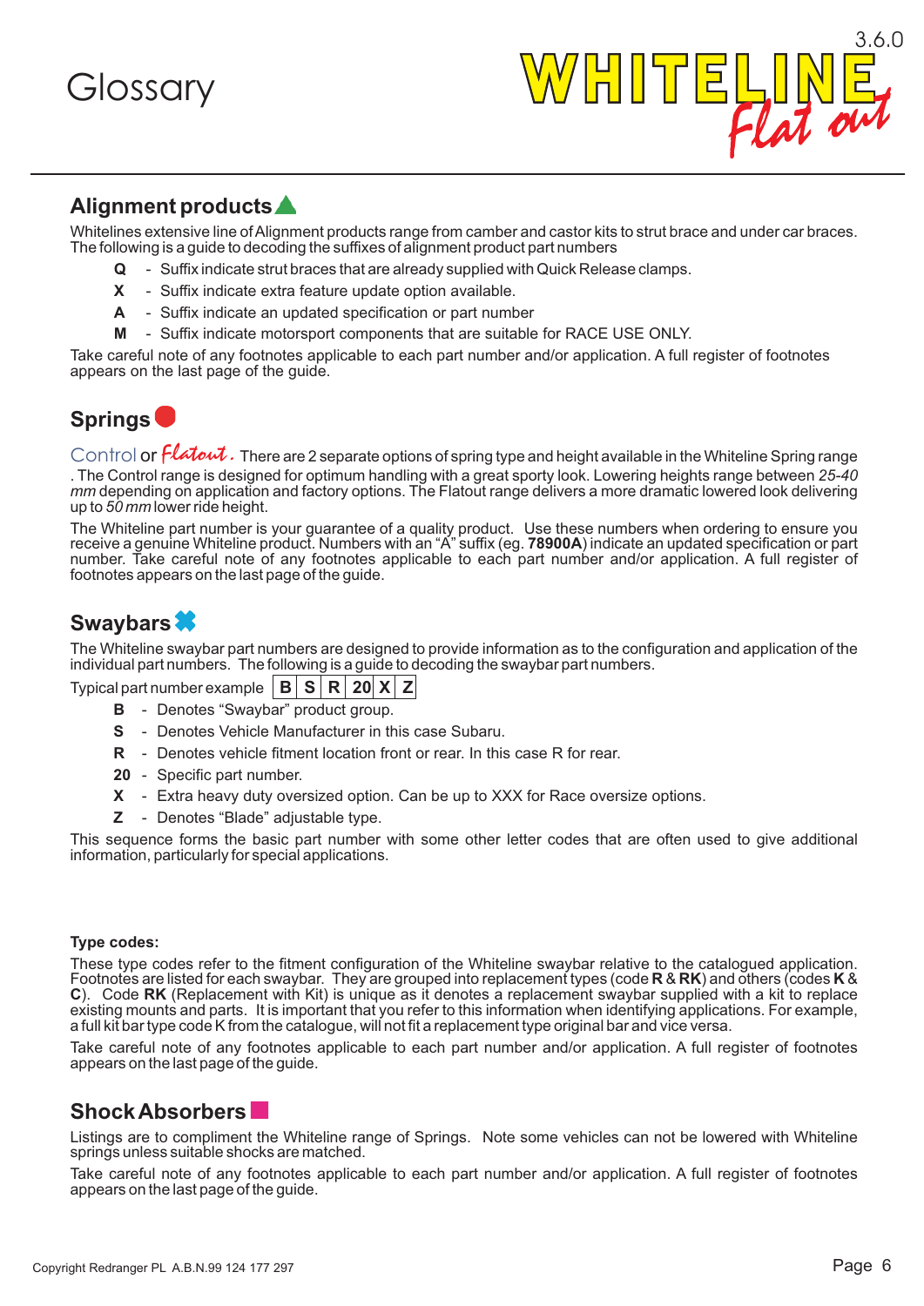# Glossary

## Alignment products

Whitelines extensive line of Alignment products range from camber and castor kits to strut brace and under car braces. The following is a guide to decoding the suffixes of alignment product part numbers

- **Q** - Suffix indicate strut braces that are already supplied with Quick Release clamps.
- **X** - Suffix indicate extra feature update option available.
- **A** - Suffix indicate an updated specification or part number
- **M** - Suffix indicate motorsport components that are suitable for RACE USE ONLY.

Take careful note of any footnotes applicable to each part number and/or application. A full register of footnotes appears on the last page of the guide.

## Springs

Control or *Flatout*. There are 2 separate options of spring type and height available in the Whiteline Spring range . The Control range is designed for optimum handling with a great sporty look. Lowering heights range between *25-40 mm* depending on application and factory options. The Flatout range delivers a more dramatic lowered look delivering up to *50 mm* lower ride height.

The Whiteline part number is your guarantee of a quality product. Use these numbers when ordering to ensure you receive a genuine Whiteline product. Numbers with an "A" suffix (eg. **78900A**) indicate an updated specification or part number. Take careful note of any footnotes applicable to each part number and/or application. A full register of footnotes appears on the last page of the guide.

## Swaybars

The Whiteline swaybar part numbers are designed to provide information as to the configuration and application of the individual part numbers. The following is a guide to decoding the swaybar part numbers.

Typical part number example **B | S | R | 20 | X | Z**

- **B** - Denotes "Swaybar" product group.
- **S** - Denotes Vehicle Manufacturer in this case Subaru.
- **R** - Denotes vehicle fitment location front or rear. In this case R for rear.
- **20** - Specific part number.
- **X** - Extra heavy duty oversized option. Can be up to XXX for Race oversize options.
- **Z** - Denotes "Blade" adjustable type.

This sequence forms the basic part number with some other letter codes that are often used to give additional information, particularly for special applications.

**Type codes:**

These type codes refer to the fitment configuration of the Whiteline swaybar relative to the catalogued application. Footnotes are listed for each swaybar. They are grouped into replacement types (code **R** & **RK**) and others (codes **K** & **C**). Code **RK** (Replacement with Kit) is unique as it denotes a replacement swaybar supplied with a kit to replace existing mounts and parts. It is important that you refer to this information when identifying applications. For example, a full kit bar type code K from the catalogue, will not fit a replacement type original bar and vice versa.

Take careful note of any footnotes applicable to each part number and/or application. A full register of footnotes appears on the last page of the guide.

## Shock Absorbers

Listings are to compliment the Whiteline range of Springs. Note some vehicles can not be lowered with Whiteline springs unless suitable shocks are matched.

Take careful note of any footnotes applicable to each part number and/or application. A full register of footnotes appears on the last page of the guide.

Copyright Redranger PL A.B.N.99 124 177 297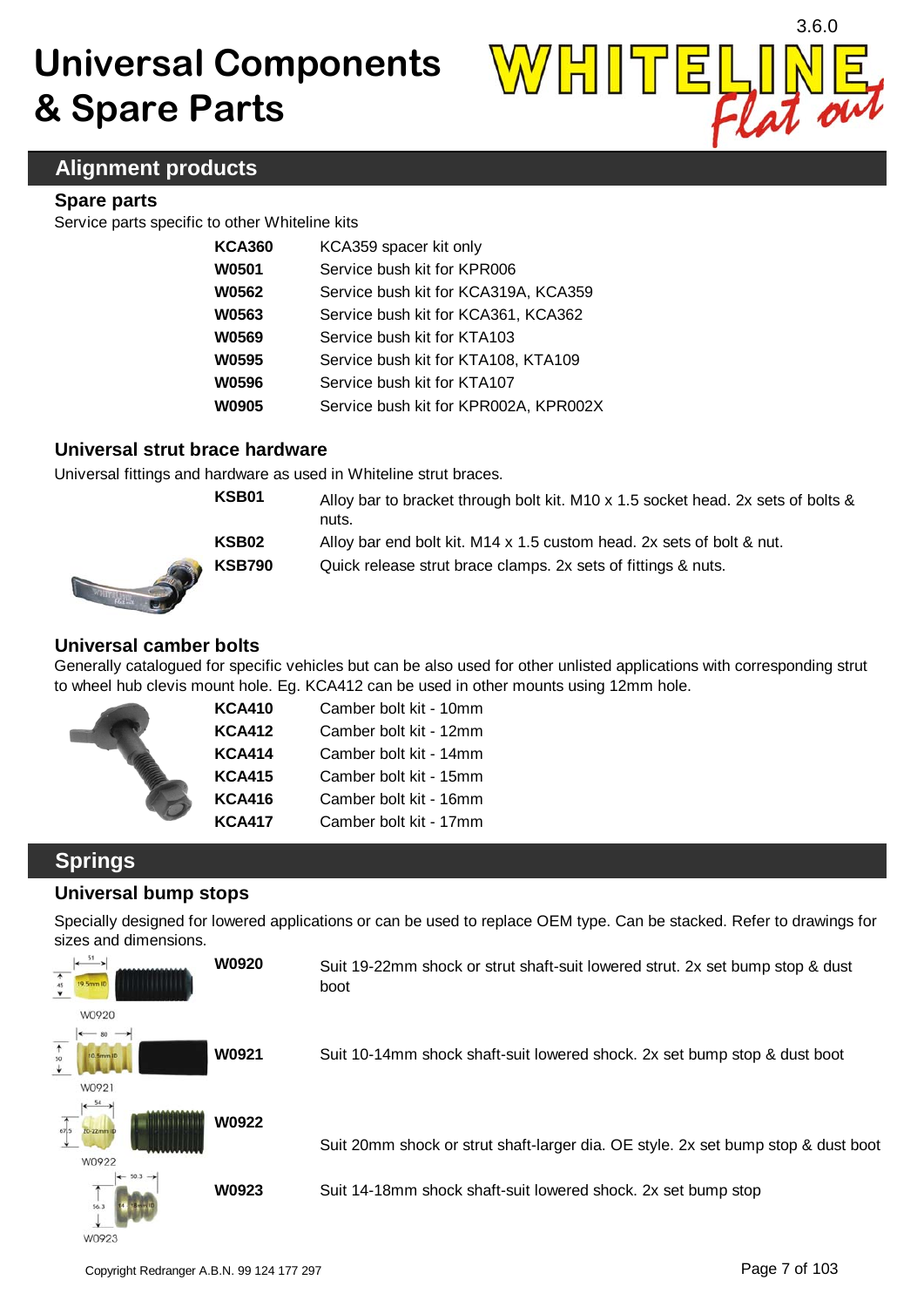# Universal Components & Spare Parts

## Alignment products

### Spare parts

Service parts specific to other Whiteline kits

| | |
|---|---|
| **KCA360** | KCA359 spacer kit only |
| **W0501** | Service bush kit for KPR006 |
| **W0562** | Service bush kit for KCA319A, KCA359 |
| **W0563** | Service bush kit for KCA361, KCA362 |
| **W0569** | Service bush kit for KTA103 |
| **W0595** | Service bush kit for KTA108, KTA109 |
| **W0596** | Service bush kit for KTA107 |
| **W0905** | Service bush kit for KPR002A, KPR002X |

### Universal strut brace hardware

Universal fittings and hardware as used in Whiteline strut braces.

| | |
|---|---|
| **KSB01** | Alloy bar to bracket through bolt kit. M10 x 1.5 socket head. 2x sets of bolts & nuts. |
| **KSB02** | Alloy bar end bolt kit. M14 x 1.5 custom head. 2x sets of bolt & nut. |
| **KSB790** | Quick release strut brace clamps. 2x sets of fittings & nuts. |

### Universal camber bolts

Generally catalogued for specific vehicles but can be also used for other unlisted applications with corresponding strut to wheel hub clevis mount hole. Eg. KCA412 can be used in other mounts using 12mm hole.

| | |
|---|---|
| **KCA410** | Camber bolt kit - 10mm |
| **KCA412** | Camber bolt kit - 12mm |
| **KCA414** | Camber bolt kit - 14mm |
| **KCA415** | Camber bolt kit - 15mm |
| **KCA416** | Camber bolt kit - 16mm |
| **KCA417** | Camber bolt kit - 17mm |

## Springs

### Universal bump stops

Specially designed for lowered applications or can be used to replace OEM type. Can be stacked. Refer to drawings for sizes and dimensions.

| | |
|---|---|
| **W0920** | Suit 19-22mm shock or strut shaft-suit lowered strut. 2x set bump stop & dust boot |
| **W0921** | Suit 10-14mm shock shaft-suit lowered shock. 2x set bump stop & dust boot |
| **W0922** | Suit 20mm shock or strut shaft-larger dia. OE style. 2x set bump stop & dust boot |
| **W0923** | Suit 14-18mm shock shaft-suit lowered shock. 2x set bump stop |

Copyright Redranger A.B.N. 99 124 177 297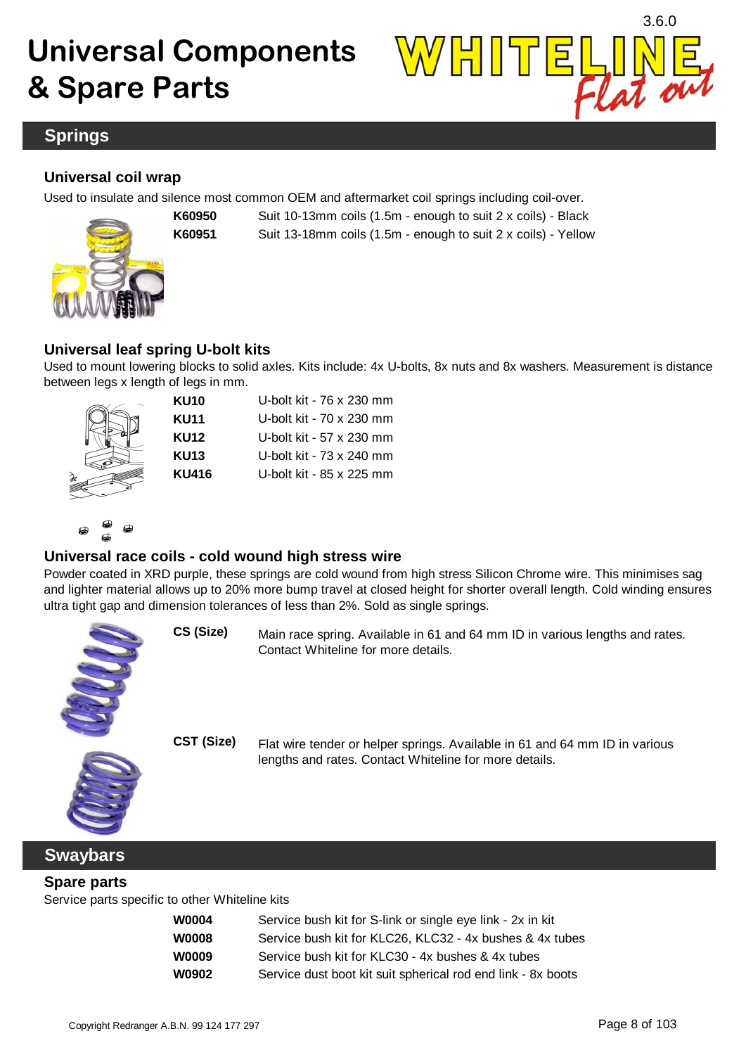# Universal Components & Spare Parts

3.6.0

## Springs

### Universal coil wrap

Used to insulate and silence most common OEM and aftermarket coil springs including coil-over.

| | |
|---|---|
| **K60950** | Suit 10-13mm coils (1.5m - enough to suit 2 x coils) - Black |
| **K60951** | Suit 13-18mm coils (1.5m - enough to suit 2 x coils) - Yellow |

### Universal leaf spring U-bolt kits

Used to mount lowering blocks to solid axles. Kits include: 4x U-bolts, 8x nuts and 8x washers. Measurement is distance between legs x length of legs in mm.

| | |
|---|---|
| **KU10** | U-bolt kit - 76 x 230 mm |
| **KU11** | U-bolt kit - 70 x 230 mm |
| **KU12** | U-bolt kit - 57 x 230 mm |
| **KU13** | U-bolt kit - 73 x 240 mm |
| **KU416** | U-bolt kit - 85 x 225 mm |

### Universal race coils - cold wound high stress wire

Powder coated in XRD purple, these springs are cold wound from high stress Silicon Chrome wire. This minimises sag and lighter material allows up to 20% more bump travel at closed height for shorter overall length. Cold winding ensures ultra tight gap and dimension tolerances of less than 2%. Sold as single springs.

| | |
|---|---|
| **CS (Size)** | Main race spring. Available in 61 and 64 mm ID in various lengths and rates. Contact Whiteline for more details. |
| **CST (Size)** | Flat wire tender or helper springs. Available in 61 and 64 mm ID in various lengths and rates. Contact Whiteline for more details. |

## Swaybars

### Spare parts

Service parts specific to other Whiteline kits

| | |
|---|---|
| **W0004** | Service bush kit for S-link or single eye link - 2x in kit |
| **W0008** | Service bush kit for KLC26, KLC32 - 4x bushes & 4x tubes |
| **W0009** | Service bush kit for KLC30 - 4x bushes & 4x tubes |
| **W0902** | Service dust boot kit suit spherical rod end link - 8x boots |

Copyright Redranger A.B.N. 99 124 177 297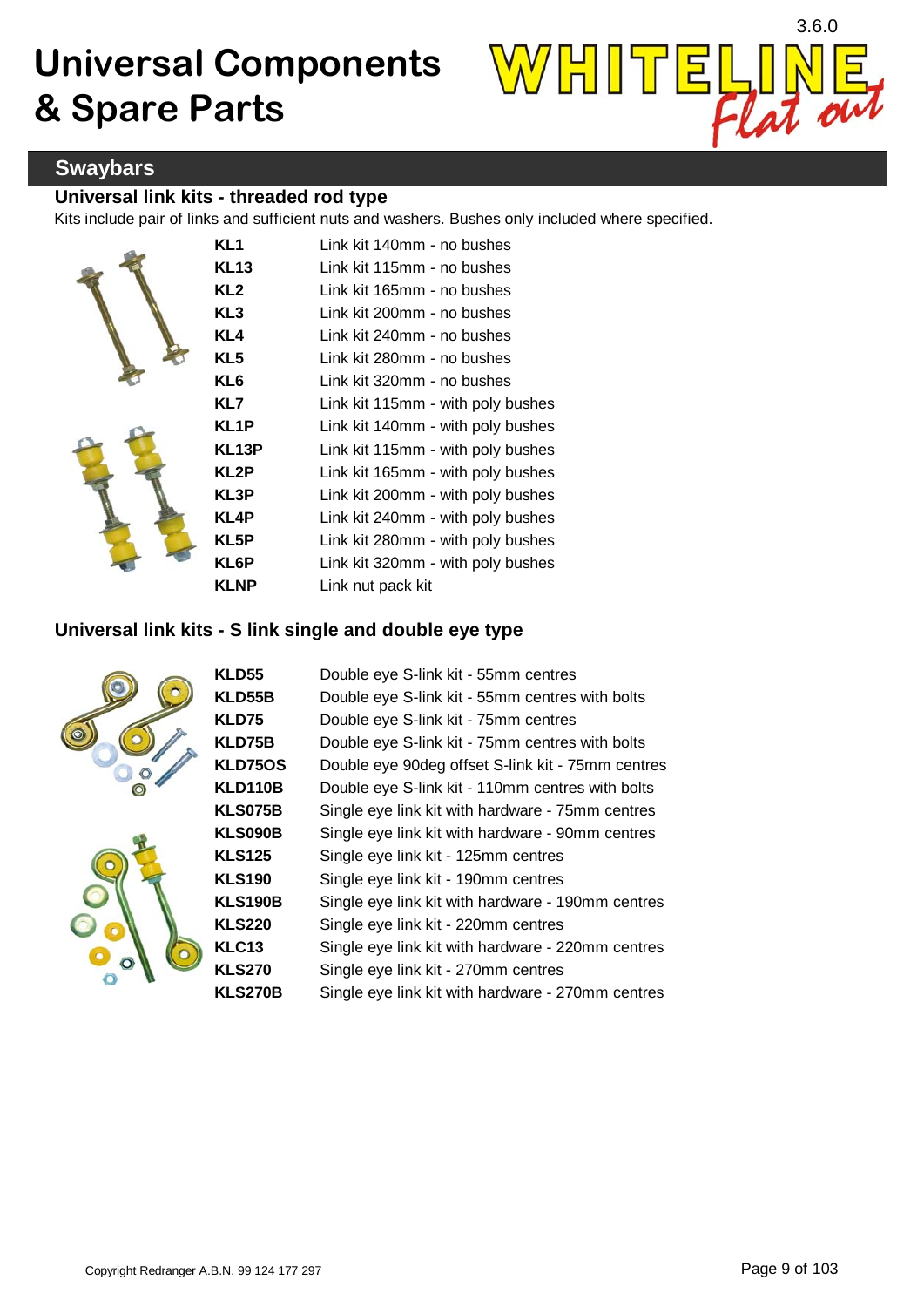# Universal Components & Spare Parts

## Swaybars

### Universal link kits - threaded rod type

Kits include pair of links and sufficient nuts and washers. Bushes only included where specified.

| | |
|---|---|
| **KL1** | Link kit 140mm - no bushes |
| **KL13** | Link kit 115mm - no bushes |
| **KL2** | Link kit 165mm - no bushes |
| **KL3** | Link kit 200mm - no bushes |
| **KL4** | Link kit 240mm - no bushes |
| **KL5** | Link kit 280mm - no bushes |
| **KL6** | Link kit 320mm - no bushes |
| **KL7** | Link kit 115mm - with poly bushes |
| **KL1P** | Link kit 140mm - with poly bushes |
| **KL13P** | Link kit 115mm - with poly bushes |
| **KL2P** | Link kit 165mm - with poly bushes |
| **KL3P** | Link kit 200mm - with poly bushes |
| **KL4P** | Link kit 240mm - with poly bushes |
| **KL5P** | Link kit 280mm - with poly bushes |
| **KL6P** | Link kit 320mm - with poly bushes |
| **KLNP** | Link nut pack kit |

### Universal link kits - S link single and double eye type

| | |
|---|---|
| **KLD55** | Double eye S-link kit - 55mm centres |
| **KLD55B** | Double eye S-link kit - 55mm centres with bolts |
| **KLD75** | Double eye S-link kit - 75mm centres |
| **KLD75B** | Double eye S-link kit - 75mm centres with bolts |
| **KLD75OS** | Double eye 90deg offset S-link kit - 75mm centres |
| **KLD110B** | Double eye S-link kit - 110mm centres with bolts |
| **KLS075B** | Single eye link kit with hardware - 75mm centres |
| **KLS090B** | Single eye link kit with hardware - 90mm centres |
| **KLS125** | Single eye link kit - 125mm centres |
| **KLS190** | Single eye link kit - 190mm centres |
| **KLS190B** | Single eye link kit with hardware - 190mm centres |
| **KLS220** | Single eye link kit - 220mm centres |
| **KLC13** | Single eye link kit with hardware - 220mm centres |
| **KLS270** | Single eye link kit - 270mm centres |
| **KLS270B** | Single eye link kit with hardware - 270mm centres |

Copyright Redranger A.B.N. 99 124 177 297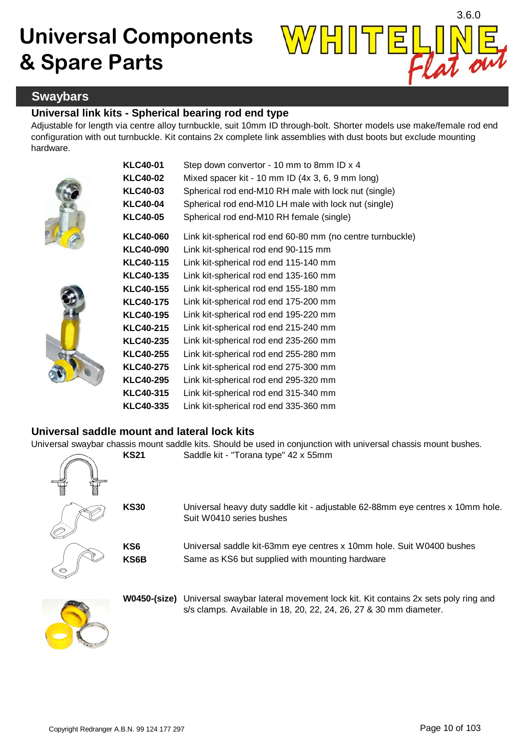# Universal Components & Spare Parts

3.6.0

## Swaybars

### Universal link kits - Spherical bearing rod end type

Adjustable for length via centre alloy turnbuckle, suit 10mm ID through-bolt. Shorter models use make/female rod end configuration with out turnbuckle. Kit contains 2x complete link assemblies with dust boots but exclude mounting hardware.

| | |
|---|---|
| **KLC40-01** | Step down convertor - 10 mm to 8mm ID x 4 |
| **KLC40-02** | Mixed spacer kit - 10 mm ID (4x 3, 6, 9 mm long) |
| **KLC40-03** | Spherical rod end-M10 RH male with lock nut (single) |
| **KLC40-04** | Spherical rod end-M10 LH male with lock nut (single) |
| **KLC40-05** | Spherical rod end-M10 RH female (single) |
| **KLC40-060** | Link kit-spherical rod end 60-80 mm (no centre turnbuckle) |
| **KLC40-090** | Link kit-spherical rod end 90-115 mm |
| **KLC40-115** | Link kit-spherical rod end 115-140 mm |
| **KLC40-135** | Link kit-spherical rod end 135-160 mm |
| **KLC40-155** | Link kit-spherical rod end 155-180 mm |
| **KLC40-175** | Link kit-spherical rod end 175-200 mm |
| **KLC40-195** | Link kit-spherical rod end 195-220 mm |
| **KLC40-215** | Link kit-spherical rod end 215-240 mm |
| **KLC40-235** | Link kit-spherical rod end 235-260 mm |
| **KLC40-255** | Link kit-spherical rod end 255-280 mm |
| **KLC40-275** | Link kit-spherical rod end 275-300 mm |
| **KLC40-295** | Link kit-spherical rod end 295-320 mm |
| **KLC40-315** | Link kit-spherical rod end 315-340 mm |
| **KLC40-335** | Link kit-spherical rod end 335-360 mm |

### Universal saddle mount and lateral lock kits

Universal swaybar chassis mount saddle kits. Should be used in conjunction with universal chassis mount bushes.

| | |
|---|---|
| **KS21** | Saddle kit - "Torana type" 42 x 55mm |
| **KS30** | Universal heavy duty saddle kit - adjustable 62-88mm eye centres x 10mm hole. Suit W0410 series bushes |
| **KS6** | Universal saddle kit-63mm eye centres x 10mm hole. Suit W0400 bushes |
| **KS6B** | Same as KS6 but supplied with mounting hardware |
| **W0450-(size)** | Universal swaybar lateral movement lock kit. Kit contains 2x sets poly ring and s/s clamps. Available in 18, 20, 22, 24, 26, 27 & 30 mm diameter. |

Copyright Redranger A.B.N. 99 124 177 297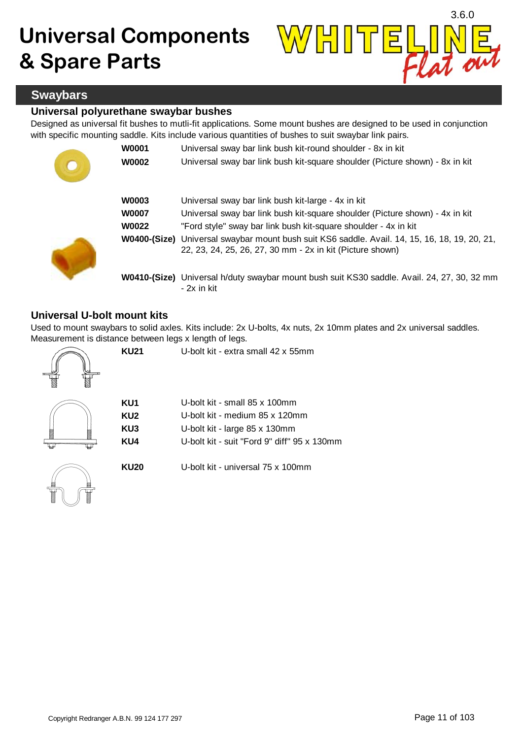# Universal Components & Spare Parts

## Swaybars

### Universal polyurethane swaybar bushes

Designed as universal fit bushes to mutli-fit applications. Some mount bushes are designed to be used in conjunction with specific mounting saddle. Kits include various quantities of bushes to suit swaybar link pairs.

| | |
|---|---|
| **W0001** | Universal sway bar link bush kit-round shoulder - 8x in kit |
| **W0002** | Universal sway bar link bush kit-square shoulder (Picture shown) - 8x in kit |
| **W0003** | Universal sway bar link bush kit-large - 4x in kit |
| **W0007** | Universal sway bar link bush kit-square shoulder (Picture shown) - 4x in kit |
| **W0022** | "Ford style" sway bar link bush kit-square shoulder - 4x in kit |
| **W0400-(Size)** | Universal swaybar mount bush suit KS6 saddle. Avail. 14, 15, 16, 18, 19, 20, 21, 22, 23, 24, 25, 26, 27, 30 mm - 2x in kit (Picture shown) |
| **W0410-(Size)** | Universal h/duty swaybar mount bush suit KS30 saddle. Avail. 24, 27, 30, 32 mm - 2x in kit |

### Universal U-bolt mount kits

Used to mount swaybars to solid axles. Kits include: 2x U-bolts, 4x nuts, 2x 10mm plates and 2x universal saddles. Measurement is distance between legs x length of legs.

| | |
|---|---|
| **KU21** | U-bolt kit - extra small 42 x 55mm |
| **KU1** | U-bolt kit - small 85 x 100mm |
| **KU2** | U-bolt kit - medium 85 x 120mm |
| **KU3** | U-bolt kit - large 85 x 130mm |
| **KU4** | U-bolt kit - suit "Ford 9" diff" 95 x 130mm |
| **KU20** | U-bolt kit - universal 75 x 100mm |

Copyright Redranger A.B.N. 99 124 177 297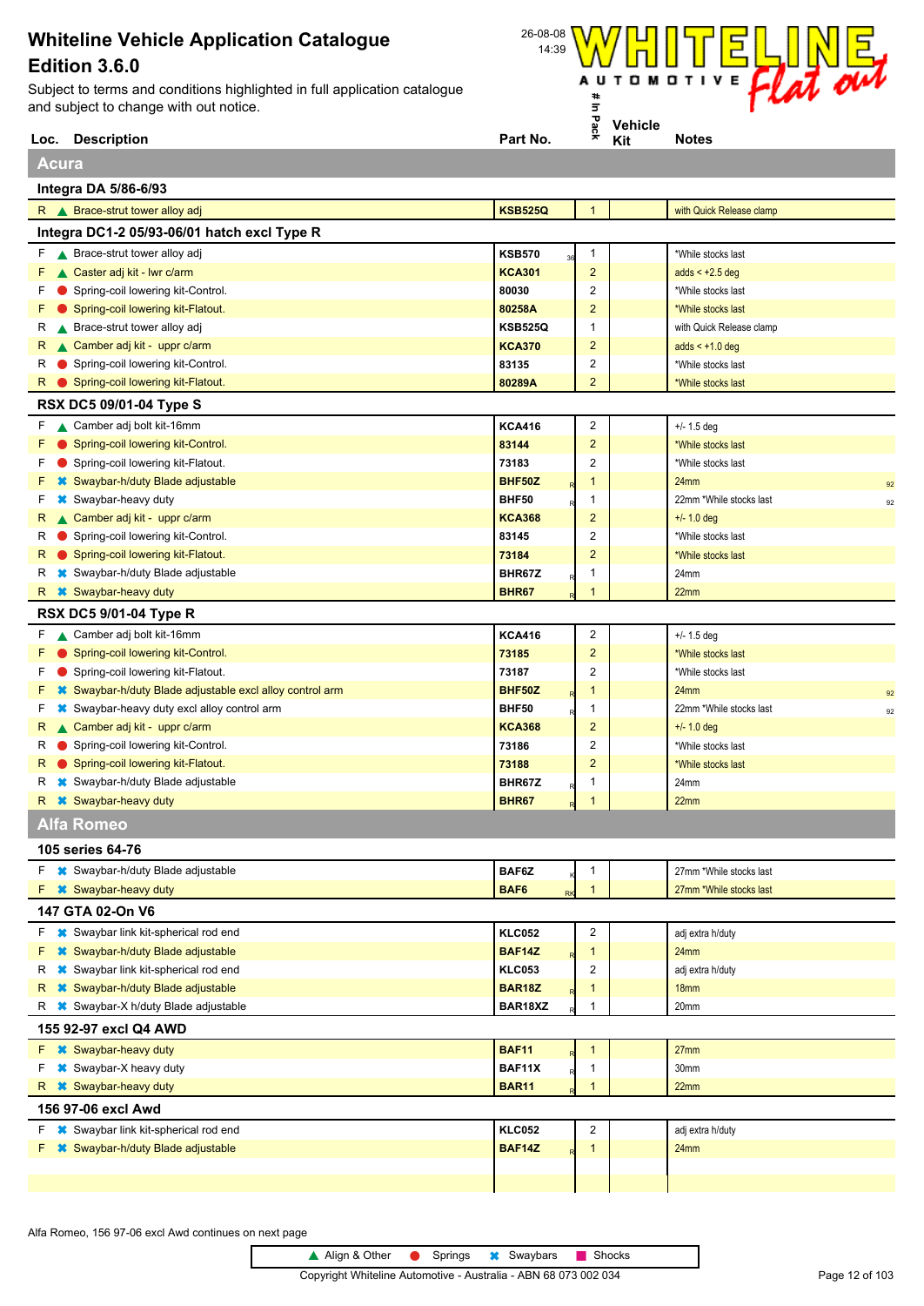# Whiteline Vehicle Application Catalogue
## Edition 3.6.0

Subject to terms and conditions highlighted in full application catalogue and subject to change with out notice.

26-08-08 14:39

## Acura

### Integra DA 5/86-6/93

| Loc. | Description | Part No. | # In Pack | Vehicle Kit | Notes |
|---|---|---|---|---|---|
| R | ▲ Brace-strut tower alloy adj | KSB525Q | 1 | | with Quick Release clamp |

### Integra DC1-2 05/93-06/01 hatch excl Type R

| Loc. | Description | Part No. | # In Pack | Vehicle Kit | Notes |
|---|---|---|---|---|---|
| F | ▲ Brace-strut tower alloy adj | KSB570 | 1 | | *While stocks last |
| F | ▲ Caster adj kit - lwr c/arm | KCA301 | 2 | | adds < +2.5 deg |
| F | ● Spring-coil lowering kit-Control. | 80030 | 2 | | *While stocks last |
| F | ● Spring-coil lowering kit-Flatout. | 80258A | 2 | | *While stocks last |
| R | ▲ Brace-strut tower alloy adj | KSB525Q | 1 | | with Quick Release clamp |
| R | ▲ Camber adj kit - uppr c/arm | KCA370 | 2 | | adds < +1.0 deg |
| R | ● Spring-coil lowering kit-Control. | 83135 | 2 | | *While stocks last |
| R | ● Spring-coil lowering kit-Flatout. | 80289A | 2 | | *While stocks last |

### RSX DC5 09/01-04 Type S

| Loc. | Description | Part No. | # In Pack | Vehicle Kit | Notes |
|---|---|---|---|---|---|
| F | ▲ Camber adj bolt kit-16mm | KCA416 | 2 | | +/- 1.5 deg |
| F | ● Spring-coil lowering kit-Control. | 83144 | 2 | | *While stocks last |
| F | ● Spring-coil lowering kit-Flatout. | 73183 | 2 | | *While stocks last |
| F | ✖ Swaybar-h/duty Blade adjustable | BHF50Z | 1 | | 24mm |
| F | ✖ Swaybar-heavy duty | BHF50 | 1 | | 22mm *While stocks last |
| R | ▲ Camber adj kit - uppr c/arm | KCA368 | 2 | | +/- 1.0 deg |
| R | ● Spring-coil lowering kit-Control. | 83145 | 2 | | *While stocks last |
| R | ● Spring-coil lowering kit-Flatout. | 73184 | 2 | | *While stocks last |
| R | ✖ Swaybar-h/duty Blade adjustable | BHR67Z | 1 | | 24mm |
| R | ✖ Swaybar-heavy duty | BHR67 | 1 | | 22mm |

### RSX DC5 9/01-04 Type R

| Loc. | Description | Part No. | # In Pack | Vehicle Kit | Notes |
|---|---|---|---|---|---|
| F | ▲ Camber adj bolt kit-16mm | KCA416 | 2 | | +/- 1.5 deg |
| F | ● Spring-coil lowering kit-Control. | 73185 | 2 | | *While stocks last |
| F | ● Spring-coil lowering kit-Flatout. | 73187 | 2 | | *While stocks last |
| F | ✖ Swaybar-h/duty Blade adjustable excl alloy control arm | BHF50Z | 1 | | 24mm |
| F | ✖ Swaybar-heavy duty excl alloy control arm | BHF50 | 1 | | 22mm *While stocks last |
| R | ▲ Camber adj kit - uppr c/arm | KCA368 | 2 | | +/- 1.0 deg |
| R | ● Spring-coil lowering kit-Control. | 73186 | 2 | | *While stocks last |
| R | ● Spring-coil lowering kit-Flatout. | 73188 | 2 | | *While stocks last |
| R | ✖ Swaybar-h/duty Blade adjustable | BHR67Z | 1 | | 24mm |
| R | ✖ Swaybar-heavy duty | BHR67 | 1 | | 22mm |

## Alfa Romeo

### 105 series 64-76

| Loc. | Description | Part No. | # In Pack | Vehicle Kit | Notes |
|---|---|---|---|---|---|
| F | ✖ Swaybar-h/duty Blade adjustable | BAF6Z | 1 | | 27mm *While stocks last |
| F | ✖ Swaybar-heavy duty | BAF6 | 1 | | 27mm *While stocks last |

### 147 GTA 02-On V6

| Loc. | Description | Part No. | # In Pack | Vehicle Kit | Notes |
|---|---|---|---|---|---|
| F | ✖ Swaybar link kit-spherical rod end | KLC052 | 2 | | adj extra h/duty |
| F | ✖ Swaybar-h/duty Blade adjustable | BAF14Z | 1 | | 24mm |
| R | ✖ Swaybar link kit-spherical rod end | KLC053 | 2 | | adj extra h/duty |
| R | ✖ Swaybar-h/duty Blade adjustable | BAR18Z | 1 | | 18mm |
| R | ✖ Swaybar-X h/duty Blade adjustable | BAR18XZ | 1 | | 20mm |

### 155 92-97 excl Q4 AWD

| Loc. | Description | Part No. | # In Pack | Vehicle Kit | Notes |
|---|---|---|---|---|---|
| F | ✖ Swaybar-heavy duty | BAF11 | 1 | | 27mm |
| F | ✖ Swaybar-X heavy duty | BAF11X | 1 | | 30mm |
| R | ✖ Swaybar-heavy duty | BAR11 | 1 | | 22mm |

### 156 97-06 excl Awd

| Loc. | Description | Part No. | # In Pack | Vehicle Kit | Notes |
|---|---|---|---|---|---|
| F | ✖ Swaybar link kit-spherical rod end | KLC052 | 2 | | adj extra h/duty |
| F | ✖ Swaybar-h/duty Blade adjustable | BAF14Z | 1 | | 24mm |

Alfa Romeo, 156 97-06 excl Awd continues on next page

▲ Align & Other ● Springs ✖ Swaybars ■ Shocks

Copyright Whiteline Automotive - Australia - ABN 68 073 002 034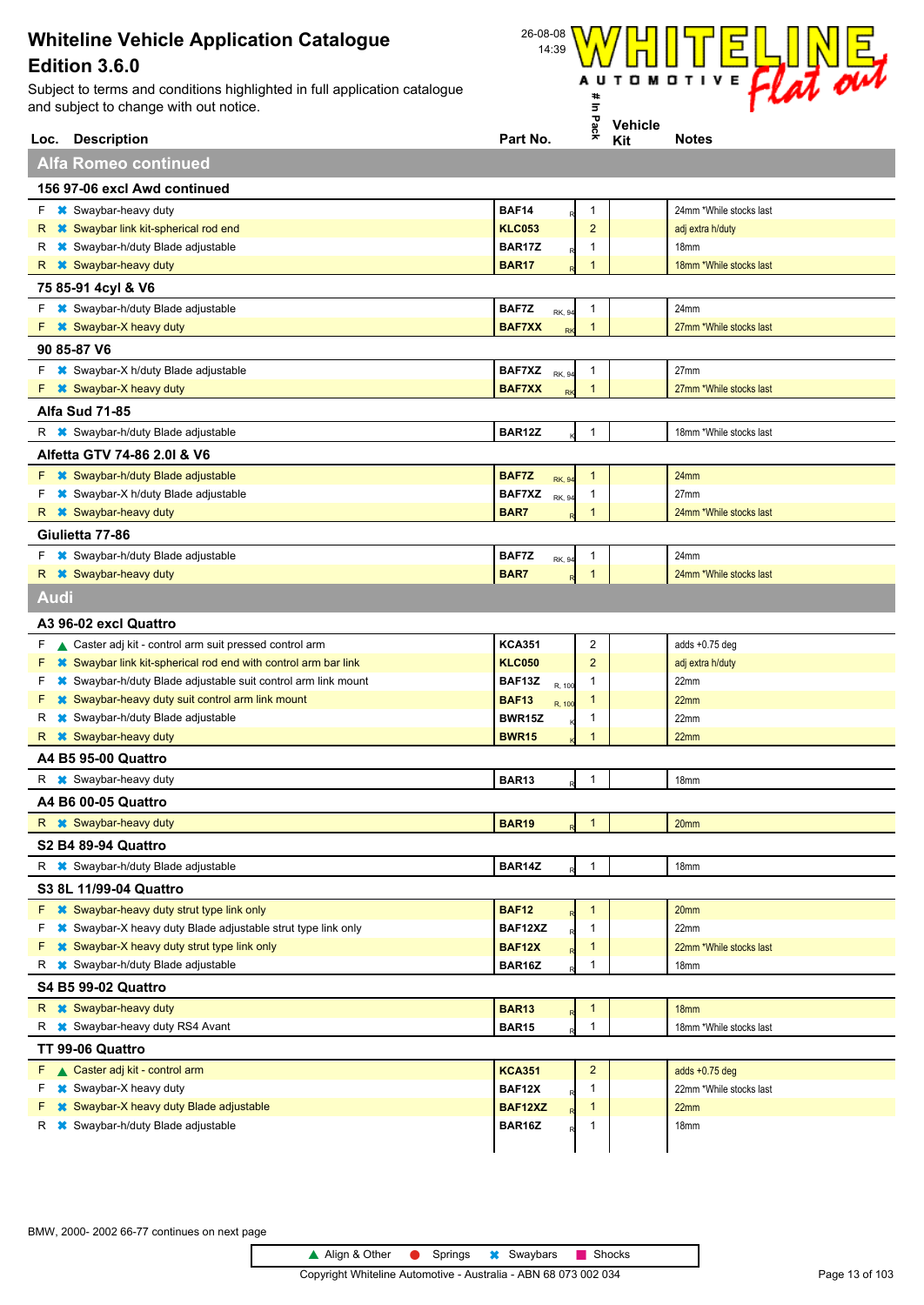# Whiteline Vehicle Application Catalogue
## Edition 3.6.0

Subject to terms and conditions highlighted in full application catalogue and subject to change with out notice.

26-08-08
14:39

| Loc. | Description | Part No. | | # In Pack | Vehicle Kit | Notes |
|---|---|---|---|---|---|---|
| **Alfa Romeo continued** | | | | | | |
| **156 97-06 excl Awd continued** | | | | | | |
| F | ✖ Swaybar-heavy duty | BAF14 | R | 1 | | 24mm *While stocks last |
| R | ✖ Swaybar link kit-spherical rod end | KLC053 | | 2 | | adj extra h/duty |
| R | ✖ Swaybar-h/duty Blade adjustable | BAR17Z | R | 1 | | 18mm |
| R | ✖ Swaybar-heavy duty | BAR17 | R | 1 | | 18mm *While stocks last |
| **75 85-91 4cyl & V6** | | | | | | |
| F | ✖ Swaybar-h/duty Blade adjustable | BAF7Z | RK, 94 | 1 | | 24mm |
| F | ✖ Swaybar-X heavy duty | BAF7XX | RK | 1 | | 27mm *While stocks last |
| **90 85-87 V6** | | | | | | |
| F | ✖ Swaybar-X h/duty Blade adjustable | BAF7XZ | RK, 94 | 1 | | 27mm |
| F | ✖ Swaybar-X heavy duty | BAF7XX | RK | 1 | | 27mm *While stocks last |
| **Alfa Sud 71-85** | | | | | | |
| R | ✖ Swaybar-h/duty Blade adjustable | BAR12Z | K | 1 | | 18mm *While stocks last |
| **Alfetta GTV 74-86 2.0l & V6** | | | | | | |
| F | ✖ Swaybar-h/duty Blade adjustable | BAF7Z | RK, 94 | 1 | | 24mm |
| F | ✖ Swaybar-X h/duty Blade adjustable | BAF7XZ | RK, 94 | 1 | | 27mm |
| R | ✖ Swaybar-heavy duty | BAR7 | R | 1 | | 24mm *While stocks last |
| **Giulietta 77-86** | | | | | | |
| F | ✖ Swaybar-h/duty Blade adjustable | BAF7Z | RK, 94 | 1 | | 24mm |
| R | ✖ Swaybar-heavy duty | BAR7 | R | 1 | | 24mm *While stocks last |
| **Audi** | | | | | | |
| **A3 96-02 excl Quattro** | | | | | | |
| F | ▲ Caster adj kit - control arm suit pressed control arm | KCA351 | | 2 | | adds +0.75 deg |
| F | ✖ Swaybar link kit-spherical rod end with control arm bar link | KLC050 | | 2 | | adj extra h/duty |
| F | ✖ Swaybar-h/duty Blade adjustable suit control arm link mount | BAF13Z | R, 100 | 1 | | 22mm |
| F | ✖ Swaybar-heavy duty suit control arm link mount | BAF13 | R, 100 | 1 | | 22mm |
| R | ✖ Swaybar-h/duty Blade adjustable | BWR15Z | K | 1 | | 22mm |
| R | ✖ Swaybar-heavy duty | BWR15 | K | 1 | | 22mm |
| **A4 B5 95-00 Quattro** | | | | | | |
| R | ✖ Swaybar-heavy duty | BAR13 | R | 1 | | 18mm |
| **A4 B6 00-05 Quattro** | | | | | | |
| R | ✖ Swaybar-heavy duty | BAR19 | R | 1 | | 20mm |
| **S2 B4 89-94 Quattro** | | | | | | |
| R | ✖ Swaybar-h/duty Blade adjustable | BAR14Z | R | 1 | | 18mm |
| **S3 8L 11/99-04 Quattro** | | | | | | |
| F | ✖ Swaybar-heavy duty strut type link only | BAF12 | R | 1 | | 20mm |
| F | ✖ Swaybar-X heavy duty Blade adjustable strut type link only | BAF12XZ | R | 1 | | 22mm |
| F | ✖ Swaybar-X heavy duty strut type link only | BAF12X | R | 1 | | 22mm *While stocks last |
| R | ✖ Swaybar-h/duty Blade adjustable | BAR16Z | R | 1 | | 18mm |
| **S4 B5 99-02 Quattro** | | | | | | |
| R | ✖ Swaybar-heavy duty | BAR13 | R | 1 | | 18mm |
| R | ✖ Swaybar-heavy duty RS4 Avant | BAR15 | R | 1 | | 18mm *While stocks last |
| **TT 99-06 Quattro** | | | | | | |
| F | ▲ Caster adj kit - control arm | KCA351 | | 2 | | adds +0.75 deg |
| F | ✖ Swaybar-X heavy duty | BAF12X | R | 1 | | 22mm *While stocks last |
| F | ✖ Swaybar-X heavy duty Blade adjustable | BAF12XZ | R | 1 | | 22mm |
| R | ✖ Swaybar-h/duty Blade adjustable | BAR16Z | R | 1 | | 18mm |

BMW, 2000- 2002 66-77 continues on next page

▲ Align & Other ● Springs ✖ Swaybars ■ Shocks

Copyright Whiteline Automotive - Australia - ABN 68 073 002 034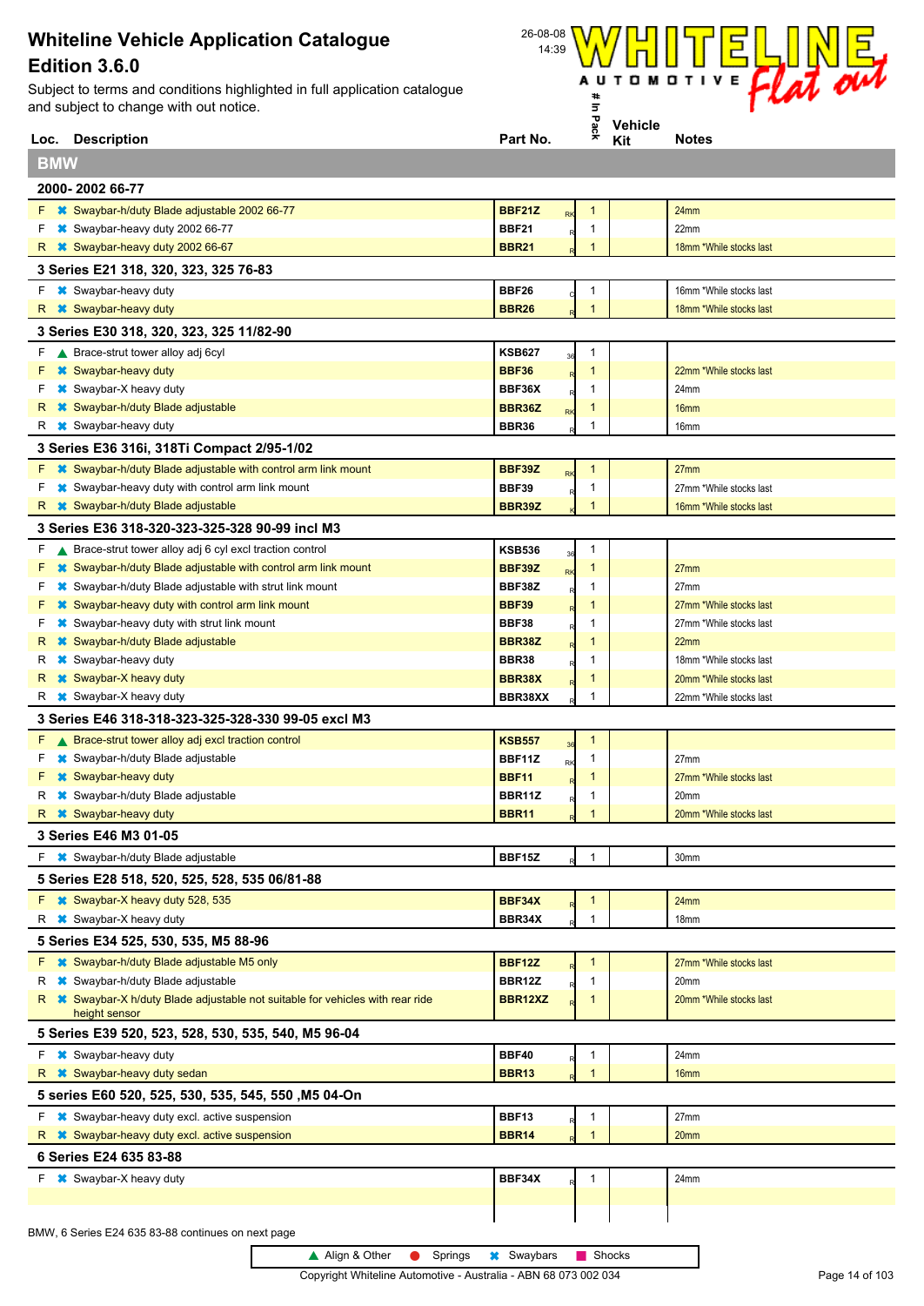# Whiteline Vehicle Application Catalogue
## Edition 3.6.0

Subject to terms and conditions highlighted in full application catalogue and subject to change with out notice.

26-08-08
14:39

| Loc. | Description | Part No. | | # In Pack | Vehicle Kit | Notes |
|---|---|---|---|---|---|---|
| **BMW** | | | | | | |
| **2000- 2002 66-77** | | | | | | |
| F | ✖ Swaybar-h/duty Blade adjustable 2002 66-77 | BBF21Z | RK | 1 | | 24mm |
| F | ✖ Swaybar-heavy duty 2002 66-77 | BBF21 | R | 1 | | 22mm |
| R | ✖ Swaybar-heavy duty 2002 66-67 | BBR21 | R | 1 | | 18mm *While stocks last |
| **3 Series E21 318, 320, 323, 325 76-83** | | | | | | |
| F | ✖ Swaybar-heavy duty | BBF26 | C | 1 | | 16mm *While stocks last |
| R | ✖ Swaybar-heavy duty | BBR26 | R | 1 | | 18mm *While stocks last |
| **3 Series E30 318, 320, 323, 325 11/82-90** | | | | | | |
| F | ▲ Brace-strut tower alloy adj 6cyl | KSB627 | 36 | 1 | | |
| F | ✖ Swaybar-heavy duty | BBF36 | R | 1 | | 22mm *While stocks last |
| F | ✖ Swaybar-X heavy duty | BBF36X | R | 1 | | 24mm |
| R | ✖ Swaybar-h/duty Blade adjustable | BBR36Z | RK | 1 | | 16mm |
| R | ✖ Swaybar-heavy duty | BBR36 | R | 1 | | 16mm |
| **3 Series E36 316i, 318Ti Compact 2/95-1/02** | | | | | | |
| F | ✖ Swaybar-h/duty Blade adjustable with control arm link mount | BBF39Z | RK | 1 | | 27mm |
| F | ✖ Swaybar-heavy duty with control arm link mount | BBF39 | R | 1 | | 27mm *While stocks last |
| R | ✖ Swaybar-h/duty Blade adjustable | BBR39Z | K | 1 | | 16mm *While stocks last |
| **3 Series E36 318-320-323-325-328 90-99 incl M3** | | | | | | |
| F | ▲ Brace-strut tower alloy adj 6 cyl excl traction control | KSB536 | 36 | 1 | | |
| F | ✖ Swaybar-h/duty Blade adjustable with control arm link mount | BBF39Z | RK | 1 | | 27mm |
| F | ✖ Swaybar-h/duty Blade adjustable with strut link mount | BBF38Z | R | 1 | | 27mm |
| F | ✖ Swaybar-heavy duty with control arm link mount | BBF39 | R | 1 | | 27mm *While stocks last |
| F | ✖ Swaybar-heavy duty with strut link mount | BBF38 | R | 1 | | 27mm *While stocks last |
| R | ✖ Swaybar-h/duty Blade adjustable | BBR38Z | R | 1 | | 22mm |
| R | ✖ Swaybar-heavy duty | BBR38 | R | 1 | | 18mm *While stocks last |
| R | ✖ Swaybar-X heavy duty | BBR38X | R | 1 | | 20mm *While stocks last |
| R | ✖ Swaybar-X heavy duty | BBR38XX | R | 1 | | 22mm *While stocks last |
| **3 Series E46 318-318-323-325-328-330 99-05 excl M3** | | | | | | |
| F | ▲ Brace-strut tower alloy adj excl traction control | KSB557 | 36 | 1 | | |
| F | ✖ Swaybar-h/duty Blade adjustable | BBF11Z | RK | 1 | | 27mm |
| F | ✖ Swaybar-heavy duty | BBF11 | R | 1 | | 27mm *While stocks last |
| R | ✖ Swaybar-h/duty Blade adjustable | BBR11Z | R | 1 | | 20mm |
| R | ✖ Swaybar-heavy duty | BBR11 | R | 1 | | 20mm *While stocks last |
| **3 Series E46 M3 01-05** | | | | | | |
| F | ✖ Swaybar-h/duty Blade adjustable | BBF15Z | R | 1 | | 30mm |
| **5 Series E28 518, 520, 525, 528, 535 06/81-88** | | | | | | |
| F | ✖ Swaybar-X heavy duty 528, 535 | BBF34X | R | 1 | | 24mm |
| R | ✖ Swaybar-X heavy duty | BBR34X | R | 1 | | 18mm |
| **5 Series E34 525, 530, 535, M5 88-96** | | | | | | |
| F | ✖ Swaybar-h/duty Blade adjustable M5 only | BBF12Z | R | 1 | | 27mm *While stocks last |
| R | ✖ Swaybar-h/duty Blade adjustable | BBR12Z | R | 1 | | 20mm |
| R | ✖ Swaybar-X h/duty Blade adjustable not suitable for vehicles with rear ride height sensor | BBR12XZ | R | 1 | | 20mm *While stocks last |
| **5 Series E39 520, 523, 528, 530, 535, 540, M5 96-04** | | | | | | |
| F | ✖ Swaybar-heavy duty | BBF40 | R | 1 | | 24mm |
| R | ✖ Swaybar-heavy duty sedan | BBR13 | R | 1 | | 16mm |
| **5 series E60 520, 525, 530, 535, 545, 550 ,M5 04-On** | | | | | | |
| F | ✖ Swaybar-heavy duty excl. active suspension | BBF13 | R | 1 | | 27mm |
| R | ✖ Swaybar-heavy duty excl. active suspension | BBR14 | R | 1 | | 20mm |
| **6 Series E24 635 83-88** | | | | | | |
| F | ✖ Swaybar-X heavy duty | BBF34X | R | 1 | | 24mm |

BMW, 6 Series E24 635 83-88 continues on next page

▲ Align & Other ● Springs ✖ Swaybars ■ Shocks

Copyright Whiteline Automotive - Australia - ABN 68 073 002 034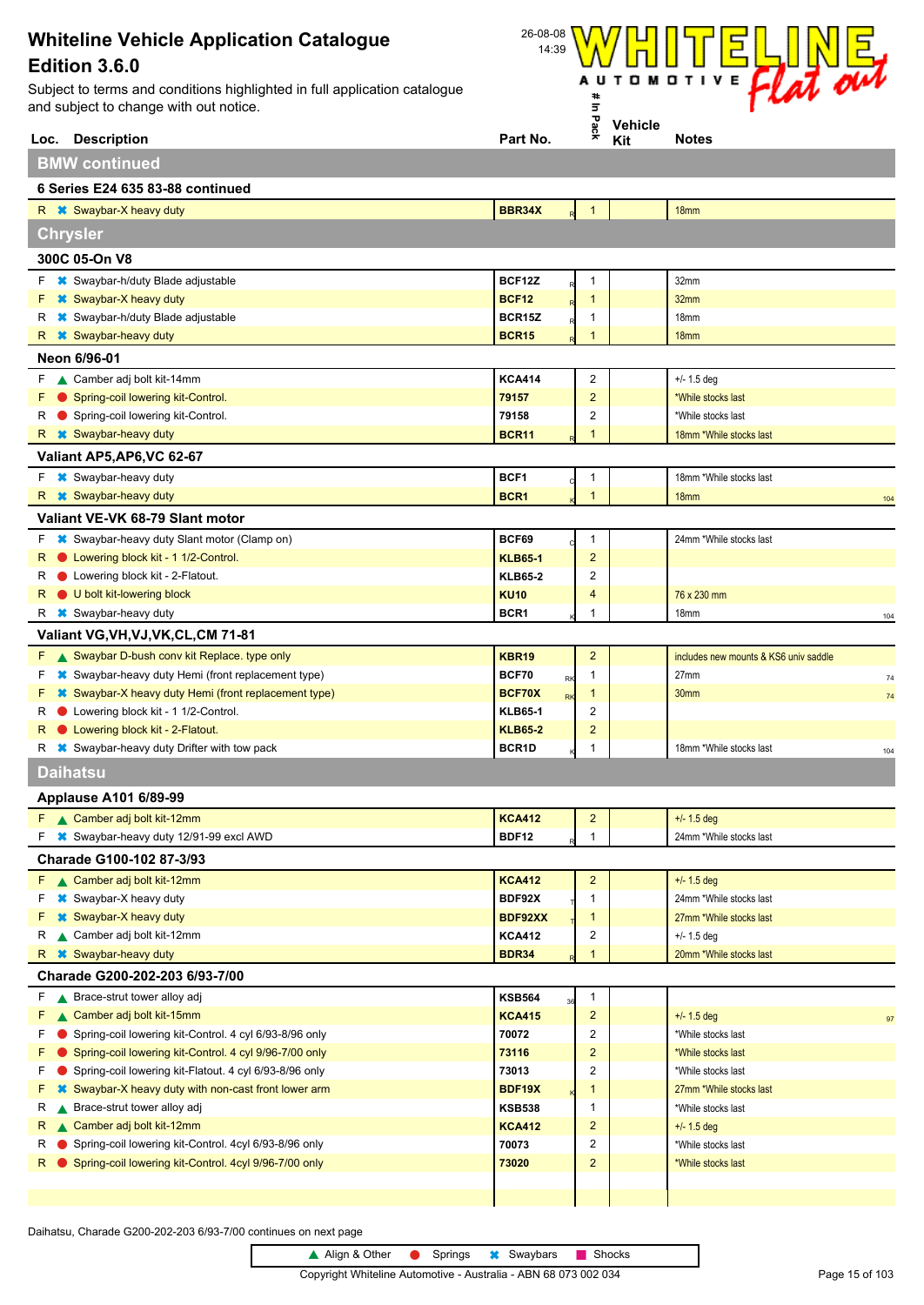# Whiteline Vehicle Application Catalogue Edition 3.6.0

Subject to terms and conditions highlighted in full application catalogue and subject to change with out notice.

26-08-08 14:39

| Loc. | Description | Part No. | | # In Pack | Vehicle Kit | Notes | |
|---|---|---|---|---|---|---|---|
| **BMW continued** | | | | | | | |
| **6 Series E24 635 83-88 continued** | | | | | | | |
| R | Swaybar-X heavy duty | BBR34X | R | 1 | | 18mm | |
| **Chrysler** | | | | | | | |
| **300C 05-On V8** | | | | | | | |
| F | Swaybar-h/duty Blade adjustable | BCF12Z | R | 1 | | 32mm | |
| F | Swaybar-X heavy duty | BCF12 | R | 1 | | 32mm | |
| R | Swaybar-h/duty Blade adjustable | BCR15Z | R | 1 | | 18mm | |
| R | Swaybar-heavy duty | BCR15 | R | 1 | | 18mm | |
| **Neon 6/96-01** | | | | | | | |
| F | Camber adj bolt kit-14mm | KCA414 | | 2 | | +/- 1.5 deg | |
| F | Spring-coil lowering kit-Control. | 79157 | | 2 | | *While stocks last | |
| R | Spring-coil lowering kit-Control. | 79158 | | 2 | | *While stocks last | |
| R | Swaybar-heavy duty | BCR11 | R | 1 | | 18mm *While stocks last | |
| **Valiant AP5,AP6,VC 62-67** | | | | | | | |
| F | Swaybar-heavy duty | BCF1 | C | 1 | | 18mm *While stocks last | |
| R | Swaybar-heavy duty | BCR1 | K | 1 | | 18mm | 104 |
| **Valiant VE-VK 68-79 Slant motor** | | | | | | | |
| F | Swaybar-heavy duty Slant motor (Clamp on) | BCF69 | C | 1 | | 24mm *While stocks last | |
| R | Lowering block kit - 1 1/2-Control. | KLB65-1 | | 2 | | | |
| R | Lowering block kit - 2-Flatout. | KLB65-2 | | 2 | | | |
| R | U bolt kit-lowering block | KU10 | | 4 | | 76 x 230 mm | |
| R | Swaybar-heavy duty | BCR1 | K | 1 | | 18mm | 104 |
| **Valiant VG,VH,VJ,VK,CL,CM 71-81** | | | | | | | |
| F | Swaybar D-bush conv kit Replace. type only | KBR19 | | 2 | | includes new mounts & KS6 univ saddle | |
| F | Swaybar-heavy duty Hemi (front replacement type) | BCF70 | RK | 1 | | 27mm | 74 |
| F | Swaybar-X heavy duty Hemi (front replacement type) | BCF70X | RK | 1 | | 30mm | 74 |
| R | Lowering block kit - 1 1/2-Control. | KLB65-1 | | 2 | | | |
| R | Lowering block kit - 2-Flatout. | KLB65-2 | | 2 | | | |
| R | Swaybar-heavy duty Drifter with tow pack | BCR1D | K | 1 | | 18mm *While stocks last | 104 |
| **Daihatsu** | | | | | | | |
| **Applause A101 6/89-99** | | | | | | | |
| F | Camber adj bolt kit-12mm | KCA412 | | 2 | | +/- 1.5 deg | |
| F | Swaybar-heavy duty 12/91-99 excl AWD | BDF12 | R | 1 | | 24mm *While stocks last | |
| **Charade G100-102 87-3/93** | | | | | | | |
| F | Camber adj bolt kit-12mm | KCA412 | | 2 | | +/- 1.5 deg | |
| F | Swaybar-X heavy duty | BDF92X | T | 1 | | 24mm *While stocks last | |
| F | Swaybar-X heavy duty | BDF92XX | T | 1 | | 27mm *While stocks last | |
| R | Camber adj bolt kit-12mm | KCA412 | | 2 | | +/- 1.5 deg | |
| R | Swaybar-heavy duty | BDR34 | R | 1 | | 20mm *While stocks last | |
| **Charade G200-202-203 6/93-7/00** | | | | | | | |
| F | Brace-strut tower alloy adj | KSB564 | 36 | 1 | | | |
| F | Camber adj bolt kit-15mm | KCA415 | | 2 | | +/- 1.5 deg | 97 |
| F | Spring-coil lowering kit-Control. 4 cyl 6/93-8/96 only | 70072 | | 2 | | *While stocks last | |
| F | Spring-coil lowering kit-Control. 4 cyl 9/96-7/00 only | 73116 | | 2 | | *While stocks last | |
| F | Spring-coil lowering kit-Flatout. 4 cyl 6/93-8/96 only | 73013 | | 2 | | *While stocks last | |
| F | Swaybar-X heavy duty with non-cast front lower arm | BDF19X | K | 1 | | 27mm *While stocks last | |
| R | Brace-strut tower alloy adj | KSB538 | | 1 | | *While stocks last | |
| R | Camber adj bolt kit-12mm | KCA412 | | 2 | | +/- 1.5 deg | |
| R | Spring-coil lowering kit-Control. 4cyl 6/93-8/96 only | 70073 | | 2 | | *While stocks last | |
| R | Spring-coil lowering kit-Control. 4cyl 9/96-7/00 only | 73020 | | 2 | | *While stocks last | |

Daihatsu, Charade G200-202-203 6/93-7/00 continues on next page

Align & Other | Springs | Swaybars | Shocks

Copyright Whiteline Automotive - Australia - ABN 68 073 002 034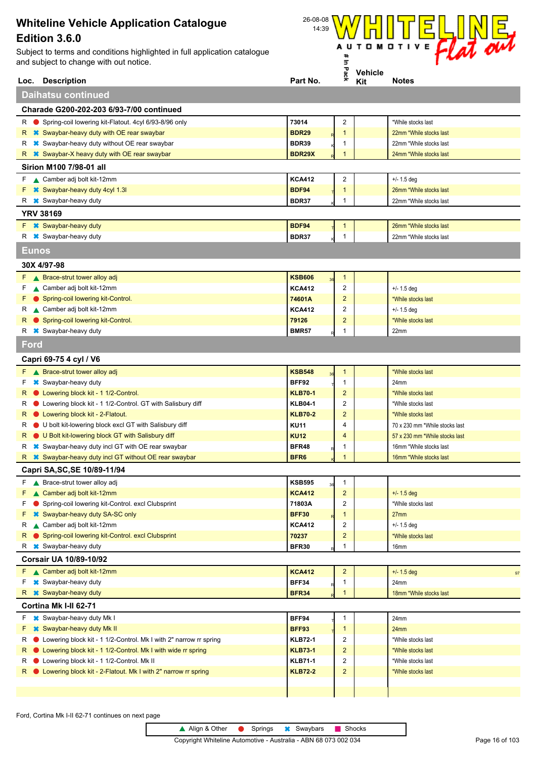# Whiteline Vehicle Application Catalogue
## Edition 3.6.0

Subject to terms and conditions highlighted in full application catalogue and subject to change with out notice.

26-08-08 14:39

| Loc. | Description | Part No. | # In Pack | Vehicle Kit | Notes |
|---|---|---|---|---|---|
| **Daihatsu continued** | | | | | |
| **Charade G200-202-203 6/93-7/00 continued** | | | | | |
| R | Spring-coil lowering kit-Flatout. 4cyl 6/93-8/96 only | 73014 | 2 | | *While stocks last |
| R | Swaybar-heavy duty with OE rear swaybar | BDR29 | 1 | | 22mm *While stocks last |
| R | Swaybar-heavy duty without OE rear swaybar | BDR39 | 1 | | 22mm *While stocks last |
| R | Swaybar-X heavy duty with OE rear swaybar | BDR29X | 1 | | 24mm *While stocks last |
| **Sirion M100 7/98-01 all** | | | | | |
| F | Camber adj bolt kit-12mm | KCA412 | 2 | | +/- 1.5 deg |
| F | Swaybar-heavy duty 4cyl 1.3l | BDF94 | 1 | | 26mm *While stocks last |
| R | Swaybar-heavy duty | BDR37 | 1 | | 22mm *While stocks last |
| **YRV 38169** | | | | | |
| F | Swaybar-heavy duty | BDF94 | 1 | | 26mm *While stocks last |
| R | Swaybar-heavy duty | BDR37 | 1 | | 22mm *While stocks last |
| **Eunos** | | | | | |
| **30X 4/97-98** | | | | | |
| F | Brace-strut tower alloy adj | KSB606 | 1 | | |
| F | Camber adj bolt kit-12mm | KCA412 | 2 | | +/- 1.5 deg |
| F | Spring-coil lowering kit-Control. | 74601A | 2 | | *While stocks last |
| R | Camber adj bolt kit-12mm | KCA412 | 2 | | +/- 1.5 deg |
| R | Spring-coil lowering kit-Control. | 79126 | 2 | | *While stocks last |
| R | Swaybar-heavy duty | BMR57 | 1 | | 22mm |
| **Ford** | | | | | |
| **Capri 69-75 4 cyl / V6** | | | | | |
| F | Brace-strut tower alloy adj | KSB548 | 1 | | *While stocks last |
| F | Swaybar-heavy duty | BFF92 | 1 | | 24mm |
| R | Lowering block kit - 1 1/2-Control. | KLB70-1 | 2 | | *While stocks last |
| R | Lowering block kit - 1 1/2-Control. GT with Salisbury diff | KLB04-1 | 2 | | *While stocks last |
| R | Lowering block kit - 2-Flatout. | KLB70-2 | 2 | | *While stocks last |
| R | U bolt kit-lowering block excl GT with Salisbury diff | KU11 | 4 | | 70 x 230 mm *While stocks last |
| R | U Bolt kit-lowering block GT with Salisbury diff | KU12 | 4 | | 57 x 230 mm *While stocks last |
| R | Swaybar-heavy duty incl GT with OE rear swaybar | BFR48 | 1 | | 16mm *While stocks last |
| R | Swaybar-heavy duty incl GT without OE rear swaybar | BFR6 | 1 | | 16mm *While stocks last |
| **Capri SA,SC,SE 10/89-11/94** | | | | | |
| F | Brace-strut tower alloy adj | KSB595 | 1 | | |
| F | Camber adj bolt kit-12mm | KCA412 | 2 | | +/- 1.5 deg |
| F | Spring-coil lowering kit-Control. excl Clubsprint | 71803A | 2 | | *While stocks last |
| F | Swaybar-heavy duty SA-SC only | BFF30 | 1 | | 27mm |
| R | Camber adj bolt kit-12mm | KCA412 | 2 | | +/- 1.5 deg |
| R | Spring-coil lowering kit-Control. excl Clubsprint | 70237 | 2 | | *While stocks last |
| R | Swaybar-heavy duty | BFR30 | 1 | | 16mm |
| **Corsair UA 10/89-10/92** | | | | | |
| F | Camber adj bolt kit-12mm | KCA412 | 2 | | +/- 1.5 deg |
| F | Swaybar-heavy duty | BFF34 | 1 | | 24mm |
| R | Swaybar-heavy duty | BFR34 | 1 | | 18mm *While stocks last |
| **Cortina Mk I-II 62-71** | | | | | |
| F | Swaybar-heavy duty Mk I | BFF94 | 1 | | 24mm |
| F | Swaybar-heavy duty Mk II | BFF93 | 1 | | 24mm |
| R | Lowering block kit - 1 1/2-Control. Mk I with 2" narrow rr spring | KLB72-1 | 2 | | *While stocks last |
| R | Lowering block kit - 1 1/2-Control. Mk I with wide rr spring | KLB73-1 | 2 | | *While stocks last |
| R | Lowering block kit - 1 1/2-Control. Mk II | KLB71-1 | 2 | | *While stocks last |
| R | Lowering block kit - 2-Flatout. Mk I with 2" narrow rr spring | KLB72-2 | 2 | | *While stocks last |

Ford, Cortina Mk I-II 62-71 continues on next page

Align & Other · Springs · Swaybars · Shocks

Copyright Whiteline Automotive - Australia - ABN 68 073 002 034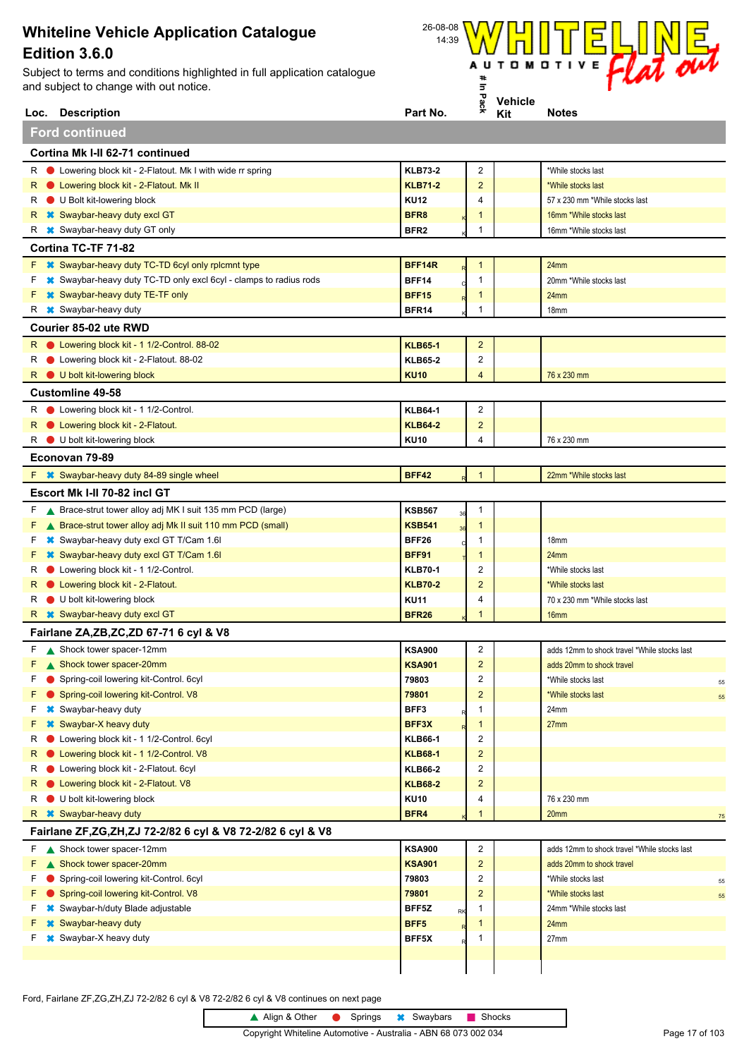# Whiteline Vehicle Application Catalogue Edition 3.6.0

Subject to terms and conditions highlighted in full application catalogue and subject to change with out notice.

26-08-08 14:39

| Loc. | Description | Part No. | | # In Pack | Vehicle Kit | Notes | |
|---|---|---|---|---|---|---|---|
| **Ford continued** | | | | | | | |
| **Cortina Mk I-II 62-71 continued** | | | | | | | |
| R | Lowering block kit - 2-Flatout. Mk I with wide rr spring | **KLB73-2** | | 2 | | *While stocks last | |
| R | Lowering block kit - 2-Flatout. Mk II | **KLB71-2** | | 2 | | *While stocks last | |
| R | U Bolt kit-lowering block | **KU12** | | 4 | | 57 x 230 mm *While stocks last | |
| R | Swaybar-heavy duty excl GT | **BFR8** | K | 1 | | 16mm *While stocks last | |
| R | Swaybar-heavy duty GT only | **BFR2** | K | 1 | | 16mm *While stocks last | |
| **Cortina TC-TF 71-82** | | | | | | | |
| F | Swaybar-heavy duty TC-TD 6cyl only rplcmnt type | **BFF14R** | R | 1 | | 24mm | |
| F | Swaybar-heavy duty TC-TD only excl 6cyl - clamps to radius rods | **BFF14** | C | 1 | | 20mm *While stocks last | |
| F | Swaybar-heavy duty TE-TF only | **BFF15** | R | 1 | | 24mm | |
| R | Swaybar-heavy duty | **BFR14** | K | 1 | | 18mm | |
| **Courier 85-02 ute RWD** | | | | | | | |
| R | Lowering block kit - 1 1/2-Control. 88-02 | **KLB65-1** | | 2 | | | |
| R | Lowering block kit - 2-Flatout. 88-02 | **KLB65-2** | | 2 | | | |
| R | U bolt kit-lowering block | **KU10** | | 4 | | 76 x 230 mm | |
| **Customline 49-58** | | | | | | | |
| R | Lowering block kit - 1 1/2-Control. | **KLB64-1** | | 2 | | | |
| R | Lowering block kit - 2-Flatout. | **KLB64-2** | | 2 | | | |
| R | U bolt kit-lowering block | **KU10** | | 4 | | 76 x 230 mm | |
| **Econovan 79-89** | | | | | | | |
| F | Swaybar-heavy duty 84-89 single wheel | **BFF42** | R | 1 | | 22mm *While stocks last | |
| **Escort Mk I-II 70-82 incl GT** | | | | | | | |
| F | Brace-strut tower alloy adj MK I suit 135 mm PCD (large) | **KSB567** | 36 | 1 | | | |
| F | Brace-strut tower alloy adj Mk II suit 110 mm PCD (small) | **KSB541** | 36 | 1 | | | |
| F | Swaybar-heavy duty excl GT T/Cam 1.6l | **BFF26** | C | 1 | | 18mm | |
| F | Swaybar-heavy duty excl GT T/Cam 1.6l | **BFF91** | T | 1 | | 24mm | |
| R | Lowering block kit - 1 1/2-Control. | **KLB70-1** | | 2 | | *While stocks last | |
| R | Lowering block kit - 2-Flatout. | **KLB70-2** | | 2 | | *While stocks last | |
| R | U bolt kit-lowering block | **KU11** | | 4 | | 70 x 230 mm *While stocks last | |
| R | Swaybar-heavy duty excl GT | **BFR26** | K | 1 | | 16mm | |
| **Fairlane ZA,ZB,ZC,ZD 67-71 6 cyl & V8** | | | | | | | |
| F | Shock tower spacer-12mm | **KSA900** | | 2 | | adds 12mm to shock travel *While stocks last | |
| F | Shock tower spacer-20mm | **KSA901** | | 2 | | adds 20mm to shock travel | |
| F | Spring-coil lowering kit-Control. 6cyl | **79803** | | 2 | | *While stocks last | 55 |
| F | Spring-coil lowering kit-Control. V8 | **79801** | | 2 | | *While stocks last | 55 |
| F | Swaybar-heavy duty | **BFF3** | R | 1 | | 24mm | |
| F | Swaybar-X heavy duty | **BFF3X** | R | 1 | | 27mm | |
| R | Lowering block kit - 1 1/2-Control. 6cyl | **KLB66-1** | | 2 | | | |
| R | Lowering block kit - 1 1/2-Control. V8 | **KLB68-1** | | 2 | | | |
| R | Lowering block kit - 2-Flatout. 6cyl | **KLB66-2** | | 2 | | | |
| R | Lowering block kit - 2-Flatout. V8 | **KLB68-2** | | 2 | | | |
| R | U bolt kit-lowering block | **KU10** | | 4 | | 76 x 230 mm | |
| R | Swaybar-heavy duty | **BFR4** | K | 1 | | 20mm | 75 |
| **Fairlane ZF,ZG,ZH,ZJ 72-2/82 6 cyl & V8 72-2/82 6 cyl & V8** | | | | | | | |
| F | Shock tower spacer-12mm | **KSA900** | | 2 | | adds 12mm to shock travel *While stocks last | |
| F | Shock tower spacer-20mm | **KSA901** | | 2 | | adds 20mm to shock travel | |
| F | Spring-coil lowering kit-Control. 6cyl | **79803** | | 2 | | *While stocks last | 55 |
| F | Spring-coil lowering kit-Control. V8 | **79801** | | 2 | | *While stocks last | 55 |
| F | Swaybar-h/duty Blade adjustable | **BFF5Z** | RK | 1 | | 24mm *While stocks last | |
| F | Swaybar-heavy duty | **BFF5** | R | 1 | | 24mm | |
| F | Swaybar-X heavy duty | **BFF5X** | R | 1 | | 27mm | |

Ford, Fairlane ZF,ZG,ZH,ZJ 72-2/82 6 cyl & V8 72-2/82 6 cyl & V8 continues on next page

Align & Other | Springs | Swaybars | Shocks

Copyright Whiteline Automotive - Australia - ABN 68 073 002 034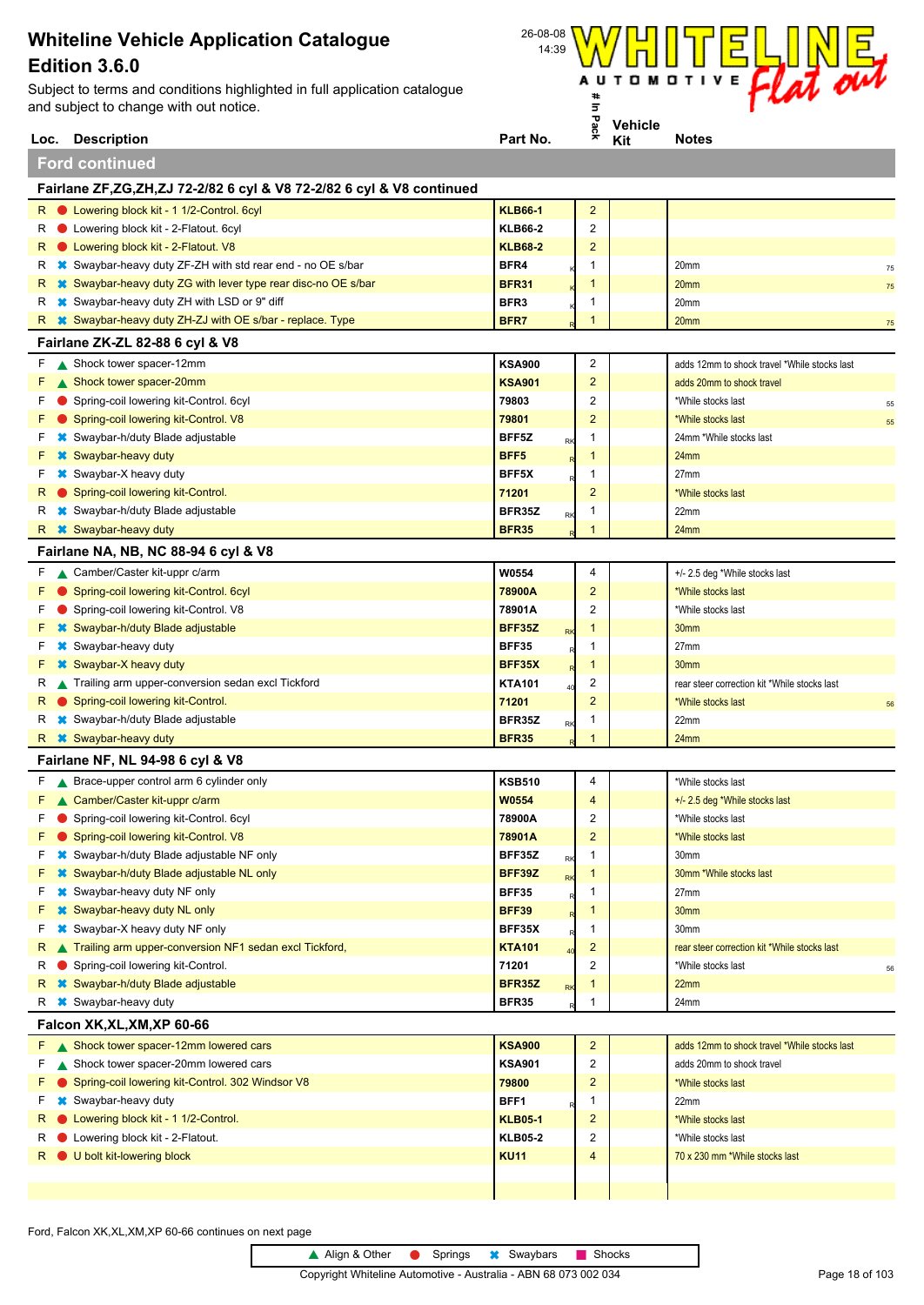# Whiteline Vehicle Application Catalogue Edition 3.6.0

Subject to terms and conditions highlighted in full application catalogue and subject to change with out notice.

26-08-08 14:39

## Ford continued

| Loc. | Description | Part No. | | # In Pack | Vehicle Kit | Notes | |
|---|---|---|---|---|---|---|---|
| **Fairlane ZF,ZG,ZH,ZJ 72-2/82 6 cyl & V8 72-2/82 6 cyl & V8 continued** | | | | | | | |
| R | ● Lowering block kit - 1 1/2-Control. 6cyl | **KLB66-1** | | 2 | | | |
| R | ● Lowering block kit - 2-Flatout. 6cyl | **KLB66-2** | | 2 | | | |
| R | ● Lowering block kit - 2-Flatout. V8 | **KLB68-2** | | 2 | | | |
| R | ✖ Swaybar-heavy duty ZF-ZH with std rear end - no OE s/bar | **BFR4** | K | 1 | | 20mm | 75 |
| R | ✖ Swaybar-heavy duty ZG with lever type rear disc-no OE s/bar | **BFR31** | K | 1 | | 20mm | 75 |
| R | ✖ Swaybar-heavy duty ZH with LSD or 9" diff | **BFR3** | K | 1 | | 20mm | |
| R | ✖ Swaybar-heavy duty ZH-ZJ with OE s/bar - replace. Type | **BFR7** | R | 1 | | 20mm | 75 |
| **Fairlane ZK-ZL 82-88 6 cyl & V8** | | | | | | | |
| F | ▲ Shock tower spacer-12mm | **KSA900** | | 2 | | adds 12mm to shock travel *While stocks last | |
| F | ▲ Shock tower spacer-20mm | **KSA901** | | 2 | | adds 20mm to shock travel | |
| F | ● Spring-coil lowering kit-Control. 6cyl | **79803** | | 2 | | *While stocks last | 55 |
| F | ● Spring-coil lowering kit-Control. V8 | **79801** | | 2 | | *While stocks last | 55 |
| F | ✖ Swaybar-h/duty Blade adjustable | **BFF5Z** | RK | 1 | | 24mm *While stocks last | |
| F | ✖ Swaybar-heavy duty | **BFF5** | R | 1 | | 24mm | |
| F | ✖ Swaybar-X heavy duty | **BFF5X** | R | 1 | | 27mm | |
| R | ● Spring-coil lowering kit-Control. | **71201** | | 2 | | *While stocks last | |
| R | ✖ Swaybar-h/duty Blade adjustable | **BFR35Z** | RK | 1 | | 22mm | |
| R | ✖ Swaybar-heavy duty | **BFR35** | R | 1 | | 24mm | |
| **Fairlane NA, NB, NC 88-94 6 cyl & V8** | | | | | | | |
| F | ▲ Camber/Caster kit-uppr c/arm | **W0554** | | 4 | | +/- 2.5 deg *While stocks last | |
| F | ● Spring-coil lowering kit-Control. 6cyl | **78900A** | | 2 | | *While stocks last | |
| F | ● Spring-coil lowering kit-Control. V8 | **78901A** | | 2 | | *While stocks last | |
| F | ✖ Swaybar-h/duty Blade adjustable | **BFF35Z** | RK | 1 | | 30mm | |
| F | ✖ Swaybar-heavy duty | **BFF35** | R | 1 | | 27mm | |
| F | ✖ Swaybar-X heavy duty | **BFF35X** | R | 1 | | 30mm | |
| R | ▲ Trailing arm upper-conversion sedan excl Tickford | **KTA101** | 40 | 2 | | rear steer correction kit *While stocks last | |
| R | ● Spring-coil lowering kit-Control. | **71201** | | 2 | | *While stocks last | 56 |
| R | ✖ Swaybar-h/duty Blade adjustable | **BFR35Z** | RK | 1 | | 22mm | |
| R | ✖ Swaybar-heavy duty | **BFR35** | R | 1 | | 24mm | |
| **Fairlane NF, NL 94-98 6 cyl & V8** | | | | | | | |
| F | ▲ Brace-upper control arm 6 cylinder only | **KSB510** | | 4 | | *While stocks last | |
| F | ▲ Camber/Caster kit-uppr c/arm | **W0554** | | 4 | | +/- 2.5 deg *While stocks last | |
| F | ● Spring-coil lowering kit-Control. 6cyl | **78900A** | | 2 | | *While stocks last | |
| F | ● Spring-coil lowering kit-Control. V8 | **78901A** | | 2 | | *While stocks last | |
| F | ✖ Swaybar-h/duty Blade adjustable NF only | **BFF35Z** | RK | 1 | | 30mm | |
| F | ✖ Swaybar-h/duty Blade adjustable NL only | **BFF39Z** | RK | 1 | | 30mm *While stocks last | |
| F | ✖ Swaybar-heavy duty NF only | **BFF35** | R | 1 | | 27mm | |
| F | ✖ Swaybar-heavy duty NL only | **BFF39** | R | 1 | | 30mm | |
| F | ✖ Swaybar-X heavy duty NF only | **BFF35X** | R | 1 | | 30mm | |
| R | ▲ Trailing arm upper-conversion NF1 sedan excl Tickford, | **KTA101** | 40 | 2 | | rear steer correction kit *While stocks last | |
| R | ● Spring-coil lowering kit-Control. | **71201** | | 2 | | *While stocks last | 56 |
| R | ✖ Swaybar-h/duty Blade adjustable | **BFR35Z** | RK | 1 | | 22mm | |
| R | ✖ Swaybar-heavy duty | **BFR35** | R | 1 | | 24mm | |
| **Falcon XK,XL,XM,XP 60-66** | | | | | | | |
| F | ▲ Shock tower spacer-12mm lowered cars | **KSA900** | | 2 | | adds 12mm to shock travel *While stocks last | |
| F | ▲ Shock tower spacer-20mm lowered cars | **KSA901** | | 2 | | adds 20mm to shock travel | |
| F | ● Spring-coil lowering kit-Control. 302 Windsor V8 | **79800** | | 2 | | *While stocks last | |
| F | ✖ Swaybar-heavy duty | **BFF1** | R | 1 | | 22mm | |
| R | ● Lowering block kit - 1 1/2-Control. | **KLB05-1** | | 2 | | *While stocks last | |
| R | ● Lowering block kit - 2-Flatout. | **KLB05-2** | | 2 | | *While stocks last | |
| R | ● U bolt kit-lowering block | **KU11** | | 4 | | 70 x 230 mm *While stocks last | |

Ford, Falcon XK,XL,XM,XP 60-66 continues on next page

▲ Align & Other ● Springs ✖ Swaybars ■ Shocks

Copyright Whiteline Automotive - Australia - ABN 68 073 002 034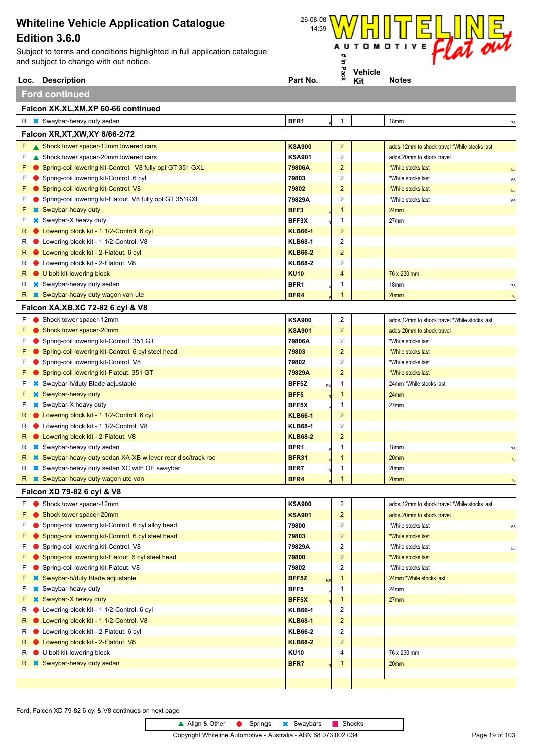# Whiteline Vehicle Application Catalogue
## Edition 3.6.0

Subject to terms and conditions highlighted in full application catalogue and subject to change with out notice.

26-08-08
14:39

## Ford continued

| Loc. | Description | Part No. | | # In Pack | Vehicle Kit | Notes | |
|---|---|---|---|---|---|---|---|
| **Falcon XK,XL,XM,XP 60-66 continued** | | | | | | | |
| R | Swaybar-heavy duty sedan | BFR1 | K | 1 | | 18mm | 75 |
| **Falcon XR,XT,XW,XY 8/66-2/72** | | | | | | | |
| F | Shock tower spacer-12mm lowered cars | KSA900 | | 2 | | adds 12mm to shock travel *While stocks last | |
| F | Shock tower spacer-20mm lowered cars | KSA901 | | 2 | | adds 20mm to shock travel | |
| F | Spring-coil lowering kit-Control. V8 fully opt GT 351 GXL | 79806A | | 2 | | *While stocks last | 55 |
| F | Spring-coil lowering kit-Control. 6 cyl | 79803 | | 2 | | *While stocks last | 55 |
| F | Spring-coil lowering kit-Control. V8 | 79802 | | 2 | | *While stocks last | 55 |
| F | Spring-coil lowering kit-Flatout. V8 fully opt GT 351GXL | 79829A | | 2 | | *While stocks last | 55 |
| F | Swaybar-heavy duty | BFF3 | R | 1 | | 24mm | |
| F | Swaybar-X heavy duty | BFF3X | R | 1 | | 27mm | |
| R | Lowering block kit - 1 1/2-Control. 6 cyl | KLB66-1 | | 2 | | | |
| R | Lowering block kit - 1 1/2-Control. V8 | KLB68-1 | | 2 | | | |
| R | Lowering block kit - 2-Flatout. 6 cyl | KLB66-2 | | 2 | | | |
| R | Lowering block kit - 2-Flatout. V8 | KLB68-2 | | 2 | | | |
| R | U bolt kit-lowering block | KU10 | | 4 | | 76 x 230 mm | |
| R | Swaybar-heavy duty sedan | BFR1 | K | 1 | | 18mm | 75 |
| R | Swaybar-heavy duty wagon van ute | BFR4 | K | 1 | | 20mm | 76 |
| **Falcon XA,XB,XC 72-82 6 cyl & V8** | | | | | | | |
| F | Shock tower spacer-12mm | KSA900 | | 2 | | adds 12mm to shock travel *While stocks last | |
| F | Shock tower spacer-20mm | KSA901 | | 2 | | adds 20mm to shock travel | |
| F | Spring-coil lowering kit-Control. 351 GT | 79806A | | 2 | | *While stocks last | |
| F | Spring-coil lowering kit-Control. 6 cyl steel head | 79803 | | 2 | | *While stocks last | |
| F | Spring-coil lowering kit-Control. V8 | 79802 | | 2 | | *While stocks last | |
| F | Spring-coil lowering kit-Flatout. 351 GT | 79829A | | 2 | | *While stocks last | |
| F | Swaybar-h/duty Blade adjustable | BFF5Z | RK | 1 | | 24mm *While stocks last | |
| F | Swaybar-heavy duty | BFF5 | R | 1 | | 24mm | |
| F | Swaybar-X heavy duty | BFF5X | R | 1 | | 27mm | |
| R | Lowering block kit - 1 1/2-Control. 6 cyl | KLB66-1 | | 2 | | | |
| R | Lowering block kit - 1 1/2-Control. V8 | KLB68-1 | | 2 | | | |
| R | Lowering block kit - 2-Flatout. V8 | KLB68-2 | | 2 | | | |
| R | Swaybar-heavy duty sedan | BFR1 | K | 1 | | 18mm | 75 |
| R | Swaybar-heavy duty sedan XA-XB w lever rear disc/track rod | BFR31 | K | 1 | | 20mm | 75 |
| R | Swaybar-heavy duty sedan XC with OE swaybar | BFR7 | R | 1 | | 20mm | |
| R | Swaybar-heavy duty wagon ute van | BFR4 | K | 1 | | 20mm | 76 |
| **Falcon XD 79-82 6 cyl & V8** | | | | | | | |
| F | Shock tower spacer-12mm | KSA900 | | 2 | | adds 12mm to shock travel *While stocks last | |
| F | Shock tower spacer-20mm | KSA901 | | 2 | | adds 20mm to shock travel | |
| F | Spring-coil lowering kit-Control. 6 cyl alloy head | 79800 | | 2 | | *While stocks last | 55 |
| F | Spring-coil lowering kit-Control. 6 cyl steel head | 79803 | | 2 | | *While stocks last | |
| F | Spring-coil lowering kit-Control. V8 | 79829A | | 2 | | *While stocks last | 55 |
| F | Spring-coil lowering kit-Flatout. 6 cyl steel head | 79800 | | 2 | | *While stocks last | |
| F | Spring-coil lowering kit-Flatout. V8 | 79802 | | 2 | | *While stocks last | |
| F | Swaybar-h/duty Blade adjustable | BFF5Z | RK | 1 | | 24mm *While stocks last | |
| F | Swaybar-heavy duty | BFF5 | R | 1 | | 24mm | |
| F | Swaybar-X heavy duty | BFF5X | R | 1 | | 27mm | |
| R | Lowering block kit - 1 1/2-Control. 6 cyl | KLB66-1 | | 2 | | | |
| R | Lowering block kit - 1 1/2-Control. V8 | KLB68-1 | | 2 | | | |
| R | Lowering block kit - 2-Flatout. 6 cyl | KLB66-2 | | 2 | | | |
| R | Lowering block kit - 2-Flatout. V8 | KLB68-2 | | 2 | | | |
| R | U bolt kit-lowering block | KU10 | | 4 | | 76 x 230 mm | |
| R | Swaybar-heavy duty sedan | BFR7 | R | 1 | | 20mm | |

Ford, Falcon XD 79-82 6 cyl & V8 continues on next page

Legend: ▲ Align & Other ● Springs ✖ Swaybars ■ Shocks

Copyright Whiteline Automotive - Australia - ABN 68 073 002 034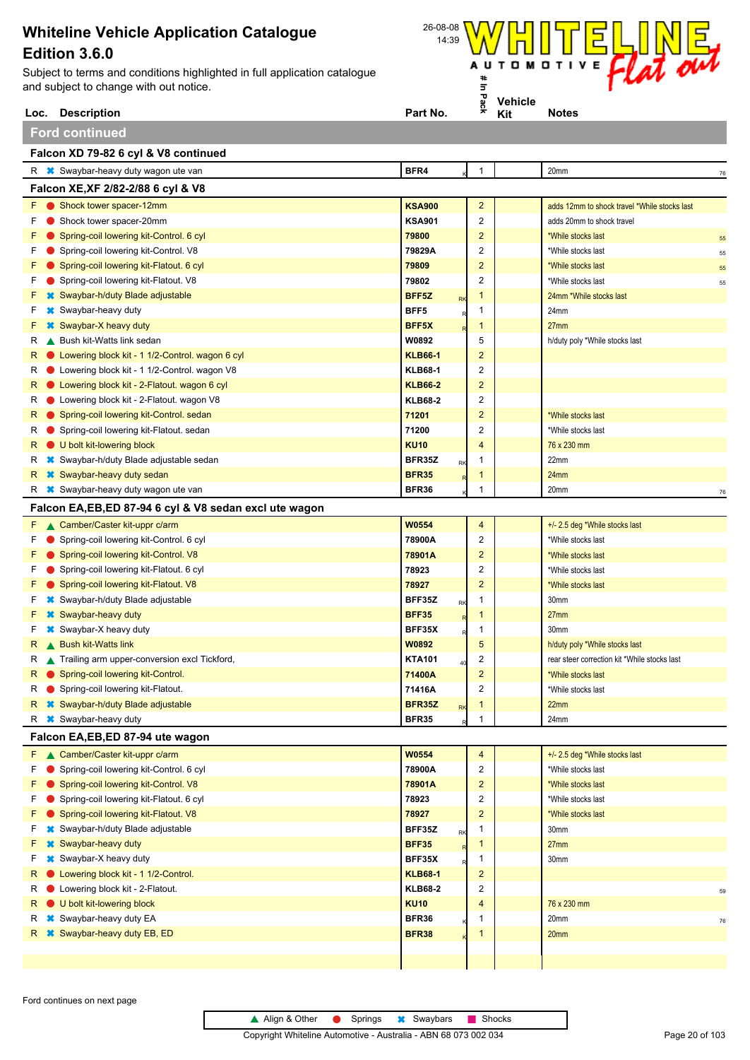# Whiteline Vehicle Application Catalogue
## Edition 3.6.0

Subject to terms and conditions highlighted in full application catalogue and subject to change with out notice.

26-08-08 14:39

## Ford continued

| Loc. | Description | Part No. | | # In Pack | Vehicle Kit | Notes | |
|---|---|---|---|---|---|---|---|
| **Falcon XD 79-82 6 cyl & V8 continued** | | | | | | | |
| R | Swaybar-heavy duty wagon ute van | BFR4 | K | 1 | | 20mm | 76 |
| **Falcon XE,XF 2/82-2/88 6 cyl & V8** | | | | | | | |
| F | Shock tower spacer-12mm | KSA900 | | 2 | | adds 12mm to shock travel *While stocks last | |
| F | Shock tower spacer-20mm | KSA901 | | 2 | | adds 20mm to shock travel | |
| F | Spring-coil lowering kit-Control. 6 cyl | 79800 | | 2 | | *While stocks last | 55 |
| F | Spring-coil lowering kit-Control. V8 | 79829A | | 2 | | *While stocks last | 55 |
| F | Spring-coil lowering kit-Flatout. 6 cyl | 79809 | | 2 | | *While stocks last | 55 |
| F | Spring-coil lowering kit-Flatout. V8 | 79802 | | 2 | | *While stocks last | 55 |
| F | Swaybar-h/duty Blade adjustable | BFF5Z | RK | 1 | | 24mm *While stocks last | |
| F | Swaybar-heavy duty | BFF5 | R | 1 | | 24mm | |
| F | Swaybar-X heavy duty | BFF5X | R | 1 | | 27mm | |
| R | Bush kit-Watts link sedan | W0892 | | 5 | | h/duty poly *While stocks last | |
| R | Lowering block kit - 1 1/2-Control. wagon 6 cyl | KLB66-1 | | 2 | | | |
| R | Lowering block kit - 1 1/2-Control. wagon V8 | KLB68-1 | | 2 | | | |
| R | Lowering block kit - 2-Flatout. wagon 6 cyl | KLB66-2 | | 2 | | | |
| R | Lowering block kit - 2-Flatout. wagon V8 | KLB68-2 | | 2 | | | |
| R | Spring-coil lowering kit-Control. sedan | 71201 | | 2 | | *While stocks last | |
| R | Spring-coil lowering kit-Flatout. sedan | 71200 | | 2 | | *While stocks last | |
| R | U bolt kit-lowering block | KU10 | | 4 | | 76 x 230 mm | |
| R | Swaybar-h/duty Blade adjustable sedan | BFR35Z | RK | 1 | | 22mm | |
| R | Swaybar-heavy duty sedan | BFR35 | R | 1 | | 24mm | |
| R | Swaybar-heavy duty wagon ute van | BFR36 | K | 1 | | 20mm | 76 |
| **Falcon EA,EB,ED 87-94 6 cyl & V8 sedan excl ute wagon** | | | | | | | |
| F | Camber/Caster kit-uppr c/arm | W0554 | | 4 | | +/- 2.5 deg *While stocks last | |
| F | Spring-coil lowering kit-Control. 6 cyl | 78900A | | 2 | | *While stocks last | |
| F | Spring-coil lowering kit-Control. V8 | 78901A | | 2 | | *While stocks last | |
| F | Spring-coil lowering kit-Flatout. 6 cyl | 78923 | | 2 | | *While stocks last | |
| F | Spring-coil lowering kit-Flatout. V8 | 78927 | | 2 | | *While stocks last | |
| F | Swaybar-h/duty Blade adjustable | BFF35Z | RK | 1 | | 30mm | |
| F | Swaybar-heavy duty | BFF35 | R | 1 | | 27mm | |
| F | Swaybar-X heavy duty | BFF35X | R | 1 | | 30mm | |
| R | Bush kit-Watts link | W0892 | | 5 | | h/duty poly *While stocks last | |
| R | Trailing arm upper-conversion excl Tickford, | KTA101 | 40 | 2 | | rear steer correction kit *While stocks last | |
| R | Spring-coil lowering kit-Control. | 71400A | | 2 | | *While stocks last | |
| R | Spring-coil lowering kit-Flatout. | 71416A | | 2 | | *While stocks last | |
| R | Swaybar-h/duty Blade adjustable | BFR35Z | RK | 1 | | 22mm | |
| R | Swaybar-heavy duty | BFR35 | R | 1 | | 24mm | |
| **Falcon EA,EB,ED 87-94 ute wagon** | | | | | | | |
| F | Camber/Caster kit-uppr c/arm | W0554 | | 4 | | +/- 2.5 deg *While stocks last | |
| F | Spring-coil lowering kit-Control. 6 cyl | 78900A | | 2 | | *While stocks last | |
| F | Spring-coil lowering kit-Control. V8 | 78901A | | 2 | | *While stocks last | |
| F | Spring-coil lowering kit-Flatout. 6 cyl | 78923 | | 2 | | *While stocks last | |
| F | Spring-coil lowering kit-Flatout. V8 | 78927 | | 2 | | *While stocks last | |
| F | Swaybar-h/duty Blade adjustable | BFF35Z | RK | 1 | | 30mm | |
| F | Swaybar-heavy duty | BFF35 | R | 1 | | 27mm | |
| F | Swaybar-X heavy duty | BFF35X | R | 1 | | 30mm | |
| R | Lowering block kit - 1 1/2-Control. | KLB68-1 | | 2 | | | |
| R | Lowering block kit - 2-Flatout. | KLB68-2 | | 2 | | | 59 |
| R | U bolt kit-lowering block | KU10 | | 4 | | 76 x 230 mm | |
| R | Swaybar-heavy duty EA | BFR36 | K | 1 | | 20mm | 76 |
| R | Swaybar-heavy duty EB, ED | BFR38 | K | 1 | | 20mm | |

Ford continues on next page

▲ Align & Other ● Springs ✖ Swaybars ■ Shocks

Copyright Whiteline Automotive - Australia - ABN 68 073 002 034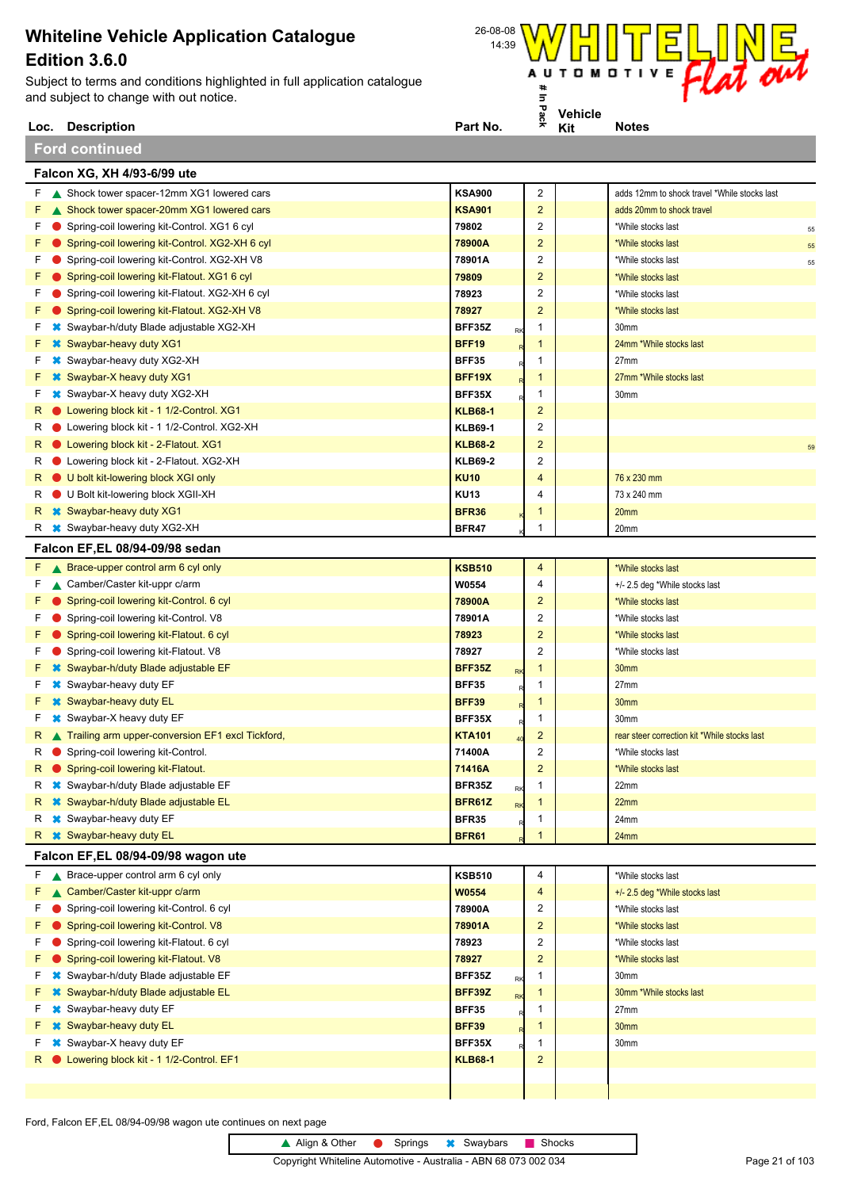# Whiteline Vehicle Application Catalogue
## Edition 3.6.0

Subject to terms and conditions highlighted in full application catalogue and subject to change with out notice.

26-08-08
14:39

| Loc. | Description | Part No. | | # In Pack | Vehicle Kit | Notes | |
|---|---|---|---|---|---|---|---|
| **Ford continued** | | | | | | | |
| **Falcon XG, XH 4/93-6/99 ute** | | | | | | | |
| F | ▲ Shock tower spacer-12mm XG1 lowered cars | **KSA900** | | 2 | | adds 12mm to shock travel *While stocks last | |
| F | ▲ Shock tower spacer-20mm XG1 lowered cars | **KSA901** | | 2 | | adds 20mm to shock travel | |
| F | ● Spring-coil lowering kit-Control. XG1 6 cyl | **79802** | | 2 | | *While stocks last | 55 |
| F | ● Spring-coil lowering kit-Control. XG2-XH 6 cyl | **78900A** | | 2 | | *While stocks last | 55 |
| F | ● Spring-coil lowering kit-Control. XG2-XH V8 | **78901A** | | 2 | | *While stocks last | 55 |
| F | ● Spring-coil lowering kit-Flatout. XG1 6 cyl | **79809** | | 2 | | *While stocks last | |
| F | ● Spring-coil lowering kit-Flatout. XG2-XH 6 cyl | **78923** | | 2 | | *While stocks last | |
| F | ● Spring-coil lowering kit-Flatout. XG2-XH V8 | **78927** | | 2 | | *While stocks last | |
| F | ✖ Swaybar-h/duty Blade adjustable XG2-XH | **BFF35Z** | RK | 1 | | 30mm | |
| F | ✖ Swaybar-heavy duty XG1 | **BFF19** | R | 1 | | 24mm *While stocks last | |
| F | ✖ Swaybar-heavy duty XG2-XH | **BFF35** | R | 1 | | 27mm | |
| F | ✖ Swaybar-X heavy duty XG1 | **BFF19X** | R | 1 | | 27mm *While stocks last | |
| F | ✖ Swaybar-X heavy duty XG2-XH | **BFF35X** | R | 1 | | 30mm | |
| R | ● Lowering block kit - 1 1/2-Control. XG1 | **KLB68-1** | | 2 | | | |
| R | ● Lowering block kit - 1 1/2-Control. XG2-XH | **KLB69-1** | | 2 | | | |
| R | ● Lowering block kit - 2-Flatout. XG1 | **KLB68-2** | | 2 | | | 59 |
| R | ● Lowering block kit - 2-Flatout. XG2-XH | **KLB69-2** | | 2 | | | |
| R | ● U bolt kit-lowering block XGI only | **KU10** | | 4 | | 76 x 230 mm | |
| R | ● U Bolt kit-lowering block XGII-XH | **KU13** | | 4 | | 73 x 240 mm | |
| R | ✖ Swaybar-heavy duty XG1 | **BFR36** | K | 1 | | 20mm | |
| R | ✖ Swaybar-heavy duty XG2-XH | **BFR47** | K | 1 | | 20mm | |
| **Falcon EF,EL 08/94-09/98 sedan** | | | | | | | |
| F | ▲ Brace-upper control arm 6 cyl only | **KSB510** | | 4 | | *While stocks last | |
| F | ▲ Camber/Caster kit-uppr c/arm | **W0554** | | 4 | | +/- 2.5 deg *While stocks last | |
| F | ● Spring-coil lowering kit-Control. 6 cyl | **78900A** | | 2 | | *While stocks last | |
| F | ● Spring-coil lowering kit-Control. V8 | **78901A** | | 2 | | *While stocks last | |
| F | ● Spring-coil lowering kit-Flatout. 6 cyl | **78923** | | 2 | | *While stocks last | |
| F | ● Spring-coil lowering kit-Flatout. V8 | **78927** | | 2 | | *While stocks last | |
| F | ✖ Swaybar-h/duty Blade adjustable EF | **BFF35Z** | RK | 1 | | 30mm | |
| F | ✖ Swaybar-heavy duty EF | **BFF35** | R | 1 | | 27mm | |
| F | ✖ Swaybar-heavy duty EL | **BFF39** | R | 1 | | 30mm | |
| F | ✖ Swaybar-X heavy duty EF | **BFF35X** | R | 1 | | 30mm | |
| R | ▲ Trailing arm upper-conversion EF1 excl Tickford, | **KTA101** | 40 | 2 | | rear steer correction kit *While stocks last | |
| R | ● Spring-coil lowering kit-Control. | **71400A** | | 2 | | *While stocks last | |
| R | ● Spring-coil lowering kit-Flatout. | **71416A** | | 2 | | *While stocks last | |
| R | ✖ Swaybar-h/duty Blade adjustable EF | **BFR35Z** | RK | 1 | | 22mm | |
| R | ✖ Swaybar-h/duty Blade adjustable EL | **BFR61Z** | RK | 1 | | 22mm | |
| R | ✖ Swaybar-heavy duty EF | **BFR35** | R | 1 | | 24mm | |
| R | ✖ Swaybar-heavy duty EL | **BFR61** | R | 1 | | 24mm | |
| **Falcon EF,EL 08/94-09/98 wagon ute** | | | | | | | |
| F | ▲ Brace-upper control arm 6 cyl only | **KSB510** | | 4 | | *While stocks last | |
| F | ▲ Camber/Caster kit-uppr c/arm | **W0554** | | 4 | | +/- 2.5 deg *While stocks last | |
| F | ● Spring-coil lowering kit-Control. 6 cyl | **78900A** | | 2 | | *While stocks last | |
| F | ● Spring-coil lowering kit-Control. V8 | **78901A** | | 2 | | *While stocks last | |
| F | ● Spring-coil lowering kit-Flatout. 6 cyl | **78923** | | 2 | | *While stocks last | |
| F | ● Spring-coil lowering kit-Flatout. V8 | **78927** | | 2 | | *While stocks last | |
| F | ✖ Swaybar-h/duty Blade adjustable EF | **BFF35Z** | RK | 1 | | 30mm | |
| F | ✖ Swaybar-h/duty Blade adjustable EL | **BFF39Z** | RK | 1 | | 30mm *While stocks last | |
| F | ✖ Swaybar-heavy duty EF | **BFF35** | R | 1 | | 27mm | |
| F | ✖ Swaybar-heavy duty EL | **BFF39** | R | 1 | | 30mm | |
| F | ✖ Swaybar-X heavy duty EF | **BFF35X** | R | 1 | | 30mm | |
| R | ● Lowering block kit - 1 1/2-Control. EF1 | **KLB68-1** | | 2 | | | |

Ford, Falcon EF,EL 08/94-09/98 wagon ute continues on next page

▲ Align & Other ● Springs ✖ Swaybars ■ Shocks

Copyright Whiteline Automotive - Australia - ABN 68 073 002 034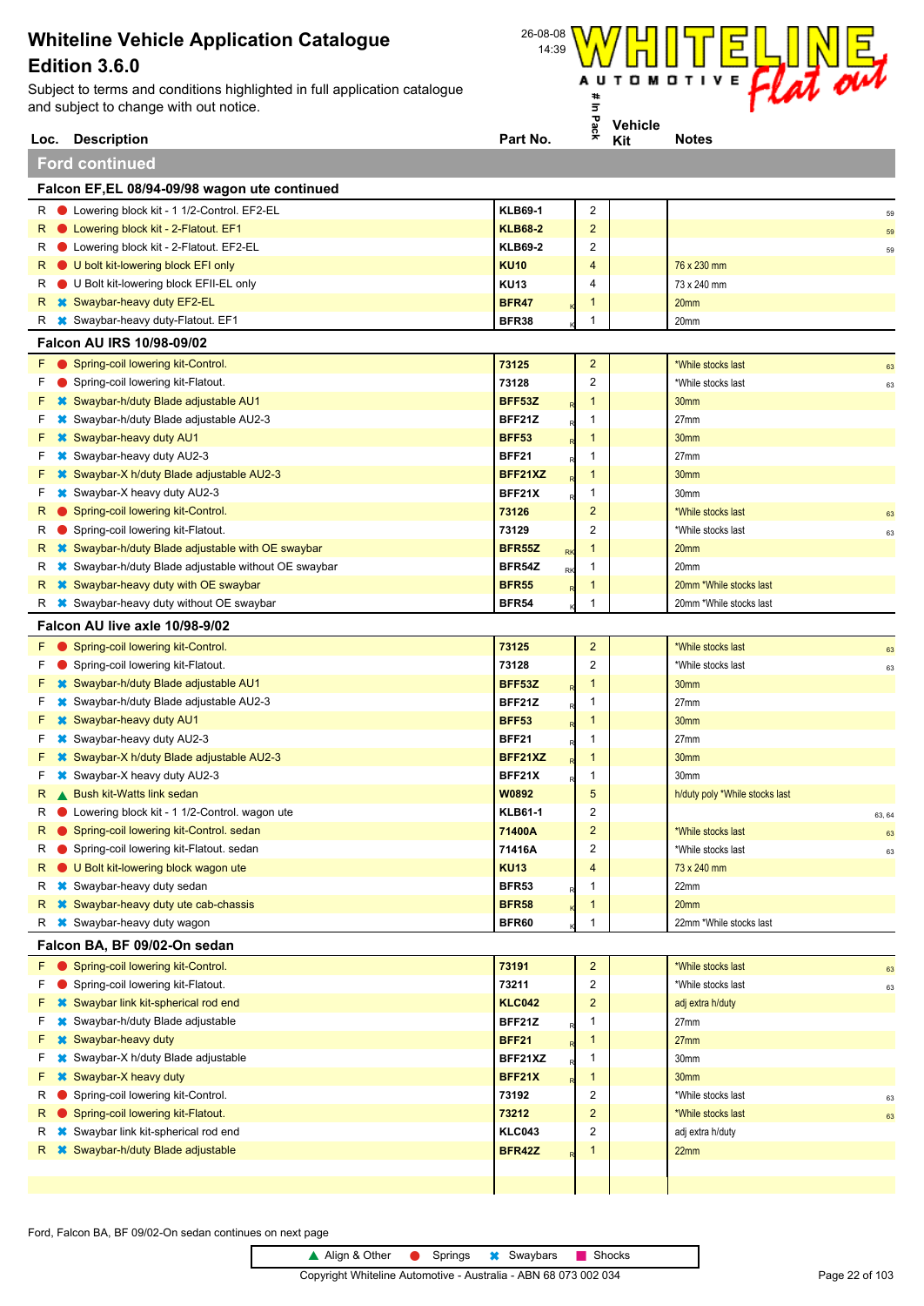# Whiteline Vehicle Application Catalogue
## Edition 3.6.0

Subject to terms and conditions highlighted in full application catalogue and subject to change with out notice.

26-08-08 14:39

## Ford continued

| Loc. | Description | Part No. | | # In Pack | Vehicle Kit | Notes | |
|---|---|---|---|---|---|---|---|
| **Falcon EF,EL 08/94-09/98 wagon ute continued** | | | | | | | |
| R | ● Lowering block kit - 1 1/2-Control. EF2-EL | **KLB69-1** | | 2 | | | 59 |
| R | ● Lowering block kit - 2-Flatout. EF1 | **KLB68-2** | | 2 | | | 59 |
| R | ● Lowering block kit - 2-Flatout. EF2-EL | **KLB69-2** | | 2 | | | 59 |
| R | ● U bolt kit-lowering block EFI only | **KU10** | | 4 | | 76 x 230 mm | |
| R | ● U Bolt kit-lowering block EFII-EL only | **KU13** | | 4 | | 73 x 240 mm | |
| R | ✖ Swaybar-heavy duty EF2-EL | **BFR47** | K | 1 | | 20mm | |
| R | ✖ Swaybar-heavy duty-Flatout. EF1 | **BFR38** | K | 1 | | 20mm | |
| **Falcon AU IRS 10/98-09/02** | | | | | | | |
| F | ● Spring-coil lowering kit-Control. | **73125** | | 2 | | *While stocks last | 63 |
| F | ● Spring-coil lowering kit-Flatout. | **73128** | | 2 | | *While stocks last | 63 |
| F | ✖ Swaybar-h/duty Blade adjustable AU1 | **BFF53Z** | R | 1 | | 30mm | |
| F | ✖ Swaybar-h/duty Blade adjustable AU2-3 | **BFF21Z** | R | 1 | | 27mm | |
| F | ✖ Swaybar-heavy duty AU1 | **BFF53** | R | 1 | | 30mm | |
| F | ✖ Swaybar-heavy duty AU2-3 | **BFF21** | R | 1 | | 27mm | |
| F | ✖ Swaybar-X h/duty Blade adjustable AU2-3 | **BFF21XZ** | R | 1 | | 30mm | |
| F | ✖ Swaybar-X heavy duty AU2-3 | **BFF21X** | R | 1 | | 30mm | |
| R | ● Spring-coil lowering kit-Control. | **73126** | | 2 | | *While stocks last | 63 |
| R | ● Spring-coil lowering kit-Flatout. | **73129** | | 2 | | *While stocks last | 63 |
| R | ✖ Swaybar-h/duty Blade adjustable with OE swaybar | **BFR55Z** | RK | 1 | | 20mm | |
| R | ✖ Swaybar-h/duty Blade adjustable without OE swaybar | **BFR54Z** | RK | 1 | | 20mm | |
| R | ✖ Swaybar-heavy duty with OE swaybar | **BFR55** | R | 1 | | 20mm *While stocks last | |
| R | ✖ Swaybar-heavy duty without OE swaybar | **BFR54** | K | 1 | | 20mm *While stocks last | |
| **Falcon AU live axle 10/98-9/02** | | | | | | | |
| F | ● Spring-coil lowering kit-Control. | **73125** | | 2 | | *While stocks last | 63 |
| F | ● Spring-coil lowering kit-Flatout. | **73128** | | 2 | | *While stocks last | 63 |
| F | ✖ Swaybar-h/duty Blade adjustable AU1 | **BFF53Z** | R | 1 | | 30mm | |
| F | ✖ Swaybar-h/duty Blade adjustable AU2-3 | **BFF21Z** | R | 1 | | 27mm | |
| F | ✖ Swaybar-heavy duty AU1 | **BFF53** | R | 1 | | 30mm | |
| F | ✖ Swaybar-heavy duty AU2-3 | **BFF21** | R | 1 | | 27mm | |
| F | ✖ Swaybar-X h/duty Blade adjustable AU2-3 | **BFF21XZ** | R | 1 | | 30mm | |
| F | ✖ Swaybar-X heavy duty AU2-3 | **BFF21X** | R | 1 | | 30mm | |
| R | ▲ Bush kit-Watts link sedan | **W0892** | | 5 | | h/duty poly *While stocks last | |
| R | ● Lowering block kit - 1 1/2-Control. wagon ute | **KLB61-1** | | 2 | | | 63, 64 |
| R | ● Spring-coil lowering kit-Control. sedan | **71400A** | | 2 | | *While stocks last | 63 |
| R | ● Spring-coil lowering kit-Flatout. sedan | **71416A** | | 2 | | *While stocks last | 63 |
| R | ● U Bolt kit-lowering block wagon ute | **KU13** | | 4 | | 73 x 240 mm | |
| R | ✖ Swaybar-heavy duty sedan | **BFR53** | R | 1 | | 22mm | |
| R | ✖ Swaybar-heavy duty ute cab-chassis | **BFR58** | K | 1 | | 20mm | |
| R | ✖ Swaybar-heavy duty wagon | **BFR60** | K | 1 | | 22mm *While stocks last | |
| **Falcon BA, BF 09/02-On sedan** | | | | | | | |
| F | ● Spring-coil lowering kit-Control. | **73191** | | 2 | | *While stocks last | 63 |
| F | ● Spring-coil lowering kit-Flatout. | **73211** | | 2 | | *While stocks last | 63 |
| F | ✖ Swaybar link kit-spherical rod end | **KLC042** | | 2 | | adj extra h/duty | |
| F | ✖ Swaybar-h/duty Blade adjustable | **BFF21Z** | R | 1 | | 27mm | |
| F | ✖ Swaybar-heavy duty | **BFF21** | R | 1 | | 27mm | |
| F | ✖ Swaybar-X h/duty Blade adjustable | **BFF21XZ** | R | 1 | | 30mm | |
| F | ✖ Swaybar-X heavy duty | **BFF21X** | R | 1 | | 30mm | |
| R | ● Spring-coil lowering kit-Control. | **73192** | | 2 | | *While stocks last | 63 |
| R | ● Spring-coil lowering kit-Flatout. | **73212** | | 2 | | *While stocks last | 63 |
| R | ✖ Swaybar link kit-spherical rod end | **KLC043** | | 2 | | adj extra h/duty | |
| R | ✖ Swaybar-h/duty Blade adjustable | **BFR42Z** | R | 1 | | 22mm | |

Ford, Falcon BA, BF 09/02-On sedan continues on next page

▲ Align & Other ● Springs ✖ Swaybars ■ Shocks

Copyright Whiteline Automotive - Australia - ABN 68 073 002 034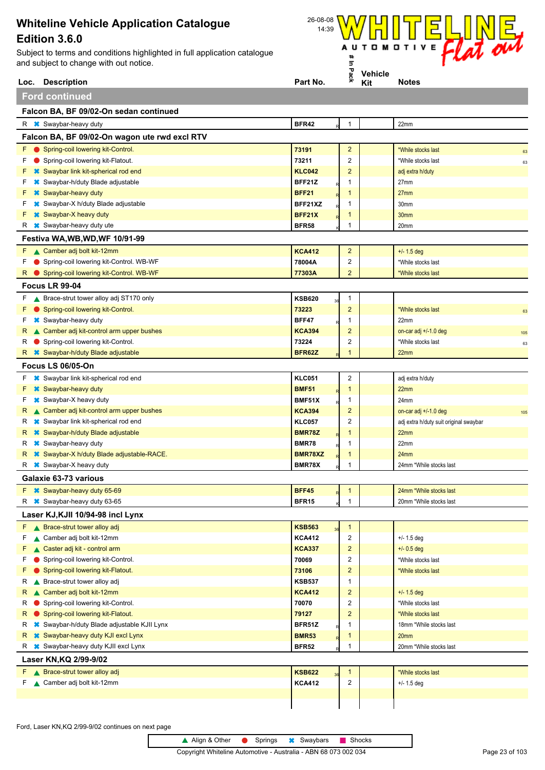# Whiteline Vehicle Application Catalogue

## Edition 3.6.0

Subject to terms and conditions highlighted in full application catalogue and subject to change with out notice.

26-08-08
14:39

## Ford continued

| Loc. | Description | Part No. | # In Pack | Vehicle Kit | Notes |
|---|---|---|---|---|---|
| **Falcon BA, BF 09/02-On sedan continued** | | | | | |
| R | Swaybar-heavy duty | BFR42 R | 1 | | 22mm |
| **Falcon BA, BF 09/02-On wagon ute rwd excl RTV** | | | | | |
| F | Spring-coil lowering kit-Control. | 73191 | 2 | | *While stocks last 63 |
| F | Spring-coil lowering kit-Flatout. | 73211 | 2 | | *While stocks last 63 |
| F | Swaybar link kit-spherical rod end | KLC042 | 2 | | adj extra h/duty |
| F | Swaybar-h/duty Blade adjustable | BFF21Z R | 1 | | 27mm |
| F | Swaybar-heavy duty | BFF21 R | 1 | | 27mm |
| F | Swaybar-X h/duty Blade adjustable | BFF21XZ R | 1 | | 30mm |
| F | Swaybar-X heavy duty | BFF21X R | 1 | | 30mm |
| R | Swaybar-heavy duty ute | BFR58 K | 1 | | 20mm |
| **Festiva WA,WB,WD,WF 10/91-99** | | | | | |
| F | Camber adj bolt kit-12mm | KCA412 | 2 | | +/- 1.5 deg |
| F | Spring-coil lowering kit-Control. WB-WF | 78004A | 2 | | *While stocks last |
| R | Spring-coil lowering kit-Control. WB-WF | 77303A | 2 | | *While stocks last |
| **Focus LR 99-04** | | | | | |
| F | Brace-strut tower alloy adj ST170 only | KSB620 36 | 1 | | |
| F | Spring-coil lowering kit-Control. | 73223 | 2 | | *While stocks last 63 |
| F | Swaybar-heavy duty | BFF47 R | 1 | | 22mm |
| R | Camber adj kit-control arm upper bushes | KCA394 | 2 | | on-car adj +/-1.0 deg 105 |
| R | Spring-coil lowering kit-Control. | 73224 | 2 | | *While stocks last 63 |
| R | Swaybar-h/duty Blade adjustable | BFR62Z R | 1 | | 22mm |
| **Focus LS 06/05-On** | | | | | |
| F | Swaybar link kit-spherical rod end | KLC051 | 2 | | adj extra h/duty |
| F | Swaybar-heavy duty | BMF51 R | 1 | | 22mm |
| F | Swaybar-X heavy duty | BMF51X R | 1 | | 24mm |
| R | Camber adj kit-control arm upper bushes | KCA394 | 2 | | on-car adj +/-1.0 deg 105 |
| R | Swaybar link kit-spherical rod end | KLC057 | 2 | | adj extra h/duty suit original swaybar |
| R | Swaybar-h/duty Blade adjustable | BMR78Z R | 1 | | 22mm |
| R | Swaybar-heavy duty | BMR78 R | 1 | | 22mm |
| R | Swaybar-X h/duty Blade adjustable-RACE. | BMR78XZ R | 1 | | 24mm |
| R | Swaybar-X heavy duty | BMR78X R | 1 | | 24mm *While stocks last |
| **Galaxie 63-73 various** | | | | | |
| F | Swaybar-heavy duty 65-69 | BFF45 R | 1 | | 24mm *While stocks last |
| R | Swaybar-heavy duty 63-65 | BFR15 K | 1 | | 20mm *While stocks last |
| **Laser KJ,KJII 10/94-98 incl Lynx** | | | | | |
| F | Brace-strut tower alloy adj | KSB563 36 | 1 | | |
| F | Camber adj bolt kit-12mm | KCA412 | 2 | | +/- 1.5 deg |
| F | Caster adj kit - control arm | KCA337 | 2 | | +/- 0.5 deg |
| F | Spring-coil lowering kit-Control. | 70069 | 2 | | *While stocks last |
| F | Spring-coil lowering kit-Flatout. | 73106 | 2 | | *While stocks last |
| R | Brace-strut tower alloy adj | KSB537 | 1 | | |
| R | Camber adj bolt kit-12mm | KCA412 | 2 | | +/- 1.5 deg |
| R | Spring-coil lowering kit-Control. | 70070 | 2 | | *While stocks last |
| R | Spring-coil lowering kit-Flatout. | 79127 | 2 | | *While stocks last |
| R | Swaybar-h/duty Blade adjustable KJII Lynx | BFR51Z R | 1 | | 18mm *While stocks last |
| R | Swaybar-heavy duty KJI excl Lynx | BMR53 R | 1 | | 20mm |
| R | Swaybar-heavy duty KJII excl Lynx | BFR52 R | 1 | | 20mm *While stocks last |
| **Laser KN,KQ 2/99-9/02** | | | | | |
| F | Brace-strut tower alloy adj | KSB622 36 | 1 | | *While stocks last |
| F | Camber adj bolt kit-12mm | KCA412 | 2 | | +/- 1.5 deg |

Ford, Laser KN,KQ 2/99-9/02 continues on next page

▲ Align & Other ● Springs ✖ Swaybars ■ Shocks

Copyright Whiteline Automotive - Australia - ABN 68 073 002 034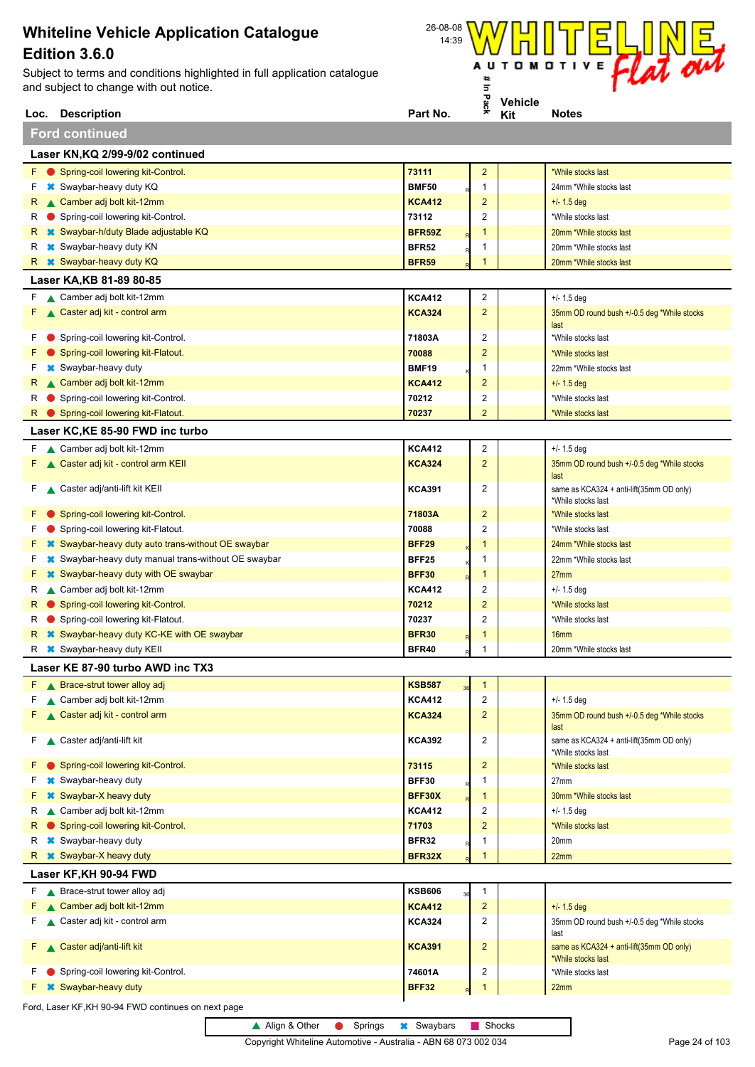# Whiteline Vehicle Application Catalogue

## Edition 3.6.0

Subject to terms and conditions highlighted in full application catalogue and subject to change with out notice.

26-08-08
14:39

## Ford continued

### Laser KN,KQ 2/99-9/02 continued

| Loc. | Description | Part No. | # In Pack | Vehicle Kit | Notes |
|---|---|---|---|---|---|
| F | Spring-coil lowering kit-Control. | 73111 | 2 | | *While stocks last |
| F | Swaybar-heavy duty KQ | BMF50 | 1 | | 24mm *While stocks last |
| R | Camber adj bolt kit-12mm | KCA412 | 2 | | +/- 1.5 deg |
| R | Spring-coil lowering kit-Control. | 73112 | 2 | | *While stocks last |
| R | Swaybar-h/duty Blade adjustable KQ | BFR59Z | 1 | | 20mm *While stocks last |
| R | Swaybar-heavy duty KN | BFR52 | 1 | | 20mm *While stocks last |
| R | Swaybar-heavy duty KQ | BFR59 | 1 | | 20mm *While stocks last |

### Laser KA,KB 81-89 80-85

| Loc. | Description | Part No. | # In Pack | Vehicle Kit | Notes |
|---|---|---|---|---|---|
| F | Camber adj bolt kit-12mm | KCA412 | 2 | | +/- 1.5 deg |
| F | Caster adj kit - control arm | KCA324 | 2 | | 35mm OD round bush +/-0.5 deg *While stocks last |
| F | Spring-coil lowering kit-Control. | 71803A | 2 | | *While stocks last |
| F | Spring-coil lowering kit-Flatout. | 70088 | 2 | | *While stocks last |
| F | Swaybar-heavy duty | BMF19 | 1 | | 22mm *While stocks last |
| R | Camber adj bolt kit-12mm | KCA412 | 2 | | +/- 1.5 deg |
| R | Spring-coil lowering kit-Control. | 70212 | 2 | | *While stocks last |
| R | Spring-coil lowering kit-Flatout. | 70237 | 2 | | *While stocks last |

### Laser KC,KE 85-90 FWD inc turbo

| Loc. | Description | Part No. | # In Pack | Vehicle Kit | Notes |
|---|---|---|---|---|---|
| F | Camber adj bolt kit-12mm | KCA412 | 2 | | +/- 1.5 deg |
| F | Caster adj kit - control arm KEII | KCA324 | 2 | | 35mm OD round bush +/-0.5 deg *While stocks last |
| F | Caster adj/anti-lift kit KEII | KCA391 | 2 | | same as KCA324 + anti-lift(35mm OD only) *While stocks last |
| F | Spring-coil lowering kit-Control. | 71803A | 2 | | *While stocks last |
| F | Spring-coil lowering kit-Flatout. | 70088 | 2 | | *While stocks last |
| F | Swaybar-heavy duty auto trans-without OE swaybar | BFF29 | 1 | | 24mm *While stocks last |
| F | Swaybar-heavy duty manual trans-without OE swaybar | BFF25 | 1 | | 22mm *While stocks last |
| F | Swaybar-heavy duty with OE swaybar | BFF30 | 1 | | 27mm |
| R | Camber adj bolt kit-12mm | KCA412 | 2 | | +/- 1.5 deg |
| R | Spring-coil lowering kit-Control. | 70212 | 2 | | *While stocks last |
| R | Spring-coil lowering kit-Flatout. | 70237 | 2 | | *While stocks last |
| R | Swaybar-heavy duty KC-KE with OE swaybar | BFR30 | 1 | | 16mm |
| R | Swaybar-heavy duty KEII | BFR40 | 1 | | 20mm *While stocks last |

### Laser KE 87-90 turbo AWD inc TX3

| Loc. | Description | Part No. | # In Pack | Vehicle Kit | Notes |
|---|---|---|---|---|---|
| F | Brace-strut tower alloy adj | KSB587 | 1 | | |
| F | Camber adj bolt kit-12mm | KCA412 | 2 | | +/- 1.5 deg |
| F | Caster adj kit - control arm | KCA324 | 2 | | 35mm OD round bush +/-0.5 deg *While stocks last |
| F | Caster adj/anti-lift kit | KCA392 | 2 | | same as KCA324 + anti-lift(35mm OD only) *While stocks last |
| F | Spring-coil lowering kit-Control. | 73115 | 2 | | *While stocks last |
| F | Swaybar-heavy duty | BFF30 | 1 | | 27mm |
| F | Swaybar-X heavy duty | BFF30X | 1 | | 30mm *While stocks last |
| R | Camber adj bolt kit-12mm | KCA412 | 2 | | +/- 1.5 deg |
| R | Spring-coil lowering kit-Control. | 71703 | 2 | | *While stocks last |
| R | Swaybar-heavy duty | BFR32 | 1 | | 20mm |
| R | Swaybar-X heavy duty | BFR32X | 1 | | 22mm |

### Laser KF,KH 90-94 FWD

| Loc. | Description | Part No. | # In Pack | Vehicle Kit | Notes |
|---|---|---|---|---|---|
| F | Brace-strut tower alloy adj | KSB606 | 1 | | |
| F | Camber adj bolt kit-12mm | KCA412 | 2 | | +/- 1.5 deg |
| F | Caster adj kit - control arm | KCA324 | 2 | | 35mm OD round bush +/-0.5 deg *While stocks last |
| F | Caster adj/anti-lift kit | KCA391 | 2 | | same as KCA324 + anti-lift(35mm OD only) *While stocks last |
| F | Spring-coil lowering kit-Control. | 74601A | 2 | | *While stocks last |
| F | Swaybar-heavy duty | BFF32 | 1 | | 22mm |

Ford, Laser KF,KH 90-94 FWD continues on next page

▲ Align & Other ● Springs ✖ Swaybars ■ Shocks

Copyright Whiteline Automotive - Australia - ABN 68 073 002 034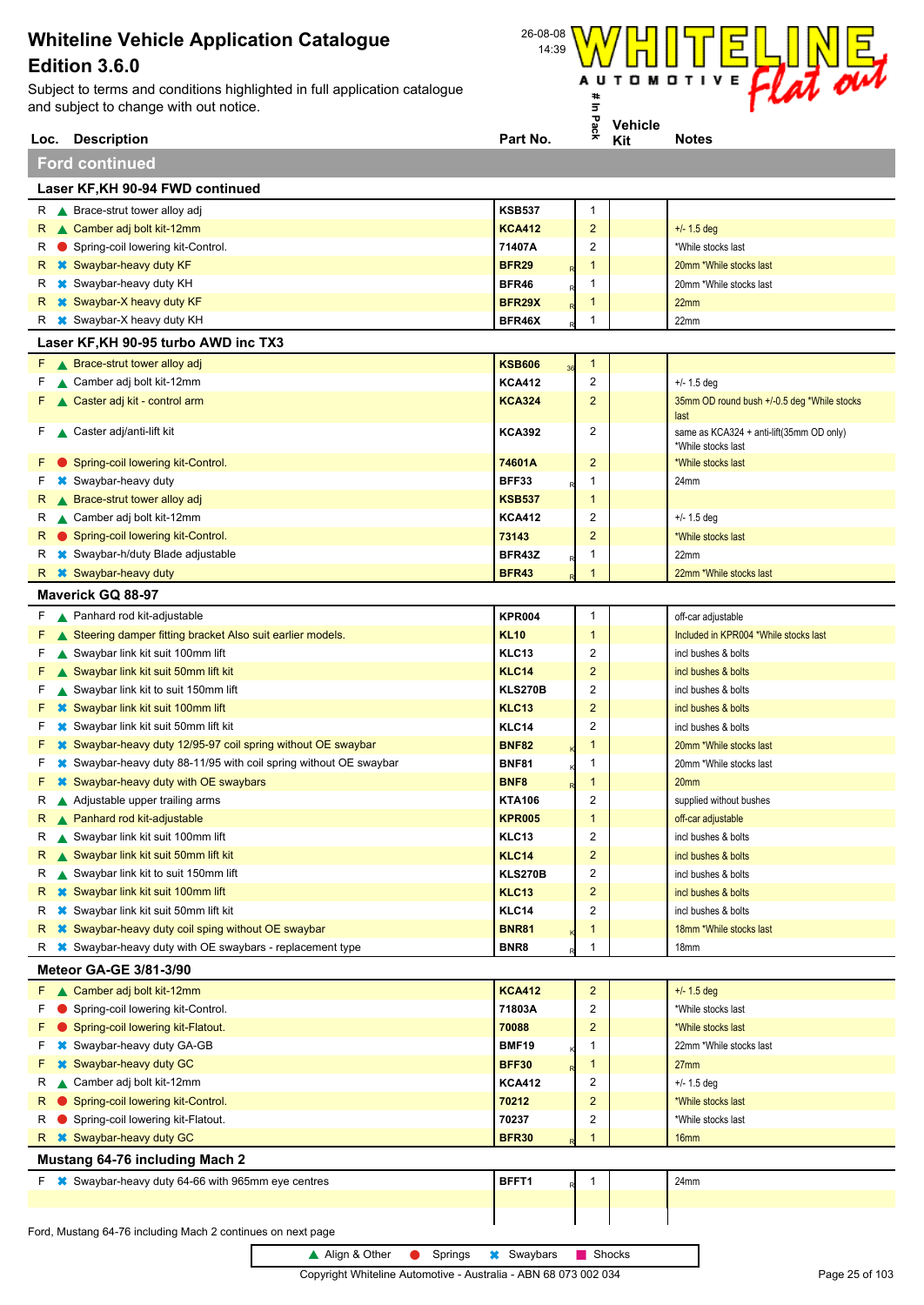# Whiteline Vehicle Application Catalogue Edition 3.6.0

Subject to terms and conditions highlighted in full application catalogue and subject to change with out notice.

26-08-08 14:39

## Ford continued

| Loc. | Description | Part No. | # In Pack | Vehicle Kit | Notes |
|---|---|---|---|---|---|
| **Laser KF,KH 90-94 FWD continued** | | | | | |
| R | ▲ Brace-strut tower alloy adj | **KSB537** | 1 | | |
| R | ▲ Camber adj bolt kit-12mm | **KCA412** | 2 | | +/- 1.5 deg |
| R | ● Spring-coil lowering kit-Control. | **71407A** | 2 | | *While stocks last |
| R | ✖ Swaybar-heavy duty KF | **BFR29** | 1 | | 20mm *While stocks last |
| R | ✖ Swaybar-heavy duty KH | **BFR46** | 1 | | 20mm *While stocks last |
| R | ✖ Swaybar-X heavy duty KF | **BFR29X** | 1 | | 22mm |
| R | ✖ Swaybar-X heavy duty KH | **BFR46X** | 1 | | 22mm |
| **Laser KF,KH 90-95 turbo AWD inc TX3** | | | | | |
| F | ▲ Brace-strut tower alloy adj | **KSB606** | 1 | | |
| F | ▲ Camber adj bolt kit-12mm | **KCA412** | 2 | | +/- 1.5 deg |
| F | ▲ Caster adj kit - control arm | **KCA324** | 2 | | 35mm OD round bush +/-0.5 deg *While stocks last |
| F | ▲ Caster adj/anti-lift kit | **KCA392** | 2 | | same as KCA324 + anti-lift(35mm OD only) *While stocks last |
| F | ● Spring-coil lowering kit-Control. | **74601A** | 2 | | *While stocks last |
| F | ✖ Swaybar-heavy duty | **BFF33** | 1 | | 24mm |
| R | ▲ Brace-strut tower alloy adj | **KSB537** | 1 | | |
| R | ▲ Camber adj bolt kit-12mm | **KCA412** | 2 | | +/- 1.5 deg |
| R | ● Spring-coil lowering kit-Control. | **73143** | 2 | | *While stocks last |
| R | ✖ Swaybar-h/duty Blade adjustable | **BFR43Z** | 1 | | 22mm |
| R | ✖ Swaybar-heavy duty | **BFR43** | 1 | | 22mm *While stocks last |
| **Maverick GQ 88-97** | | | | | |
| F | ▲ Panhard rod kit-adjustable | **KPR004** | 1 | | off-car adjustable |
| F | ▲ Steering damper fitting bracket Also suit earlier models. | **KL10** | 1 | | Included in KPR004 *While stocks last |
| F | ▲ Swaybar link kit suit 100mm lift | **KLC13** | 2 | | incl bushes & bolts |
| F | ▲ Swaybar link kit suit 50mm lift kit | **KLC14** | 2 | | incl bushes & bolts |
| F | ▲ Swaybar link kit to suit 150mm lift | **KLS270B** | 2 | | incl bushes & bolts |
| F | ✖ Swaybar link kit suit 100mm lift | **KLC13** | 2 | | incl bushes & bolts |
| F | ✖ Swaybar link kit suit 50mm lift kit | **KLC14** | 2 | | incl bushes & bolts |
| F | ✖ Swaybar-heavy duty 12/95-97 coil spring without OE swaybar | **BNF82** | 1 | | 20mm *While stocks last |
| F | ✖ Swaybar-heavy duty 88-11/95 with coil spring without OE swaybar | **BNF81** | 1 | | 20mm *While stocks last |
| F | ✖ Swaybar-heavy duty with OE swaybars | **BNF8** | 1 | | 20mm |
| R | ▲ Adjustable upper trailing arms | **KTA106** | 2 | | supplied without bushes |
| R | ▲ Panhard rod kit-adjustable | **KPR005** | 1 | | off-car adjustable |
| R | ▲ Swaybar link kit suit 100mm lift | **KLC13** | 2 | | incl bushes & bolts |
| R | ▲ Swaybar link kit suit 50mm lift kit | **KLC14** | 2 | | incl bushes & bolts |
| R | ▲ Swaybar link kit to suit 150mm lift | **KLS270B** | 2 | | incl bushes & bolts |
| R | ✖ Swaybar link kit suit 100mm lift | **KLC13** | 2 | | incl bushes & bolts |
| R | ✖ Swaybar link kit suit 50mm lift kit | **KLC14** | 2 | | incl bushes & bolts |
| R | ✖ Swaybar-heavy duty coil sping without OE swaybar | **BNR81** | 1 | | 18mm *While stocks last |
| R | ✖ Swaybar-heavy duty with OE swaybars - replacement type | **BNR8** | 1 | | 18mm |
| **Meteor GA-GE 3/81-3/90** | | | | | |
| F | ▲ Camber adj bolt kit-12mm | **KCA412** | 2 | | +/- 1.5 deg |
| F | ● Spring-coil lowering kit-Control. | **71803A** | 2 | | *While stocks last |
| F | ● Spring-coil lowering kit-Flatout. | **70088** | 2 | | *While stocks last |
| F | ✖ Swaybar-heavy duty GA-GB | **BMF19** | 1 | | 22mm *While stocks last |
| F | ✖ Swaybar-heavy duty GC | **BFF30** | 1 | | 27mm |
| R | ▲ Camber adj bolt kit-12mm | **KCA412** | 2 | | +/- 1.5 deg |
| R | ● Spring-coil lowering kit-Control. | **70212** | 2 | | *While stocks last |
| R | ● Spring-coil lowering kit-Flatout. | **70237** | 2 | | *While stocks last |
| R | ✖ Swaybar-heavy duty GC | **BFR30** | 1 | | 16mm |
| **Mustang 64-76 including Mach 2** | | | | | |
| F | ✖ Swaybar-heavy duty 64-66 with 965mm eye centres | **BFFT1** | 1 | | 24mm |

Ford, Mustang 64-76 including Mach 2 continues on next page

▲ Align & Other ● Springs ✖ Swaybars ■ Shocks

Copyright Whiteline Automotive - Australia - ABN 68 073 002 034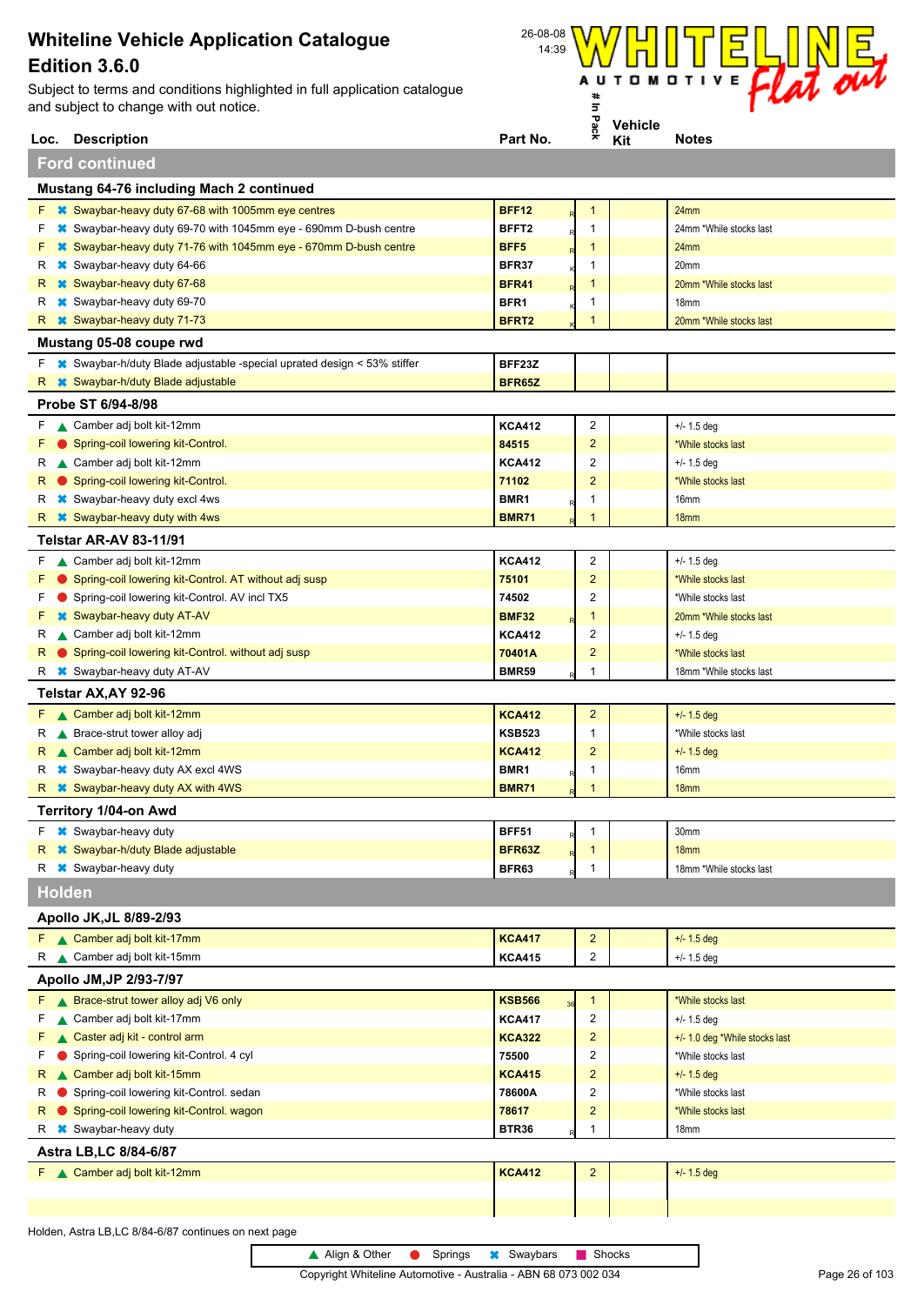# Whiteline Vehicle Application Catalogue
## Edition 3.6.0

Subject to terms and conditions highlighted in full application catalogue and subject to change with out notice.

26-08-08 14:39

| Loc. | Description | Part No. | # In Pack | Vehicle Kit | Notes |
|---|---|---|---|---|---|
| **Ford continued** | | | | | |
| **Mustang 64-76 including Mach 2 continued** | | | | | |
| F | Swaybar-heavy duty 67-68 with 1005mm eye centres | **BFF12** | 1 | | 24mm |
| F | Swaybar-heavy duty 69-70 with 1045mm eye - 690mm D-bush centre | **BFFT2** | 1 | | 24mm *While stocks last |
| F | Swaybar-heavy duty 71-76 with 1045mm eye - 670mm D-bush centre | **BFF5** | 1 | | 24mm |
| R | Swaybar-heavy duty 64-66 | **BFR37** | 1 | | 20mm |
| R | Swaybar-heavy duty 67-68 | **BFR41** | 1 | | 20mm *While stocks last |
| R | Swaybar-heavy duty 69-70 | **BFR1** | 1 | | 18mm |
| R | Swaybar-heavy duty 71-73 | **BFRT2** | 1 | | 20mm *While stocks last |
| **Mustang 05-08 coupe rwd** | | | | | |
| F | Swaybar-h/duty Blade adjustable -special uprated design < 53% stiffer | **BFF23Z** | | | |
| R | Swaybar-h/duty Blade adjustable | **BFR65Z** | | | |
| **Probe ST 6/94-8/98** | | | | | |
| F | Camber adj bolt kit-12mm | **KCA412** | 2 | | +/- 1.5 deg |
| F | Spring-coil lowering kit-Control. | **84515** | 2 | | *While stocks last |
| R | Camber adj bolt kit-12mm | **KCA412** | 2 | | +/- 1.5 deg |
| R | Spring-coil lowering kit-Control. | **71102** | 2 | | *While stocks last |
| R | Swaybar-heavy duty excl 4ws | **BMR1** | 1 | | 16mm |
| R | Swaybar-heavy duty with 4ws | **BMR71** | 1 | | 18mm |
| **Telstar AR-AV 83-11/91** | | | | | |
| F | Camber adj bolt kit-12mm | **KCA412** | 2 | | +/- 1.5 deg |
| F | Spring-coil lowering kit-Control. AT without adj susp | **75101** | 2 | | *While stocks last |
| F | Spring-coil lowering kit-Control. AV incl TX5 | **74502** | 2 | | *While stocks last |
| F | Swaybar-heavy duty AT-AV | **BMF32** | 1 | | 20mm *While stocks last |
| R | Camber adj bolt kit-12mm | **KCA412** | 2 | | +/- 1.5 deg |
| R | Spring-coil lowering kit-Control. without adj susp | **70401A** | 2 | | *While stocks last |
| R | Swaybar-heavy duty AT-AV | **BMR59** | 1 | | 18mm *While stocks last |
| **Telstar AX,AY 92-96** | | | | | |
| F | Camber adj bolt kit-12mm | **KCA412** | 2 | | +/- 1.5 deg |
| R | Brace-strut tower alloy adj | **KSB523** | 1 | | *While stocks last |
| R | Camber adj bolt kit-12mm | **KCA412** | 2 | | +/- 1.5 deg |
| R | Swaybar-heavy duty AX excl 4WS | **BMR1** | 1 | | 16mm |
| R | Swaybar-heavy duty AX with 4WS | **BMR71** | 1 | | 18mm |
| **Territory 1/04-on Awd** | | | | | |
| F | Swaybar-heavy duty | **BFF51** | 1 | | 30mm |
| R | Swaybar-h/duty Blade adjustable | **BFR63Z** | 1 | | 18mm |
| R | Swaybar-heavy duty | **BFR63** | 1 | | 18mm *While stocks last |
| **Holden** | | | | | |
| **Apollo JK,JL 8/89-2/93** | | | | | |
| F | Camber adj bolt kit-17mm | **KCA417** | 2 | | +/- 1.5 deg |
| R | Camber adj bolt kit-15mm | **KCA415** | 2 | | +/- 1.5 deg |
| **Apollo JM,JP 2/93-7/97** | | | | | |
| F | Brace-strut tower alloy adj V6 only | **KSB566** | 1 | | *While stocks last |
| F | Camber adj bolt kit-17mm | **KCA417** | 2 | | +/- 1.5 deg |
| F | Caster adj kit - control arm | **KCA322** | 2 | | +/- 1.0 deg *While stocks last |
| F | Spring-coil lowering kit-Control. 4 cyl | **75500** | 2 | | *While stocks last |
| R | Camber adj bolt kit-15mm | **KCA415** | 2 | | +/- 1.5 deg |
| R | Spring-coil lowering kit-Control. sedan | **78600A** | 2 | | *While stocks last |
| R | Spring-coil lowering kit-Control. wagon | **78617** | 2 | | *While stocks last |
| R | Swaybar-heavy duty | **BTR36** | 1 | | 18mm |
| **Astra LB,LC 8/84-6/87** | | | | | |
| F | Camber adj bolt kit-12mm | **KCA412** | 2 | | +/- 1.5 deg |

Holden, Astra LB,LC 8/84-6/87 continues on next page

▲ Align & Other ● Springs ✖ Swaybars ■ Shocks

Copyright Whiteline Automotive - Australia - ABN 68 073 002 034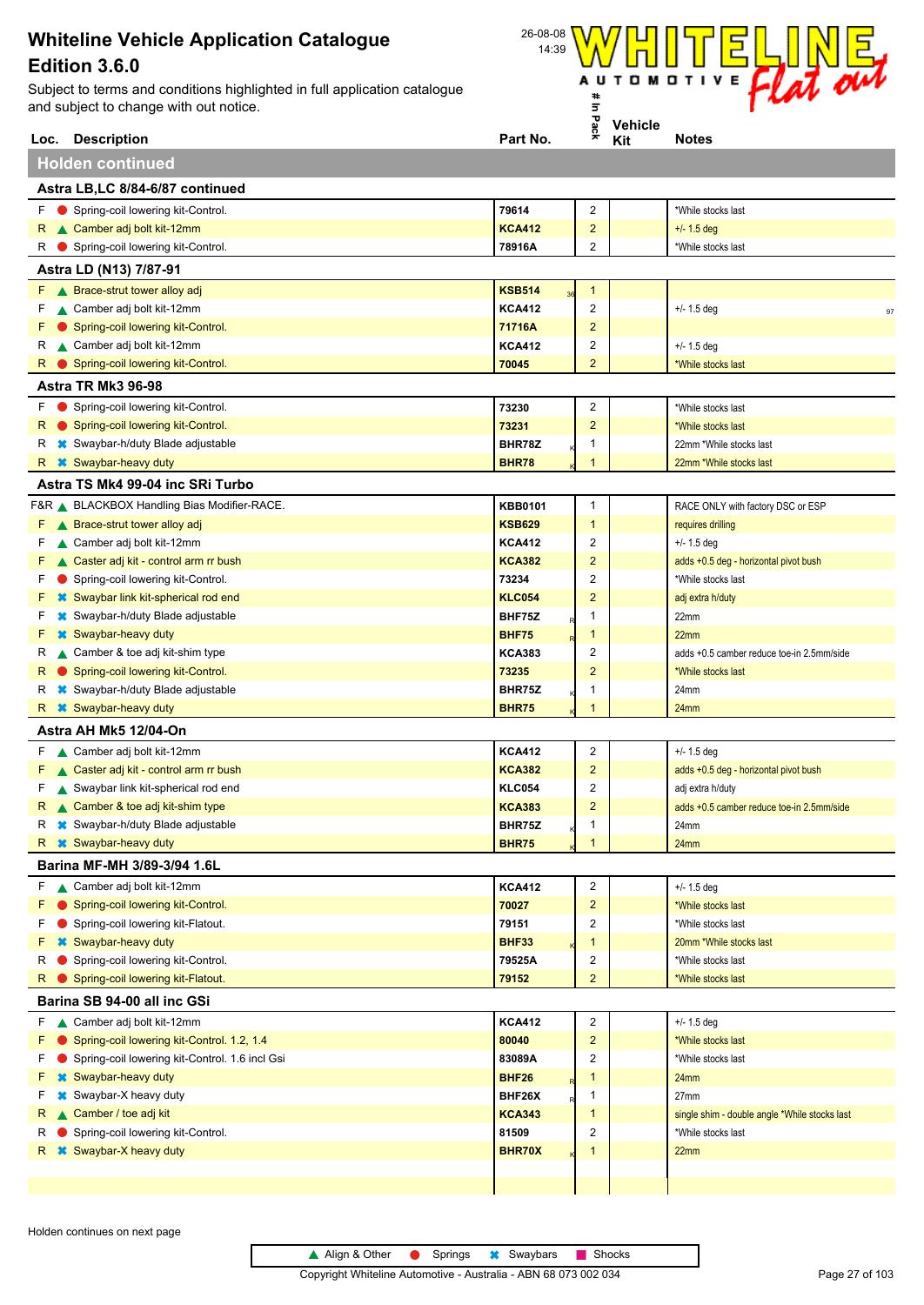# Whiteline Vehicle Application Catalogue
## Edition 3.6.0

Subject to terms and conditions highlighted in full application catalogue and subject to change with out notice.

26-08-08 14:39

| Loc. | Description | Part No. | # In Pack | Vehicle Kit | Notes |
|---|---|---|---|---|---|
| **Holden continued** | | | | | |
| **Astra LB,LC 8/84-6/87 continued** | | | | | |
| F | Spring-coil lowering kit-Control. | 79614 | 2 | | *While stocks last |
| R | Camber adj bolt kit-12mm | KCA412 | 2 | | +/- 1.5 deg |
| R | Spring-coil lowering kit-Control. | 78916A | 2 | | *While stocks last |
| **Astra LD (N13) 7/87-91** | | | | | |
| F | Brace-strut tower alloy adj | KSB514 | 1 | | |
| F | Camber adj bolt kit-12mm | KCA412 | 2 | | +/- 1.5 deg |
| F | Spring-coil lowering kit-Control. | 71716A | 2 | | |
| R | Camber adj bolt kit-12mm | KCA412 | 2 | | +/- 1.5 deg |
| R | Spring-coil lowering kit-Control. | 70045 | 2 | | *While stocks last |
| **Astra TR Mk3 96-98** | | | | | |
| F | Spring-coil lowering kit-Control. | 73230 | 2 | | *While stocks last |
| R | Spring-coil lowering kit-Control. | 73231 | 2 | | *While stocks last |
| R | Swaybar-h/duty Blade adjustable | BHR78Z | 1 | | 22mm *While stocks last |
| R | Swaybar-heavy duty | BHR78 | 1 | | 22mm *While stocks last |
| **Astra TS Mk4 99-04 inc SRi Turbo** | | | | | |
| F&R | BLACKBOX Handling Bias Modifier-RACE. | KBB0101 | 1 | | RACE ONLY with factory DSC or ESP |
| F | Brace-strut tower alloy adj | KSB629 | 1 | | requires drilling |
| F | Camber adj bolt kit-12mm | KCA412 | 2 | | +/- 1.5 deg |
| F | Caster adj kit - control arm rr bush | KCA382 | 2 | | adds +0.5 deg - horizontal pivot bush |
| F | Spring-coil lowering kit-Control. | 73234 | 2 | | *While stocks last |
| F | Swaybar link kit-spherical rod end | KLC054 | 2 | | adj extra h/duty |
| F | Swaybar-h/duty Blade adjustable | BHF75Z | 1 | | 22mm |
| F | Swaybar-heavy duty | BHF75 | 1 | | 22mm |
| R | Camber & toe adj kit-shim type | KCA383 | 2 | | adds +0.5 camber reduce toe-in 2.5mm/side |
| R | Spring-coil lowering kit-Control. | 73235 | 2 | | *While stocks last |
| R | Swaybar-h/duty Blade adjustable | BHR75Z | 1 | | 24mm |
| R | Swaybar-heavy duty | BHR75 | 1 | | 24mm |
| **Astra AH Mk5 12/04-On** | | | | | |
| F | Camber adj bolt kit-12mm | KCA412 | 2 | | +/- 1.5 deg |
| F | Caster adj kit - control arm rr bush | KCA382 | 2 | | adds +0.5 deg - horizontal pivot bush |
| F | Swaybar link kit-spherical rod end | KLC054 | 2 | | adj extra h/duty |
| R | Camber & toe adj kit-shim type | KCA383 | 2 | | adds +0.5 camber reduce toe-in 2.5mm/side |
| R | Swaybar-h/duty Blade adjustable | BHR75Z | 1 | | 24mm |
| R | Swaybar-heavy duty | BHR75 | 1 | | 24mm |
| **Barina MF-MH 3/89-3/94 1.6L** | | | | | |
| F | Camber adj bolt kit-12mm | KCA412 | 2 | | +/- 1.5 deg |
| F | Spring-coil lowering kit-Control. | 70027 | 2 | | *While stocks last |
| F | Spring-coil lowering kit-Flatout. | 79151 | 2 | | *While stocks last |
| F | Swaybar-heavy duty | BHF33 | 1 | | 20mm *While stocks last |
| R | Spring-coil lowering kit-Control. | 79525A | 2 | | *While stocks last |
| R | Spring-coil lowering kit-Flatout. | 79152 | 2 | | *While stocks last |
| **Barina SB 94-00 all inc GSi** | | | | | |
| F | Camber adj bolt kit-12mm | KCA412 | 2 | | +/- 1.5 deg |
| F | Spring-coil lowering kit-Control. 1.2, 1.4 | 80040 | 2 | | *While stocks last |
| F | Spring-coil lowering kit-Control. 1.6 incl Gsi | 83089A | 2 | | *While stocks last |
| F | Swaybar-heavy duty | BHF26 | 1 | | 24mm |
| F | Swaybar-X heavy duty | BHF26X | 1 | | 27mm |
| R | Camber / toe adj kit | KCA343 | 1 | | single shim - double angle *While stocks last |
| R | Spring-coil lowering kit-Control. | 81509 | 2 | | *While stocks last |
| R | Swaybar-X heavy duty | BHR70X | 1 | | 22mm |

Holden continues on next page

▲ Align & Other ● Springs ✖ Swaybars ■ Shocks

Copyright Whiteline Automotive - Australia - ABN 68 073 002 034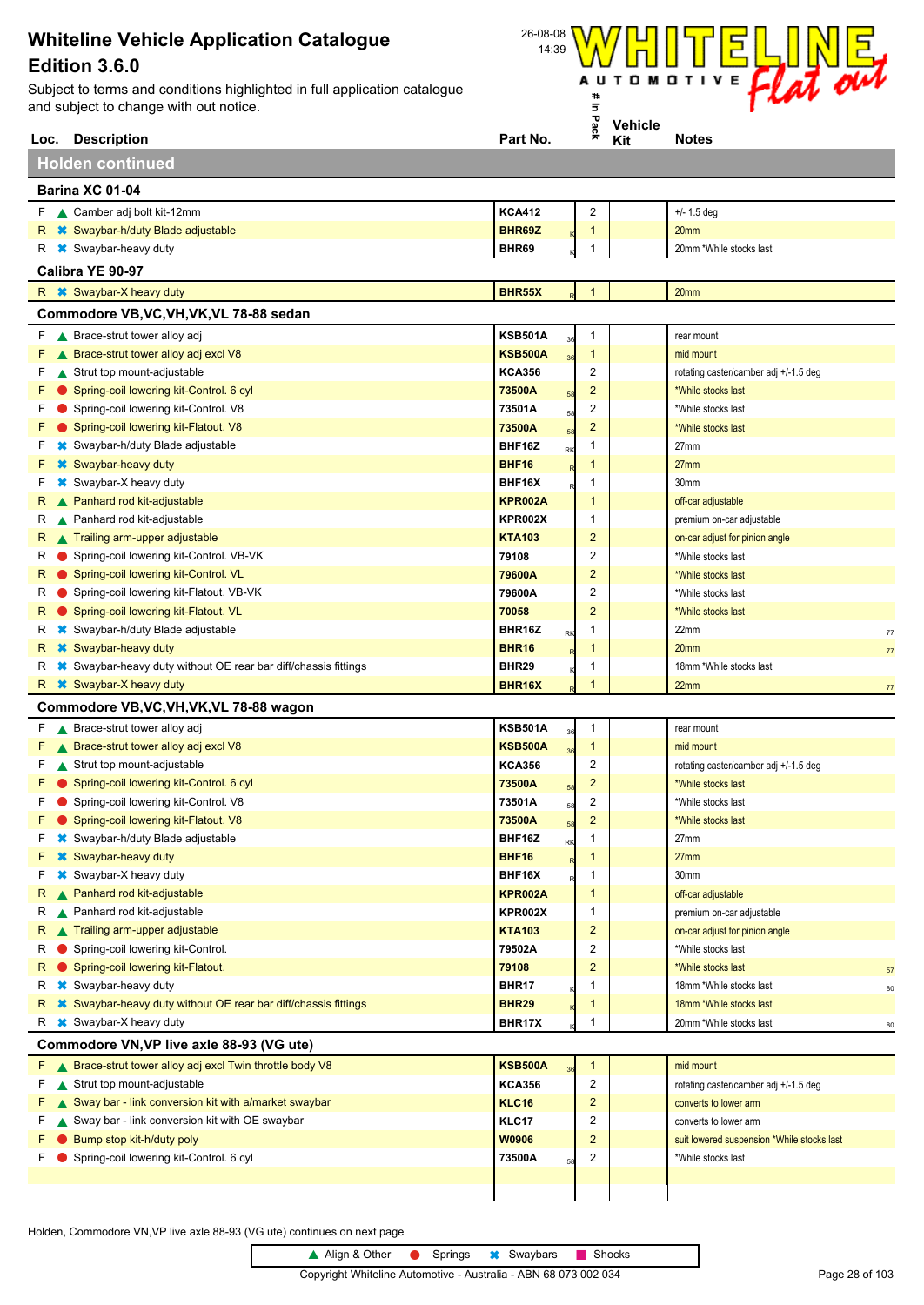# Whiteline Vehicle Application Catalogue Edition 3.6.0

Subject to terms and conditions highlighted in full application catalogue and subject to change with out notice.

26-08-08 14:39

## Holden continued

| Loc. | Description | Part No. | | # In Pack | Vehicle Kit | Notes | |
|---|---|---|---|---|---|---|---|
| **Barina XC 01-04** | | | | | | | |
| F | ▲ Camber adj bolt kit-12mm | KCA412 | | 2 | | +/- 1.5 deg | |
| R | ✖ Swaybar-h/duty Blade adjustable | BHR69Z | K | 1 | | 20mm | |
| R | ✖ Swaybar-heavy duty | BHR69 | K | 1 | | 20mm *While stocks last | |
| **Calibra YE 90-97** | | | | | | | |
| R | ✖ Swaybar-X heavy duty | BHR55X | R | 1 | | 20mm | |
| **Commodore VB,VC,VH,VK,VL 78-88 sedan** | | | | | | | |
| F | ▲ Brace-strut tower alloy adj | KSB501A | 36 | 1 | | rear mount | |
| F | ▲ Brace-strut tower alloy adj excl V8 | KSB500A | 36 | 1 | | mid mount | |
| F | ▲ Strut top mount-adjustable | KCA356 | | 2 | | rotating caster/camber adj +/-1.5 deg | |
| F | ● Spring-coil lowering kit-Control. 6 cyl | 73500A | 58 | 2 | | *While stocks last | |
| F | ● Spring-coil lowering kit-Control. V8 | 73501A | 58 | 2 | | *While stocks last | |
| F | ● Spring-coil lowering kit-Flatout. V8 | 73500A | 58 | 2 | | *While stocks last | |
| F | ✖ Swaybar-h/duty Blade adjustable | BHF16Z | RK | 1 | | 27mm | |
| F | ✖ Swaybar-heavy duty | BHF16 | R | 1 | | 27mm | |
| F | ✖ Swaybar-X heavy duty | BHF16X | R | 1 | | 30mm | |
| R | ▲ Panhard rod kit-adjustable | KPR002A | | 1 | | off-car adjustable | |
| R | ▲ Panhard rod kit-adjustable | KPR002X | | 1 | | premium on-car adjustable | |
| R | ▲ Trailing arm-upper adjustable | KTA103 | | 2 | | on-car adjust for pinion angle | |
| R | ● Spring-coil lowering kit-Control. VB-VK | 79108 | | 2 | | *While stocks last | |
| R | ● Spring-coil lowering kit-Control. VL | 79600A | | 2 | | *While stocks last | |
| R | ● Spring-coil lowering kit-Flatout. VB-VK | 79600A | | 2 | | *While stocks last | |
| R | ● Spring-coil lowering kit-Flatout. VL | 70058 | | 2 | | *While stocks last | |
| R | ✖ Swaybar-h/duty Blade adjustable | BHR16Z | RK | 1 | | 22mm | 77 |
| R | ✖ Swaybar-heavy duty | BHR16 | R | 1 | | 20mm | 77 |
| R | ✖ Swaybar-heavy duty without OE rear bar diff/chassis fittings | BHR29 | K | 1 | | 18mm *While stocks last | |
| R | ✖ Swaybar-X heavy duty | BHR16X | R | 1 | | 22mm | 77 |
| **Commodore VB,VC,VH,VK,VL 78-88 wagon** | | | | | | | |
| F | ▲ Brace-strut tower alloy adj | KSB501A | 36 | 1 | | rear mount | |
| F | ▲ Brace-strut tower alloy adj excl V8 | KSB500A | 36 | 1 | | mid mount | |
| F | ▲ Strut top mount-adjustable | KCA356 | | 2 | | rotating caster/camber adj +/-1.5 deg | |
| F | ● Spring-coil lowering kit-Control. 6 cyl | 73500A | 58 | 2 | | *While stocks last | |
| F | ● Spring-coil lowering kit-Control. V8 | 73501A | 58 | 2 | | *While stocks last | |
| F | ● Spring-coil lowering kit-Flatout. V8 | 73500A | 58 | 2 | | *While stocks last | |
| F | ✖ Swaybar-h/duty Blade adjustable | BHF16Z | RK | 1 | | 27mm | |
| F | ✖ Swaybar-heavy duty | BHF16 | R | 1 | | 27mm | |
| F | ✖ Swaybar-X heavy duty | BHF16X | R | 1 | | 30mm | |
| R | ▲ Panhard rod kit-adjustable | KPR002A | | 1 | | off-car adjustable | |
| R | ▲ Panhard rod kit-adjustable | KPR002X | | 1 | | premium on-car adjustable | |
| R | ▲ Trailing arm-upper adjustable | KTA103 | | 2 | | on-car adjust for pinion angle | |
| R | ● Spring-coil lowering kit-Control. | 79502A | | 2 | | *While stocks last | |
| R | ● Spring-coil lowering kit-Flatout. | 79108 | | 2 | | *While stocks last | 57 |
| R | ✖ Swaybar-heavy duty | BHR17 | K | 1 | | 18mm *While stocks last | 80 |
| R | ✖ Swaybar-heavy duty without OE rear bar diff/chassis fittings | BHR29 | K | 1 | | 18mm *While stocks last | |
| R | ✖ Swaybar-X heavy duty | BHR17X | K | 1 | | 20mm *While stocks last | 80 |
| **Commodore VN,VP live axle 88-93 (VG ute)** | | | | | | | |
| F | ▲ Brace-strut tower alloy adj excl Twin throttle body V8 | KSB500A | 36 | 1 | | mid mount | |
| F | ▲ Strut top mount-adjustable | KCA356 | | 2 | | rotating caster/camber adj +/-1.5 deg | |
| F | ▲ Sway bar - link conversion kit with a/market swaybar | KLC16 | | 2 | | converts to lower arm | |
| F | ▲ Sway bar - link conversion kit with OE swaybar | KLC17 | | 2 | | converts to lower arm | |
| F | ● Bump stop kit-h/duty poly | W0906 | | 2 | | suit lowered suspension *While stocks last | |
| F | ● Spring-coil lowering kit-Control. 6 cyl | 73500A | 58 | 2 | | *While stocks last | |

Holden, Commodore VN,VP live axle 88-93 (VG ute) continues on next page

▲ Align & Other ● Springs ✖ Swaybars ■ Shocks

Copyright Whiteline Automotive - Australia - ABN 68 073 002 034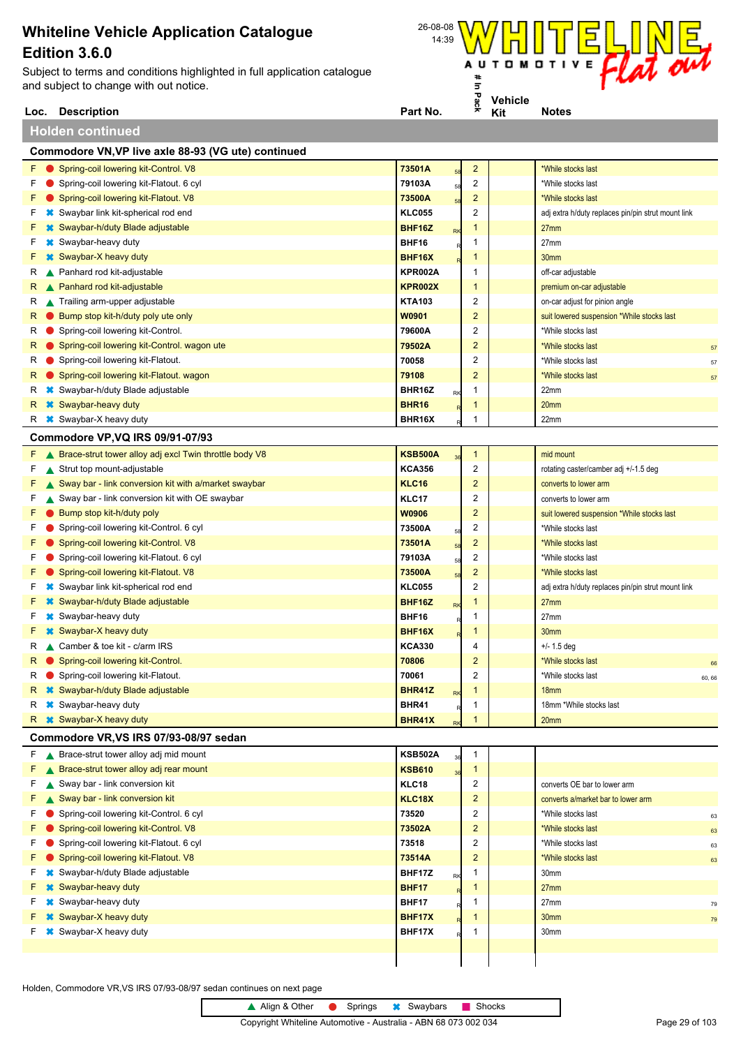# Whiteline Vehicle Application Catalogue
## Edition 3.6.0

Subject to terms and conditions highlighted in full application catalogue and subject to change with out notice.

26-08-08 14:39

**Holden continued**

### Commodore VN,VP live axle 88-93 (VG ute) continued

| Loc. | Description | Part No. | | # In Pack | Vehicle Kit | Notes | |
|---|---|---|---|---|---|---|---|
| F | Spring-coil lowering kit-Control. V8 | 73501A | 58 | 2 | | *While stocks last | |
| F | Spring-coil lowering kit-Flatout. 6 cyl | 79103A | 58 | 2 | | *While stocks last | |
| F | Spring-coil lowering kit-Flatout. V8 | 73500A | 58 | 2 | | *While stocks last | |
| F | Swaybar link kit-spherical rod end | KLC055 | | 2 | | adj extra h/duty replaces pin/pin strut mount link | |
| F | Swaybar-h/duty Blade adjustable | BHF16Z | RK | 1 | | 27mm | |
| F | Swaybar-heavy duty | BHF16 | R | 1 | | 27mm | |
| F | Swaybar-X heavy duty | BHF16X | R | 1 | | 30mm | |
| R | Panhard rod kit-adjustable | KPR002A | | 1 | | off-car adjustable | |
| R | Panhard rod kit-adjustable | KPR002X | | 1 | | premium on-car adjustable | |
| R | Trailing arm-upper adjustable | KTA103 | | 2 | | on-car adjust for pinion angle | |
| R | Bump stop kit-h/duty poly ute only | W0901 | | 2 | | suit lowered suspension *While stocks last | |
| R | Spring-coil lowering kit-Control. | 79600A | | 2 | | *While stocks last | |
| R | Spring-coil lowering kit-Control. wagon ute | 79502A | | 2 | | *While stocks last | 57 |
| R | Spring-coil lowering kit-Flatout. | 70058 | | 2 | | *While stocks last | 57 |
| R | Spring-coil lowering kit-Flatout. wagon | 79108 | | 2 | | *While stocks last | 57 |
| R | Swaybar-h/duty Blade adjustable | BHR16Z | RK | 1 | | 22mm | |
| R | Swaybar-heavy duty | BHR16 | R | 1 | | 20mm | |
| R | Swaybar-X heavy duty | BHR16X | R | 1 | | 22mm | |

### Commodore VP,VQ IRS 09/91-07/93

| Loc. | Description | Part No. | | # In Pack | Vehicle Kit | Notes | |
|---|---|---|---|---|---|---|---|
| F | Brace-strut tower alloy adj excl Twin throttle body V8 | KSB500A | 36 | 1 | | mid mount | |
| F | Strut top mount-adjustable | KCA356 | | 2 | | rotating caster/camber adj +/-1.5 deg | |
| F | Sway bar - link conversion kit with a/market swaybar | KLC16 | | 2 | | converts to lower arm | |
| F | Sway bar - link conversion kit with OE swaybar | KLC17 | | 2 | | converts to lower arm | |
| F | Bump stop kit-h/duty poly | W0906 | | 2 | | suit lowered suspension *While stocks last | |
| F | Spring-coil lowering kit-Control. 6 cyl | 73500A | 58 | 2 | | *While stocks last | |
| F | Spring-coil lowering kit-Control. V8 | 73501A | 58 | 2 | | *While stocks last | |
| F | Spring-coil lowering kit-Flatout. 6 cyl | 79103A | 58 | 2 | | *While stocks last | |
| F | Spring-coil lowering kit-Flatout. V8 | 73500A | 58 | 2 | | *While stocks last | |
| F | Swaybar link kit-spherical rod end | KLC055 | | 2 | | adj extra h/duty replaces pin/pin strut mount link | |
| F | Swaybar-h/duty Blade adjustable | BHF16Z | RK | 1 | | 27mm | |
| F | Swaybar-heavy duty | BHF16 | R | 1 | | 27mm | |
| F | Swaybar-X heavy duty | BHF16X | R | 1 | | 30mm | |
| R | Camber & toe kit - c/arm IRS | KCA330 | | 4 | | +/- 1.5 deg | |
| R | Spring-coil lowering kit-Control. | 70806 | | 2 | | *While stocks last | 66 |
| R | Spring-coil lowering kit-Flatout. | 70061 | | 2 | | *While stocks last | 60, 66 |
| R | Swaybar-h/duty Blade adjustable | BHR41Z | RK | 1 | | 18mm | |
| R | Swaybar-heavy duty | BHR41 | R | 1 | | 18mm *While stocks last | |
| R | Swaybar-X heavy duty | BHR41X | RK | 1 | | 20mm | |

### Commodore VR,VS IRS 07/93-08/97 sedan

| Loc. | Description | Part No. | | # In Pack | Vehicle Kit | Notes | |
|---|---|---|---|---|---|---|---|
| F | Brace-strut tower alloy adj mid mount | KSB502A | 36 | 1 | | | |
| F | Brace-strut tower alloy adj rear mount | KSB610 | 36 | 1 | | | |
| F | Sway bar - link conversion kit | KLC18 | | 2 | | converts OE bar to lower arm | |
| F | Sway bar - link conversion kit | KLC18X | | 2 | | converts a/market bar to lower arm | |
| F | Spring-coil lowering kit-Control. 6 cyl | 73520 | | 2 | | *While stocks last | 63 |
| F | Spring-coil lowering kit-Control. V8 | 73502A | | 2 | | *While stocks last | 63 |
| F | Spring-coil lowering kit-Flatout. 6 cyl | 73518 | | 2 | | *While stocks last | 63 |
| F | Spring-coil lowering kit-Flatout. V8 | 73514A | | 2 | | *While stocks last | 63 |
| F | Swaybar-h/duty Blade adjustable | BHF17Z | RK | 1 | | 30mm | |
| F | Swaybar-heavy duty | BHF17 | R | 1 | | 27mm | |
| F | Swaybar-heavy duty | BHF17 | R | 1 | | 27mm | 79 |
| F | Swaybar-X heavy duty | BHF17X | R | 1 | | 30mm | 79 |
| F | Swaybar-X heavy duty | BHF17X | R | 1 | | 30mm | |

Holden, Commodore VR,VS IRS 07/93-08/97 sedan continues on next page

Legend: ▲ Align & Other ● Springs ✖ Swaybars ■ Shocks

Copyright Whiteline Automotive - Australia - ABN 68 073 002 034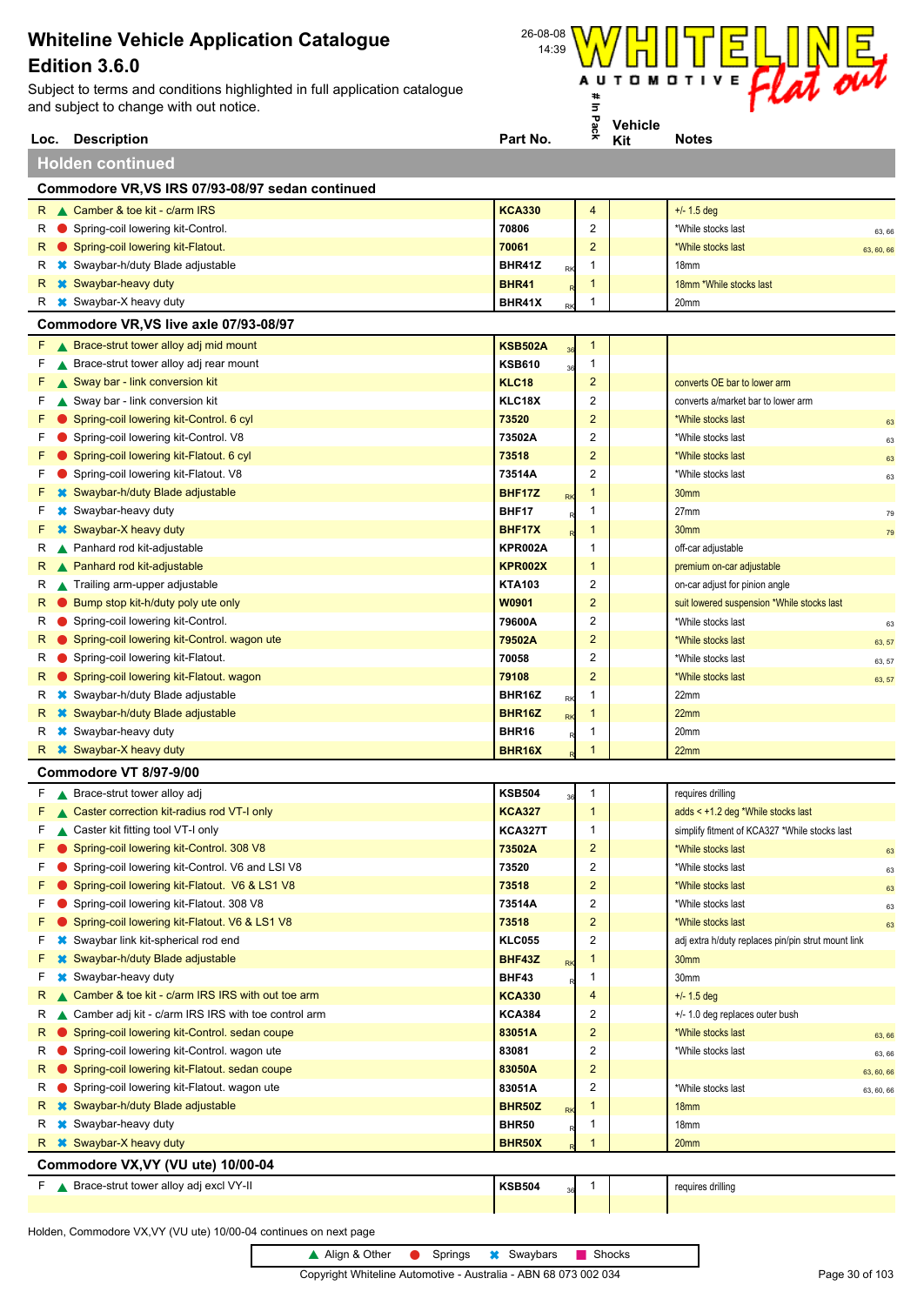# Whiteline Vehicle Application Catalogue
## Edition 3.6.0

26-08-08
14:39

Subject to terms and conditions highlighted in full application catalogue and subject to change with out notice.

| Loc. | Description | Part No. | | # In Pack | Vehicle Kit | Notes | |
|---|---|---|---|---|---|---|---|
| **Holden continued** | | | | | | | |
| **Commodore VR,VS IRS 07/93-08/97 sedan continued** | | | | | | | |
| R | Camber & toe kit - c/arm IRS | **KCA330** | | 4 | | +/- 1.5 deg | |
| R | Spring-coil lowering kit-Control. | **70806** | | 2 | | *While stocks last | 63, 66 |
| R | Spring-coil lowering kit-Flatout. | **70061** | | 2 | | *While stocks last | 63, 60, 66 |
| R | Swaybar-h/duty Blade adjustable | **BHR41Z** | RK | 1 | | 18mm | |
| R | Swaybar-heavy duty | **BHR41** | R | 1 | | 18mm *While stocks last | |
| R | Swaybar-X heavy duty | **BHR41X** | RK | 1 | | 20mm | |
| **Commodore VR,VS live axle 07/93-08/97** | | | | | | | |
| F | Brace-strut tower alloy adj mid mount | **KSB502A** | 36 | 1 | | | |
| F | Brace-strut tower alloy adj rear mount | **KSB610** | 36 | 1 | | | |
| F | Sway bar - link conversion kit | **KLC18** | | 2 | | converts OE bar to lower arm | |
| F | Sway bar - link conversion kit | **KLC18X** | | 2 | | converts a/market bar to lower arm | |
| F | Spring-coil lowering kit-Control. 6 cyl | **73520** | | 2 | | *While stocks last | 63 |
| F | Spring-coil lowering kit-Control. V8 | **73502A** | | 2 | | *While stocks last | 63 |
| F | Spring-coil lowering kit-Flatout. 6 cyl | **73518** | | 2 | | *While stocks last | 63 |
| F | Spring-coil lowering kit-Flatout. V8 | **73514A** | | 2 | | *While stocks last | 63 |
| F | Swaybar-h/duty Blade adjustable | **BHF17Z** | RK | 1 | | 30mm | |
| F | Swaybar-heavy duty | **BHF17** | R | 1 | | 27mm | 79 |
| F | Swaybar-X heavy duty | **BHF17X** | R | 1 | | 30mm | 79 |
| R | Panhard rod kit-adjustable | **KPR002A** | | 1 | | off-car adjustable | |
| R | Panhard rod kit-adjustable | **KPR002X** | | 1 | | premium on-car adjustable | |
| R | Trailing arm-upper adjustable | **KTA103** | | 2 | | on-car adjust for pinion angle | |
| R | Bump stop kit-h/duty poly ute only | **W0901** | | 2 | | suit lowered suspension *While stocks last | |
| R | Spring-coil lowering kit-Control. | **79600A** | | 2 | | *While stocks last | 63 |
| R | Spring-coil lowering kit-Control. wagon ute | **79502A** | | 2 | | *While stocks last | 63, 57 |
| R | Spring-coil lowering kit-Flatout. | **70058** | | 2 | | *While stocks last | 63, 57 |
| R | Spring-coil lowering kit-Flatout. wagon | **79108** | | 2 | | *While stocks last | 63, 57 |
| R | Swaybar-h/duty Blade adjustable | **BHR16Z** | RK | 1 | | 22mm | |
| R | Swaybar-h/duty Blade adjustable | **BHR16Z** | RK | 1 | | 22mm | |
| R | Swaybar-heavy duty | **BHR16** | R | 1 | | 20mm | |
| R | Swaybar-X heavy duty | **BHR16X** | R | 1 | | 22mm | |
| **Commodore VT 8/97-9/00** | | | | | | | |
| F | Brace-strut tower alloy adj | **KSB504** | 36 | 1 | | requires drilling | |
| F | Caster correction kit-radius rod VT-I only | **KCA327** | | 1 | | adds < +1.2 deg *While stocks last | |
| F | Caster kit fitting tool VT-I only | **KCA327T** | | 1 | | simplify fitment of KCA327 *While stocks last | |
| F | Spring-coil lowering kit-Control. 308 V8 | **73502A** | | 2 | | *While stocks last | 63 |
| F | Spring-coil lowering kit-Control. V6 and LSI V8 | **73520** | | 2 | | *While stocks last | 63 |
| F | Spring-coil lowering kit-Flatout. V6 & LS1 V8 | **73518** | | 2 | | *While stocks last | 63 |
| F | Spring-coil lowering kit-Flatout. 308 V8 | **73514A** | | 2 | | *While stocks last | 63 |
| F | Spring-coil lowering kit-Flatout. V6 & LS1 V8 | **73518** | | 2 | | *While stocks last | 63 |
| F | Swaybar link kit-spherical rod end | **KLC055** | | 2 | | adj extra h/duty replaces pin/pin strut mount link | |
| F | Swaybar-h/duty Blade adjustable | **BHF43Z** | RK | 1 | | 30mm | |
| F | Swaybar-heavy duty | **BHF43** | R | 1 | | 30mm | |
| R | Camber & toe kit - c/arm IRS IRS with out toe arm | **KCA330** | | 4 | | +/- 1.5 deg | |
| R | Camber adj kit - c/arm IRS IRS with toe control arm | **KCA384** | | 2 | | +/- 1.0 deg replaces outer bush | |
| R | Spring-coil lowering kit-Control. sedan coupe | **83051A** | | 2 | | *While stocks last | 63, 66 |
| R | Spring-coil lowering kit-Control. wagon ute | **83081** | | 2 | | *While stocks last | 63, 66 |
| R | Spring-coil lowering kit-Flatout. sedan coupe | **83050A** | | 2 | | | 63, 60, 66 |
| R | Spring-coil lowering kit-Flatout. wagon ute | **83051A** | | 2 | | *While stocks last | 63, 60, 66 |
| R | Swaybar-h/duty Blade adjustable | **BHR50Z** | RK | 1 | | 18mm | |
| R | Swaybar-heavy duty | **BHR50** | R | 1 | | 18mm | |
| R | Swaybar-X heavy duty | **BHR50X** | R | 1 | | 20mm | |
| **Commodore VX,VY (VU ute) 10/00-04** | | | | | | | |
| F | Brace-strut tower alloy adj excl VY-II | **KSB504** | 36 | 1 | | requires drilling | |

Holden, Commodore VX,VY (VU ute) 10/00-04 continues on next page

▲ Align & Other ● Springs ✖ Swaybars ■ Shocks

Copyright Whiteline Automotive - Australia - ABN 68 073 002 034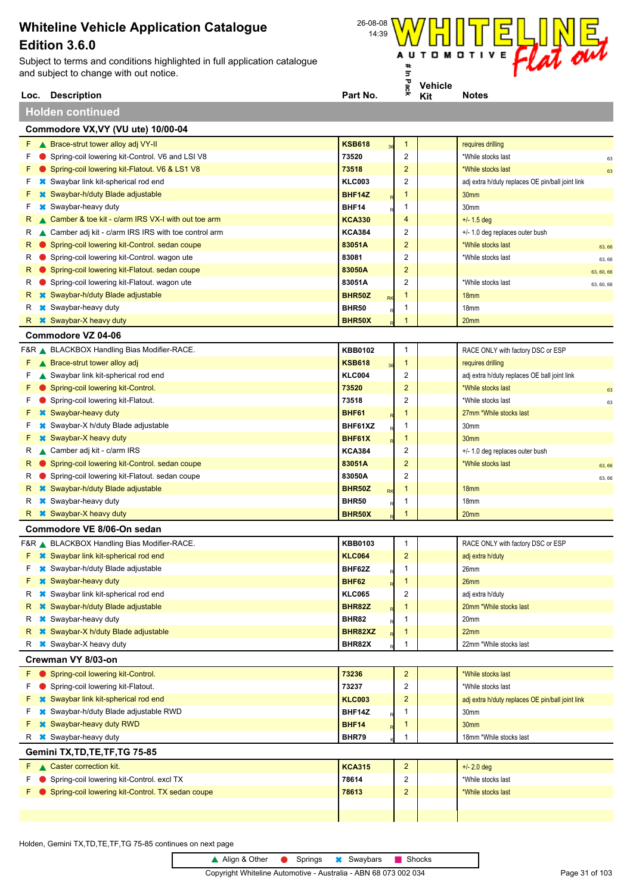# Whiteline Vehicle Application Catalogue
## Edition 3.6.0

Subject to terms and conditions highlighted in full application catalogue and subject to change with out notice.

26-08-08 14:39

WHITELINE AUTOMOTIVE Flat out

## Holden continued

| Loc. | Description | Part No. | | # In Pack | Vehicle Kit | Notes | |
|---|---|---|---|---|---|---|---|
| **Commodore VX,VY (VU ute) 10/00-04** | | | | | | | |
| F | ▲ Brace-strut tower alloy adj VY-II | **KSB618** | 36 | 1 | | requires drilling | |
| F | ● Spring-coil lowering kit-Control. V6 and LSI V8 | **73520** | | 2 | | *While stocks last | 63 |
| F | ● Spring-coil lowering kit-Flatout. V6 & LS1 V8 | **73518** | | 2 | | *While stocks last | 63 |
| F | ✖ Swaybar link kit-spherical rod end | **KLC003** | | 2 | | adj extra h/duty replaces OE pin/ball joint link | |
| F | ✖ Swaybar-h/duty Blade adjustable | **BHF14Z** | R | 1 | | 30mm | |
| F | ✖ Swaybar-heavy duty | **BHF14** | R | 1 | | 30mm | |
| R | ▲ Camber & toe kit - c/arm IRS VX-I with out toe arm | **KCA330** | | 4 | | +/- 1.5 deg | |
| R | ▲ Camber adj kit - c/arm IRS IRS with toe control arm | **KCA384** | | 2 | | +/- 1.0 deg replaces outer bush | |
| R | ● Spring-coil lowering kit-Control. sedan coupe | **83051A** | | 2 | | *While stocks last | 63, 66 |
| R | ● Spring-coil lowering kit-Control. wagon ute | **83081** | | 2 | | *While stocks last | 63, 66 |
| R | ● Spring-coil lowering kit-Flatout. sedan coupe | **83050A** | | 2 | | | 63, 60, 66 |
| R | ● Spring-coil lowering kit-Flatout. wagon ute | **83051A** | | 2 | | *While stocks last | 63, 60, 66 |
| R | ✖ Swaybar-h/duty Blade adjustable | **BHR50Z** | RK | 1 | | 18mm | |
| R | ✖ Swaybar-heavy duty | **BHR50** | R | 1 | | 18mm | |
| R | ✖ Swaybar-X heavy duty | **BHR50X** | R | 1 | | 20mm | |
| **Commodore VZ 04-06** | | | | | | | |
| F&R | ▲ BLACKBOX Handling Bias Modifier-RACE. | **KBB0102** | | 1 | | RACE ONLY with factory DSC or ESP | |
| F | ▲ Brace-strut tower alloy adj | **KSB618** | 36 | 1 | | requires drilling | |
| F | ▲ Swaybar link kit-spherical rod end | **KLC004** | | 2 | | adj extra h/duty replaces OE ball joint link | |
| F | ● Spring-coil lowering kit-Control. | **73520** | | 2 | | *While stocks last | 63 |
| F | ● Spring-coil lowering kit-Flatout. | **73518** | | 2 | | *While stocks last | 63 |
| F | ✖ Swaybar-heavy duty | **BHF61** | R | 1 | | 27mm *While stocks last | |
| F | ✖ Swaybar-X h/duty Blade adjustable | **BHF61XZ** | R | 1 | | 30mm | |
| F | ✖ Swaybar-X heavy duty | **BHF61X** | R | 1 | | 30mm | |
| R | ▲ Camber adj kit - c/arm IRS | **KCA384** | | 2 | | +/- 1.0 deg replaces outer bush | |
| R | ● Spring-coil lowering kit-Control. sedan coupe | **83051A** | | 2 | | *While stocks last | 63, 66 |
| R | ● Spring-coil lowering kit-Flatout. sedan coupe | **83050A** | | 2 | | | 63, 66 |
| R | ✖ Swaybar-h/duty Blade adjustable | **BHR50Z** | RK | 1 | | 18mm | |
| R | ✖ Swaybar-heavy duty | **BHR50** | R | 1 | | 18mm | |
| R | ✖ Swaybar-X heavy duty | **BHR50X** | R | 1 | | 20mm | |
| **Commodore VE 8/06-On sedan** | | | | | | | |
| F&R | ▲ BLACKBOX Handling Bias Modifier-RACE. | **KBB0103** | | 1 | | RACE ONLY with factory DSC or ESP | |
| F | ✖ Swaybar link kit-spherical rod end | **KLC064** | | 2 | | adj extra h/duty | |
| F | ✖ Swaybar-h/duty Blade adjustable | **BHF62Z** | R | 1 | | 26mm | |
| F | ✖ Swaybar-heavy duty | **BHF62** | R | 1 | | 26mm | |
| R | ✖ Swaybar link kit-spherical rod end | **KLC065** | | 2 | | adj extra h/duty | |
| R | ✖ Swaybar-h/duty Blade adjustable | **BHR82Z** | R | 1 | | 20mm *While stocks last | |
| R | ✖ Swaybar-heavy duty | **BHR82** | R | 1 | | 20mm | |
| R | ✖ Swaybar-X h/duty Blade adjustable | **BHR82XZ** | R | 1 | | 22mm | |
| R | ✖ Swaybar-X heavy duty | **BHR82X** | R | 1 | | 22mm *While stocks last | |
| **Crewman VY 8/03-on** | | | | | | | |
| F | ● Spring-coil lowering kit-Control. | **73236** | | 2 | | *While stocks last | |
| F | ● Spring-coil lowering kit-Flatout. | **73237** | | 2 | | *While stocks last | |
| F | ✖ Swaybar link kit-spherical rod end | **KLC003** | | 2 | | adj extra h/duty replaces OE pin/ball joint link | |
| F | ✖ Swaybar-h/duty Blade adjustable RWD | **BHF14Z** | R | 1 | | 30mm | |
| F | ✖ Swaybar-heavy duty RWD | **BHF14** | R | 1 | | 30mm | |
| R | ✖ Swaybar-heavy duty | **BHR79** | K | 1 | | 18mm *While stocks last | |
| **Gemini TX,TD,TE,TF,TG 75-85** | | | | | | | |
| F | ▲ Caster correction kit. | **KCA315** | | 2 | | +/- 2.0 deg | |
| F | ● Spring-coil lowering kit-Control. excl TX | **78614** | | 2 | | *While stocks last | |
| F | ● Spring-coil lowering kit-Control. TX sedan coupe | **78613** | | 2 | | *While stocks last | |

Holden, Gemini TX,TD,TE,TF,TG 75-85 continues on next page

▲ Align & Other ● Springs ✖ Swaybars ■ Shocks

Copyright Whiteline Automotive - Australia - ABN 68 073 002 034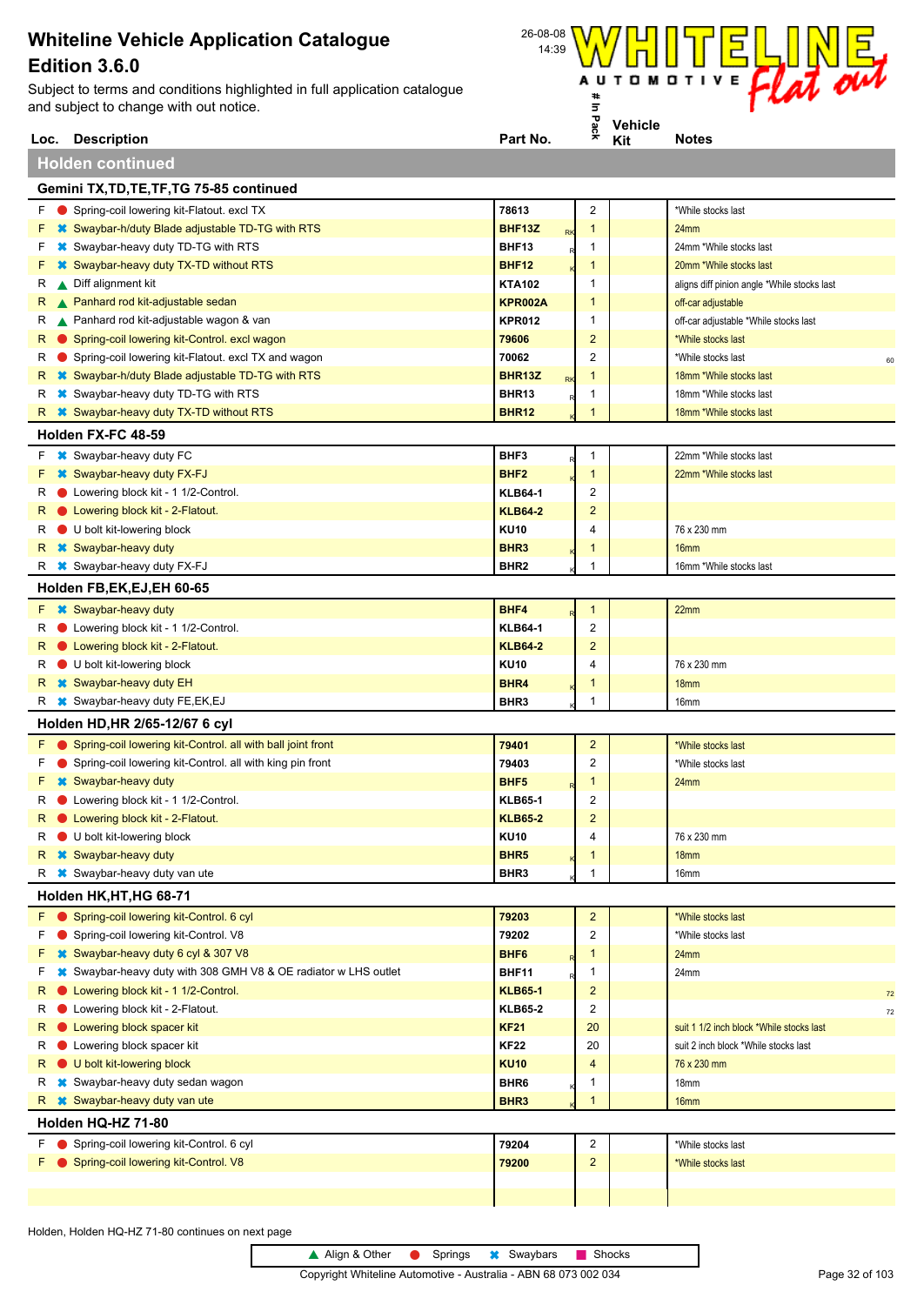# Whiteline Vehicle Application Catalogue
## Edition 3.6.0

Subject to terms and conditions highlighted in full application catalogue and subject to change with out notice.

26-08-08
14:39

| Loc. | Description | Part No. | # In Pack | Vehicle Kit | Notes |
|---|---|---|---|---|---|
| **Holden continued** | | | | | |
| **Gemini TX,TD,TE,TF,TG 75-85 continued** | | | | | |
| F | Spring-coil lowering kit-Flatout. excl TX | 78613 | 2 | | *While stocks last |
| F | Swaybar-h/duty Blade adjustable TD-TG with RTS | BHF13Z RK | 1 | | 24mm |
| F | Swaybar-heavy duty TD-TG with RTS | BHF13 R | 1 | | 24mm *While stocks last |
| F | Swaybar-heavy duty TX-TD without RTS | BHF12 K | 1 | | 20mm *While stocks last |
| R | Diff alignment kit | KTA102 | 1 | | aligns diff pinion angle *While stocks last |
| R | Panhard rod kit-adjustable sedan | KPR002A | 1 | | off-car adjustable |
| R | Panhard rod kit-adjustable wagon & van | KPR012 | 1 | | off-car adjustable *While stocks last |
| R | Spring-coil lowering kit-Control. excl wagon | 79606 | 2 | | *While stocks last |
| R | Spring-coil lowering kit-Flatout. excl TX and wagon | 70062 | 2 | | *While stocks last 60 |
| R | Swaybar-h/duty Blade adjustable TD-TG with RTS | BHR13Z RK | 1 | | 18mm *While stocks last |
| R | Swaybar-heavy duty TD-TG with RTS | BHR13 R | 1 | | 18mm *While stocks last |
| R | Swaybar-heavy duty TX-TD without RTS | BHR12 K | 1 | | 18mm *While stocks last |
| **Holden FX-FC 48-59** | | | | | |
| F | Swaybar-heavy duty FC | BHF3 R | 1 | | 22mm *While stocks last |
| F | Swaybar-heavy duty FX-FJ | BHF2 K | 1 | | 22mm *While stocks last |
| R | Lowering block kit - 1 1/2-Control. | KLB64-1 | 2 | | |
| R | Lowering block kit - 2-Flatout. | KLB64-2 | 2 | | |
| R | U bolt kit-lowering block | KU10 | 4 | | 76 x 230 mm |
| R | Swaybar-heavy duty | BHR3 K | 1 | | 16mm |
| R | Swaybar-heavy duty FX-FJ | BHR2 K | 1 | | 16mm *While stocks last |
| **Holden FB,EK,EJ,EH 60-65** | | | | | |
| F | Swaybar-heavy duty | BHF4 R | 1 | | 22mm |
| R | Lowering block kit - 1 1/2-Control. | KLB64-1 | 2 | | |
| R | Lowering block kit - 2-Flatout. | KLB64-2 | 2 | | |
| R | U bolt kit-lowering block | KU10 | 4 | | 76 x 230 mm |
| R | Swaybar-heavy duty EH | BHR4 K | 1 | | 18mm |
| R | Swaybar-heavy duty FE,EK,EJ | BHR3 K | 1 | | 16mm |
| **Holden HD,HR 2/65-12/67 6 cyl** | | | | | |
| F | Spring-coil lowering kit-Control. all with ball joint front | 79401 | 2 | | *While stocks last |
| F | Spring-coil lowering kit-Control. all with king pin front | 79403 | 2 | | *While stocks last |
| F | Swaybar-heavy duty | BHF5 R | 1 | | 24mm |
| R | Lowering block kit - 1 1/2-Control. | KLB65-1 | 2 | | |
| R | Lowering block kit - 2-Flatout. | KLB65-2 | 2 | | |
| R | U bolt kit-lowering block | KU10 | 4 | | 76 x 230 mm |
| R | Swaybar-heavy duty | BHR5 K | 1 | | 18mm |
| R | Swaybar-heavy duty van ute | BHR3 K | 1 | | 16mm |
| **Holden HK,HT,HG 68-71** | | | | | |
| F | Spring-coil lowering kit-Control. 6 cyl | 79203 | 2 | | *While stocks last |
| F | Spring-coil lowering kit-Control. V8 | 79202 | 2 | | *While stocks last |
| F | Swaybar-heavy duty 6 cyl & 307 V8 | BHF6 R | 1 | | 24mm |
| F | Swaybar-heavy duty with 308 GMH V8 & OE radiator w LHS outlet | BHF11 R | 1 | | 24mm |
| R | Lowering block kit - 1 1/2-Control. | KLB65-1 | 2 | | 72 |
| R | Lowering block kit - 2-Flatout. | KLB65-2 | 2 | | 72 |
| R | Lowering block spacer kit | KF21 | 20 | | suit 1 1/2 inch block *While stocks last |
| R | Lowering block spacer kit | KF22 | 20 | | suit 2 inch block *While stocks last |
| R | U bolt kit-lowering block | KU10 | 4 | | 76 x 230 mm |
| R | Swaybar-heavy duty sedan wagon | BHR6 K | 1 | | 18mm |
| R | Swaybar-heavy duty van ute | BHR3 K | 1 | | 16mm |
| **Holden HQ-HZ 71-80** | | | | | |
| F | Spring-coil lowering kit-Control. 6 cyl | 79204 | 2 | | *While stocks last |
| F | Spring-coil lowering kit-Control. V8 | 79200 | 2 | | *While stocks last |

Holden, Holden HQ-HZ 71-80 continues on next page

Align & Other ● Springs ✖ Swaybars ■ Shocks

Copyright Whiteline Automotive - Australia - ABN 68 073 002 034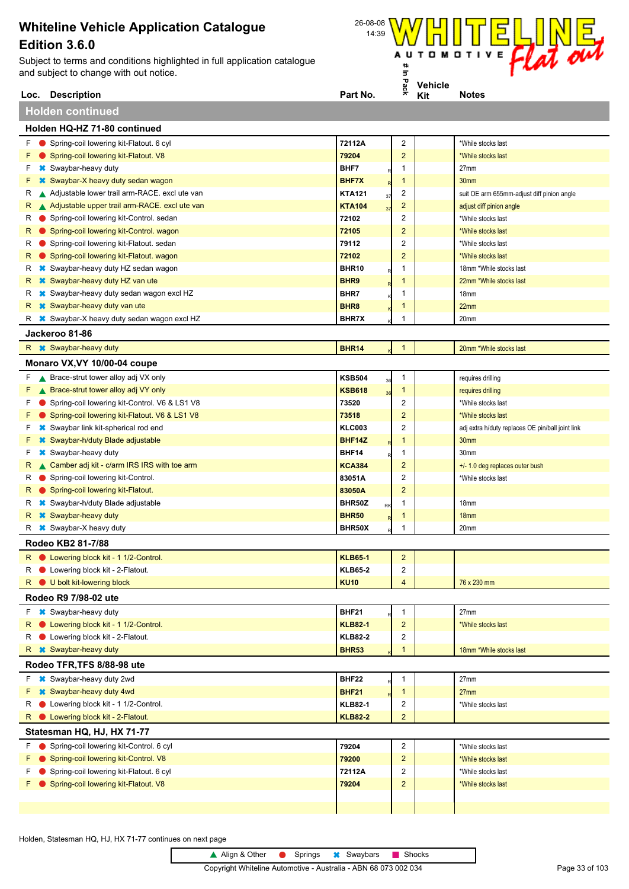# Whiteline Vehicle Application Catalogue
## Edition 3.6.0

Subject to terms and conditions highlighted in full application catalogue and subject to change with out notice.

26-08-08 14:39

| Loc. | Description | Part No. | | # In Pack | Vehicle Kit | Notes |
|---|---|---|---|---|---|---|
| **Holden continued** | | | | | | |
| **Holden HQ-HZ 71-80 continued** | | | | | | |
| F | ● Spring-coil lowering kit-Flatout. 6 cyl | 72112A | | 2 | | *While stocks last |
| F | ● Spring-coil lowering kit-Flatout. V8 | 79204 | | 2 | | *While stocks last |
| F | ✖ Swaybar-heavy duty | BHF7 | R | 1 | | 27mm |
| F | ✖ Swaybar-X heavy duty sedan wagon | BHF7X | R | 1 | | 30mm |
| R | ▲ Adjustable lower trail arm-RACE. excl ute van | KTA121 | 37 | 2 | | suit OE arm 655mm-adjust diff pinion angle |
| R | ▲ Adjustable upper trail arm-RACE. excl ute van | KTA104 | 37 | 2 | | adjust diff pinion angle |
| R | ● Spring-coil lowering kit-Control. sedan | 72102 | | 2 | | *While stocks last |
| R | ● Spring-coil lowering kit-Control. wagon | 72105 | | 2 | | *While stocks last |
| R | ● Spring-coil lowering kit-Flatout. sedan | 79112 | | 2 | | *While stocks last |
| R | ● Spring-coil lowering kit-Flatout. wagon | 72102 | | 2 | | *While stocks last |
| R | ✖ Swaybar-heavy duty HZ sedan wagon | BHR10 | R | 1 | | 18mm *While stocks last |
| R | ✖ Swaybar-heavy duty HZ van ute | BHR9 | R | 1 | | 22mm *While stocks last |
| R | ✖ Swaybar-heavy duty sedan wagon excl HZ | BHR7 | K | 1 | | 18mm |
| R | ✖ Swaybar-heavy duty van ute | BHR8 | K | 1 | | 22mm |
| R | ✖ Swaybar-X heavy duty sedan wagon excl HZ | BHR7X | K | 1 | | 20mm |
| **Jackeroo 81-86** | | | | | | |
| R | ✖ Swaybar-heavy duty | BHR14 | K | 1 | | 20mm *While stocks last |
| **Monaro VX,VY 10/00-04 coupe** | | | | | | |
| F | ▲ Brace-strut tower alloy adj VX only | KSB504 | 36 | 1 | | requires drilling |
| F | ▲ Brace-strut tower alloy adj VY only | KSB618 | 36 | 1 | | requires drilling |
| F | ● Spring-coil lowering kit-Control. V6 & LS1 V8 | 73520 | | 2 | | *While stocks last |
| F | ● Spring-coil lowering kit-Flatout. V6 & LS1 V8 | 73518 | | 2 | | *While stocks last |
| F | ✖ Swaybar link kit-spherical rod end | KLC003 | | 2 | | adj extra h/duty replaces OE pin/ball joint link |
| F | ✖ Swaybar-h/duty Blade adjustable | BHF14Z | R | 1 | | 30mm |
| F | ✖ Swaybar-heavy duty | BHF14 | R | 1 | | 30mm |
| R | ▲ Camber adj kit - c/arm IRS IRS with toe arm | KCA384 | | 2 | | +/- 1.0 deg replaces outer bush |
| R | ● Spring-coil lowering kit-Control. | 83051A | | 2 | | *While stocks last |
| R | ● Spring-coil lowering kit-Flatout. | 83050A | | 2 | | |
| R | ✖ Swaybar-h/duty Blade adjustable | BHR50Z | RK | 1 | | 18mm |
| R | ✖ Swaybar-heavy duty | BHR50 | R | 1 | | 18mm |
| R | ✖ Swaybar-X heavy duty | BHR50X | R | 1 | | 20mm |
| **Rodeo KB2 81-7/88** | | | | | | |
| R | ● Lowering block kit - 1 1/2-Control. | KLB65-1 | | 2 | | |
| R | ● Lowering block kit - 2-Flatout. | KLB65-2 | | 2 | | |
| R | ● U bolt kit-lowering block | KU10 | | 4 | | 76 x 230 mm |
| **Rodeo R9 7/98-02 ute** | | | | | | |
| F | ✖ Swaybar-heavy duty | BHF21 | R | 1 | | 27mm |
| R | ● Lowering block kit - 1 1/2-Control. | KLB82-1 | | 2 | | *While stocks last |
| R | ● Lowering block kit - 2-Flatout. | KLB82-2 | | 2 | | |
| R | ✖ Swaybar-heavy duty | BHR53 | K | 1 | | 18mm *While stocks last |
| **Rodeo TFR,TFS 8/88-98 ute** | | | | | | |
| F | ✖ Swaybar-heavy duty 2wd | BHF22 | R | 1 | | 27mm |
| F | ✖ Swaybar-heavy duty 4wd | BHF21 | R | 1 | | 27mm |
| R | ● Lowering block kit - 1 1/2-Control. | KLB82-1 | | 2 | | *While stocks last |
| R | ● Lowering block kit - 2-Flatout. | KLB82-2 | | 2 | | |
| **Statesman HQ, HJ, HX 71-77** | | | | | | |
| F | ● Spring-coil lowering kit-Control. 6 cyl | 79204 | | 2 | | *While stocks last |
| F | ● Spring-coil lowering kit-Control. V8 | 79200 | | 2 | | *While stocks last |
| F | ● Spring-coil lowering kit-Flatout. 6 cyl | 72112A | | 2 | | *While stocks last |
| F | ● Spring-coil lowering kit-Flatout. V8 | 79204 | | 2 | | *While stocks last |

Holden, Statesman HQ, HJ, HX 71-77 continues on next page

▲ Align & Other ● Springs ✖ Swaybars ■ Shocks

Copyright Whiteline Automotive - Australia - ABN 68 073 002 034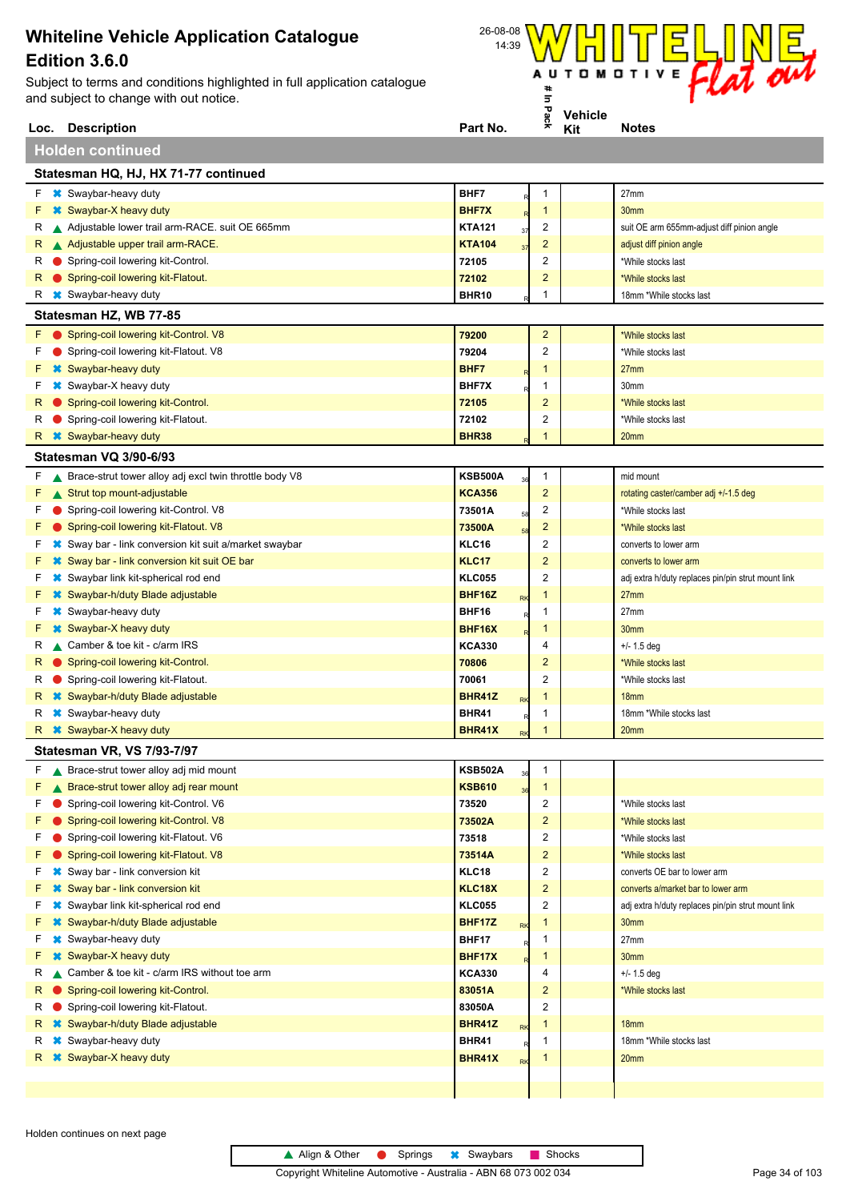# Whiteline Vehicle Application Catalogue
## Edition 3.6.0

Subject to terms and conditions highlighted in full application catalogue and subject to change with out notice.

26-08-08 14:39

| Loc. | Description | Part No. | | # In Pack | Vehicle Kit | Notes |
|---|---|---|---|---|---|---|
| **Holden continued** | | | | | | |
| **Statesman HQ, HJ, HX 71-77 continued** | | | | | | |
| F | Swaybar-heavy duty | **BHF7** | R | 1 | | 27mm |
| F | Swaybar-X heavy duty | **BHF7X** | R | 1 | | 30mm |
| R | Adjustable lower trail arm-RACE. suit OE 665mm | **KTA121** | 37 | 2 | | suit OE arm 655mm-adjust diff pinion angle |
| R | Adjustable upper trail arm-RACE. | **KTA104** | 37 | 2 | | adjust diff pinion angle |
| R | Spring-coil lowering kit-Control. | **72105** | | 2 | | *While stocks last |
| R | Spring-coil lowering kit-Flatout. | **72102** | | 2 | | *While stocks last |
| R | Swaybar-heavy duty | **BHR10** | R | 1 | | 18mm *While stocks last |
| **Statesman HZ, WB 77-85** | | | | | | |
| F | Spring-coil lowering kit-Control. V8 | **79200** | | 2 | | *While stocks last |
| F | Spring-coil lowering kit-Flatout. V8 | **79204** | | 2 | | *While stocks last |
| F | Swaybar-heavy duty | **BHF7** | R | 1 | | 27mm |
| F | Swaybar-X heavy duty | **BHF7X** | R | 1 | | 30mm |
| R | Spring-coil lowering kit-Control. | **72105** | | 2 | | *While stocks last |
| R | Spring-coil lowering kit-Flatout. | **72102** | | 2 | | *While stocks last |
| R | Swaybar-heavy duty | **BHR38** | R | 1 | | 20mm |
| **Statesman VQ 3/90-6/93** | | | | | | |
| F | Brace-strut tower alloy adj excl twin throttle body V8 | **KSB500A** | 36 | 1 | | mid mount |
| F | Strut top mount-adjustable | **KCA356** | | 2 | | rotating caster/camber adj +/-1.5 deg |
| F | Spring-coil lowering kit-Control. V8 | **73501A** | 58 | 2 | | *While stocks last |
| F | Spring-coil lowering kit-Flatout. V8 | **73500A** | 58 | 2 | | *While stocks last |
| F | Sway bar - link conversion kit suit a/market swaybar | **KLC16** | | 2 | | converts to lower arm |
| F | Sway bar - link conversion kit suit OE bar | **KLC17** | | 2 | | converts to lower arm |
| F | Swaybar link kit-spherical rod end | **KLC055** | | 2 | | adj extra h/duty replaces pin/pin strut mount link |
| F | Swaybar-h/duty Blade adjustable | **BHF16Z** | RK | 1 | | 27mm |
| F | Swaybar-heavy duty | **BHF16** | R | 1 | | 27mm |
| F | Swaybar-X heavy duty | **BHF16X** | R | 1 | | 30mm |
| R | Camber & toe kit - c/arm IRS | **KCA330** | | 4 | | +/- 1.5 deg |
| R | Spring-coil lowering kit-Control. | **70806** | | 2 | | *While stocks last |
| R | Spring-coil lowering kit-Flatout. | **70061** | | 2 | | *While stocks last |
| R | Swaybar-h/duty Blade adjustable | **BHR41Z** | RK | 1 | | 18mm |
| R | Swaybar-heavy duty | **BHR41** | R | 1 | | 18mm *While stocks last |
| R | Swaybar-X heavy duty | **BHR41X** | RK | 1 | | 20mm |
| **Statesman VR, VS 7/93-7/97** | | | | | | |
| F | Brace-strut tower alloy adj mid mount | **KSB502A** | 36 | 1 | | |
| F | Brace-strut tower alloy adj rear mount | **KSB610** | 36 | 1 | | |
| F | Spring-coil lowering kit-Control. V6 | **73520** | | 2 | | *While stocks last |
| F | Spring-coil lowering kit-Control. V8 | **73502A** | | 2 | | *While stocks last |
| F | Spring-coil lowering kit-Flatout. V6 | **73518** | | 2 | | *While stocks last |
| F | Spring-coil lowering kit-Flatout. V8 | **73514A** | | 2 | | *While stocks last |
| F | Sway bar - link conversion kit | **KLC18** | | 2 | | converts OE bar to lower arm |
| F | Sway bar - link conversion kit | **KLC18X** | | 2 | | converts a/market bar to lower arm |
| F | Swaybar link kit-spherical rod end | **KLC055** | | 2 | | adj extra h/duty replaces pin/pin strut mount link |
| F | Swaybar-h/duty Blade adjustable | **BHF17Z** | RK | 1 | | 30mm |
| F | Swaybar-heavy duty | **BHF17** | R | 1 | | 27mm |
| F | Swaybar-X heavy duty | **BHF17X** | R | 1 | | 30mm |
| R | Camber & toe kit - c/arm IRS without toe arm | **KCA330** | | 4 | | +/- 1.5 deg |
| R | Spring-coil lowering kit-Control. | **83051A** | | 2 | | *While stocks last |
| R | Spring-coil lowering kit-Flatout. | **83050A** | | 2 | | |
| R | Swaybar-h/duty Blade adjustable | **BHR41Z** | RK | 1 | | 18mm |
| R | Swaybar-heavy duty | **BHR41** | R | 1 | | 18mm *While stocks last |
| R | Swaybar-X heavy duty | **BHR41X** | RK | 1 | | 20mm |

Holden continues on next page

▲ Align & Other ● Springs ✖ Swaybars ■ Shocks

Copyright Whiteline Automotive - Australia - ABN 68 073 002 034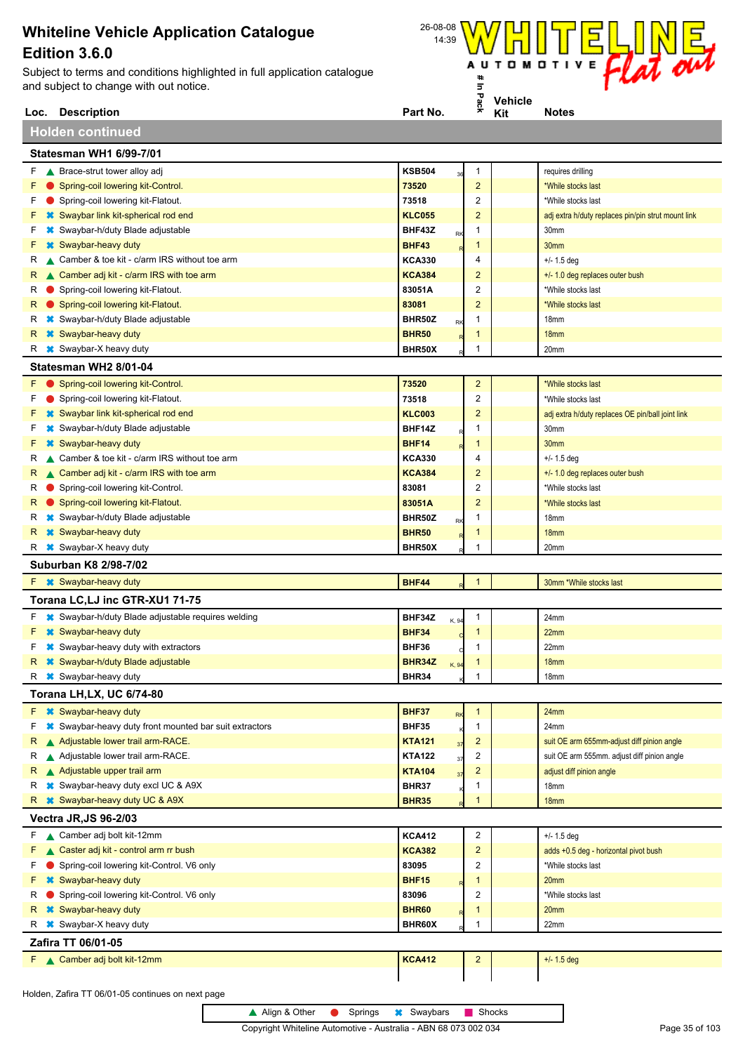# Whiteline Vehicle Application Catalogue
## Edition 3.6.0

Subject to terms and conditions highlighted in full application catalogue and subject to change with out notice.

26-08-08 14:39

**Holden continued**

| Loc. | Description | Part No. | | # In Pack | Vehicle Kit | Notes |
|---|---|---|---|---|---|---|
| **Statesman WH1 6/99-7/01** | | | | | | |
| F | ▲ Brace-strut tower alloy adj | KSB504 | 36 | 1 | | requires drilling |
| F | ● Spring-coil lowering kit-Control. | 73520 | | 2 | | *While stocks last |
| F | ● Spring-coil lowering kit-Flatout. | 73518 | | 2 | | *While stocks last |
| F | ✖ Swaybar link kit-spherical rod end | KLC055 | | 2 | | adj extra h/duty replaces pin/pin strut mount link |
| F | ✖ Swaybar-h/duty Blade adjustable | BHF43Z | RK | 1 | | 30mm |
| F | ✖ Swaybar-heavy duty | BHF43 | R | 1 | | 30mm |
| R | ▲ Camber & toe kit - c/arm IRS without toe arm | KCA330 | | 4 | | +/- 1.5 deg |
| R | ▲ Camber adj kit - c/arm IRS with toe arm | KCA384 | | 2 | | +/- 1.0 deg replaces outer bush |
| R | ● Spring-coil lowering kit-Flatout. | 83051A | | 2 | | *While stocks last |
| R | ● Spring-coil lowering kit-Flatout. | 83081 | | 2 | | *While stocks last |
| R | ✖ Swaybar-h/duty Blade adjustable | BHR50Z | RK | 1 | | 18mm |
| R | ✖ Swaybar-heavy duty | BHR50 | R | 1 | | 18mm |
| R | ✖ Swaybar-X heavy duty | BHR50X | R | 1 | | 20mm |
| **Statesman WH2 8/01-04** | | | | | | |
| F | ● Spring-coil lowering kit-Control. | 73520 | | 2 | | *While stocks last |
| F | ● Spring-coil lowering kit-Flatout. | 73518 | | 2 | | *While stocks last |
| F | ✖ Swaybar link kit-spherical rod end | KLC003 | | 2 | | adj extra h/duty replaces OE pin/ball joint link |
| F | ✖ Swaybar-h/duty Blade adjustable | BHF14Z | R | 1 | | 30mm |
| F | ✖ Swaybar-heavy duty | BHF14 | R | 1 | | 30mm |
| R | ▲ Camber & toe kit - c/arm IRS without toe arm | KCA330 | | 4 | | +/- 1.5 deg |
| R | ▲ Camber adj kit - c/arm IRS with toe arm | KCA384 | | 2 | | +/- 1.0 deg replaces outer bush |
| R | ● Spring-coil lowering kit-Control. | 83081 | | 2 | | *While stocks last |
| R | ● Spring-coil lowering kit-Flatout. | 83051A | | 2 | | *While stocks last |
| R | ✖ Swaybar-h/duty Blade adjustable | BHR50Z | RK | 1 | | 18mm |
| R | ✖ Swaybar-heavy duty | BHR50 | R | 1 | | 18mm |
| R | ✖ Swaybar-X heavy duty | BHR50X | R | 1 | | 20mm |
| **Suburban K8 2/98-7/02** | | | | | | |
| F | ✖ Swaybar-heavy duty | BHF44 | R | 1 | | 30mm *While stocks last |
| **Torana LC,LJ inc GTR-XU1 71-75** | | | | | | |
| F | ✖ Swaybar-h/duty Blade adjustable requires welding | BHF34Z | K, 94 | 1 | | 24mm |
| F | ✖ Swaybar-heavy duty | BHF34 | C | 1 | | 22mm |
| F | ✖ Swaybar-heavy duty with extractors | BHF36 | C | 1 | | 22mm |
| R | ✖ Swaybar-h/duty Blade adjustable | BHR34Z | K, 94 | 1 | | 18mm |
| R | ✖ Swaybar-heavy duty | BHR34 | K | 1 | | 18mm |
| **Torana LH,LX, UC 6/74-80** | | | | | | |
| F | ✖ Swaybar-heavy duty | BHF37 | RK | 1 | | 24mm |
| F | ✖ Swaybar-heavy duty front mounted bar suit extractors | BHF35 | K | 1 | | 24mm |
| R | ▲ Adjustable lower trail arm-RACE. | KTA121 | 37 | 2 | | suit OE arm 655mm-adjust diff pinion angle |
| R | ▲ Adjustable lower trail arm-RACE. | KTA122 | 37 | 2 | | suit OE arm 555mm. adjust diff pinion angle |
| R | ▲ Adjustable upper trail arm | KTA104 | 37 | 2 | | adjust diff pinion angle |
| R | ✖ Swaybar-heavy duty excl UC & A9X | BHR37 | K | 1 | | 18mm |
| R | ✖ Swaybar-heavy duty UC & A9X | BHR35 | R | 1 | | 18mm |
| **Vectra JR,JS 96-2/03** | | | | | | |
| F | ▲ Camber adj bolt kit-12mm | KCA412 | | 2 | | +/- 1.5 deg |
| F | ▲ Caster adj kit - control arm rr bush | KCA382 | | 2 | | adds +0.5 deg - horizontal pivot bush |
| F | ● Spring-coil lowering kit-Control. V6 only | 83095 | | 2 | | *While stocks last |
| F | ✖ Swaybar-heavy duty | BHF15 | R | 1 | | 20mm |
| R | ● Spring-coil lowering kit-Control. V6 only | 83096 | | 2 | | *While stocks last |
| R | ✖ Swaybar-heavy duty | BHR60 | R | 1 | | 20mm |
| R | ✖ Swaybar-X heavy duty | BHR60X | R | 1 | | 22mm |
| **Zafira TT 06/01-05** | | | | | | |
| F | ▲ Camber adj bolt kit-12mm | KCA412 | | 2 | | +/- 1.5 deg |

Holden, Zafira TT 06/01-05 continues on next page

▲ Align & Other ● Springs ✖ Swaybars ■ Shocks

Copyright Whiteline Automotive - Australia - ABN 68 073 002 034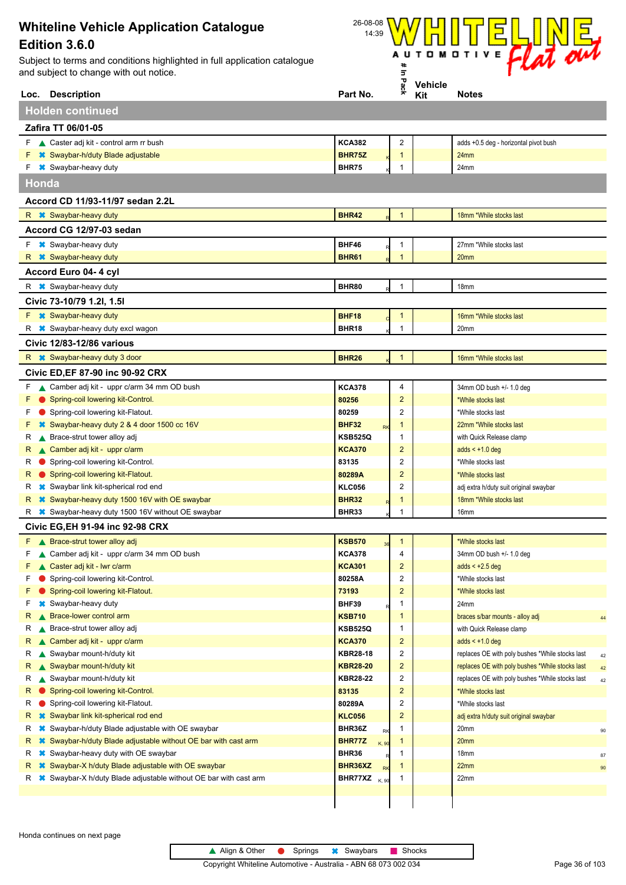# Whiteline Vehicle Application Catalogue
## Edition 3.6.0

Subject to terms and conditions highlighted in full application catalogue and subject to change with out notice.

26-08-08
14:39

| Loc. | Description | Part No. | | # In Pack | Vehicle Kit | Notes | |
|---|---|---|---|---|---|---|---|
| **Holden continued** | | | | | | | |
| **Zafira TT 06/01-05** | | | | | | | |
| F | ▲ Caster adj kit - control arm rr bush | **KCA382** | | 2 | | adds +0.5 deg - horizontal pivot bush | |
| F | ✖ Swaybar-h/duty Blade adjustable | **BHR75Z** | K | 1 | | 24mm | |
| F | ✖ Swaybar-heavy duty | **BHR75** | K | 1 | | 24mm | |
| **Honda** | | | | | | | |
| **Accord CD 11/93-11/97 sedan 2.2L** | | | | | | | |
| R | ✖ Swaybar-heavy duty | **BHR42** | R | 1 | | 18mm *While stocks last | |
| **Accord CG 12/97-03 sedan** | | | | | | | |
| F | ✖ Swaybar-heavy duty | **BHF46** | R | 1 | | 27mm *While stocks last | |
| R | ✖ Swaybar-heavy duty | **BHR61** | R | 1 | | 20mm | |
| **Accord Euro 04- 4 cyl** | | | | | | | |
| R | ✖ Swaybar-heavy duty | **BHR80** | R | 1 | | 18mm | |
| **Civic 73-10/79 1.2l, 1.5l** | | | | | | | |
| F | ✖ Swaybar-heavy duty | **BHF18** | C | 1 | | 16mm *While stocks last | |
| R | ✖ Swaybar-heavy duty excl wagon | **BHR18** | K | 1 | | 20mm | |
| **Civic 12/83-12/86 various** | | | | | | | |
| R | ✖ Swaybar-heavy duty 3 door | **BHR26** | K | 1 | | 16mm *While stocks last | |
| **Civic ED,EF 87-90 inc 90-92 CRX** | | | | | | | |
| F | ▲ Camber adj kit - uppr c/arm 34 mm OD bush | **KCA378** | | 4 | | 34mm OD bush +/- 1.0 deg | |
| F | ● Spring-coil lowering kit-Control. | **80256** | | 2 | | *While stocks last | |
| F | ● Spring-coil lowering kit-Flatout. | **80259** | | 2 | | *While stocks last | |
| F | ✖ Swaybar-heavy duty 2 & 4 door 1500 cc 16V | **BHF32** | RK | 1 | | 22mm *While stocks last | |
| R | ▲ Brace-strut tower alloy adj | **KSB525Q** | | 1 | | with Quick Release clamp | |
| R | ▲ Camber adj kit - uppr c/arm | **KCA370** | | 2 | | adds < +1.0 deg | |
| R | ● Spring-coil lowering kit-Control. | **83135** | | 2 | | *While stocks last | |
| R | ● Spring-coil lowering kit-Flatout. | **80289A** | | 2 | | *While stocks last | |
| R | ✖ Swaybar link kit-spherical rod end | **KLC056** | | 2 | | adj extra h/duty suit original swaybar | |
| R | ✖ Swaybar-heavy duty 1500 16V with OE swaybar | **BHR32** | R | 1 | | 18mm *While stocks last | |
| R | ✖ Swaybar-heavy duty 1500 16V without OE swaybar | **BHR33** | K | 1 | | 16mm | |
| **Civic EG,EH 91-94 inc 92-98 CRX** | | | | | | | |
| F | ▲ Brace-strut tower alloy adj | **KSB570** | 36 | 1 | | *While stocks last | |
| F | ▲ Camber adj kit - uppr c/arm 34 mm OD bush | **KCA378** | | 4 | | 34mm OD bush +/- 1.0 deg | |
| F | ▲ Caster adj kit - lwr c/arm | **KCA301** | | 2 | | adds < +2.5 deg | |
| F | ● Spring-coil lowering kit-Control. | **80258A** | | 2 | | *While stocks last | |
| F | ● Spring-coil lowering kit-Flatout. | **73193** | | 2 | | *While stocks last | |
| F | ✖ Swaybar-heavy duty | **BHF39** | R | 1 | | 24mm | |
| R | ▲ Brace-lower control arm | **KSB710** | | 1 | | braces s/bar mounts - alloy adj | 44 |
| R | ▲ Brace-strut tower alloy adj | **KSB525Q** | | 1 | | with Quick Release clamp | |
| R | ▲ Camber adj kit - uppr c/arm | **KCA370** | | 2 | | adds < +1.0 deg | |
| R | ▲ Swaybar mount-h/duty kit | **KBR28-18** | | 2 | | replaces OE with poly bushes *While stocks last | 42 |
| R | ▲ Swaybar mount-h/duty kit | **KBR28-20** | | 2 | | replaces OE with poly bushes *While stocks last | 42 |
| R | ▲ Swaybar mount-h/duty kit | **KBR28-22** | | 2 | | replaces OE with poly bushes *While stocks last | 42 |
| R | ● Spring-coil lowering kit-Control. | **83135** | | 2 | | *While stocks last | |
| R | ● Spring-coil lowering kit-Flatout. | **80289A** | | 2 | | *While stocks last | |
| R | ✖ Swaybar link kit-spherical rod end | **KLC056** | | 2 | | adj extra h/duty suit original swaybar | |
| R | ✖ Swaybar-h/duty Blade adjustable with OE swaybar | **BHR36Z** | RK | 1 | | 20mm | 90 |
| R | ✖ Swaybar-h/duty Blade adjustable without OE bar with cast arm | **BHR77Z** | K, 90 | 1 | | 20mm | |
| R | ✖ Swaybar-heavy duty with OE swaybar | **BHR36** | R | 1 | | 18mm | 87 |
| R | ✖ Swaybar-X h/duty Blade adjustable with OE swaybar | **BHR36XZ** | RK | 1 | | 22mm | 90 |
| R | ✖ Swaybar-X h/duty Blade adjustable without OE bar with cast arm | **BHR77XZ** | K, 90 | 1 | | 22mm | |

Honda continues on next page

▲ Align & Other ● Springs ✖ Swaybars ■ Shocks

Copyright Whiteline Automotive - Australia - ABN 68 073 002 034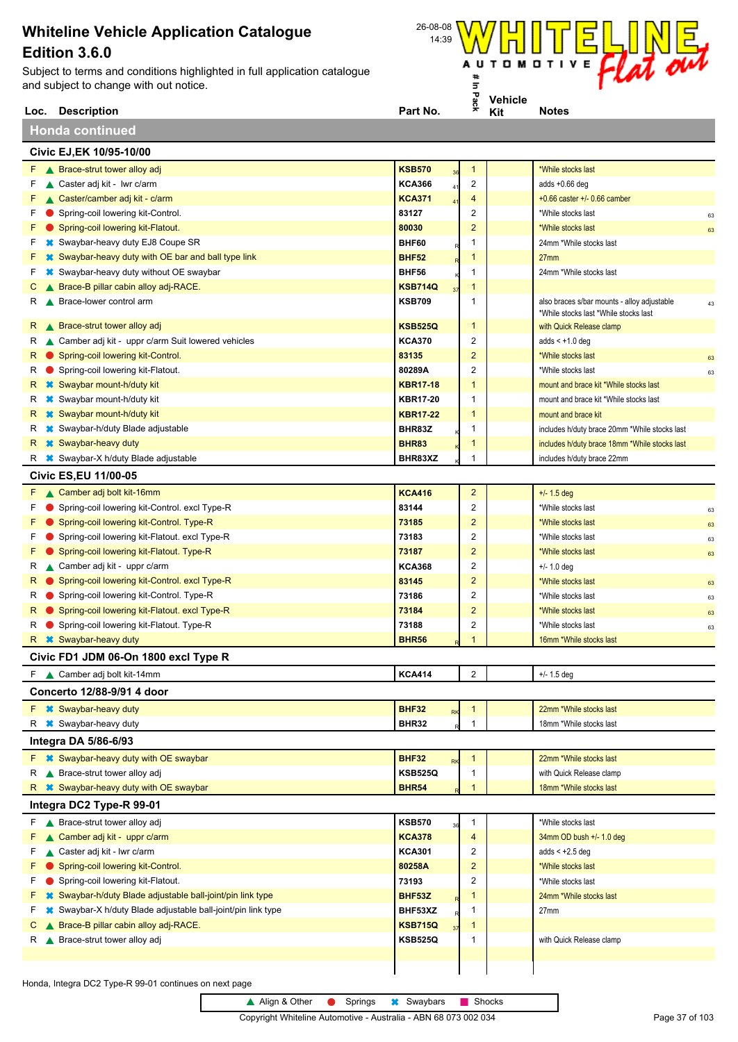# Whiteline Vehicle Application Catalogue

**Edition 3.6.0**

Subject to terms and conditions highlighted in full application catalogue and subject to change with out notice.

26-08-08 14:39

## Honda continued

| Loc. | Description | Part No. | | # In Pack | Vehicle Kit | Notes | |
|---|---|---|---|---|---|---|---|
| **Civic EJ,EK 10/95-10/00** | | | | | | | |
| F | Brace-strut tower alloy adj | **KSB570** | 36 | 1 | | *While stocks last | |
| F | Caster adj kit - lwr c/arm | **KCA366** | 41 | 2 | | adds +0.66 deg | |
| F | Caster/camber adj kit - c/arm | **KCA371** | 41 | 4 | | +0.66 caster +/- 0.66 camber | |
| F | Spring-coil lowering kit-Control. | **83127** | | 2 | | *While stocks last | 63 |
| F | Spring-coil lowering kit-Flatout. | **80030** | | 2 | | *While stocks last | 63 |
| F | Swaybar-heavy duty EJ8 Coupe SR | **BHF60** | R | 1 | | 24mm *While stocks last | |
| F | Swaybar-heavy duty with OE bar and ball type link | **BHF52** | R | 1 | | 27mm | |
| F | Swaybar-heavy duty without OE swaybar | **BHF56** | K | 1 | | 24mm *While stocks last | |
| C | Brace-B pillar cabin alloy adj-RACE. | **KSB714Q** | 37 | 1 | | | |
| R | Brace-lower control arm | **KSB709** | | 1 | | also braces s/bar mounts - alloy adjustable *While stocks last *While stocks last | 43 |
| R | Brace-strut tower alloy adj | **KSB525Q** | | 1 | | with Quick Release clamp | |
| R | Camber adj kit - uppr c/arm Suit lowered vehicles | **KCA370** | | 2 | | adds < +1.0 deg | |
| R | Spring-coil lowering kit-Control. | **83135** | | 2 | | *While stocks last | 63 |
| R | Spring-coil lowering kit-Flatout. | **80289A** | | 2 | | *While stocks last | 63 |
| R | Swaybar mount-h/duty kit | **KBR17-18** | | 1 | | mount and brace kit *While stocks last | |
| R | Swaybar mount-h/duty kit | **KBR17-20** | | 1 | | mount and brace kit *While stocks last | |
| R | Swaybar mount-h/duty kit | **KBR17-22** | | 1 | | mount and brace kit | |
| R | Swaybar-h/duty Blade adjustable | **BHR83Z** | K | 1 | | includes h/duty brace 20mm *While stocks last | |
| R | Swaybar-heavy duty | **BHR83** | K | 1 | | includes h/duty brace 18mm *While stocks last | |
| R | Swaybar-X h/duty Blade adjustable | **BHR83XZ** | K | 1 | | includes h/duty brace 22mm | |
| **Civic ES,EU 11/00-05** | | | | | | | |
| F | Camber adj bolt kit-16mm | **KCA416** | | 2 | | +/- 1.5 deg | |
| F | Spring-coil lowering kit-Control. excl Type-R | **83144** | | 2 | | *While stocks last | 63 |
| F | Spring-coil lowering kit-Control. Type-R | **73185** | | 2 | | *While stocks last | 63 |
| F | Spring-coil lowering kit-Flatout. excl Type-R | **73183** | | 2 | | *While stocks last | 63 |
| F | Spring-coil lowering kit-Flatout. Type-R | **73187** | | 2 | | *While stocks last | 63 |
| R | Camber adj kit - uppr c/arm | **KCA368** | | 2 | | +/- 1.0 deg | |
| R | Spring-coil lowering kit-Control. excl Type-R | **83145** | | 2 | | *While stocks last | 63 |
| R | Spring-coil lowering kit-Control. Type-R | **73186** | | 2 | | *While stocks last | 63 |
| R | Spring-coil lowering kit-Flatout. excl Type-R | **73184** | | 2 | | *While stocks last | 63 |
| R | Spring-coil lowering kit-Flatout. Type-R | **73188** | | 2 | | *While stocks last | 63 |
| R | Swaybar-heavy duty | **BHR56** | R | 1 | | 16mm *While stocks last | |
| **Civic FD1 JDM 06-On 1800 excl Type R** | | | | | | | |
| F | Camber adj bolt kit-14mm | **KCA414** | | 2 | | +/- 1.5 deg | |
| **Concerto 12/88-9/91 4 door** | | | | | | | |
| F | Swaybar-heavy duty | **BHF32** | RK | 1 | | 22mm *While stocks last | |
| R | Swaybar-heavy duty | **BHR32** | R | 1 | | 18mm *While stocks last | |
| **Integra DA 5/86-6/93** | | | | | | | |
| F | Swaybar-heavy duty with OE swaybar | **BHF32** | RK | 1 | | 22mm *While stocks last | |
| R | Brace-strut tower alloy adj | **KSB525Q** | | 1 | | with Quick Release clamp | |
| R | Swaybar-heavy duty with OE swaybar | **BHR54** | R | 1 | | 18mm *While stocks last | |
| **Integra DC2 Type-R 99-01** | | | | | | | |
| F | Brace-strut tower alloy adj | **KSB570** | 36 | 1 | | *While stocks last | |
| F | Camber adj kit - uppr c/arm | **KCA378** | | 4 | | 34mm OD bush +/- 1.0 deg | |
| F | Caster adj kit - lwr c/arm | **KCA301** | | 2 | | adds < +2.5 deg | |
| F | Spring-coil lowering kit-Control. | **80258A** | | 2 | | *While stocks last | |
| F | Spring-coil lowering kit-Flatout. | **73193** | | 2 | | *While stocks last | |
| F | Swaybar-h/duty Blade adjustable ball-joint/pin link type | **BHF53Z** | R | 1 | | 24mm *While stocks last | |
| F | Swaybar-X h/duty Blade adjustable ball-joint/pin link type | **BHF53XZ** | R | 1 | | 27mm | |
| C | Brace-B pillar cabin alloy adj-RACE. | **KSB715Q** | 37 | 1 | | | |
| R | Brace-strut tower alloy adj | **KSB525Q** | | 1 | | with Quick Release clamp | |

Honda, Integra DC2 Type-R 99-01 continues on next page

Legend: Align & Other | Springs | Swaybars | Shocks

Copyright Whiteline Automotive - Australia - ABN 68 073 002 034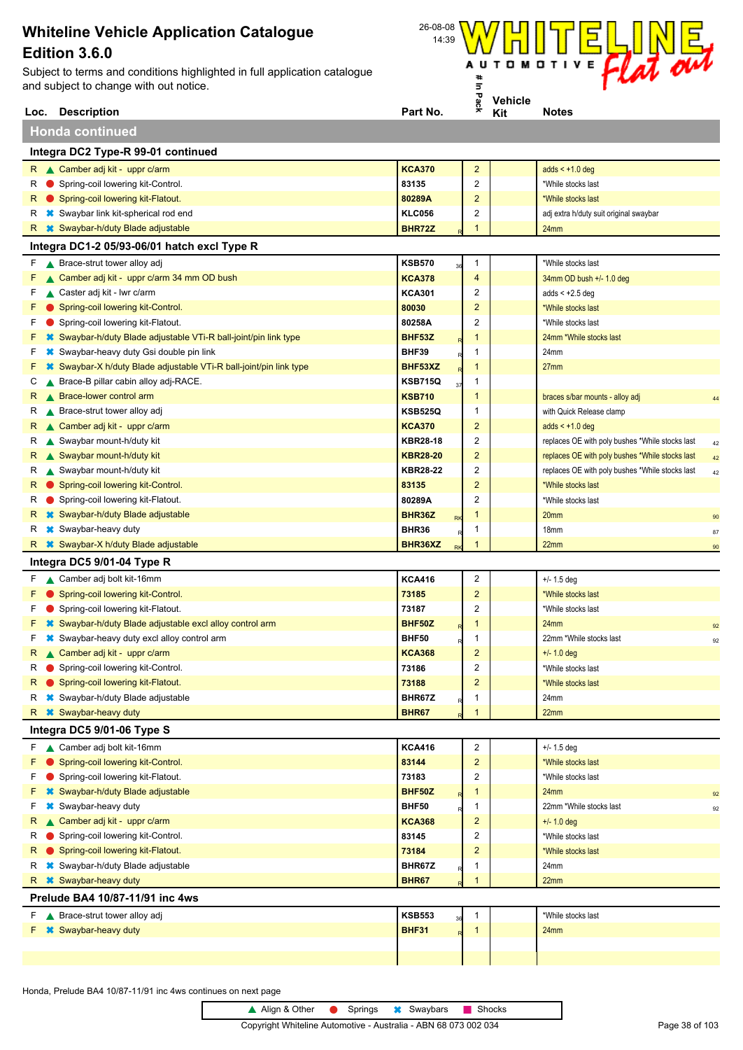# Whiteline Vehicle Application Catalogue
## Edition 3.6.0

Subject to terms and conditions highlighted in full application catalogue and subject to change with out notice.

26-08-08
14:39

## Honda continued

### Integra DC2 Type-R 99-01 continued

| Loc. | Description | Part No. | # In Pack | Vehicle Kit | Notes |
|---|---|---|---|---|---|
| R | Camber adj kit - uppr c/arm | KCA370 | 2 | | adds < +1.0 deg |
| R | Spring-coil lowering kit-Control. | 83135 | 2 | | *While stocks last |
| R | Spring-coil lowering kit-Flatout. | 80289A | 2 | | *While stocks last |
| R | Swaybar link kit-spherical rod end | KLC056 | 2 | | adj extra h/duty suit original swaybar |
| R | Swaybar-h/duty Blade adjustable | BHR72Z R | 1 | | 24mm |

### Integra DC1-2 05/93-06/01 hatch excl Type R

| Loc. | Description | Part No. | # In Pack | Vehicle Kit | Notes |
|---|---|---|---|---|---|
| F | Brace-strut tower alloy adj | KSB570 36 | 1 | | *While stocks last |
| F | Camber adj kit - uppr c/arm 34 mm OD bush | KCA378 | 4 | | 34mm OD bush +/- 1.0 deg |
| F | Caster adj kit - lwr c/arm | KCA301 | 2 | | adds < +2.5 deg |
| F | Spring-coil lowering kit-Control. | 80030 | 2 | | *While stocks last |
| F | Spring-coil lowering kit-Flatout. | 80258A | 2 | | *While stocks last |
| F | Swaybar-h/duty Blade adjustable VTi-R ball-joint/pin link type | BHF53Z R | 1 | | 24mm *While stocks last |
| F | Swaybar-heavy duty Gsi double pin link | BHF39 R | 1 | | 24mm |
| F | Swaybar-X h/duty Blade adjustable VTi-R ball-joint/pin link type | BHF53XZ R | 1 | | 27mm |
| C | Brace-B pillar cabin alloy adj-RACE. | KSB715Q 37 | 1 | | |
| R | Brace-lower control arm | KSB710 | 1 | | braces s/bar mounts - alloy adj 44 |
| R | Brace-strut tower alloy adj | KSB525Q | 1 | | with Quick Release clamp |
| R | Camber adj kit - uppr c/arm | KCA370 | 2 | | adds < +1.0 deg |
| R | Swaybar mount-h/duty kit | KBR28-18 | 2 | | replaces OE with poly bushes *While stocks last 42 |
| R | Swaybar mount-h/duty kit | KBR28-20 | 2 | | replaces OE with poly bushes *While stocks last 42 |
| R | Swaybar mount-h/duty kit | KBR28-22 | 2 | | replaces OE with poly bushes *While stocks last 42 |
| R | Spring-coil lowering kit-Control. | 83135 | 2 | | *While stocks last |
| R | Spring-coil lowering kit-Flatout. | 80289A | 2 | | *While stocks last |
| R | Swaybar-h/duty Blade adjustable | BHR36Z RK | 1 | | 20mm 90 |
| R | Swaybar-heavy duty | BHR36 R | 1 | | 18mm 87 |
| R | Swaybar-X h/duty Blade adjustable | BHR36XZ RK | 1 | | 22mm 90 |

### Integra DC5 9/01-04 Type R

| Loc. | Description | Part No. | # In Pack | Vehicle Kit | Notes |
|---|---|---|---|---|---|
| F | Camber adj bolt kit-16mm | KCA416 | 2 | | +/- 1.5 deg |
| F | Spring-coil lowering kit-Control. | 73185 | 2 | | *While stocks last |
| F | Spring-coil lowering kit-Flatout. | 73187 | 2 | | *While stocks last |
| F | Swaybar-h/duty Blade adjustable excl alloy control arm | BHF50Z R | 1 | | 24mm 92 |
| F | Swaybar-heavy duty excl alloy control arm | BHF50 R | 1 | | 22mm *While stocks last 92 |
| R | Camber adj kit - uppr c/arm | KCA368 | 2 | | +/- 1.0 deg |
| R | Spring-coil lowering kit-Control. | 73186 | 2 | | *While stocks last |
| R | Spring-coil lowering kit-Flatout. | 73188 | 2 | | *While stocks last |
| R | Swaybar-h/duty Blade adjustable | BHR67Z R | 1 | | 24mm |
| R | Swaybar-heavy duty | BHR67 R | 1 | | 22mm |

### Integra DC5 9/01-06 Type S

| Loc. | Description | Part No. | # In Pack | Vehicle Kit | Notes |
|---|---|---|---|---|---|
| F | Camber adj bolt kit-16mm | KCA416 | 2 | | +/- 1.5 deg |
| F | Spring-coil lowering kit-Control. | 83144 | 2 | | *While stocks last |
| F | Spring-coil lowering kit-Flatout. | 73183 | 2 | | *While stocks last |
| F | Swaybar-h/duty Blade adjustable | BHF50Z R | 1 | | 24mm 92 |
| F | Swaybar-heavy duty | BHF50 R | 1 | | 22mm *While stocks last 92 |
| R | Camber adj kit - uppr c/arm | KCA368 | 2 | | +/- 1.0 deg |
| R | Spring-coil lowering kit-Control. | 83145 | 2 | | *While stocks last |
| R | Spring-coil lowering kit-Flatout. | 73184 | 2 | | *While stocks last |
| R | Swaybar-h/duty Blade adjustable | BHR67Z R | 1 | | 24mm |
| R | Swaybar-heavy duty | BHR67 R | 1 | | 22mm |

### Prelude BA4 10/87-11/91 inc 4ws

| Loc. | Description | Part No. | # In Pack | Vehicle Kit | Notes |
|---|---|---|---|---|---|
| F | Brace-strut tower alloy adj | KSB553 36 | 1 | | *While stocks last |
| F | Swaybar-heavy duty | BHF31 R | 1 | | 24mm |

Honda, Prelude BA4 10/87-11/91 inc 4ws continues on next page

▲ Align & Other ● Springs ✖ Swaybars ■ Shocks

Copyright Whiteline Automotive - Australia - ABN 68 073 002 034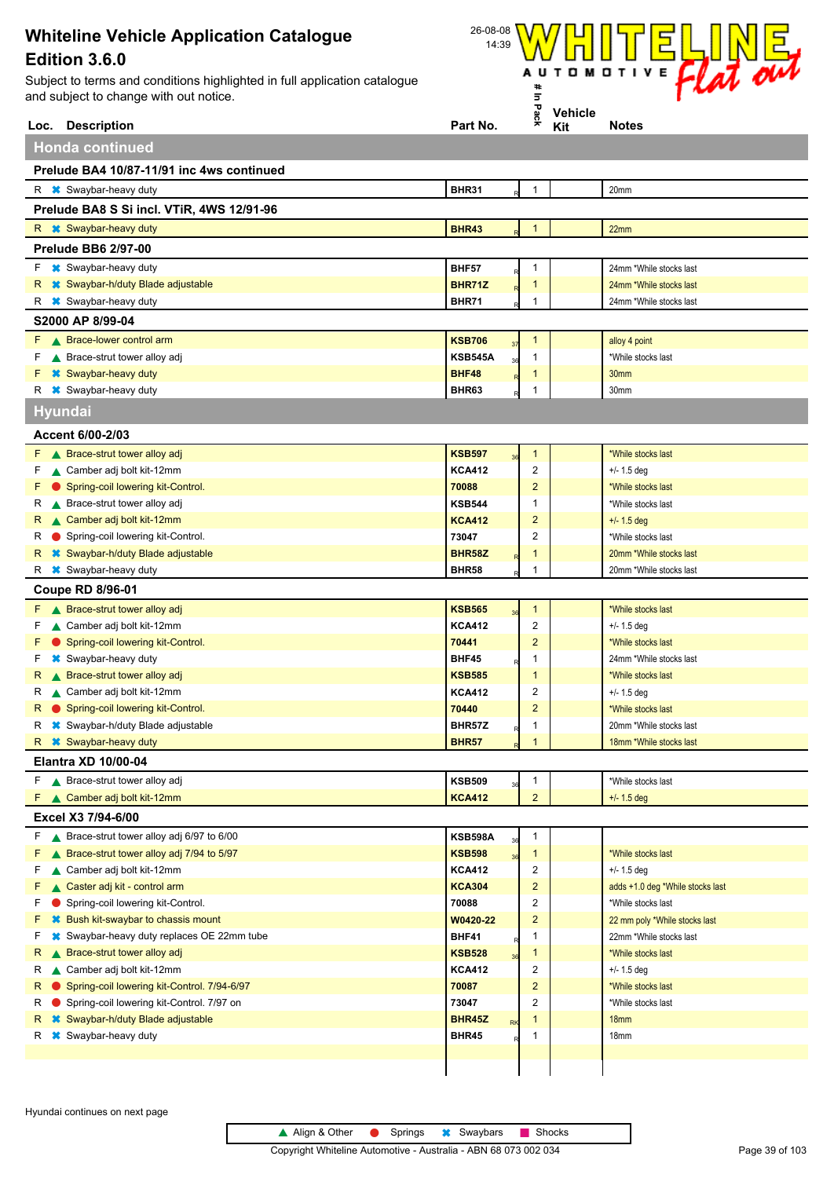# Whiteline Vehicle Application Catalogue
## Edition 3.6.0

Subject to terms and conditions highlighted in full application catalogue and subject to change with out notice.

26-08-08 14:39

| Loc. | Description | Part No. | # In Pack | Vehicle Kit | Notes |
|---|---|---|---|---|---|
| **Honda continued** | | | | | |
| **Prelude BA4 10/87-11/91 inc 4ws continued** | | | | | |
| R | Swaybar-heavy duty | BHR31 | 1 | | 20mm |
| **Prelude BA8 S Si incl. VTiR, 4WS 12/91-96** | | | | | |
| R | Swaybar-heavy duty | BHR43 | 1 | | 22mm |
| **Prelude BB6 2/97-00** | | | | | |
| F | Swaybar-heavy duty | BHF57 | 1 | | 24mm *While stocks last |
| R | Swaybar-h/duty Blade adjustable | BHR71Z | 1 | | 24mm *While stocks last |
| R | Swaybar-heavy duty | BHR71 | 1 | | 24mm *While stocks last |
| **S2000 AP 8/99-04** | | | | | |
| F | Brace-lower control arm | KSB706 | 1 | | alloy 4 point |
| F | Brace-strut tower alloy adj | KSB545A | 1 | | *While stocks last |
| F | Swaybar-heavy duty | BHF48 | 1 | | 30mm |
| R | Swaybar-heavy duty | BHR63 | 1 | | 30mm |
| **Hyundai** | | | | | |
| **Accent 6/00-2/03** | | | | | |
| F | Brace-strut tower alloy adj | KSB597 | 1 | | *While stocks last |
| F | Camber adj bolt kit-12mm | KCA412 | 2 | | +/- 1.5 deg |
| F | Spring-coil lowering kit-Control. | 70088 | 2 | | *While stocks last |
| R | Brace-strut tower alloy adj | KSB544 | 1 | | *While stocks last |
| R | Camber adj bolt kit-12mm | KCA412 | 2 | | +/- 1.5 deg |
| R | Spring-coil lowering kit-Control. | 73047 | 2 | | *While stocks last |
| R | Swaybar-h/duty Blade adjustable | BHR58Z | 1 | | 20mm *While stocks last |
| R | Swaybar-heavy duty | BHR58 | 1 | | 20mm *While stocks last |
| **Coupe RD 8/96-01** | | | | | |
| F | Brace-strut tower alloy adj | KSB565 | 1 | | *While stocks last |
| F | Camber adj bolt kit-12mm | KCA412 | 2 | | +/- 1.5 deg |
| F | Spring-coil lowering kit-Control. | 70441 | 2 | | *While stocks last |
| F | Swaybar-heavy duty | BHF45 | 1 | | 24mm *While stocks last |
| R | Brace-strut tower alloy adj | KSB585 | 1 | | *While stocks last |
| R | Camber adj bolt kit-12mm | KCA412 | 2 | | +/- 1.5 deg |
| R | Spring-coil lowering kit-Control. | 70440 | 2 | | *While stocks last |
| R | Swaybar-h/duty Blade adjustable | BHR57Z | 1 | | 20mm *While stocks last |
| R | Swaybar-heavy duty | BHR57 | 1 | | 18mm *While stocks last |
| **Elantra XD 10/00-04** | | | | | |
| F | Brace-strut tower alloy adj | KSB509 | 1 | | *While stocks last |
| F | Camber adj bolt kit-12mm | KCA412 | 2 | | +/- 1.5 deg |
| **Excel X3 7/94-6/00** | | | | | |
| F | Brace-strut tower alloy adj 6/97 to 6/00 | KSB598A | 1 | | |
| F | Brace-strut tower alloy adj 7/94 to 5/97 | KSB598 | 1 | | *While stocks last |
| F | Camber adj bolt kit-12mm | KCA412 | 2 | | +/- 1.5 deg |
| F | Caster adj kit - control arm | KCA304 | 2 | | adds +1.0 deg *While stocks last |
| F | Spring-coil lowering kit-Control. | 70088 | 2 | | *While stocks last |
| F | Bush kit-swaybar to chassis mount | W0420-22 | 2 | | 22 mm poly *While stocks last |
| F | Swaybar-heavy duty replaces OE 22mm tube | BHF41 | 1 | | 22mm *While stocks last |
| R | Brace-strut tower alloy adj | KSB528 | 1 | | *While stocks last |
| R | Camber adj bolt kit-12mm | KCA412 | 2 | | +/- 1.5 deg |
| R | Spring-coil lowering kit-Control. 7/94-6/97 | 70087 | 2 | | *While stocks last |
| R | Spring-coil lowering kit-Control. 7/97 on | 73047 | 2 | | *While stocks last |
| R | Swaybar-h/duty Blade adjustable | BHR45Z | 1 | | 18mm |
| R | Swaybar-heavy duty | BHR45 | 1 | | 18mm |

Hyundai continues on next page

Align & Other | Springs | Swaybars | Shocks

Copyright Whiteline Automotive - Australia - ABN 68 073 002 034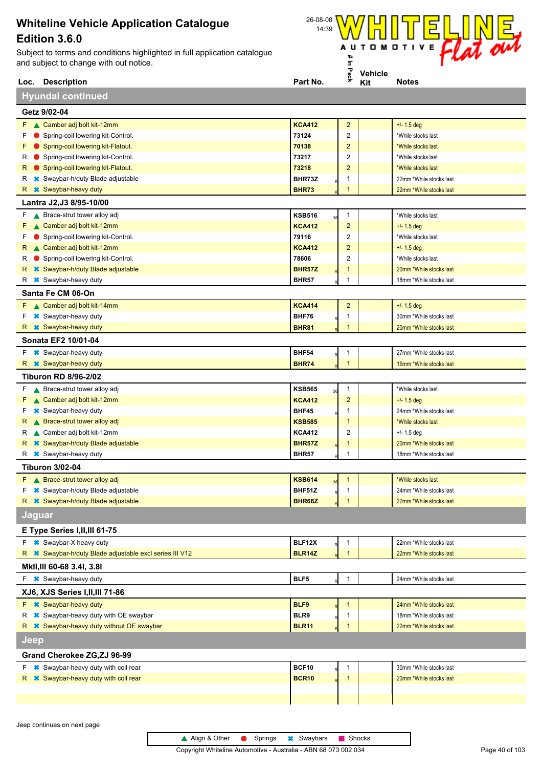# Whiteline Vehicle Application Catalogue
## Edition 3.6.0

Subject to terms and conditions highlighted in full application catalogue and subject to change with out notice.

26-08-08
14:39

## Hyundai continued

| Loc. | Description | Part No. | # In Pack | Vehicle Kit | Notes |
|---|---|---|---|---|---|
| **Getz 9/02-04** | | | | | |
| F | Camber adj bolt kit-12mm | KCA412 | 2 | | +/- 1.5 deg |
| F | Spring-coil lowering kit-Control. | 73124 | 2 | | *While stocks last |
| F | Spring-coil lowering kit-Flatout. | 70138 | 2 | | *While stocks last |
| R | Spring-coil lowering kit-Control. | 73217 | 2 | | *While stocks last |
| R | Spring-coil lowering kit-Flatout. | 73218 | 2 | | *While stocks last |
| R | Swaybar-h/duty Blade adjustable | BHR73Z | 1 | | 22mm *While stocks last |
| R | Swaybar-heavy duty | BHR73 | 1 | | 22mm *While stocks last |
| **Lantra J2,J3 8/95-10/00** | | | | | |
| F | Brace-strut tower alloy adj | KSB516 | 1 | | *While stocks last |
| F | Camber adj bolt kit-12mm | KCA412 | 2 | | +/- 1.5 deg |
| F | Spring-coil lowering kit-Control. | 79116 | 2 | | *While stocks last |
| R | Camber adj bolt kit-12mm | KCA412 | 2 | | +/- 1.5 deg |
| R | Spring-coil lowering kit-Control. | 78606 | 2 | | *While stocks last |
| R | Swaybar-h/duty Blade adjustable | BHR57Z | 1 | | 20mm *While stocks last |
| R | Swaybar-heavy duty | BHR57 | 1 | | 18mm *While stocks last |
| **Santa Fe CM 06-On** | | | | | |
| F | Camber adj bolt kit-14mm | KCA414 | 2 | | +/- 1.5 deg |
| F | Swaybar-heavy duty | BHF76 | 1 | | 30mm *While stocks last |
| R | Swaybar-heavy duty | BHR81 | 1 | | 20mm *While stocks last |
| **Sonata EF2 10/01-04** | | | | | |
| F | Swaybar-heavy duty | BHF54 | 1 | | 27mm *While stocks last |
| R | Swaybar-heavy duty | BHR74 | 1 | | 16mm *While stocks last |
| **Tiburon RD 8/96-2/02** | | | | | |
| F | Brace-strut tower alloy adj | KSB565 | 1 | | *While stocks last |
| F | Camber adj bolt kit-12mm | KCA412 | 2 | | +/- 1.5 deg |
| F | Swaybar-heavy duty | BHF45 | 1 | | 24mm *While stocks last |
| R | Brace-strut tower alloy adj | KSB585 | 1 | | *While stocks last |
| R | Camber adj bolt kit-12mm | KCA412 | 2 | | +/- 1.5 deg |
| R | Swaybar-h/duty Blade adjustable | BHR57Z | 1 | | 20mm *While stocks last |
| R | Swaybar-heavy duty | BHR57 | 1 | | 18mm *While stocks last |
| **Tiburon 3/02-04** | | | | | |
| F | Brace-strut tower alloy adj | KSB614 | 1 | | *While stocks last |
| F | Swaybar-h/duty Blade adjustable | BHF51Z | 1 | | 24mm *While stocks last |
| R | Swaybar-h/duty Blade adjustable | BHR68Z | 1 | | 22mm *While stocks last |

## Jaguar

| Loc. | Description | Part No. | # In Pack | Vehicle Kit | Notes |
|---|---|---|---|---|---|
| **E Type Series I,II,III 61-75** | | | | | |
| F | Swaybar-X heavy duty | BLF12X | 1 | | 22mm *While stocks last |
| R | Swaybar-h/duty Blade adjustable excl series III V12 | BLR14Z | 1 | | 22mm *While stocks last |
| **MkII,III 60-68 3.4l, 3.8l** | | | | | |
| F | Swaybar-heavy duty | BLF5 | 1 | | 24mm *While stocks last |
| **XJ6, XJS Series I,II,III 71-86** | | | | | |
| F | Swaybar-heavy duty | BLF9 | 1 | | 24mm *While stocks last |
| R | Swaybar-heavy duty with OE swaybar | BLR9 | 1 | | 18mm *While stocks last |
| R | Swaybar-heavy duty without OE swaybar | BLR11 | 1 | | 22mm *While stocks last |

## Jeep

| Loc. | Description | Part No. | # In Pack | Vehicle Kit | Notes |
|---|---|---|---|---|---|
| **Grand Cherokee ZG,ZJ 96-99** | | | | | |
| F | Swaybar-heavy duty with coil rear | BCF10 | 1 | | 30mm *While stocks last |
| R | Swaybar-heavy duty with coil rear | BCR10 | 1 | | 20mm *While stocks last |

Jeep continues on next page

Align & Other | Springs | Swaybars | Shocks

Copyright Whiteline Automotive - Australia - ABN 68 073 002 034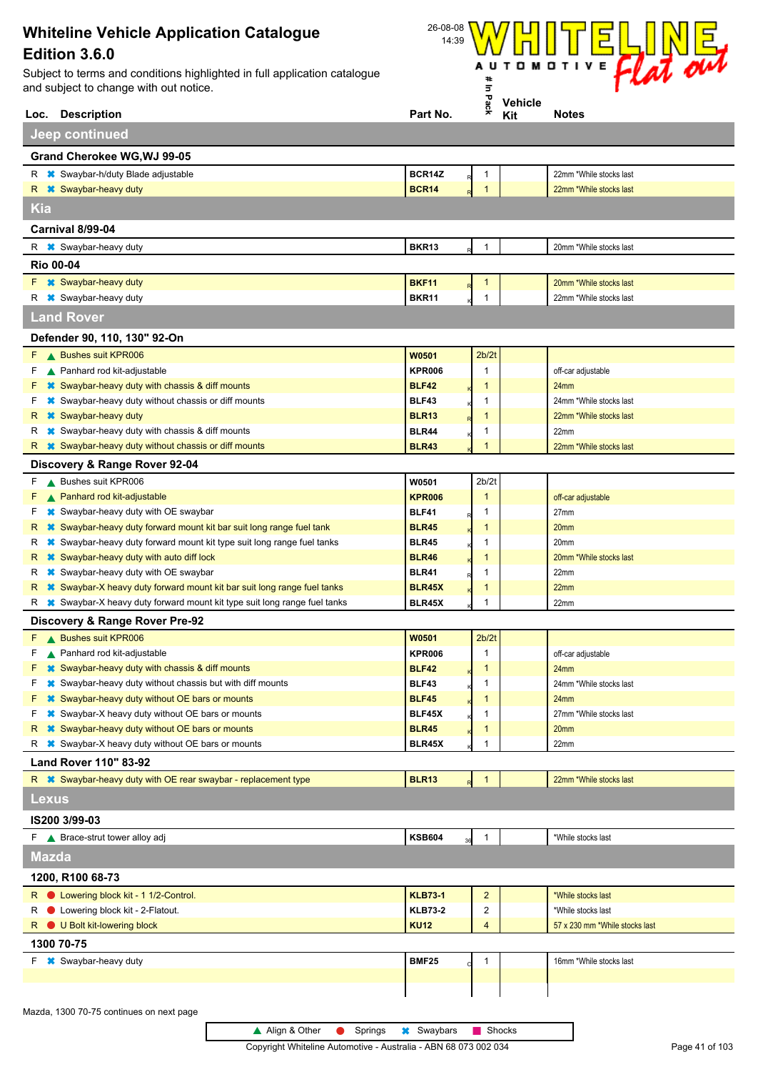# Whiteline Vehicle Application Catalogue Edition 3.6.0

Subject to terms and conditions highlighted in full application catalogue and subject to change with out notice.

26-08-08 14:39

| Loc. | Description | Part No. | | # In Pack | Vehicle Kit | Notes |
|---|---|---|---|---|---|---|
| **Jeep continued** | | | | | | |
| **Grand Cherokee WG,WJ 99-05** | | | | | | |
| R | Swaybar-h/duty Blade adjustable | BCR14Z | R | 1 | | 22mm *While stocks last |
| R | Swaybar-heavy duty | BCR14 | R | 1 | | 22mm *While stocks last |
| **Kia** | | | | | | |
| **Carnival 8/99-04** | | | | | | |
| R | Swaybar-heavy duty | BKR13 | R | 1 | | 20mm *While stocks last |
| **Rio 00-04** | | | | | | |
| F | Swaybar-heavy duty | BKF11 | R | 1 | | 20mm *While stocks last |
| R | Swaybar-heavy duty | BKR11 | K | 1 | | 22mm *While stocks last |
| **Land Rover** | | | | | | |
| **Defender 90, 110, 130" 92-On** | | | | | | |
| F | Bushes suit KPR006 | W0501 | | 2b/2t | | |
| F | Panhard rod kit-adjustable | KPR006 | | 1 | | off-car adjustable |
| F | Swaybar-heavy duty with chassis & diff mounts | BLF42 | K | 1 | | 24mm |
| F | Swaybar-heavy duty without chassis or diff mounts | BLF43 | K | 1 | | 24mm *While stocks last |
| R | Swaybar-heavy duty | BLR13 | R | 1 | | 22mm *While stocks last |
| R | Swaybar-heavy duty with chassis & diff mounts | BLR44 | K | 1 | | 22mm |
| R | Swaybar-heavy duty without chassis or diff mounts | BLR43 | K | 1 | | 22mm *While stocks last |
| **Discovery & Range Rover 92-04** | | | | | | |
| F | Bushes suit KPR006 | W0501 | | 2b/2t | | |
| F | Panhard rod kit-adjustable | KPR006 | | 1 | | off-car adjustable |
| F | Swaybar-heavy duty with OE swaybar | BLF41 | R | 1 | | 27mm |
| R | Swaybar-heavy duty forward mount kit bar suit long range fuel tank | BLR45 | K | 1 | | 20mm |
| R | Swaybar-heavy duty forward mount kit type suit long range fuel tanks | BLR45 | K | 1 | | 20mm |
| R | Swaybar-heavy duty with auto diff lock | BLR46 | K | 1 | | 20mm *While stocks last |
| R | Swaybar-heavy duty with OE swaybar | BLR41 | R | 1 | | 22mm |
| R | Swaybar-X heavy duty forward mount kit bar suit long range fuel tanks | BLR45X | K | 1 | | 22mm |
| R | Swaybar-X heavy duty forward mount kit type suit long range fuel tanks | BLR45X | K | 1 | | 22mm |
| **Discovery & Range Rover Pre-92** | | | | | | |
| F | Bushes suit KPR006 | W0501 | | 2b/2t | | |
| F | Panhard rod kit-adjustable | KPR006 | | 1 | | off-car adjustable |
| F | Swaybar-heavy duty with chassis & diff mounts | BLF42 | K | 1 | | 24mm |
| F | Swaybar-heavy duty without chassis but with diff mounts | BLF43 | K | 1 | | 24mm *While stocks last |
| F | Swaybar-heavy duty without OE bars or mounts | BLF45 | K | 1 | | 24mm |
| F | Swaybar-X heavy duty without OE bars or mounts | BLF45X | K | 1 | | 27mm *While stocks last |
| R | Swaybar-heavy duty without OE bars or mounts | BLR45 | K | 1 | | 20mm |
| R | Swaybar-X heavy duty without OE bars or mounts | BLR45X | K | 1 | | 22mm |
| **Land Rover 110" 83-92** | | | | | | |
| R | Swaybar-heavy duty with OE rear swaybar - replacement type | BLR13 | R | 1 | | 22mm *While stocks last |
| **Lexus** | | | | | | |
| **IS200 3/99-03** | | | | | | |
| F | Brace-strut tower alloy adj | KSB604 | 36 | 1 | | *While stocks last |
| **Mazda** | | | | | | |
| **1200, R100 68-73** | | | | | | |
| R | Lowering block kit - 1 1/2-Control. | KLB73-1 | | 2 | | *While stocks last |
| R | Lowering block kit - 2-Flatout. | KLB73-2 | | 2 | | *While stocks last |
| R | U Bolt kit-lowering block | KU12 | | 4 | | 57 x 230 mm *While stocks last |
| **1300 70-75** | | | | | | |
| F | Swaybar-heavy duty | BMF25 | C | 1 | | 16mm *While stocks last |

Mazda, 1300 70-75 continues on next page

Align & Other · Springs · Swaybars · Shocks

Copyright Whiteline Automotive - Australia - ABN 68 073 002 034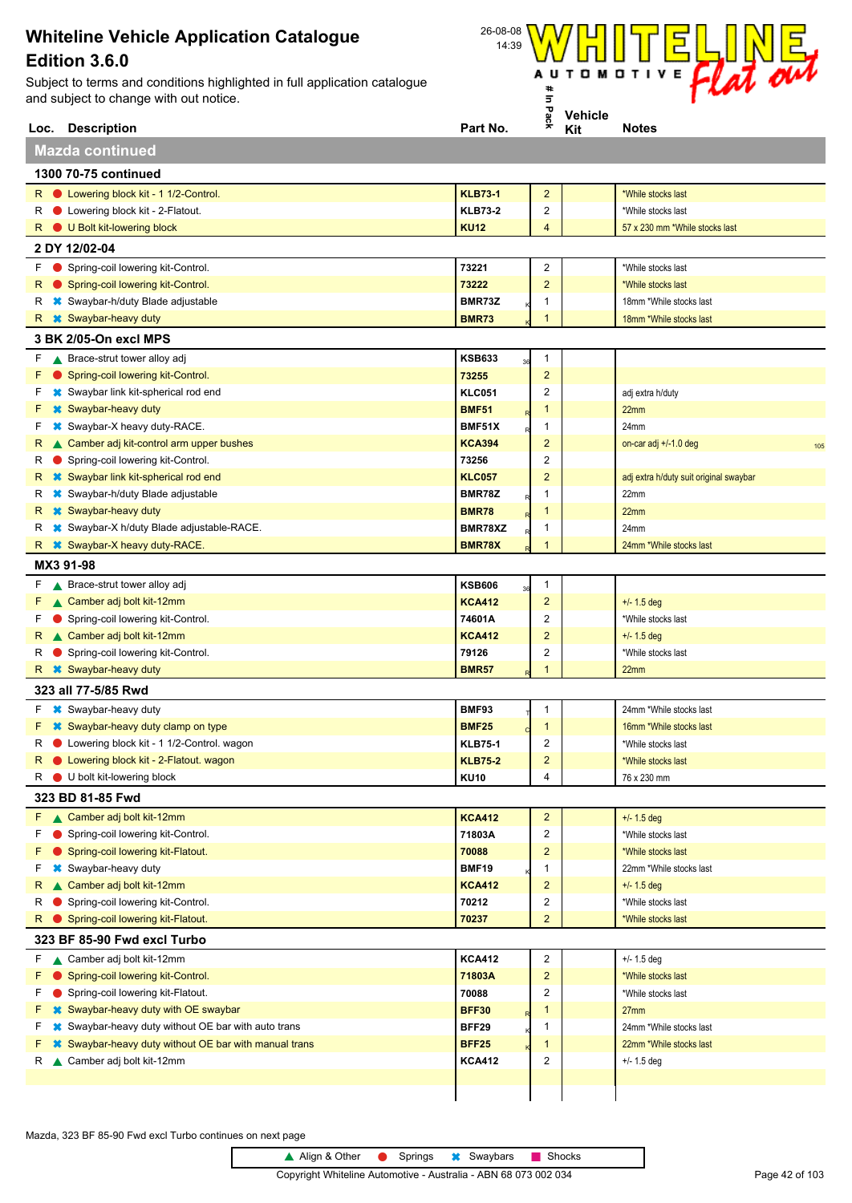# Whiteline Vehicle Application Catalogue
## Edition 3.6.0

Subject to terms and conditions highlighted in full application catalogue and subject to change with out notice.

26-08-08 14:39

| Loc. | Description | Part No. | # In Pack | Vehicle Kit | Notes |
|---|---|---|---|---|---|
| **Mazda continued** | | | | | |
| **1300 70-75 continued** | | | | | |
| R | ● Lowering block kit - 1 1/2-Control. | **KLB73-1** | 2 | | *While stocks last |
| R | ● Lowering block kit - 2-Flatout. | **KLB73-2** | 2 | | *While stocks last |
| R | ● U Bolt kit-lowering block | **KU12** | 4 | | 57 x 230 mm *While stocks last |
| **2 DY 12/02-04** | | | | | |
| F | ● Spring-coil lowering kit-Control. | **73221** | 2 | | *While stocks last |
| R | ● Spring-coil lowering kit-Control. | **73222** | 2 | | *While stocks last |
| R | ✖ Swaybar-h/duty Blade adjustable | **BMR73Z** | 1 | | 18mm *While stocks last |
| R | ✖ Swaybar-heavy duty | **BMR73** | 1 | | 18mm *While stocks last |
| **3 BK 2/05-On excl MPS** | | | | | |
| F | ▲ Brace-strut tower alloy adj | **KSB633** | 1 | | |
| F | ● Spring-coil lowering kit-Control. | **73255** | 2 | | |
| F | ✖ Swaybar link kit-spherical rod end | **KLC051** | 2 | | adj extra h/duty |
| F | ✖ Swaybar-heavy duty | **BMF51** | 1 | | 22mm |
| F | ✖ Swaybar-X heavy duty-RACE. | **BMF51X** | 1 | | 24mm |
| R | ▲ Camber adj kit-control arm upper bushes | **KCA394** | 2 | | on-car adj +/-1.0 deg |
| R | ● Spring-coil lowering kit-Control. | **73256** | 2 | | |
| R | ✖ Swaybar link kit-spherical rod end | **KLC057** | 2 | | adj extra h/duty suit original swaybar |
| R | ✖ Swaybar-h/duty Blade adjustable | **BMR78Z** | 1 | | 22mm |
| R | ✖ Swaybar-heavy duty | **BMR78** | 1 | | 22mm |
| R | ✖ Swaybar-X h/duty Blade adjustable-RACE. | **BMR78XZ** | 1 | | 24mm |
| R | ✖ Swaybar-X heavy duty-RACE. | **BMR78X** | 1 | | 24mm *While stocks last |
| **MX3 91-98** | | | | | |
| F | ▲ Brace-strut tower alloy adj | **KSB606** | 1 | | |
| F | ▲ Camber adj bolt kit-12mm | **KCA412** | 2 | | +/- 1.5 deg |
| F | ● Spring-coil lowering kit-Control. | **74601A** | 2 | | *While stocks last |
| R | ▲ Camber adj bolt kit-12mm | **KCA412** | 2 | | +/- 1.5 deg |
| R | ● Spring-coil lowering kit-Control. | **79126** | 2 | | *While stocks last |
| R | ✖ Swaybar-heavy duty | **BMR57** | 1 | | 22mm |
| **323 all 77-5/85 Rwd** | | | | | |
| F | ✖ Swaybar-heavy duty | **BMF93** | 1 | | 24mm *While stocks last |
| F | ✖ Swaybar-heavy duty clamp on type | **BMF25** | 1 | | 16mm *While stocks last |
| R | ● Lowering block kit - 1 1/2-Control. wagon | **KLB75-1** | 2 | | *While stocks last |
| R | ● Lowering block kit - 2-Flatout. wagon | **KLB75-2** | 2 | | *While stocks last |
| R | ● U bolt kit-lowering block | **KU10** | 4 | | 76 x 230 mm |
| **323 BD 81-85 Fwd** | | | | | |
| F | ▲ Camber adj bolt kit-12mm | **KCA412** | 2 | | +/- 1.5 deg |
| F | ● Spring-coil lowering kit-Control. | **71803A** | 2 | | *While stocks last |
| F | ● Spring-coil lowering kit-Flatout. | **70088** | 2 | | *While stocks last |
| F | ✖ Swaybar-heavy duty | **BMF19** | 1 | | 22mm *While stocks last |
| R | ▲ Camber adj bolt kit-12mm | **KCA412** | 2 | | +/- 1.5 deg |
| R | ● Spring-coil lowering kit-Control. | **70212** | 2 | | *While stocks last |
| R | ● Spring-coil lowering kit-Flatout. | **70237** | 2 | | *While stocks last |
| **323 BF 85-90 Fwd excl Turbo** | | | | | |
| F | ▲ Camber adj bolt kit-12mm | **KCA412** | 2 | | +/- 1.5 deg |
| F | ● Spring-coil lowering kit-Control. | **71803A** | 2 | | *While stocks last |
| F | ● Spring-coil lowering kit-Flatout. | **70088** | 2 | | *While stocks last |
| F | ✖ Swaybar-heavy duty with OE swaybar | **BFF30** | 1 | | 27mm |
| F | ✖ Swaybar-heavy duty without OE bar with auto trans | **BFF29** | 1 | | 24mm *While stocks last |
| F | ✖ Swaybar-heavy duty without OE bar with manual trans | **BFF25** | 1 | | 22mm *While stocks last |
| R | ▲ Camber adj bolt kit-12mm | **KCA412** | 2 | | +/- 1.5 deg |

Mazda, 323 BF 85-90 Fwd excl Turbo continues on next page

▲ Align & Other ● Springs ✖ Swaybars ■ Shocks

Copyright Whiteline Automotive - Australia - ABN 68 073 002 034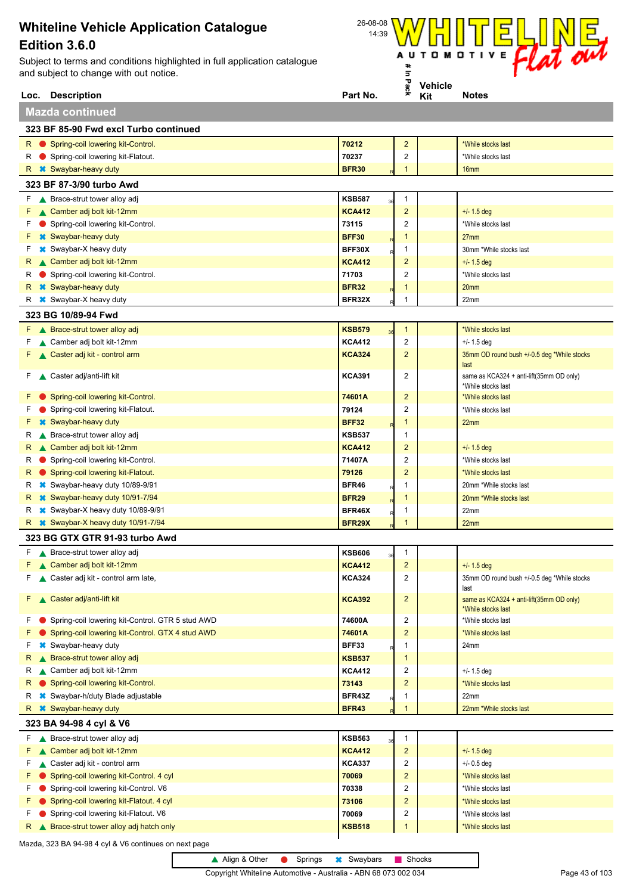# Whiteline Vehicle Application Catalogue
## Edition 3.6.0

Subject to terms and conditions highlighted in full application catalogue and subject to change with out notice.

26-08-08 14:39

## Mazda continued

| Loc. | Description | Part No. | # In Pack | Vehicle Kit | Notes |
|---|---|---|---|---|---|
| **323 BF 85-90 Fwd excl Turbo continued** | | | | | |
| R | Spring-coil lowering kit-Control. | 70212 | 2 | | *While stocks last |
| R | Spring-coil lowering kit-Flatout. | 70237 | 2 | | *While stocks last |
| R | Swaybar-heavy duty | BFR30 | 1 | | 16mm |
| **323 BF 87-3/90 turbo Awd** | | | | | |
| F | Brace-strut tower alloy adj | KSB587 | 1 | | |
| F | Camber adj bolt kit-12mm | KCA412 | 2 | | +/- 1.5 deg |
| F | Spring-coil lowering kit-Control. | 73115 | 2 | | *While stocks last |
| F | Swaybar-heavy duty | BFF30 | 1 | | 27mm |
| F | Swaybar-X heavy duty | BFF30X | 1 | | 30mm *While stocks last |
| R | Camber adj bolt kit-12mm | KCA412 | 2 | | +/- 1.5 deg |
| R | Spring-coil lowering kit-Control. | 71703 | 2 | | *While stocks last |
| R | Swaybar-heavy duty | BFR32 | 1 | | 20mm |
| R | Swaybar-X heavy duty | BFR32X | 1 | | 22mm |
| **323 BG 10/89-94 Fwd** | | | | | |
| F | Brace-strut tower alloy adj | KSB579 | 1 | | *While stocks last |
| F | Camber adj bolt kit-12mm | KCA412 | 2 | | +/- 1.5 deg |
| F | Caster adj kit - control arm | KCA324 | 2 | | 35mm OD round bush +/-0.5 deg *While stocks last |
| F | Caster adj/anti-lift kit | KCA391 | 2 | | same as KCA324 + anti-lift(35mm OD only) *While stocks last |
| F | Spring-coil lowering kit-Control. | 74601A | 2 | | *While stocks last |
| F | Spring-coil lowering kit-Flatout. | 79124 | 2 | | *While stocks last |
| F | Swaybar-heavy duty | BFF32 | 1 | | 22mm |
| R | Brace-strut tower alloy adj | KSB537 | 1 | | |
| R | Camber adj bolt kit-12mm | KCA412 | 2 | | +/- 1.5 deg |
| R | Spring-coil lowering kit-Control. | 71407A | 2 | | *While stocks last |
| R | Spring-coil lowering kit-Flatout. | 79126 | 2 | | *While stocks last |
| R | Swaybar-heavy duty 10/89-9/91 | BFR46 | 1 | | 20mm *While stocks last |
| R | Swaybar-heavy duty 10/91-7/94 | BFR29 | 1 | | 20mm *While stocks last |
| R | Swaybar-X heavy duty 10/89-9/91 | BFR46X | 1 | | 22mm |
| R | Swaybar-X heavy duty 10/91-7/94 | BFR29X | 1 | | 22mm |
| **323 BG GTX GTR 91-93 turbo Awd** | | | | | |
| F | Brace-strut tower alloy adj | KSB606 | 1 | | |
| F | Camber adj bolt kit-12mm | KCA412 | 2 | | +/- 1.5 deg |
| F | Caster adj kit - control arm late, | KCA324 | 2 | | 35mm OD round bush +/-0.5 deg *While stocks last |
| F | Caster adj/anti-lift kit | KCA392 | 2 | | same as KCA324 + anti-lift(35mm OD only) *While stocks last |
| F | Spring-coil lowering kit-Control. GTR 5 stud AWD | 74600A | 2 | | *While stocks last |
| F | Spring-coil lowering kit-Control. GTX 4 stud AWD | 74601A | 2 | | *While stocks last |
| F | Swaybar-heavy duty | BFF33 | 1 | | 24mm |
| R | Brace-strut tower alloy adj | KSB537 | 1 | | |
| R | Camber adj bolt kit-12mm | KCA412 | 2 | | +/- 1.5 deg |
| R | Spring-coil lowering kit-Control. | 73143 | 2 | | *While stocks last |
| R | Swaybar-h/duty Blade adjustable | BFR43Z | 1 | | 22mm |
| R | Swaybar-heavy duty | BFR43 | 1 | | 22mm *While stocks last |
| **323 BA 94-98 4 cyl & V6** | | | | | |
| F | Brace-strut tower alloy adj | KSB563 | 1 | | |
| F | Camber adj bolt kit-12mm | KCA412 | 2 | | +/- 1.5 deg |
| F | Caster adj kit - control arm | KCA337 | 2 | | +/- 0.5 deg |
| F | Spring-coil lowering kit-Control. 4 cyl | 70069 | 2 | | *While stocks last |
| F | Spring-coil lowering kit-Control. V6 | 70338 | 2 | | *While stocks last |
| F | Spring-coil lowering kit-Flatout. 4 cyl | 73106 | 2 | | *While stocks last |
| F | Spring-coil lowering kit-Flatout. V6 | 70069 | 2 | | *While stocks last |
| R | Brace-strut tower alloy adj hatch only | KSB518 | 1 | | *While stocks last |

Mazda, 323 BA 94-98 4 cyl & V6 continues on next page

▲ Align & Other ● Springs ✖ Swaybars ■ Shocks

Copyright Whiteline Automotive - Australia - ABN 68 073 002 034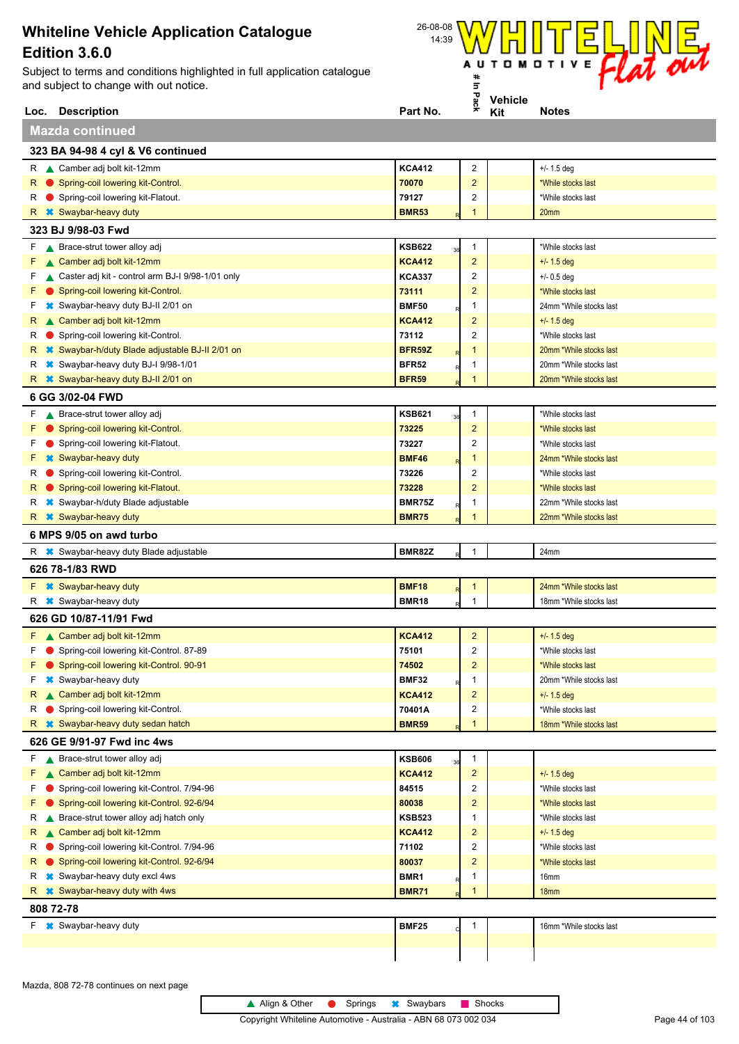# Whiteline Vehicle Application Catalogue
## Edition 3.6.0

Subject to terms and conditions highlighted in full application catalogue and subject to change with out notice.

26-08-08
14:39

## Mazda continued

| Loc. | Description | Part No. | # In Pack | Vehicle Kit | Notes |
|---|---|---|---|---|---|
| **323 BA 94-98 4 cyl & V6 continued** | | | | | |
| R | Camber adj bolt kit-12mm | KCA412 | 2 | | +/- 1.5 deg |
| R | Spring-coil lowering kit-Control. | 70070 | 2 | | *While stocks last |
| R | Spring-coil lowering kit-Flatout. | 79127 | 2 | | *While stocks last |
| R | Swaybar-heavy duty | BMR53 R | 1 | | 20mm |
| **323 BJ 9/98-03 Fwd** | | | | | |
| F | Brace-strut tower alloy adj | KSB622 36 | 1 | | *While stocks last |
| F | Camber adj bolt kit-12mm | KCA412 | 2 | | +/- 1.5 deg |
| F | Caster adj kit - control arm BJ-I 9/98-1/01 only | KCA337 | 2 | | +/- 0.5 deg |
| F | Spring-coil lowering kit-Control. | 73111 | 2 | | *While stocks last |
| F | Swaybar-heavy duty BJ-II 2/01 on | BMF50 R | 1 | | 24mm *While stocks last |
| R | Camber adj bolt kit-12mm | KCA412 | 2 | | +/- 1.5 deg |
| R | Spring-coil lowering kit-Control. | 73112 | 2 | | *While stocks last |
| R | Swaybar-h/duty Blade adjustable BJ-II 2/01 on | BFR59Z R | 1 | | 20mm *While stocks last |
| R | Swaybar-heavy duty BJ-I 9/98-1/01 | BFR52 R | 1 | | 20mm *While stocks last |
| R | Swaybar-heavy duty BJ-II 2/01 on | BFR59 R | 1 | | 20mm *While stocks last |
| **6 GG 3/02-04 FWD** | | | | | |
| F | Brace-strut tower alloy adj | KSB621 36 | 1 | | *While stocks last |
| F | Spring-coil lowering kit-Control. | 73225 | 2 | | *While stocks last |
| F | Spring-coil lowering kit-Flatout. | 73227 | 2 | | *While stocks last |
| F | Swaybar-heavy duty | BMF46 R | 1 | | 24mm *While stocks last |
| R | Spring-coil lowering kit-Control. | 73226 | 2 | | *While stocks last |
| R | Spring-coil lowering kit-Flatout. | 73228 | 2 | | *While stocks last |
| R | Swaybar-h/duty Blade adjustable | BMR75Z R | 1 | | 22mm *While stocks last |
| R | Swaybar-heavy duty | BMR75 R | 1 | | 22mm *While stocks last |
| **6 MPS 9/05 on awd turbo** | | | | | |
| R | Swaybar-heavy duty Blade adjustable | BMR82Z R | 1 | | 24mm |
| **626 78-1/83 RWD** | | | | | |
| F | Swaybar-heavy duty | BMF18 R | 1 | | 24mm *While stocks last |
| R | Swaybar-heavy duty | BMR18 R | 1 | | 18mm *While stocks last |
| **626 GD 10/87-11/91 Fwd** | | | | | |
| F | Camber adj bolt kit-12mm | KCA412 | 2 | | +/- 1.5 deg |
| F | Spring-coil lowering kit-Control. 87-89 | 75101 | 2 | | *While stocks last |
| F | Spring-coil lowering kit-Control. 90-91 | 74502 | 2 | | *While stocks last |
| F | Swaybar-heavy duty | BMF32 R | 1 | | 20mm *While stocks last |
| R | Camber adj bolt kit-12mm | KCA412 | 2 | | +/- 1.5 deg |
| R | Spring-coil lowering kit-Control. | 70401A | 2 | | *While stocks last |
| R | Swaybar-heavy duty sedan hatch | BMR59 R | 1 | | 18mm *While stocks last |
| **626 GE 9/91-97 Fwd inc 4ws** | | | | | |
| F | Brace-strut tower alloy adj | KSB606 36 | 1 | | |
| F | Camber adj bolt kit-12mm | KCA412 | 2 | | +/- 1.5 deg |
| F | Spring-coil lowering kit-Control. 7/94-96 | 84515 | 2 | | *While stocks last |
| F | Spring-coil lowering kit-Control. 92-6/94 | 80038 | 2 | | *While stocks last |
| R | Brace-strut tower alloy adj hatch only | KSB523 | 1 | | *While stocks last |
| R | Camber adj bolt kit-12mm | KCA412 | 2 | | +/- 1.5 deg |
| R | Spring-coil lowering kit-Control. 7/94-96 | 71102 | 2 | | *While stocks last |
| R | Spring-coil lowering kit-Control. 92-6/94 | 80037 | 2 | | *While stocks last |
| R | Swaybar-heavy duty excl 4ws | BMR1 R | 1 | | 16mm |
| R | Swaybar-heavy duty with 4ws | BMR71 R | 1 | | 18mm |
| **808 72-78** | | | | | |
| F | Swaybar-heavy duty | BMF25 C | 1 | | 16mm *While stocks last |

Mazda, 808 72-78 continues on next page

Align & Other · Springs · Swaybars · Shocks

Copyright Whiteline Automotive - Australia - ABN 68 073 002 034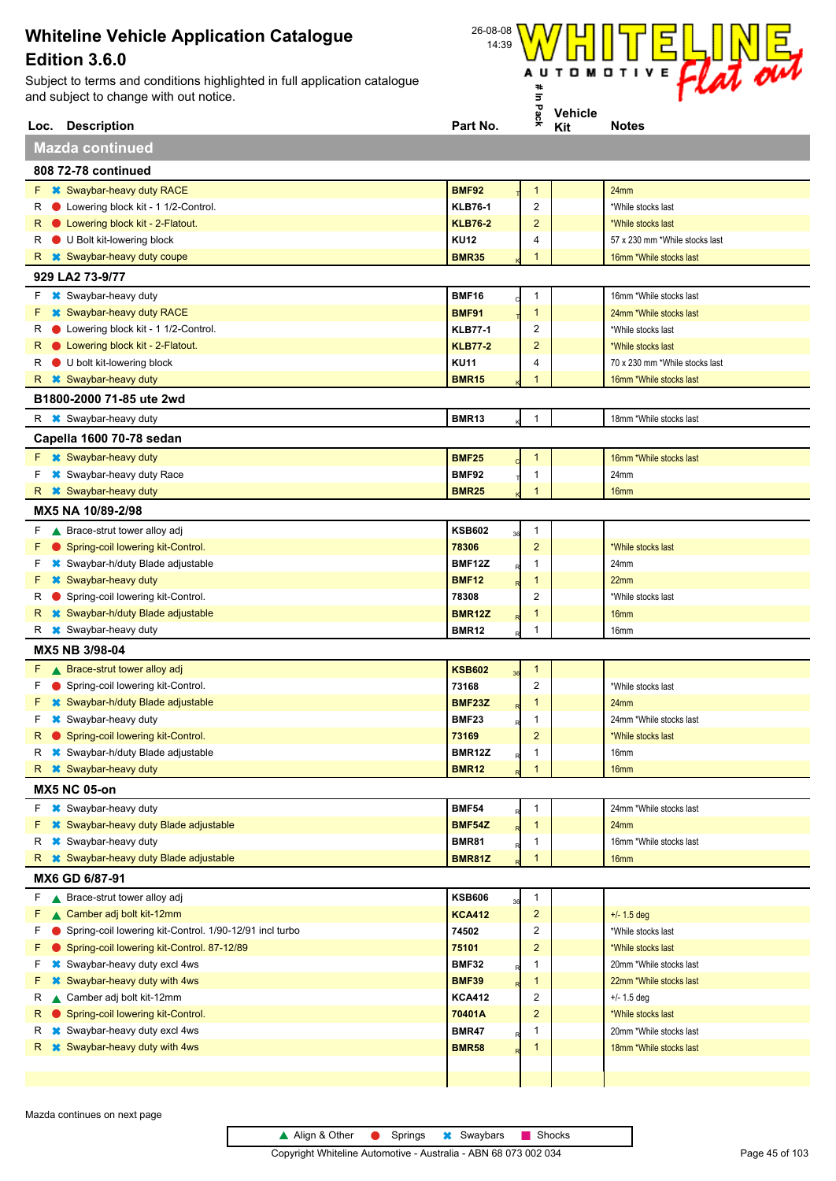# Whiteline Vehicle Application Catalogue
## Edition 3.6.0

Subject to terms and conditions highlighted in full application catalogue and subject to change with out notice.

26-08-08 14:39

| Loc. | Description | Part No. | # In Pack | Vehicle Kit | Notes |
|---|---|---|---|---|---|
| **Mazda continued** | | | | | |
| **808 72-78 continued** | | | | | |
| F | Swaybar-heavy duty RACE | **BMF92** | 1 | | 24mm |
| R | Lowering block kit - 1 1/2-Control. | **KLB76-1** | 2 | | *While stocks last |
| R | Lowering block kit - 2-Flatout. | **KLB76-2** | 2 | | *While stocks last |
| R | U Bolt kit-lowering block | **KU12** | 4 | | 57 x 230 mm *While stocks last |
| R | Swaybar-heavy duty coupe | **BMR35** | 1 | | 16mm *While stocks last |
| **929 LA2 73-9/77** | | | | | |
| F | Swaybar-heavy duty | **BMF16** | 1 | | 16mm *While stocks last |
| F | Swaybar-heavy duty RACE | **BMF91** | 1 | | 24mm *While stocks last |
| R | Lowering block kit - 1 1/2-Control. | **KLB77-1** | 2 | | *While stocks last |
| R | Lowering block kit - 2-Flatout. | **KLB77-2** | 2 | | *While stocks last |
| R | U bolt kit-lowering block | **KU11** | 4 | | 70 x 230 mm *While stocks last |
| R | Swaybar-heavy duty | **BMR15** | 1 | | 16mm *While stocks last |
| **B1800-2000 71-85 ute 2wd** | | | | | |
| R | Swaybar-heavy duty | **BMR13** | 1 | | 18mm *While stocks last |
| **Capella 1600 70-78 sedan** | | | | | |
| F | Swaybar-heavy duty | **BMF25** | 1 | | 16mm *While stocks last |
| F | Swaybar-heavy duty Race | **BMF92** | 1 | | 24mm |
| R | Swaybar-heavy duty | **BMR25** | 1 | | 16mm |
| **MX5 NA 10/89-2/98** | | | | | |
| F | Brace-strut tower alloy adj | **KSB602** | 1 | | |
| F | Spring-coil lowering kit-Control. | **78306** | 2 | | *While stocks last |
| F | Swaybar-h/duty Blade adjustable | **BMF12Z** | 1 | | 24mm |
| F | Swaybar-heavy duty | **BMF12** | 1 | | 22mm |
| R | Spring-coil lowering kit-Control. | **78308** | 2 | | *While stocks last |
| R | Swaybar-h/duty Blade adjustable | **BMR12Z** | 1 | | 16mm |
| R | Swaybar-heavy duty | **BMR12** | 1 | | 16mm |
| **MX5 NB 3/98-04** | | | | | |
| F | Brace-strut tower alloy adj | **KSB602** | 1 | | |
| F | Spring-coil lowering kit-Control. | **73168** | 2 | | *While stocks last |
| F | Swaybar-h/duty Blade adjustable | **BMF23Z** | 1 | | 24mm |
| F | Swaybar-heavy duty | **BMF23** | 1 | | 24mm *While stocks last |
| R | Spring-coil lowering kit-Control. | **73169** | 2 | | *While stocks last |
| R | Swaybar-h/duty Blade adjustable | **BMR12Z** | 1 | | 16mm |
| R | Swaybar-heavy duty | **BMR12** | 1 | | 16mm |
| **MX5 NC 05-on** | | | | | |
| F | Swaybar-heavy duty | **BMF54** | 1 | | 24mm *While stocks last |
| F | Swaybar-heavy duty Blade adjustable | **BMF54Z** | 1 | | 24mm |
| R | Swaybar-heavy duty | **BMR81** | 1 | | 16mm *While stocks last |
| R | Swaybar-heavy duty Blade adjustable | **BMR81Z** | 1 | | 16mm |
| **MX6 GD 6/87-91** | | | | | |
| F | Brace-strut tower alloy adj | **KSB606** | 1 | | |
| F | Camber adj bolt kit-12mm | **KCA412** | 2 | | +/- 1.5 deg |
| F | Spring-coil lowering kit-Control. 1/90-12/91 incl turbo | **74502** | 2 | | *While stocks last |
| F | Spring-coil lowering kit-Control. 87-12/89 | **75101** | 2 | | *While stocks last |
| F | Swaybar-heavy duty excl 4ws | **BMF32** | 1 | | 20mm *While stocks last |
| F | Swaybar-heavy duty with 4ws | **BMF39** | 1 | | 22mm *While stocks last |
| R | Camber adj bolt kit-12mm | **KCA412** | 2 | | +/- 1.5 deg |
| R | Spring-coil lowering kit-Control. | **70401A** | 2 | | *While stocks last |
| R | Swaybar-heavy duty excl 4ws | **BMR47** | 1 | | 20mm *While stocks last |
| R | Swaybar-heavy duty with 4ws | **BMR58** | 1 | | 18mm *While stocks last |

Mazda continues on next page

Align & Other | Springs | Swaybars | Shocks

Copyright Whiteline Automotive - Australia - ABN 68 073 002 034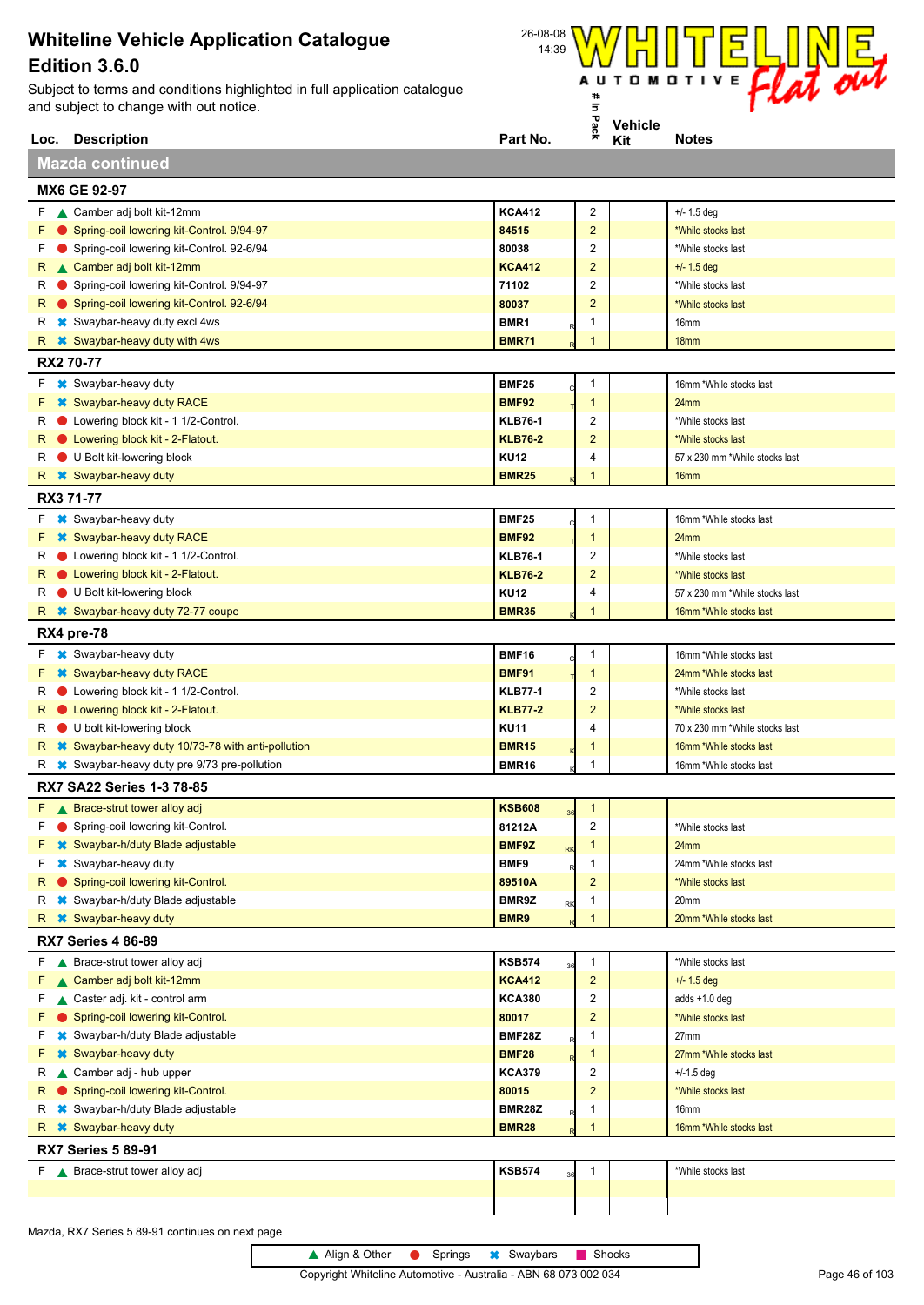# Whiteline Vehicle Application Catalogue
## Edition 3.6.0

Subject to terms and conditions highlighted in full application catalogue and subject to change with out notice.

26-08-08 14:39

| Loc. | Description | Part No. | # In Pack | Vehicle Kit | Notes |
|---|---|---|---|---|---|
| **Mazda continued** | | | | | |
| **MX6 GE 92-97** | | | | | |
| F | Camber adj bolt kit-12mm | KCA412 | 2 | | +/- 1.5 deg |
| F | Spring-coil lowering kit-Control. 9/94-97 | 84515 | 2 | | *While stocks last |
| F | Spring-coil lowering kit-Control. 92-6/94 | 80038 | 2 | | *While stocks last |
| R | Camber adj bolt kit-12mm | KCA412 | 2 | | +/- 1.5 deg |
| R | Spring-coil lowering kit-Control. 9/94-97 | 71102 | 2 | | *While stocks last |
| R | Spring-coil lowering kit-Control. 92-6/94 | 80037 | 2 | | *While stocks last |
| R | Swaybar-heavy duty excl 4ws | BMR1 R | 1 | | 16mm |
| R | Swaybar-heavy duty with 4ws | BMR71 R | 1 | | 18mm |
| **RX2 70-77** | | | | | |
| F | Swaybar-heavy duty | BMF25 C | 1 | | 16mm *While stocks last |
| F | Swaybar-heavy duty RACE | BMF92 T | 1 | | 24mm |
| R | Lowering block kit - 1 1/2-Control. | KLB76-1 | 2 | | *While stocks last |
| R | Lowering block kit - 2-Flatout. | KLB76-2 | 2 | | *While stocks last |
| R | U Bolt kit-lowering block | KU12 | 4 | | 57 x 230 mm *While stocks last |
| R | Swaybar-heavy duty | BMR25 K | 1 | | 16mm |
| **RX3 71-77** | | | | | |
| F | Swaybar-heavy duty | BMF25 C | 1 | | 16mm *While stocks last |
| F | Swaybar-heavy duty RACE | BMF92 T | 1 | | 24mm |
| R | Lowering block kit - 1 1/2-Control. | KLB76-1 | 2 | | *While stocks last |
| R | Lowering block kit - 2-Flatout. | KLB76-2 | 2 | | *While stocks last |
| R | U Bolt kit-lowering block | KU12 | 4 | | 57 x 230 mm *While stocks last |
| R | Swaybar-heavy duty 72-77 coupe | BMR35 K | 1 | | 16mm *While stocks last |
| **RX4 pre-78** | | | | | |
| F | Swaybar-heavy duty | BMF16 C | 1 | | 16mm *While stocks last |
| F | Swaybar-heavy duty RACE | BMF91 T | 1 | | 24mm *While stocks last |
| R | Lowering block kit - 1 1/2-Control. | KLB77-1 | 2 | | *While stocks last |
| R | Lowering block kit - 2-Flatout. | KLB77-2 | 2 | | *While stocks last |
| R | U bolt kit-lowering block | KU11 | 4 | | 70 x 230 mm *While stocks last |
| R | Swaybar-heavy duty 10/73-78 with anti-pollution | BMR15 K | 1 | | 16mm *While stocks last |
| R | Swaybar-heavy duty pre 9/73 pre-pollution | BMR16 K | 1 | | 16mm *While stocks last |
| **RX7 SA22 Series 1-3 78-85** | | | | | |
| F | Brace-strut tower alloy adj | KSB608 36 | 1 | | |
| F | Spring-coil lowering kit-Control. | 81212A | 2 | | *While stocks last |
| F | Swaybar-h/duty Blade adjustable | BMF9Z RK | 1 | | 24mm |
| F | Swaybar-heavy duty | BMF9 R | 1 | | 24mm *While stocks last |
| R | Spring-coil lowering kit-Control. | 89510A | 2 | | *While stocks last |
| R | Swaybar-h/duty Blade adjustable | BMR9Z RK | 1 | | 20mm |
| R | Swaybar-heavy duty | BMR9 R | 1 | | 20mm *While stocks last |
| **RX7 Series 4 86-89** | | | | | |
| F | Brace-strut tower alloy adj | KSB574 36 | 1 | | *While stocks last |
| F | Camber adj bolt kit-12mm | KCA412 | 2 | | +/- 1.5 deg |
| F | Caster adj. kit - control arm | KCA380 | 2 | | adds +1.0 deg |
| F | Spring-coil lowering kit-Control. | 80017 | 2 | | *While stocks last |
| F | Swaybar-h/duty Blade adjustable | BMF28Z R | 1 | | 27mm |
| F | Swaybar-heavy duty | BMF28 R | 1 | | 27mm *While stocks last |
| R | Camber adj - hub upper | KCA379 | 2 | | +/-1.5 deg |
| R | Spring-coil lowering kit-Control. | 80015 | 2 | | *While stocks last |
| R | Swaybar-h/duty Blade adjustable | BMR28Z R | 1 | | 16mm |
| R | Swaybar-heavy duty | BMR28 R | 1 | | 16mm *While stocks last |
| **RX7 Series 5 89-91** | | | | | |
| F | Brace-strut tower alloy adj | KSB574 36 | 1 | | *While stocks last |

Mazda, RX7 Series 5 89-91 continues on next page

▲ Align & Other ● Springs ✖ Swaybars ■ Shocks

Copyright Whiteline Automotive - Australia - ABN 68 073 002 034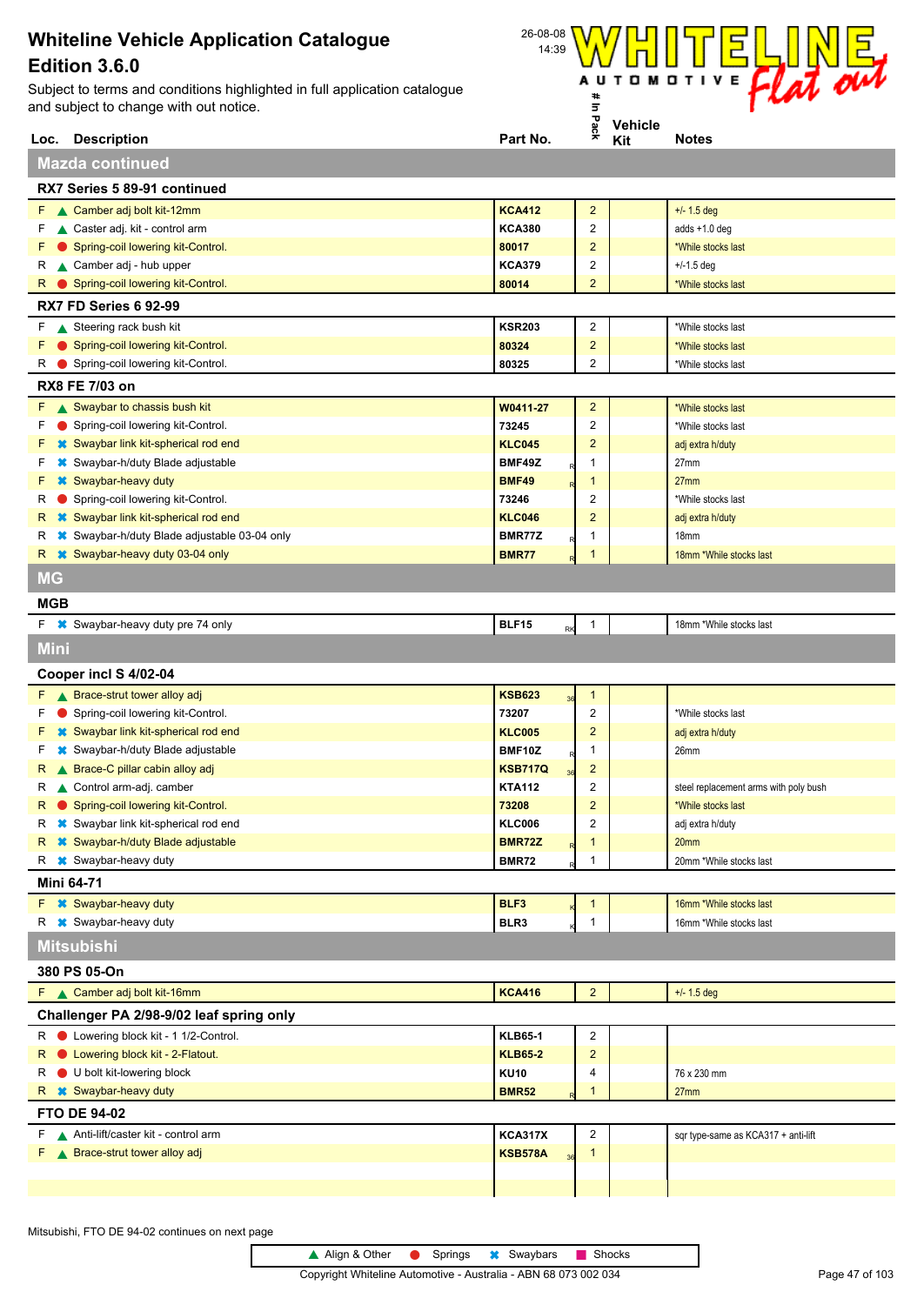# Whiteline Vehicle Application Catalogue
## Edition 3.6.0

Subject to terms and conditions highlighted in full application catalogue and subject to change with out notice.

26-08-08 14:39

| Loc. | Description | Part No. | # In Pack | Vehicle Kit | Notes |
|---|---|---|---|---|---|
| **Mazda continued** | | | | | |
| **RX7 Series 5 89-91 continued** | | | | | |
| F | ▲ Camber adj bolt kit-12mm | KCA412 | 2 | | +/- 1.5 deg |
| F | ▲ Caster adj. kit - control arm | KCA380 | 2 | | adds +1.0 deg |
| F | ● Spring-coil lowering kit-Control. | 80017 | 2 | | *While stocks last |
| R | ▲ Camber adj - hub upper | KCA379 | 2 | | +/-1.5 deg |
| R | ● Spring-coil lowering kit-Control. | 80014 | 2 | | *While stocks last |
| **RX7 FD Series 6 92-99** | | | | | |
| F | ▲ Steering rack bush kit | KSR203 | 2 | | *While stocks last |
| F | ● Spring-coil lowering kit-Control. | 80324 | 2 | | *While stocks last |
| R | ● Spring-coil lowering kit-Control. | 80325 | 2 | | *While stocks last |
| **RX8 FE 7/03 on** | | | | | |
| F | ▲ Swaybar to chassis bush kit | W0411-27 | 2 | | *While stocks last |
| F | ● Spring-coil lowering kit-Control. | 73245 | 2 | | *While stocks last |
| F | ✖ Swaybar link kit-spherical rod end | KLC045 | 2 | | adj extra h/duty |
| F | ✖ Swaybar-h/duty Blade adjustable | BMF49Z R | 1 | | 27mm |
| F | ✖ Swaybar-heavy duty | BMF49 R | 1 | | 27mm |
| R | ● Spring-coil lowering kit-Control. | 73246 | 2 | | *While stocks last |
| R | ✖ Swaybar link kit-spherical rod end | KLC046 | 2 | | adj extra h/duty |
| R | ✖ Swaybar-h/duty Blade adjustable 03-04 only | BMR77Z R | 1 | | 18mm |
| R | ✖ Swaybar-heavy duty 03-04 only | BMR77 R | 1 | | 18mm *While stocks last |
| **MG** | | | | | |
| **MGB** | | | | | |
| F | ✖ Swaybar-heavy duty pre 74 only | BLF15 RK | 1 | | 18mm *While stocks last |
| **Mini** | | | | | |
| **Cooper incl S 4/02-04** | | | | | |
| F | ▲ Brace-strut tower alloy adj | KSB623 36 | 1 | | |
| F | ● Spring-coil lowering kit-Control. | 73207 | 2 | | *While stocks last |
| F | ✖ Swaybar link kit-spherical rod end | KLC005 | 2 | | adj extra h/duty |
| F | ✖ Swaybar-h/duty Blade adjustable | BMF10Z R | 1 | | 26mm |
| R | ▲ Brace-C pillar cabin alloy adj | KSB717Q 36 | 2 | | |
| R | ▲ Control arm-adj. camber | KTA112 | 2 | | steel replacement arms with poly bush |
| R | ● Spring-coil lowering kit-Control. | 73208 | 2 | | *While stocks last |
| R | ✖ Swaybar link kit-spherical rod end | KLC006 | 2 | | adj extra h/duty |
| R | ✖ Swaybar-h/duty Blade adjustable | BMR72Z R | 1 | | 20mm |
| R | ✖ Swaybar-heavy duty | BMR72 R | 1 | | 20mm *While stocks last |
| **Mini 64-71** | | | | | |
| F | ✖ Swaybar-heavy duty | BLF3 K | 1 | | 16mm *While stocks last |
| R | ✖ Swaybar-heavy duty | BLR3 K | 1 | | 16mm *While stocks last |
| **Mitsubishi** | | | | | |
| **380 PS 05-On** | | | | | |
| F | ▲ Camber adj bolt kit-16mm | KCA416 | 2 | | +/- 1.5 deg |
| **Challenger PA 2/98-9/02 leaf spring only** | | | | | |
| R | ● Lowering block kit - 1 1/2-Control. | KLB65-1 | 2 | | |
| R | ● Lowering block kit - 2-Flatout. | KLB65-2 | 2 | | |
| R | ● U bolt kit-lowering block | KU10 | 4 | | 76 x 230 mm |
| R | ✖ Swaybar-heavy duty | BMR52 R | 1 | | 27mm |
| **FTO DE 94-02** | | | | | |
| F | ▲ Anti-lift/caster kit - control arm | KCA317X | 2 | | sqr type-same as KCA317 + anti-lift |
| F | ▲ Brace-strut tower alloy adj | KSB578A 36 | 1 | | |

Mitsubishi, FTO DE 94-02 continues on next page

▲ Align & Other ● Springs ✖ Swaybars ■ Shocks

Copyright Whiteline Automotive - Australia - ABN 68 073 002 034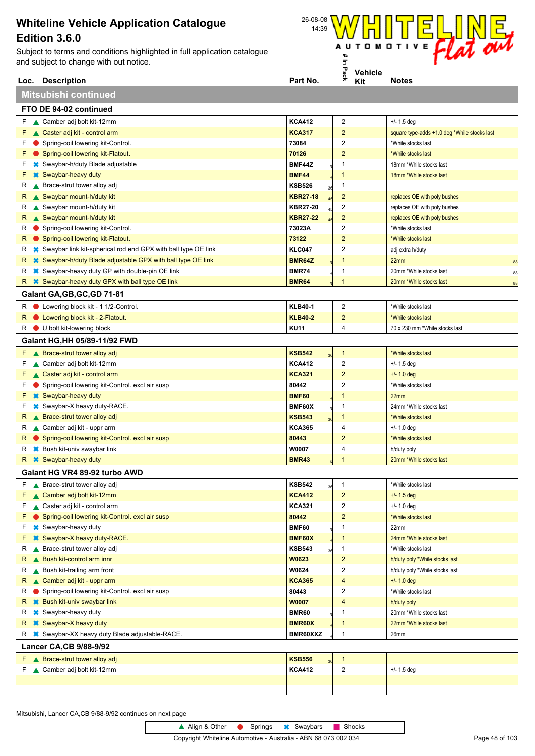# Whiteline Vehicle Application Catalogue
## Edition 3.6.0

Subject to terms and conditions highlighted in full application catalogue and subject to change with out notice.

26-08-08 14:39

### Mitsubishi continued

| Loc. | Description | Part No. | # In Pack | Vehicle Kit | Notes |
|---|---|---|---|---|---|
| **FTO DE 94-02 continued** | | | | | |
| F | ▲ Camber adj bolt kit-12mm | KCA412 | 2 | | +/- 1.5 deg |
| F | ▲ Caster adj kit - control arm | KCA317 | 2 | | square type-adds +1.0 deg *While stocks last |
| F | ● Spring-coil lowering kit-Control. | 73084 | 2 | | *While stocks last |
| F | ● Spring-coil lowering kit-Flatout. | 70126 | 2 | | *While stocks last |
| F | ✖ Swaybar-h/duty Blade adjustable | BMF44Z R | 1 | | 18mm *While stocks last |
| F | ✖ Swaybar-heavy duty | BMF44 R | 1 | | 18mm *While stocks last |
| R | ▲ Brace-strut tower alloy adj | KSB526 36 | 1 | | |
| R | ▲ Swaybar mount-h/duty kit | KBR27-18 45 | 2 | | replaces OE with poly bushes |
| R | ▲ Swaybar mount-h/duty kit | KBR27-20 45 | 2 | | replaces OE with poly bushes |
| R | ▲ Swaybar mount-h/duty kit | KBR27-22 45 | 2 | | replaces OE with poly bushes |
| R | ● Spring-coil lowering kit-Control. | 73023A | 2 | | *While stocks last |
| R | ● Spring-coil lowering kit-Flatout. | 73122 | 2 | | *While stocks last |
| R | ✖ Swaybar link kit-spherical rod end GPX with ball type OE link | KLC047 | 2 | | adj extra h/duty |
| R | ✖ Swaybar-h/duty Blade adjustable GPX with ball type OE link | BMR64Z R | 1 | | 22mm 88 |
| R | ✖ Swaybar-heavy duty GP with double-pin OE link | BMR74 R | 1 | | 20mm *While stocks last 88 |
| R | ✖ Swaybar-heavy duty GPX with ball type OE link | BMR64 R | 1 | | 20mm *While stocks last 88 |
| **Galant GA,GB,GC,GD 71-81** | | | | | |
| R | ● Lowering block kit - 1 1/2-Control. | KLB40-1 | 2 | | *While stocks last |
| R | ● Lowering block kit - 2-Flatout. | KLB40-2 | 2 | | *While stocks last |
| R | ● U bolt kit-lowering block | KU11 | 4 | | 70 x 230 mm *While stocks last |
| **Galant HG,HH 05/89-11/92 FWD** | | | | | |
| F | ▲ Brace-strut tower alloy adj | KSB542 36 | 1 | | *While stocks last |
| F | ▲ Camber adj bolt kit-12mm | KCA412 | 2 | | +/- 1.5 deg |
| F | ▲ Caster adj kit - control arm | KCA321 | 2 | | +/- 1.0 deg |
| F | ● Spring-coil lowering kit-Control. excl air susp | 80442 | 2 | | *While stocks last |
| F | ✖ Swaybar-heavy duty | BMF60 R | 1 | | 22mm |
| F | ✖ Swaybar-X heavy duty-RACE. | BMF60X R | 1 | | 24mm *While stocks last |
| R | ▲ Brace-strut tower alloy adj | KSB543 36 | 1 | | *While stocks last |
| R | ▲ Camber adj kit - uppr arm | KCA365 | 4 | | +/- 1.0 deg |
| R | ● Spring-coil lowering kit-Control. excl air susp | 80443 | 2 | | *While stocks last |
| R | ✖ Bush kit-univ swaybar link | W0007 | 4 | | h/duty poly |
| R | ✖ Swaybar-heavy duty | BMR43 K | 1 | | 20mm *While stocks last |
| **Galant HG VR4 89-92 turbo AWD** | | | | | |
| F | ▲ Brace-strut tower alloy adj | KSB542 36 | 1 | | *While stocks last |
| F | ▲ Camber adj bolt kit-12mm | KCA412 | 2 | | +/- 1.5 deg |
| F | ▲ Caster adj kit - control arm | KCA321 | 2 | | +/- 1.0 deg |
| F | ● Spring-coil lowering kit-Control. excl air susp | 80442 | 2 | | *While stocks last |
| F | ✖ Swaybar-heavy duty | BMF60 R | 1 | | 22mm |
| F | ✖ Swaybar-X heavy duty-RACE. | BMF60X R | 1 | | 24mm *While stocks last |
| R | ▲ Brace-strut tower alloy adj | KSB543 36 | 1 | | *While stocks last |
| R | ▲ Bush kit-control arm innr | W0623 | 2 | | h/duty poly *While stocks last |
| R | ▲ Bush kit-trailing arm front | W0624 | 2 | | h/duty poly *While stocks last |
| R | ▲ Camber adj kit - uppr arm | KCA365 | 4 | | +/- 1.0 deg |
| R | ● Spring-coil lowering kit-Control. excl air susp | 80443 | 2 | | *While stocks last |
| R | ✖ Bush kit-univ swaybar link | W0007 | 4 | | h/duty poly |
| R | ✖ Swaybar-heavy duty | BMR60 R | 1 | | 20mm *While stocks last |
| R | ✖ Swaybar-X heavy duty | BMR60X R | 1 | | 22mm *While stocks last |
| R | ✖ Swaybar-XX heavy duty Blade adjustable-RACE. | BMR60XXZ R | 1 | | 26mm |
| **Lancer CA,CB 9/88-9/92** | | | | | |
| F | ▲ Brace-strut tower alloy adj | KSB556 36 | 1 | | |
| F | ▲ Camber adj bolt kit-12mm | KCA412 | 2 | | +/- 1.5 deg |

Mitsubishi, Lancer CA,CB 9/88-9/92 continues on next page

▲ Align & Other ● Springs ✖ Swaybars ■ Shocks

Copyright Whiteline Automotive - Australia - ABN 68 073 002 034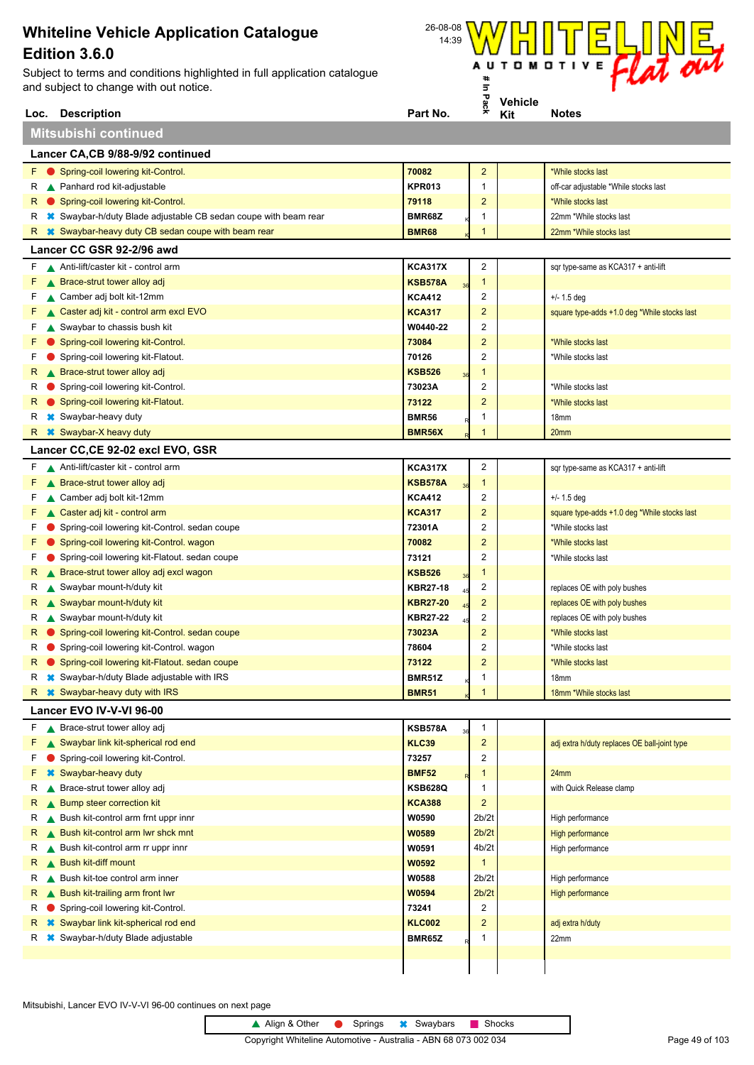# Whiteline Vehicle Application Catalogue
## Edition 3.6.0

Subject to terms and conditions highlighted in full application catalogue and subject to change with out notice.

26-08-08 14:39

## Mitsubishi continued

| Loc. | Description | Part No. | # In Pack | Vehicle Kit | Notes |
|---|---|---|---|---|---|
| **Lancer CA,CB 9/88-9/92 continued** | | | | | |
| F | Spring-coil lowering kit-Control. | 70082 | 2 | | *While stocks last |
| R | Panhard rod kit-adjustable | KPR013 | 1 | | off-car adjustable *While stocks last |
| R | Spring-coil lowering kit-Control. | 79118 | 2 | | *While stocks last |
| R | Swaybar-h/duty Blade adjustable CB sedan coupe with beam rear | BMR68Z K | 1 | | 22mm *While stocks last |
| R | Swaybar-heavy duty CB sedan coupe with beam rear | BMR68 K | 1 | | 22mm *While stocks last |
| **Lancer CC GSR 92-2/96 awd** | | | | | |
| F | Anti-lift/caster kit - control arm | KCA317X | 2 | | sqr type-same as KCA317 + anti-lift |
| F | Brace-strut tower alloy adj | KSB578A 36 | 1 | | |
| F | Camber adj bolt kit-12mm | KCA412 | 2 | | +/- 1.5 deg |
| F | Caster adj kit - control arm excl EVO | KCA317 | 2 | | square type-adds +1.0 deg *While stocks last |
| F | Swaybar to chassis bush kit | W0440-22 | 2 | | |
| F | Spring-coil lowering kit-Control. | 73084 | 2 | | *While stocks last |
| F | Spring-coil lowering kit-Flatout. | 70126 | 2 | | *While stocks last |
| R | Brace-strut tower alloy adj | KSB526 36 | 1 | | |
| R | Spring-coil lowering kit-Control. | 73023A | 2 | | *While stocks last |
| R | Spring-coil lowering kit-Flatout. | 73122 | 2 | | *While stocks last |
| R | Swaybar-heavy duty | BMR56 R | 1 | | 18mm |
| R | Swaybar-X heavy duty | BMR56X R | 1 | | 20mm |
| **Lancer CC,CE 92-02 excl EVO, GSR** | | | | | |
| F | Anti-lift/caster kit - control arm | KCA317X | 2 | | sqr type-same as KCA317 + anti-lift |
| F | Brace-strut tower alloy adj | KSB578A 36 | 1 | | |
| F | Camber adj bolt kit-12mm | KCA412 | 2 | | +/- 1.5 deg |
| F | Caster adj kit - control arm | KCA317 | 2 | | square type-adds +1.0 deg *While stocks last |
| F | Spring-coil lowering kit-Control. sedan coupe | 72301A | 2 | | *While stocks last |
| F | Spring-coil lowering kit-Control. wagon | 70082 | 2 | | *While stocks last |
| F | Spring-coil lowering kit-Flatout. sedan coupe | 73121 | 2 | | *While stocks last |
| R | Brace-strut tower alloy adj excl wagon | KSB526 36 | 1 | | |
| R | Swaybar mount-h/duty kit | KBR27-18 45 | 2 | | replaces OE with poly bushes |
| R | Swaybar mount-h/duty kit | KBR27-20 45 | 2 | | replaces OE with poly bushes |
| R | Swaybar mount-h/duty kit | KBR27-22 45 | 2 | | replaces OE with poly bushes |
| R | Spring-coil lowering kit-Control. sedan coupe | 73023A | 2 | | *While stocks last |
| R | Spring-coil lowering kit-Control. wagon | 78604 | 2 | | *While stocks last |
| R | Spring-coil lowering kit-Flatout. sedan coupe | 73122 | 2 | | *While stocks last |
| R | Swaybar-h/duty Blade adjustable with IRS | BMR51Z K | 1 | | 18mm |
| R | Swaybar-heavy duty with IRS | BMR51 K | 1 | | 18mm *While stocks last |
| **Lancer EVO IV-V-VI 96-00** | | | | | |
| F | Brace-strut tower alloy adj | KSB578A 36 | 1 | | |
| F | Swaybar link kit-spherical rod end | KLC39 | 2 | | adj extra h/duty replaces OE ball-joint type |
| F | Spring-coil lowering kit-Control. | 73257 | 2 | | |
| F | Swaybar-heavy duty | BMF52 R | 1 | | 24mm |
| R | Brace-strut tower alloy adj | KSB628Q | 1 | | with Quick Release clamp |
| R | Bump steer correction kit | KCA388 | 2 | | |
| R | Bush kit-control arm frnt uppr innr | W0590 | 2b/2t | | High performance |
| R | Bush kit-control arm lwr shck mnt | W0589 | 2b/2t | | High performance |
| R | Bush kit-control arm rr uppr innr | W0591 | 4b/2t | | High performance |
| R | Bush kit-diff mount | W0592 | 1 | | |
| R | Bush kit-toe control arm inner | W0588 | 2b/2t | | High performance |
| R | Bush kit-trailing arm front lwr | W0594 | 2b/2t | | High performance |
| R | Spring-coil lowering kit-Control. | 73241 | 2 | | |
| R | Swaybar link kit-spherical rod end | KLC002 | 2 | | adj extra h/duty |
| R | Swaybar-h/duty Blade adjustable | BMR65Z R | 1 | | 22mm |

Mitsubishi, Lancer EVO IV-V-VI 96-00 continues on next page

Align & Other | Springs | Swaybars | Shocks

Copyright Whiteline Automotive - Australia - ABN 68 073 002 034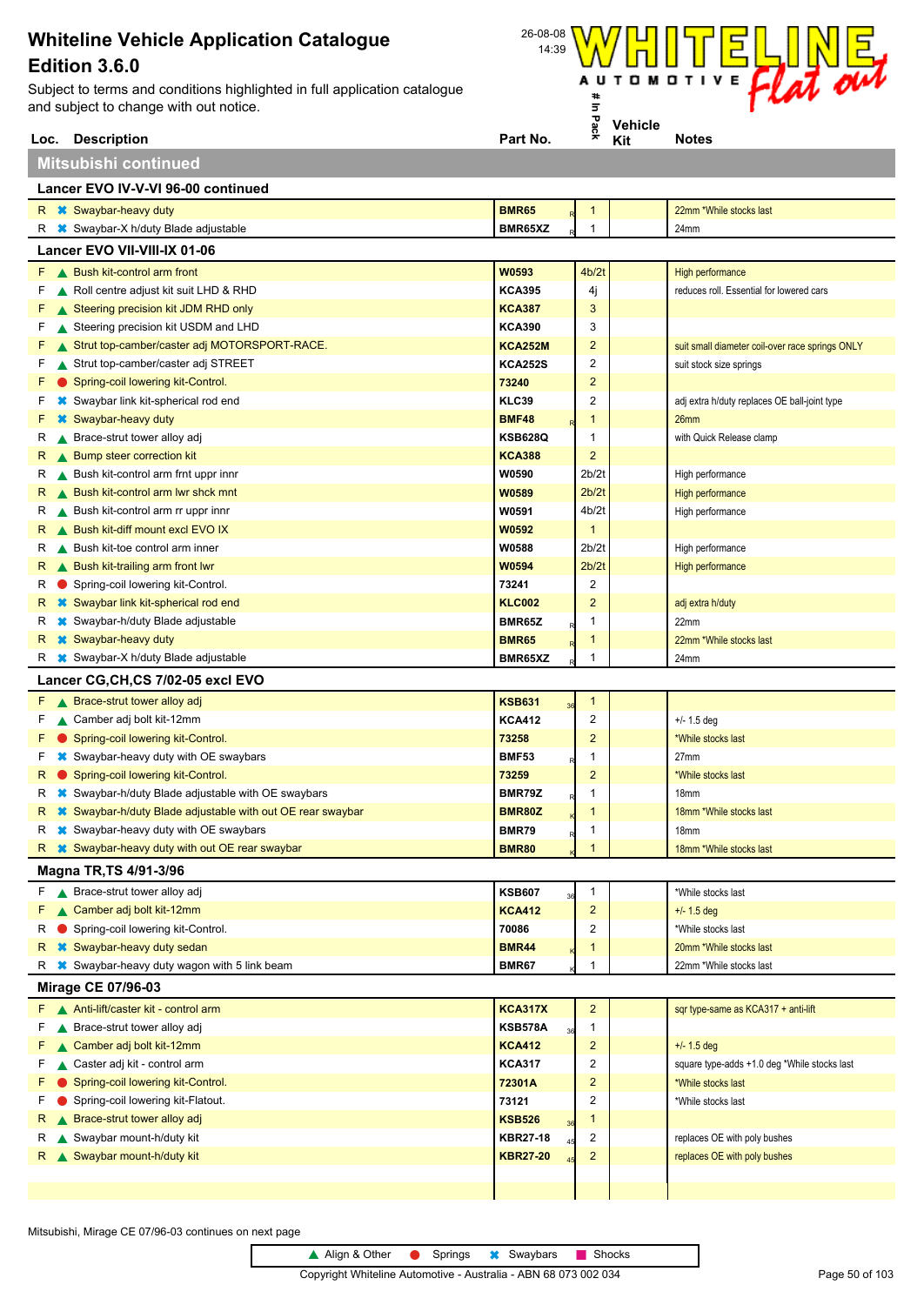# Whiteline Vehicle Application Catalogue
## Edition 3.6.0

Subject to terms and conditions highlighted in full application catalogue and subject to change with out notice.

26-08-08
14:39

| Loc. | Description | Part No. | # In Pack | Vehicle Kit | Notes |
|---|---|---|---|---|---|
| **Mitsubishi continued** | | | | | |
| **Lancer EVO IV-V-VI 96-00 continued** | | | | | |
| R | Swaybar-heavy duty | **BMR65** | 1 | | 22mm *While stocks last |
| R | Swaybar-X h/duty Blade adjustable | **BMR65XZ** | 1 | | 24mm |
| **Lancer EVO VII-VIII-IX 01-06** | | | | | |
| F | Bush kit-control arm front | **W0593** | 4b/2t | | High performance |
| F | Roll centre adjust kit suit LHD & RHD | **KCA395** | 4j | | reduces roll. Essential for lowered cars |
| F | Steering precision kit JDM RHD only | **KCA387** | 3 | | |
| F | Steering precision kit USDM and LHD | **KCA390** | 3 | | |
| F | Strut top-camber/caster adj MOTORSPORT-RACE. | **KCA252M** | 2 | | suit small diameter coil-over race springs ONLY |
| F | Strut top-camber/caster adj STREET | **KCA252S** | 2 | | suit stock size springs |
| F | Spring-coil lowering kit-Control. | **73240** | 2 | | |
| F | Swaybar link kit-spherical rod end | **KLC39** | 2 | | adj extra h/duty replaces OE ball-joint type |
| F | Swaybar-heavy duty | **BMF48** | 1 | | 26mm |
| R | Brace-strut tower alloy adj | **KSB628Q** | 1 | | with Quick Release clamp |
| R | Bump steer correction kit | **KCA388** | 2 | | |
| R | Bush kit-control arm frnt uppr innr | **W0590** | 2b/2t | | High performance |
| R | Bush kit-control arm lwr shck mnt | **W0589** | 2b/2t | | High performance |
| R | Bush kit-control arm rr uppr innr | **W0591** | 4b/2t | | High performance |
| R | Bush kit-diff mount excl EVO IX | **W0592** | 1 | | |
| R | Bush kit-toe control arm inner | **W0588** | 2b/2t | | High performance |
| R | Bush kit-trailing arm front lwr | **W0594** | 2b/2t | | High performance |
| R | Spring-coil lowering kit-Control. | **73241** | 2 | | |
| R | Swaybar link kit-spherical rod end | **KLC002** | 2 | | adj extra h/duty |
| R | Swaybar-h/duty Blade adjustable | **BMR65Z** | 1 | | 22mm |
| R | Swaybar-heavy duty | **BMR65** | 1 | | 22mm *While stocks last |
| R | Swaybar-X h/duty Blade adjustable | **BMR65XZ** | 1 | | 24mm |
| **Lancer CG,CH,CS 7/02-05 excl EVO** | | | | | |
| F | Brace-strut tower alloy adj | **KSB631** | 1 | | |
| F | Camber adj bolt kit-12mm | **KCA412** | 2 | | +/- 1.5 deg |
| F | Spring-coil lowering kit-Control. | **73258** | 2 | | *While stocks last |
| F | Swaybar-heavy duty with OE swaybars | **BMF53** | 1 | | 27mm |
| R | Spring-coil lowering kit-Control. | **73259** | 2 | | *While stocks last |
| R | Swaybar-h/duty Blade adjustable with OE swaybars | **BMR79Z** | 1 | | 18mm |
| R | Swaybar-h/duty Blade adjustable with out OE rear swaybar | **BMR80Z** | 1 | | 18mm *While stocks last |
| R | Swaybar-heavy duty with OE swaybars | **BMR79** | 1 | | 18mm |
| R | Swaybar-heavy duty with out OE rear swaybar | **BMR80** | 1 | | 18mm *While stocks last |
| **Magna TR,TS 4/91-3/96** | | | | | |
| F | Brace-strut tower alloy adj | **KSB607** | 1 | | *While stocks last |
| F | Camber adj bolt kit-12mm | **KCA412** | 2 | | +/- 1.5 deg |
| R | Spring-coil lowering kit-Control. | **70086** | 2 | | *While stocks last |
| R | Swaybar-heavy duty sedan | **BMR44** | 1 | | 20mm *While stocks last |
| R | Swaybar-heavy duty wagon with 5 link beam | **BMR67** | 1 | | 22mm *While stocks last |
| **Mirage CE 07/96-03** | | | | | |
| F | Anti-lift/caster kit - control arm | **KCA317X** | 2 | | sqr type-same as KCA317 + anti-lift |
| F | Brace-strut tower alloy adj | **KSB578A** | 1 | | |
| F | Camber adj bolt kit-12mm | **KCA412** | 2 | | +/- 1.5 deg |
| F | Caster adj kit - control arm | **KCA317** | 2 | | square type-adds +1.0 deg *While stocks last |
| F | Spring-coil lowering kit-Control. | **72301A** | 2 | | *While stocks last |
| F | Spring-coil lowering kit-Flatout. | **73121** | 2 | | *While stocks last |
| R | Brace-strut tower alloy adj | **KSB526** | 1 | | |
| R | Swaybar mount-h/duty kit | **KBR27-18** | 2 | | replaces OE with poly bushes |
| R | Swaybar mount-h/duty kit | **KBR27-20** | 2 | | replaces OE with poly bushes |

Mitsubishi, Mirage CE 07/96-03 continues on next page

▲ Align & Other ● Springs ✖ Swaybars ■ Shocks

Copyright Whiteline Automotive - Australia - ABN 68 073 002 034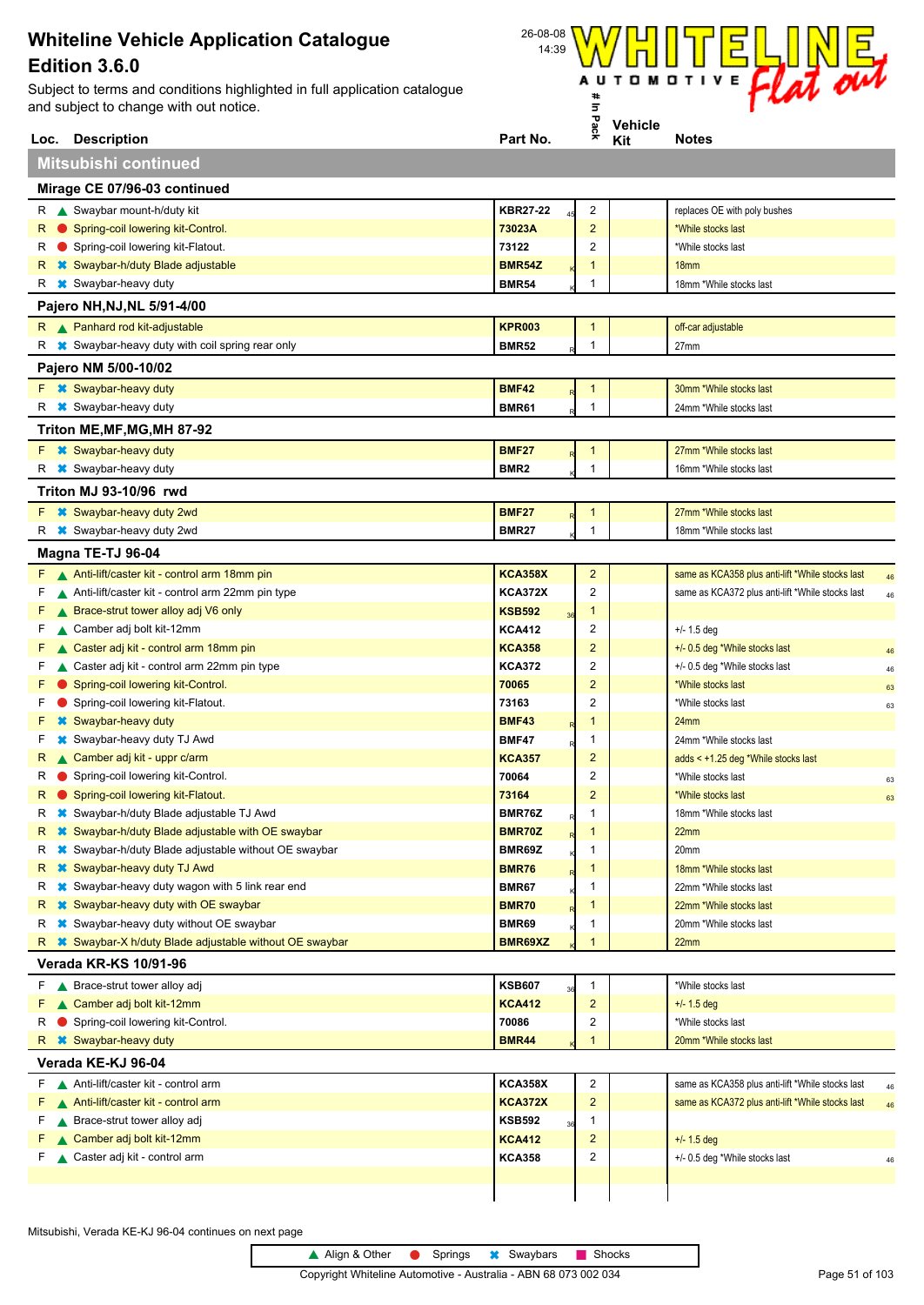# Whiteline Vehicle Application Catalogue
## Edition 3.6.0

Subject to terms and conditions highlighted in full application catalogue and subject to change with out notice.

26-08-08 14:39

WHITELINE AUTOMOTIVE Flat out

## Mitsubishi continued

| Loc. | Description | Part No. | # In Pack | Vehicle Kit | Notes |
|---|---|---|---|---|---|
| **Mirage CE 07/96-03 continued** | | | | | |
| R | ▲ Swaybar mount-h/duty kit | KBR27-22 45 | 2 | | replaces OE with poly bushes |
| R | ● Spring-coil lowering kit-Control. | 73023A | 2 | | *While stocks last |
| R | ● Spring-coil lowering kit-Flatout. | 73122 | 2 | | *While stocks last |
| R | ✖ Swaybar-h/duty Blade adjustable | BMR54Z K | 1 | | 18mm |
| R | ✖ Swaybar-heavy duty | BMR54 K | 1 | | 18mm *While stocks last |
| **Pajero NH,NJ,NL 5/91-4/00** | | | | | |
| R | ▲ Panhard rod kit-adjustable | KPR003 | 1 | | off-car adjustable |
| R | ✖ Swaybar-heavy duty with coil spring rear only | BMR52 R | 1 | | 27mm |
| **Pajero NM 5/00-10/02** | | | | | |
| F | ✖ Swaybar-heavy duty | BMF42 R | 1 | | 30mm *While stocks last |
| R | ✖ Swaybar-heavy duty | BMR61 R | 1 | | 24mm *While stocks last |
| **Triton ME,MF,MG,MH 87-92** | | | | | |
| F | ✖ Swaybar-heavy duty | BMF27 R | 1 | | 27mm *While stocks last |
| R | ✖ Swaybar-heavy duty | BMR2 K | 1 | | 16mm *While stocks last |
| **Triton MJ 93-10/96 rwd** | | | | | |
| F | ✖ Swaybar-heavy duty 2wd | BMF27 R | 1 | | 27mm *While stocks last |
| R | ✖ Swaybar-heavy duty 2wd | BMR27 K | 1 | | 18mm *While stocks last |
| **Magna TE-TJ 96-04** | | | | | |
| F | ▲ Anti-lift/caster kit - control arm 18mm pin | KCA358X | 2 | | same as KCA358 plus anti-lift *While stocks last 46 |
| F | ▲ Anti-lift/caster kit - control arm 22mm pin type | KCA372X | 2 | | same as KCA372 plus anti-lift *While stocks last 46 |
| F | ▲ Brace-strut tower alloy adj V6 only | KSB592 36 | 1 | | |
| F | ▲ Camber adj bolt kit-12mm | KCA412 | 2 | | +/- 1.5 deg |
| F | ▲ Caster adj kit - control arm 18mm pin | KCA358 | 2 | | +/- 0.5 deg *While stocks last 46 |
| F | ▲ Caster adj kit - control arm 22mm pin type | KCA372 | 2 | | +/- 0.5 deg *While stocks last 46 |
| F | ● Spring-coil lowering kit-Control. | 70065 | 2 | | *While stocks last 63 |
| F | ● Spring-coil lowering kit-Flatout. | 73163 | 2 | | *While stocks last 63 |
| F | ✖ Swaybar-heavy duty | BMF43 R | 1 | | 24mm |
| F | ✖ Swaybar-heavy duty TJ Awd | BMF47 R | 1 | | 24mm *While stocks last |
| R | ▲ Camber adj kit - uppr c/arm | KCA357 | 2 | | adds < +1.25 deg *While stocks last |
| R | ● Spring-coil lowering kit-Control. | 70064 | 2 | | *While stocks last 63 |
| R | ● Spring-coil lowering kit-Flatout. | 73164 | 2 | | *While stocks last 63 |
| R | ✖ Swaybar-h/duty Blade adjustable TJ Awd | BMR76Z R | 1 | | 18mm *While stocks last |
| R | ✖ Swaybar-h/duty Blade adjustable with OE swaybar | BMR70Z R | 1 | | 22mm |
| R | ✖ Swaybar-h/duty Blade adjustable without OE swaybar | BMR69Z K | 1 | | 20mm |
| R | ✖ Swaybar-heavy duty TJ Awd | BMR76 R | 1 | | 18mm *While stocks last |
| R | ✖ Swaybar-heavy duty wagon with 5 link rear end | BMR67 K | 1 | | 22mm *While stocks last |
| R | ✖ Swaybar-heavy duty with OE swaybar | BMR70 R | 1 | | 22mm *While stocks last |
| R | ✖ Swaybar-heavy duty without OE swaybar | BMR69 K | 1 | | 20mm *While stocks last |
| R | ✖ Swaybar-X h/duty Blade adjustable without OE swaybar | BMR69XZ K | 1 | | 22mm |
| **Verada KR-KS 10/91-96** | | | | | |
| F | ▲ Brace-strut tower alloy adj | KSB607 36 | 1 | | *While stocks last |
| F | ▲ Camber adj bolt kit-12mm | KCA412 | 2 | | +/- 1.5 deg |
| R | ● Spring-coil lowering kit-Control. | 70086 | 2 | | *While stocks last |
| R | ✖ Swaybar-heavy duty | BMR44 K | 1 | | 20mm *While stocks last |
| **Verada KE-KJ 96-04** | | | | | |
| F | ▲ Anti-lift/caster kit - control arm | KCA358X | 2 | | same as KCA358 plus anti-lift *While stocks last 46 |
| F | ▲ Anti-lift/caster kit - control arm | KCA372X | 2 | | same as KCA372 plus anti-lift *While stocks last 46 |
| F | ▲ Brace-strut tower alloy adj | KSB592 36 | 1 | | |
| F | ▲ Camber adj bolt kit-12mm | KCA412 | 2 | | +/- 1.5 deg |
| F | ▲ Caster adj kit - control arm | KCA358 | 2 | | +/- 0.5 deg *While stocks last 46 |

Mitsubishi, Verada KE-KJ 96-04 continues on next page

▲ Align & Other ● Springs ✖ Swaybars ■ Shocks

Copyright Whiteline Automotive - Australia - ABN 68 073 002 034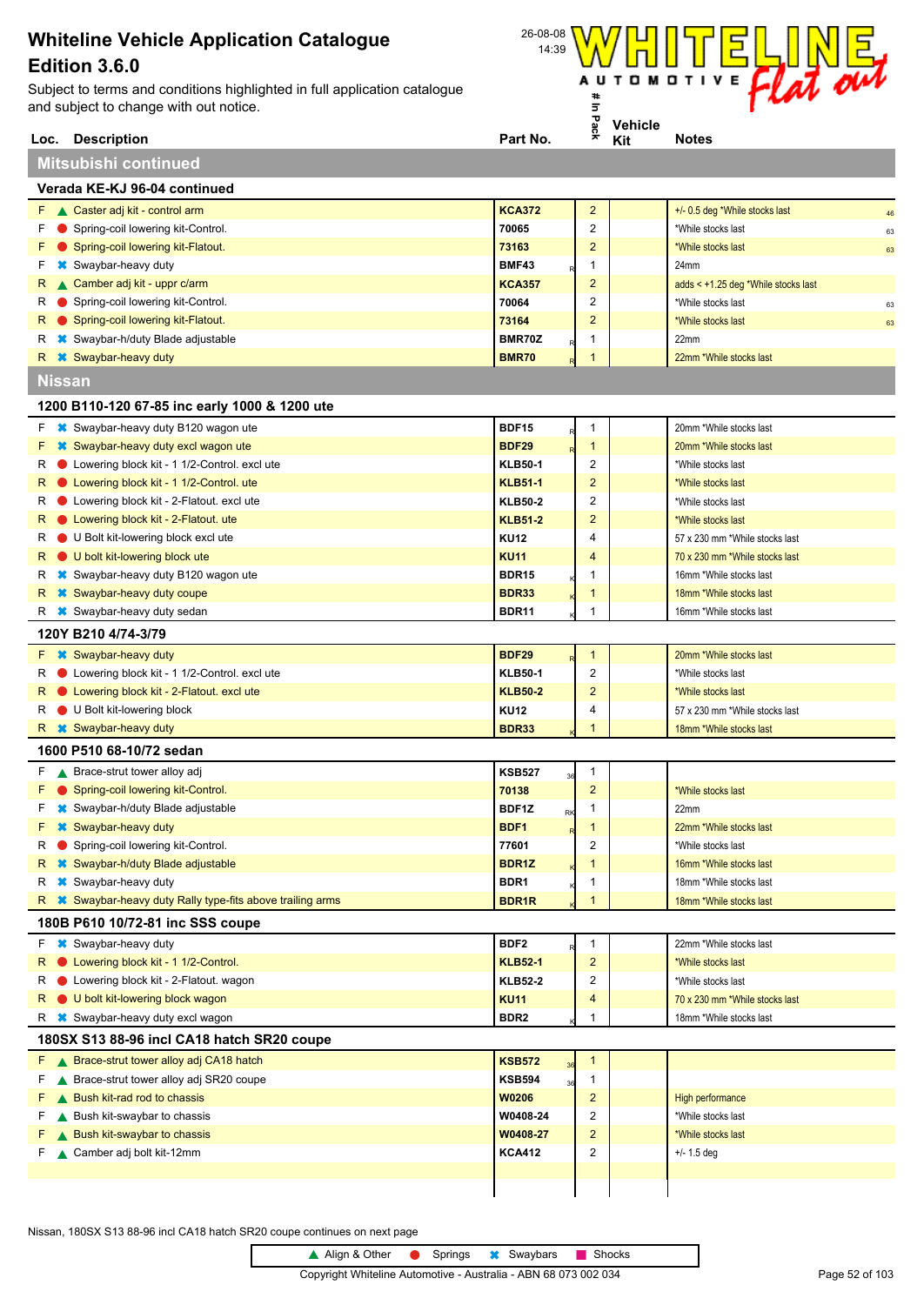# Whiteline Vehicle Application Catalogue
## Edition 3.6.0

26-08-08 14:39

Subject to terms and conditions highlighted in full application catalogue and subject to change with out notice.

| Loc. | Description | Part No. | | # In Pack | Vehicle Kit | Notes | |
|---|---|---|---|---|---|---|---|
| **Mitsubishi continued** | | | | | | | |
| **Verada KE-KJ 96-04 continued** | | | | | | | |
| F | ▲ Caster adj kit - control arm | KCA372 | | 2 | | +/- 0.5 deg *While stocks last | 46 |
| F | ● Spring-coil lowering kit-Control. | 70065 | | 2 | | *While stocks last | 63 |
| F | ● Spring-coil lowering kit-Flatout. | 73163 | | 2 | | *While stocks last | 63 |
| F | ✖ Swaybar-heavy duty | BMF43 | R | 1 | | 24mm | |
| R | ▲ Camber adj kit - uppr c/arm | KCA357 | | 2 | | adds < +1.25 deg *While stocks last | |
| R | ● Spring-coil lowering kit-Control. | 70064 | | 2 | | *While stocks last | 63 |
| R | ● Spring-coil lowering kit-Flatout. | 73164 | | 2 | | *While stocks last | 63 |
| R | ✖ Swaybar-h/duty Blade adjustable | BMR70Z | R | 1 | | 22mm | |
| R | ✖ Swaybar-heavy duty | BMR70 | R | 1 | | 22mm *While stocks last | |
| **Nissan** | | | | | | | |
| **1200 B110-120 67-85 inc early 1000 & 1200 ute** | | | | | | | |
| F | ✖ Swaybar-heavy duty B120 wagon ute | BDF15 | R | 1 | | 20mm *While stocks last | |
| F | ✖ Swaybar-heavy duty excl wagon ute | BDF29 | R | 1 | | 20mm *While stocks last | |
| R | ● Lowering block kit - 1 1/2-Control. excl ute | KLB50-1 | | 2 | | *While stocks last | |
| R | ● Lowering block kit - 1 1/2-Control. ute | KLB51-1 | | 2 | | *While stocks last | |
| R | ● Lowering block kit - 2-Flatout. excl ute | KLB50-2 | | 2 | | *While stocks last | |
| R | ● Lowering block kit - 2-Flatout. ute | KLB51-2 | | 2 | | *While stocks last | |
| R | ● U Bolt kit-lowering block excl ute | KU12 | | 4 | | 57 x 230 mm *While stocks last | |
| R | ● U bolt kit-lowering block ute | KU11 | | 4 | | 70 x 230 mm *While stocks last | |
| R | ✖ Swaybar-heavy duty B120 wagon ute | BDR15 | K | 1 | | 16mm *While stocks last | |
| R | ✖ Swaybar-heavy duty coupe | BDR33 | K | 1 | | 18mm *While stocks last | |
| R | ✖ Swaybar-heavy duty sedan | BDR11 | K | 1 | | 16mm *While stocks last | |
| **120Y B210 4/74-3/79** | | | | | | | |
| F | ✖ Swaybar-heavy duty | BDF29 | R | 1 | | 20mm *While stocks last | |
| R | ● Lowering block kit - 1 1/2-Control. excl ute | KLB50-1 | | 2 | | *While stocks last | |
| R | ● Lowering block kit - 2-Flatout. excl ute | KLB50-2 | | 2 | | *While stocks last | |
| R | ● U Bolt kit-lowering block | KU12 | | 4 | | 57 x 230 mm *While stocks last | |
| R | ✖ Swaybar-heavy duty | BDR33 | K | 1 | | 18mm *While stocks last | |
| **1600 P510 68-10/72 sedan** | | | | | | | |
| F | ▲ Brace-strut tower alloy adj | KSB527 | 36 | 1 | | | |
| F | ● Spring-coil lowering kit-Control. | 70138 | | 2 | | *While stocks last | |
| F | ✖ Swaybar-h/duty Blade adjustable | BDF1Z | RK | 1 | | 22mm | |
| F | ✖ Swaybar-heavy duty | BDF1 | R | 1 | | 22mm *While stocks last | |
| R | ● Spring-coil lowering kit-Control. | 77601 | | 2 | | *While stocks last | |
| R | ✖ Swaybar-h/duty Blade adjustable | BDR1Z | K | 1 | | 16mm *While stocks last | |
| R | ✖ Swaybar-heavy duty | BDR1 | K | 1 | | 18mm *While stocks last | |
| R | ✖ Swaybar-heavy duty Rally type-fits above trailing arms | BDR1R | K | 1 | | 18mm *While stocks last | |
| **180B P610 10/72-81 inc SSS coupe** | | | | | | | |
| F | ✖ Swaybar-heavy duty | BDF2 | R | 1 | | 22mm *While stocks last | |
| R | ● Lowering block kit - 1 1/2-Control. | KLB52-1 | | 2 | | *While stocks last | |
| R | ● Lowering block kit - 2-Flatout. wagon | KLB52-2 | | 2 | | *While stocks last | |
| R | ● U bolt kit-lowering block wagon | KU11 | | 4 | | 70 x 230 mm *While stocks last | |
| R | ✖ Swaybar-heavy duty excl wagon | BDR2 | K | 1 | | 18mm *While stocks last | |
| **180SX S13 88-96 incl CA18 hatch SR20 coupe** | | | | | | | |
| F | ▲ Brace-strut tower alloy adj CA18 hatch | KSB572 | 36 | 1 | | | |
| F | ▲ Brace-strut tower alloy adj SR20 coupe | KSB594 | 36 | 1 | | | |
| F | ▲ Bush kit-rad rod to chassis | W0206 | | 2 | | High performance | |
| F | ▲ Bush kit-swaybar to chassis | W0408-24 | | 2 | | *While stocks last | |
| F | ▲ Bush kit-swaybar to chassis | W0408-27 | | 2 | | *While stocks last | |
| F | ▲ Camber adj bolt kit-12mm | KCA412 | | 2 | | +/- 1.5 deg | |

Nissan, 180SX S13 88-96 incl CA18 hatch SR20 coupe continues on next page

▲ Align & Other ● Springs ✖ Swaybars ■ Shocks

Copyright Whiteline Automotive - Australia - ABN 68 073 002 034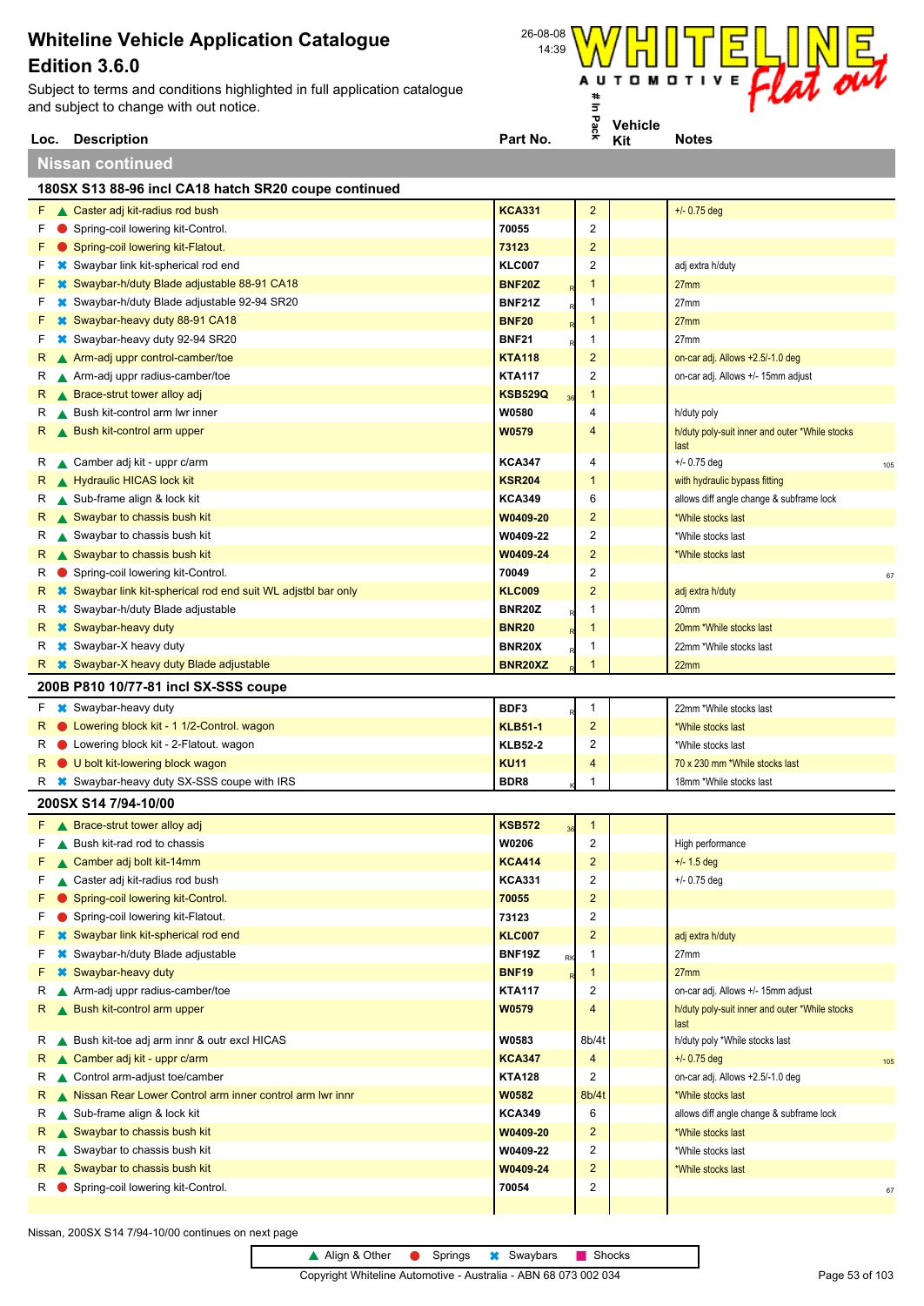# Whiteline Vehicle Application Catalogue
## Edition 3.6.0

Subject to terms and conditions highlighted in full application catalogue and subject to change with out notice.

26-08-08 14:39

WHITELINE AUTOMOTIVE Flat out

## Nissan continued

### 180SX S13 88-96 incl CA18 hatch SR20 coupe continued

| Loc. | Description | Part No. | # In Pack | Vehicle Kit | Notes |
|---|---|---|---|---|---|
| F | ▲ Caster adj kit-radius rod bush | KCA331 | 2 | | +/- 0.75 deg |
| F | ● Spring-coil lowering kit-Control. | 70055 | 2 | | |
| F | ● Spring-coil lowering kit-Flatout. | 73123 | 2 | | |
| F | ✖ Swaybar link kit-spherical rod end | KLC007 | 2 | | adj extra h/duty |
| F | ✖ Swaybar-h/duty Blade adjustable 88-91 CA18 | BNF20Z R | 1 | | 27mm |
| F | ✖ Swaybar-h/duty Blade adjustable 92-94 SR20 | BNF21Z R | 1 | | 27mm |
| F | ✖ Swaybar-heavy duty 88-91 CA18 | BNF20 R | 1 | | 27mm |
| F | ✖ Swaybar-heavy duty 92-94 SR20 | BNF21 R | 1 | | 27mm |
| R | ▲ Arm-adj uppr control-camber/toe | KTA118 | 2 | | on-car adj. Allows +2.5/-1.0 deg |
| R | ▲ Arm-adj uppr radius-camber/toe | KTA117 | 2 | | on-car adj. Allows +/- 15mm adjust |
| R | ▲ Brace-strut tower alloy adj | KSB529Q 36 | 1 | | |
| R | ▲ Bush kit-control arm lwr inner | W0580 | 4 | | h/duty poly |
| R | ▲ Bush kit-control arm upper | W0579 | 4 | | h/duty poly-suit inner and outer *While stocks last |
| R | ▲ Camber adj kit - uppr c/arm | KCA347 | 4 | | +/- 0.75 deg 105 |
| R | ▲ Hydraulic HICAS lock kit | KSR204 | 1 | | with hydraulic bypass fitting |
| R | ▲ Sub-frame align & lock kit | KCA349 | 6 | | allows diff angle change & subframe lock |
| R | ▲ Swaybar to chassis bush kit | W0409-20 | 2 | | *While stocks last |
| R | ▲ Swaybar to chassis bush kit | W0409-22 | 2 | | *While stocks last |
| R | ▲ Swaybar to chassis bush kit | W0409-24 | 2 | | *While stocks last |
| R | ● Spring-coil lowering kit-Control. | 70049 | 2 | | 67 |
| R | ✖ Swaybar link kit-spherical rod end suit WL adjstbl bar only | KLC009 | 2 | | adj extra h/duty |
| R | ✖ Swaybar-h/duty Blade adjustable | BNR20Z R | 1 | | 20mm |
| R | ✖ Swaybar-heavy duty | BNR20 R | 1 | | 20mm *While stocks last |
| R | ✖ Swaybar-X heavy duty | BNR20X R | 1 | | 22mm *While stocks last |
| R | ✖ Swaybar-X heavy duty Blade adjustable | BNR20XZ R | 1 | | 22mm |

### 200B P810 10/77-81 incl SX-SSS coupe

| Loc. | Description | Part No. | # In Pack | Vehicle Kit | Notes |
|---|---|---|---|---|---|
| F | ✖ Swaybar-heavy duty | BDF3 R | 1 | | 22mm *While stocks last |
| R | ● Lowering block kit - 1 1/2-Control. wagon | KLB51-1 | 2 | | *While stocks last |
| R | ● Lowering block kit - 2-Flatout. wagon | KLB52-2 | 2 | | *While stocks last |
| R | ● U bolt kit-lowering block wagon | KU11 | 4 | | 70 x 230 mm *While stocks last |
| R | ✖ Swaybar-heavy duty SX-SSS coupe with IRS | BDR8 K | 1 | | 18mm *While stocks last |

### 200SX S14 7/94-10/00

| Loc. | Description | Part No. | # In Pack | Vehicle Kit | Notes |
|---|---|---|---|---|---|
| F | ▲ Brace-strut tower alloy adj | KSB572 36 | 1 | | |
| F | ▲ Bush kit-rad rod to chassis | W0206 | 2 | | High performance |
| F | ▲ Camber adj bolt kit-14mm | KCA414 | 2 | | +/- 1.5 deg |
| F | ▲ Caster adj kit-radius rod bush | KCA331 | 2 | | +/- 0.75 deg |
| F | ● Spring-coil lowering kit-Control. | 70055 | 2 | | |
| F | ● Spring-coil lowering kit-Flatout. | 73123 | 2 | | |
| F | ✖ Swaybar link kit-spherical rod end | KLC007 | 2 | | adj extra h/duty |
| F | ✖ Swaybar-h/duty Blade adjustable | BNF19Z RK | 1 | | 27mm |
| F | ✖ Swaybar-heavy duty | BNF19 R | 1 | | 27mm |
| R | ▲ Arm-adj uppr radius-camber/toe | KTA117 | 2 | | on-car adj. Allows +/- 15mm adjust |
| R | ▲ Bush kit-control arm upper | W0579 | 4 | | h/duty poly-suit inner and outer *While stocks last |
| R | ▲ Bush kit-toe adj arm innr & outr excl HICAS | W0583 | 8b/4t | | h/duty poly *While stocks last |
| R | ▲ Camber adj kit - uppr c/arm | KCA347 | 4 | | +/- 0.75 deg 105 |
| R | ▲ Control arm-adjust toe/camber | KTA128 | 2 | | on-car adj. Allows +2.5/-1.0 deg |
| R | ▲ Nissan Rear Lower Control arm inner control arm lwr innr | W0582 | 8b/4t | | *While stocks last |
| R | ▲ Sub-frame align & lock kit | KCA349 | 6 | | allows diff angle change & subframe lock |
| R | ▲ Swaybar to chassis bush kit | W0409-20 | 2 | | *While stocks last |
| R | ▲ Swaybar to chassis bush kit | W0409-22 | 2 | | *While stocks last |
| R | ▲ Swaybar to chassis bush kit | W0409-24 | 2 | | *While stocks last |
| R | ● Spring-coil lowering kit-Control. | 70054 | 2 | | 67 |

Nissan, 200SX S14 7/94-10/00 continues on next page

▲ Align & Other ● Springs ✖ Swaybars ■ Shocks

Copyright Whiteline Automotive - Australia - ABN 68 073 002 034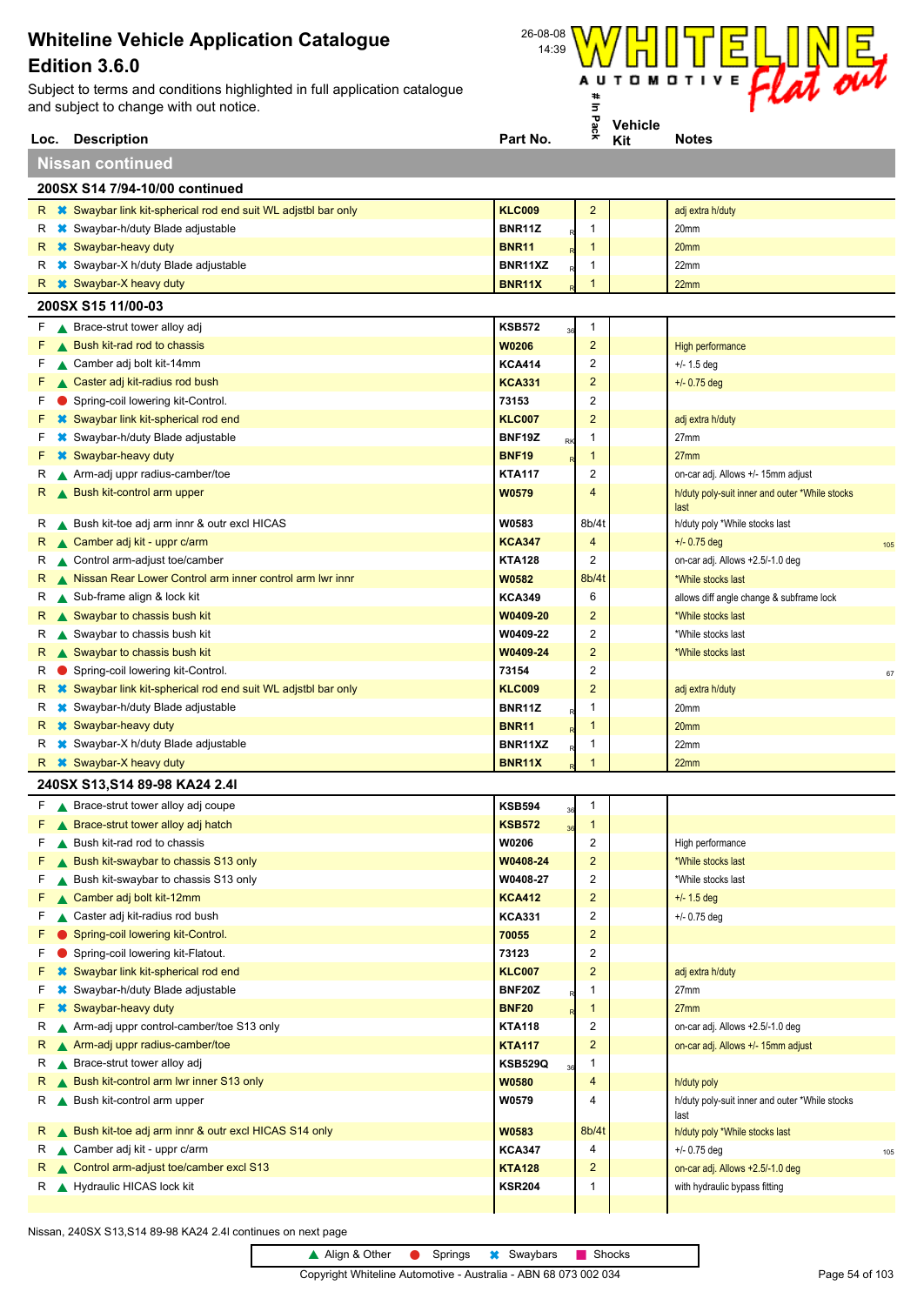# Whiteline Vehicle Application Catalogue
## Edition 3.6.0

Subject to terms and conditions highlighted in full application catalogue and subject to change with out notice.

26-08-08 14:39

| Loc. | Description | Part No. | # In Pack | Vehicle Kit | Notes |
|---|---|---|---|---|---|
| **Nissan continued** | | | | | |
| **200SX S14 7/94-10/00 continued** | | | | | |
| R | Swaybar link kit-spherical rod end suit WL adjstbl bar only | KLC009 | 2 | | adj extra h/duty |
| R | Swaybar-h/duty Blade adjustable | BNR11Z | 1 | | 20mm |
| R | Swaybar-heavy duty | BNR11 | 1 | | 20mm |
| R | Swaybar-X h/duty Blade adjustable | BNR11XZ | 1 | | 22mm |
| R | Swaybar-X heavy duty | BNR11X | 1 | | 22mm |
| **200SX S15 11/00-03** | | | | | |
| F | Brace-strut tower alloy adj | KSB572 | 1 | | |
| F | Bush kit-rad rod to chassis | W0206 | 2 | | High performance |
| F | Camber adj bolt kit-14mm | KCA414 | 2 | | +/- 1.5 deg |
| F | Caster adj kit-radius rod bush | KCA331 | 2 | | +/- 0.75 deg |
| F | Spring-coil lowering kit-Control. | 73153 | 2 | | |
| F | Swaybar link kit-spherical rod end | KLC007 | 2 | | adj extra h/duty |
| F | Swaybar-h/duty Blade adjustable | BNF19Z | 1 | | 27mm |
| F | Swaybar-heavy duty | BNF19 | 1 | | 27mm |
| R | Arm-adj uppr radius-camber/toe | KTA117 | 2 | | on-car adj. Allows +/- 15mm adjust |
| R | Bush kit-control arm upper | W0579 | 4 | | h/duty poly-suit inner and outer *While stocks last |
| R | Bush kit-toe adj arm innr & outr excl HICAS | W0583 | 8b/4t | | h/duty poly *While stocks last |
| R | Camber adj kit - uppr c/arm | KCA347 | 4 | | +/- 0.75 deg |
| R | Control arm-adjust toe/camber | KTA128 | 2 | | on-car adj. Allows +2.5/-1.0 deg |
| R | Nissan Rear Lower Control arm inner control arm lwr innr | W0582 | 8b/4t | | *While stocks last |
| R | Sub-frame align & lock kit | KCA349 | 6 | | allows diff angle change & subframe lock |
| R | Swaybar to chassis bush kit | W0409-20 | 2 | | *While stocks last |
| R | Swaybar to chassis bush kit | W0409-22 | 2 | | *While stocks last |
| R | Swaybar to chassis bush kit | W0409-24 | 2 | | *While stocks last |
| R | Spring-coil lowering kit-Control. | 73154 | 2 | | |
| R | Swaybar link kit-spherical rod end suit WL adjstbl bar only | KLC009 | 2 | | adj extra h/duty |
| R | Swaybar-h/duty Blade adjustable | BNR11Z | 1 | | 20mm |
| R | Swaybar-heavy duty | BNR11 | 1 | | 20mm |
| R | Swaybar-X h/duty Blade adjustable | BNR11XZ | 1 | | 22mm |
| R | Swaybar-X heavy duty | BNR11X | 1 | | 22mm |
| **240SX S13,S14 89-98 KA24 2.4l** | | | | | |
| F | Brace-strut tower alloy adj coupe | KSB594 | 1 | | |
| F | Brace-strut tower alloy adj hatch | KSB572 | 1 | | |
| F | Bush kit-rad rod to chassis | W0206 | 2 | | High performance |
| F | Bush kit-swaybar to chassis S13 only | W0408-24 | 2 | | *While stocks last |
| F | Bush kit-swaybar to chassis S13 only | W0408-27 | 2 | | *While stocks last |
| F | Camber adj bolt kit-12mm | KCA412 | 2 | | +/- 1.5 deg |
| F | Caster adj kit-radius rod bush | KCA331 | 2 | | +/- 0.75 deg |
| F | Spring-coil lowering kit-Control. | 70055 | 2 | | |
| F | Spring-coil lowering kit-Flatout. | 73123 | 2 | | |
| F | Swaybar link kit-spherical rod end | KLC007 | 2 | | adj extra h/duty |
| F | Swaybar-h/duty Blade adjustable | BNF20Z | 1 | | 27mm |
| F | Swaybar-heavy duty | BNF20 | 1 | | 27mm |
| R | Arm-adj uppr control-camber/toe S13 only | KTA118 | 2 | | on-car adj. Allows +2.5/-1.0 deg |
| R | Arm-adj uppr radius-camber/toe | KTA117 | 2 | | on-car adj. Allows +/- 15mm adjust |
| R | Brace-strut tower alloy adj | KSB529Q | 1 | | |
| R | Bush kit-control arm lwr inner S13 only | W0580 | 4 | | h/duty poly |
| R | Bush kit-control arm upper | W0579 | 4 | | h/duty poly-suit inner and outer *While stocks last |
| R | Bush kit-toe adj arm innr & outr excl HICAS S14 only | W0583 | 8b/4t | | h/duty poly *While stocks last |
| R | Camber adj kit - uppr c/arm | KCA347 | 4 | | +/- 0.75 deg |
| R | Control arm-adjust toe/camber excl S13 | KTA128 | 2 | | on-car adj. Allows +2.5/-1.0 deg |
| R | Hydraulic HICAS lock kit | KSR204 | 1 | | with hydraulic bypass fitting |

Nissan, 240SX S13,S14 89-98 KA24 2.4l continues on next page

Align & Other | Springs | Swaybars | Shocks

Copyright Whiteline Automotive - Australia - ABN 68 073 002 034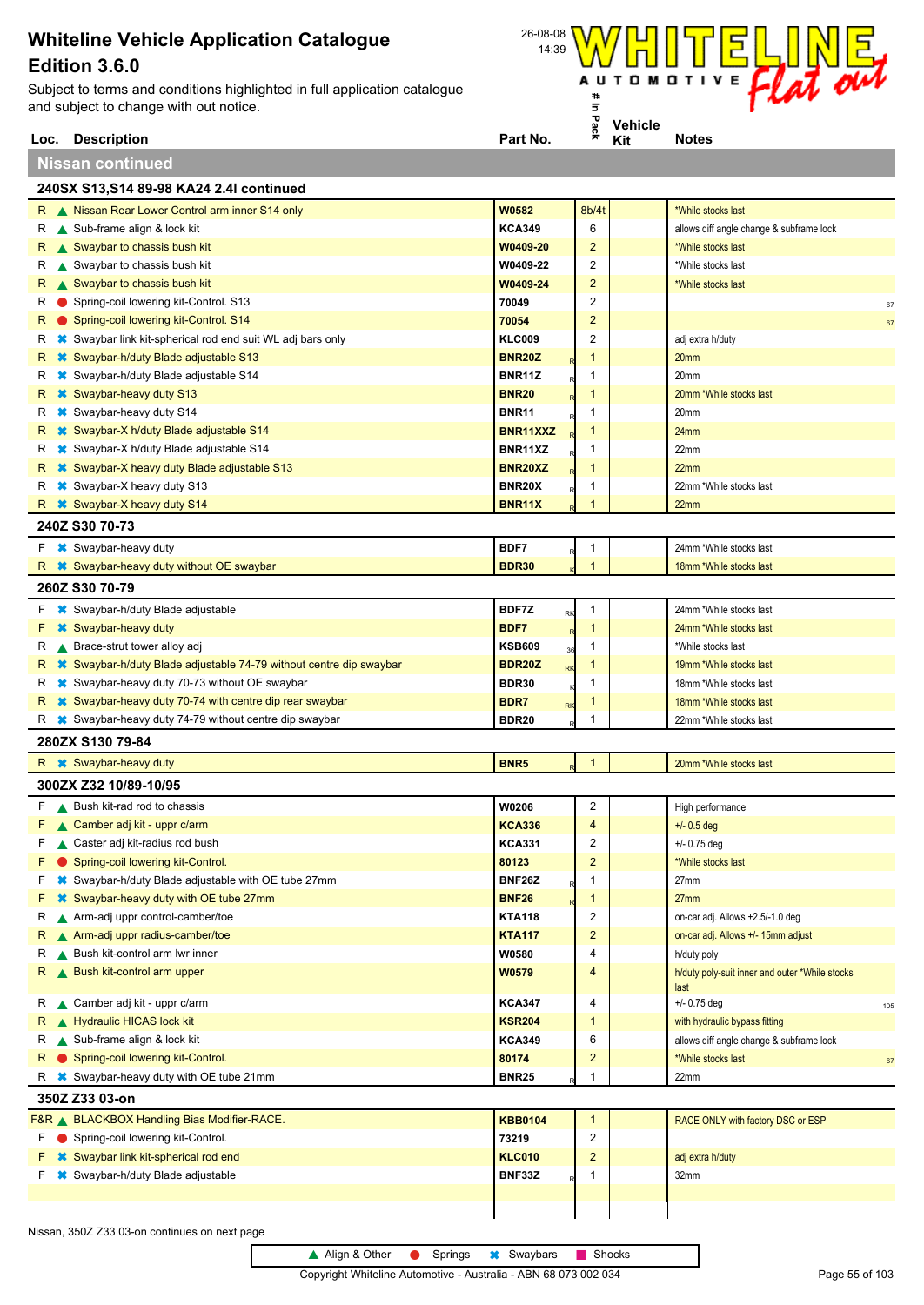# Whiteline Vehicle Application Catalogue

## Edition 3.6.0

Subject to terms and conditions highlighted in full application catalogue and subject to change with out notice.

26-08-08 14:39

## Nissan continued

### 240SX S13,S14 89-98 KA24 2.4l continued

| Loc. | Description | Part No. | # In Pack | Vehicle Kit | Notes |
|---|---|---|---|---|---|
| R | ▲ Nissan Rear Lower Control arm inner S14 only | W0582 | 8b/4t | | *While stocks last |
| R | ▲ Sub-frame align & lock kit | KCA349 | 6 | | allows diff angle change & subframe lock |
| R | ▲ Swaybar to chassis bush kit | W0409-20 | 2 | | *While stocks last |
| R | ▲ Swaybar to chassis bush kit | W0409-22 | 2 | | *While stocks last |
| R | ▲ Swaybar to chassis bush kit | W0409-24 | 2 | | *While stocks last |
| R | ● Spring-coil lowering kit-Control. S13 | 70049 | 2 | | 67 |
| R | ● Spring-coil lowering kit-Control. S14 | 70054 | 2 | | 67 |
| R | ✖ Swaybar link kit-spherical rod end suit WL adj bars only | KLC009 | 2 | | adj extra h/duty |
| R | ✖ Swaybar-h/duty Blade adjustable S13 | BNR20Z R | 1 | | 20mm |
| R | ✖ Swaybar-h/duty Blade adjustable S14 | BNR11Z R | 1 | | 20mm |
| R | ✖ Swaybar-heavy duty S13 | BNR20 R | 1 | | 20mm *While stocks last |
| R | ✖ Swaybar-heavy duty S14 | BNR11 R | 1 | | 20mm |
| R | ✖ Swaybar-X h/duty Blade adjustable S14 | BNR11XXZ R | 1 | | 24mm |
| R | ✖ Swaybar-X h/duty Blade adjustable S14 | BNR11XZ R | 1 | | 22mm |
| R | ✖ Swaybar-X heavy duty Blade adjustable S13 | BNR20XZ R | 1 | | 22mm |
| R | ✖ Swaybar-X heavy duty S13 | BNR20X R | 1 | | 22mm *While stocks last |
| R | ✖ Swaybar-X heavy duty S14 | BNR11X R | 1 | | 22mm |

### 240Z S30 70-73

| Loc. | Description | Part No. | # In Pack | Vehicle Kit | Notes |
|---|---|---|---|---|---|
| F | ✖ Swaybar-heavy duty | BDF7 R | 1 | | 24mm *While stocks last |
| R | ✖ Swaybar-heavy duty without OE swaybar | BDR30 K | 1 | | 18mm *While stocks last |

### 260Z S30 70-79

| Loc. | Description | Part No. | # In Pack | Vehicle Kit | Notes |
|---|---|---|---|---|---|
| F | ✖ Swaybar-h/duty Blade adjustable | BDF7Z RK | 1 | | 24mm *While stocks last |
| F | ✖ Swaybar-heavy duty | BDF7 R | 1 | | 24mm *While stocks last |
| R | ▲ Brace-strut tower alloy adj | KSB609 36 | 1 | | *While stocks last |
| R | ✖ Swaybar-h/duty Blade adjustable 74-79 without centre dip swaybar | BDR20Z RK | 1 | | 19mm *While stocks last |
| R | ✖ Swaybar-heavy duty 70-73 without OE swaybar | BDR30 K | 1 | | 18mm *While stocks last |
| R | ✖ Swaybar-heavy duty 70-74 with centre dip rear swaybar | BDR7 RK | 1 | | 18mm *While stocks last |
| R | ✖ Swaybar-heavy duty 74-79 without centre dip swaybar | BDR20 R | 1 | | 22mm *While stocks last |

### 280ZX S130 79-84

| Loc. | Description | Part No. | # In Pack | Vehicle Kit | Notes |
|---|---|---|---|---|---|
| R | ✖ Swaybar-heavy duty | BNR5 R | 1 | | 20mm *While stocks last |

### 300ZX Z32 10/89-10/95

| Loc. | Description | Part No. | # In Pack | Vehicle Kit | Notes |
|---|---|---|---|---|---|
| F | ▲ Bush kit-rad rod to chassis | W0206 | 2 | | High performance |
| F | ▲ Camber adj kit - uppr c/arm | KCA336 | 4 | | +/- 0.5 deg |
| F | ▲ Caster adj kit-radius rod bush | KCA331 | 2 | | +/- 0.75 deg |
| F | ● Spring-coil lowering kit-Control. | 80123 | 2 | | *While stocks last |
| F | ✖ Swaybar-h/duty Blade adjustable with OE tube 27mm | BNF26Z R | 1 | | 27mm |
| F | ✖ Swaybar-heavy duty with OE tube 27mm | BNF26 R | 1 | | 27mm |
| R | ▲ Arm-adj uppr control-camber/toe | KTA118 | 2 | | on-car adj. Allows +2.5/-1.0 deg |
| R | ▲ Arm-adj uppr radius-camber/toe | KTA117 | 2 | | on-car adj. Allows +/- 15mm adjust |
| R | ▲ Bush kit-control arm lwr inner | W0580 | 4 | | h/duty poly |
| R | ▲ Bush kit-control arm upper | W0579 | 4 | | h/duty poly-suit inner and outer *While stocks last |
| R | ▲ Camber adj kit - uppr c/arm | KCA347 | 4 | | +/- 0.75 deg 105 |
| R | ▲ Hydraulic HICAS lock kit | KSR204 | 1 | | with hydraulic bypass fitting |
| R | ▲ Sub-frame align & lock kit | KCA349 | 6 | | allows diff angle change & subframe lock |
| R | ● Spring-coil lowering kit-Control. | 80174 | 2 | | *While stocks last 67 |
| R | ✖ Swaybar-heavy duty with OE tube 21mm | BNR25 R | 1 | | 22mm |

### 350Z Z33 03-on

| Loc. | Description | Part No. | # In Pack | Vehicle Kit | Notes |
|---|---|---|---|---|---|
| F&R | ▲ BLACKBOX Handling Bias Modifier-RACE. | KBB0104 | 1 | | RACE ONLY with factory DSC or ESP |
| F | ● Spring-coil lowering kit-Control. | 73219 | 2 | | |
| F | ✖ Swaybar link kit-spherical rod end | KLC010 | 2 | | adj extra h/duty |
| F | ✖ Swaybar-h/duty Blade adjustable | BNF33Z R | 1 | | 32mm |

Nissan, 350Z Z33 03-on continues on next page

▲ Align & Other ● Springs ✖ Swaybars ■ Shocks

Copyright Whiteline Automotive - Australia - ABN 68 073 002 034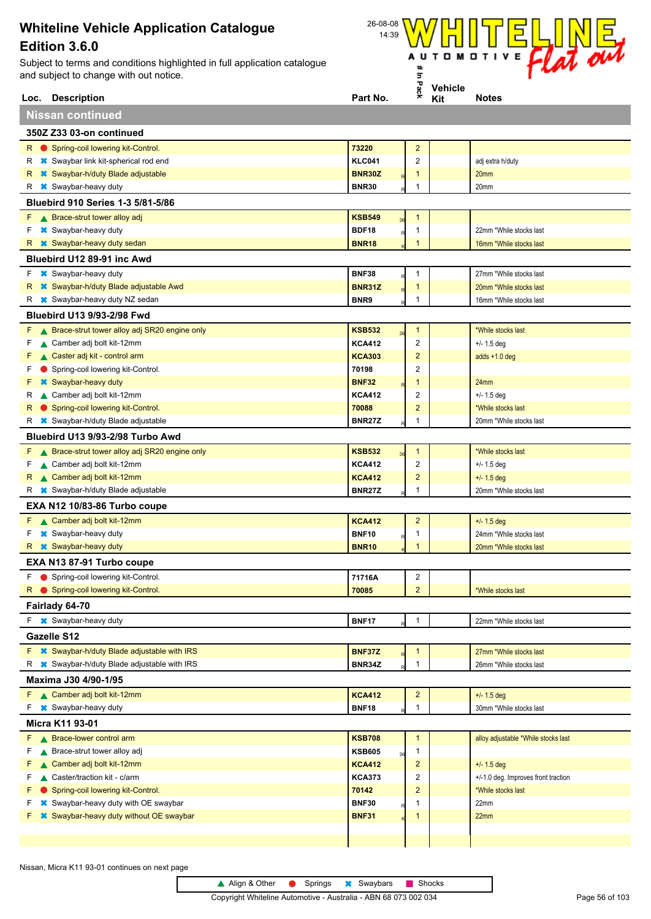# Whiteline Vehicle Application Catalogue
## Edition 3.6.0

Subject to terms and conditions highlighted in full application catalogue and subject to change with out notice.

26-08-08 14:39

| Loc. | Description | Part No. | # In Pack | Vehicle Kit | Notes |
|---|---|---|---|---|---|
| **Nissan continued** | | | | | |
| **350Z Z33 03-on continued** | | | | | |
| R | Spring-coil lowering kit-Control. | 73220 | 2 | | |
| R | Swaybar link kit-spherical rod end | KLC041 | 2 | | adj extra h/duty |
| R | Swaybar-h/duty Blade adjustable | BNR30Z | 1 | | 20mm |
| R | Swaybar-heavy duty | BNR30 | 1 | | 20mm |
| **Bluebird 910 Series 1-3 5/81-5/86** | | | | | |
| F | Brace-strut tower alloy adj | KSB549 | 1 | | |
| F | Swaybar-heavy duty | BDF18 | 1 | | 22mm *While stocks last |
| R | Swaybar-heavy duty sedan | BNR18 | 1 | | 16mm *While stocks last |
| **Bluebird U12 89-91 inc Awd** | | | | | |
| F | Swaybar-heavy duty | BNF38 | 1 | | 27mm *While stocks last |
| R | Swaybar-h/duty Blade adjustable Awd | BNR31Z | 1 | | 20mm *While stocks last |
| R | Swaybar-heavy duty NZ sedan | BNR9 | 1 | | 16mm *While stocks last |
| **Bluebird U13 9/93-2/98 Fwd** | | | | | |
| F | Brace-strut tower alloy adj SR20 engine only | KSB532 | 1 | | *While stocks last |
| F | Camber adj bolt kit-12mm | KCA412 | 2 | | +/- 1.5 deg |
| F | Caster adj kit - control arm | KCA303 | 2 | | adds +1.0 deg |
| F | Spring-coil lowering kit-Control. | 70198 | 2 | | |
| F | Swaybar-heavy duty | BNF32 | 1 | | 24mm |
| R | Camber adj bolt kit-12mm | KCA412 | 2 | | +/- 1.5 deg |
| R | Spring-coil lowering kit-Control. | 70088 | 2 | | *While stocks last |
| R | Swaybar-h/duty Blade adjustable | BNR27Z | 1 | | 20mm *While stocks last |
| **Bluebird U13 9/93-2/98 Turbo Awd** | | | | | |
| F | Brace-strut tower alloy adj SR20 engine only | KSB532 | 1 | | *While stocks last |
| F | Camber adj bolt kit-12mm | KCA412 | 2 | | +/- 1.5 deg |
| R | Camber adj bolt kit-12mm | KCA412 | 2 | | +/- 1.5 deg |
| R | Swaybar-h/duty Blade adjustable | BNR27Z | 1 | | 20mm *While stocks last |
| **EXA N12 10/83-86 Turbo coupe** | | | | | |
| F | Camber adj bolt kit-12mm | KCA412 | 2 | | +/- 1.5 deg |
| F | Swaybar-heavy duty | BNF10 | 1 | | 24mm *While stocks last |
| R | Swaybar-heavy duty | BNR10 | 1 | | 20mm *While stocks last |
| **EXA N13 87-91 Turbo coupe** | | | | | |
| F | Spring-coil lowering kit-Control. | 71716A | 2 | | |
| R | Spring-coil lowering kit-Control. | 70085 | 2 | | *While stocks last |
| **Fairlady 64-70** | | | | | |
| F | Swaybar-heavy duty | BNF17 | 1 | | 22mm *While stocks last |
| **Gazelle S12** | | | | | |
| F | Swaybar-h/duty Blade adjustable with IRS | BNF37Z | 1 | | 27mm *While stocks last |
| R | Swaybar-h/duty Blade adjustable with IRS | BNR34Z | 1 | | 26mm *While stocks last |
| **Maxima J30 4/90-1/95** | | | | | |
| F | Camber adj bolt kit-12mm | KCA412 | 2 | | +/- 1.5 deg |
| F | Swaybar-heavy duty | BNF18 | 1 | | 30mm *While stocks last |
| **Micra K11 93-01** | | | | | |
| F | Brace-lower control arm | KSB708 | 1 | | alloy adjustable *While stocks last |
| F | Brace-strut tower alloy adj | KSB605 | 1 | | |
| F | Camber adj bolt kit-12mm | KCA412 | 2 | | +/- 1.5 deg |
| F | Caster/traction kit - c/arm | KCA373 | 2 | | +/-1.0 deg. Improves front traction |
| F | Spring-coil lowering kit-Control. | 70142 | 2 | | *While stocks last |
| F | Swaybar-heavy duty with OE swaybar | BNF30 | 1 | | 22mm |
| F | Swaybar-heavy duty without OE swaybar | BNF31 | 1 | | 22mm |

Nissan, Micra K11 93-01 continues on next page

Align & Other | Springs | Swaybars | Shocks

Copyright Whiteline Automotive - Australia - ABN 68 073 002 034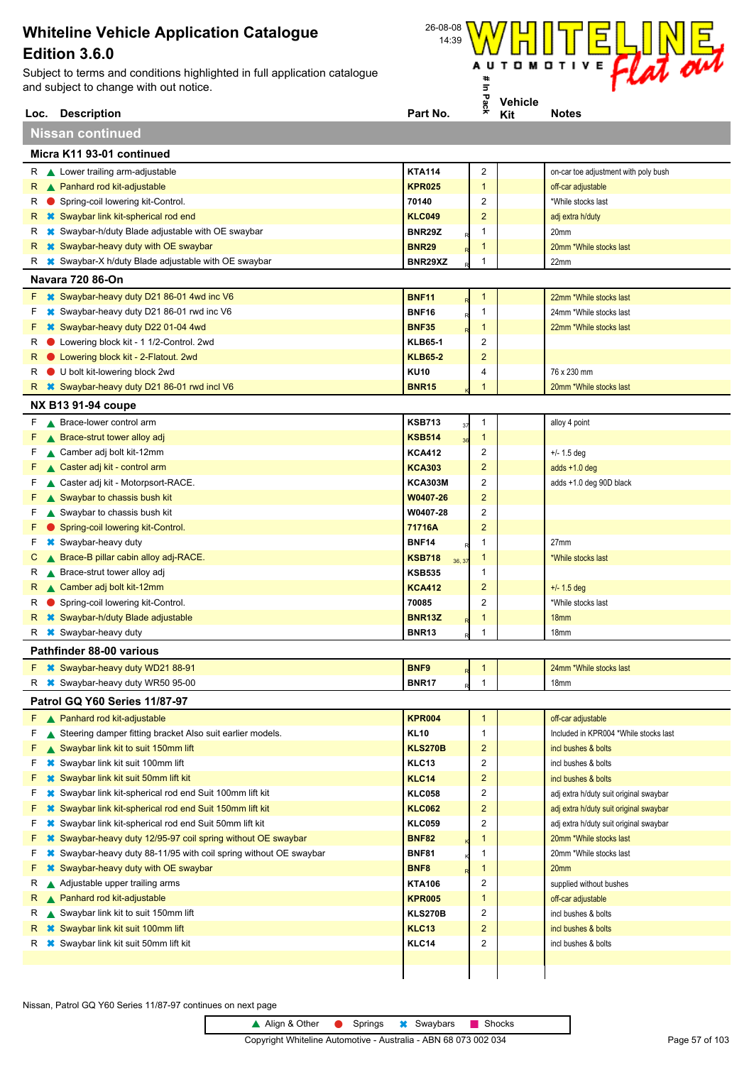# Whiteline Vehicle Application Catalogue
## Edition 3.6.0

Subject to terms and conditions highlighted in full application catalogue and subject to change with out notice.

26-08-08 14:39

| Loc. | Description | Part No. | # In Pack | Vehicle Kit | Notes |
|---|---|---|---|---|---|
| **Nissan continued** | | | | | |
| **Micra K11 93-01 continued** | | | | | |
| R | ▲ Lower trailing arm-adjustable | **KTA114** | 2 | | on-car toe adjustment with poly bush |
| R | ▲ Panhard rod kit-adjustable | **KPR025** | 1 | | off-car adjustable |
| R | ● Spring-coil lowering kit-Control. | **70140** | 2 | | *While stocks last |
| R | ✖ Swaybar link kit-spherical rod end | **KLC049** | 2 | | adj extra h/duty |
| R | ✖ Swaybar-h/duty Blade adjustable with OE swaybar | **BNR29Z** R | 1 | | 20mm |
| R | ✖ Swaybar-heavy duty with OE swaybar | **BNR29** R | 1 | | 20mm *While stocks last |
| R | ✖ Swaybar-X h/duty Blade adjustable with OE swaybar | **BNR29XZ** R | 1 | | 22mm |
| **Navara 720 86-On** | | | | | |
| F | ✖ Swaybar-heavy duty D21 86-01 4wd inc V6 | **BNF11** R | 1 | | 22mm *While stocks last |
| F | ✖ Swaybar-heavy duty D21 86-01 rwd inc V6 | **BNF16** R | 1 | | 24mm *While stocks last |
| F | ✖ Swaybar-heavy duty D22 01-04 4wd | **BNF35** R | 1 | | 22mm *While stocks last |
| R | ● Lowering block kit - 1 1/2-Control. 2wd | **KLB65-1** | 2 | | |
| R | ● Lowering block kit - 2-Flatout. 2wd | **KLB65-2** | 2 | | |
| R | ● U bolt kit-lowering block 2wd | **KU10** | 4 | | 76 x 230 mm |
| R | ✖ Swaybar-heavy duty D21 86-01 rwd incl V6 | **BNR15** K | 1 | | 20mm *While stocks last |
| **NX B13 91-94 coupe** | | | | | |
| F | ▲ Brace-lower control arm | **KSB713** 37 | 1 | | alloy 4 point |
| F | ▲ Brace-strut tower alloy adj | **KSB514** 36 | 1 | | |
| F | ▲ Camber adj bolt kit-12mm | **KCA412** | 2 | | +/- 1.5 deg |
| F | ▲ Caster adj kit - control arm | **KCA303** | 2 | | adds +1.0 deg |
| F | ▲ Caster adj kit - Motorsport-RACE. | **KCA303M** | 2 | | adds +1.0 deg 90D black |
| F | ▲ Swaybar to chassis bush kit | **W0407-26** | 2 | | |
| F | ▲ Swaybar to chassis bush kit | **W0407-28** | 2 | | |
| F | ● Spring-coil lowering kit-Control. | **71716A** | 2 | | |
| F | ✖ Swaybar-heavy duty | **BNF14** R | 1 | | 27mm |
| C | ▲ Brace-B pillar cabin alloy adj-RACE. | **KSB718** 36, 37 | 1 | | *While stocks last |
| R | ▲ Brace-strut tower alloy adj | **KSB535** | 1 | | |
| R | ▲ Camber adj bolt kit-12mm | **KCA412** | 2 | | +/- 1.5 deg |
| R | ● Spring-coil lowering kit-Control. | **70085** | 2 | | *While stocks last |
| R | ✖ Swaybar-h/duty Blade adjustable | **BNR13Z** R | 1 | | 18mm |
| R | ✖ Swaybar-heavy duty | **BNR13** R | 1 | | 18mm |
| **Pathfinder 88-00 various** | | | | | |
| F | ✖ Swaybar-heavy duty WD21 88-91 | **BNF9** R | 1 | | 24mm *While stocks last |
| R | ✖ Swaybar-heavy duty WR50 95-00 | **BNR17** R | 1 | | 18mm |
| **Patrol GQ Y60 Series 11/87-97** | | | | | |
| F | ▲ Panhard rod kit-adjustable | **KPR004** | 1 | | off-car adjustable |
| F | ▲ Steering damper fitting bracket Also suit earlier models. | **KL10** | 1 | | Included in KPR004 *While stocks last |
| F | ▲ Swaybar link kit to suit 150mm lift | **KLS270B** | 2 | | incl bushes & bolts |
| F | ✖ Swaybar link kit suit 100mm lift | **KLC13** | 2 | | incl bushes & bolts |
| F | ✖ Swaybar link kit suit 50mm lift kit | **KLC14** | 2 | | incl bushes & bolts |
| F | ✖ Swaybar link kit-spherical rod end Suit 100mm lift kit | **KLC058** | 2 | | adj extra h/duty suit original swaybar |
| F | ✖ Swaybar link kit-spherical rod end Suit 150mm lift kit | **KLC062** | 2 | | adj extra h/duty suit original swaybar |
| F | ✖ Swaybar link kit-spherical rod end Suit 50mm lift kit | **KLC059** | 2 | | adj extra h/duty suit original swaybar |
| F | ✖ Swaybar-heavy duty 12/95-97 coil spring without OE swaybar | **BNF82** K | 1 | | 20mm *While stocks last |
| F | ✖ Swaybar-heavy duty 88-11/95 with coil spring without OE swaybar | **BNF81** K | 1 | | 20mm *While stocks last |
| F | ✖ Swaybar-heavy duty with OE swaybar | **BNF8** R | 1 | | 20mm |
| R | ▲ Adjustable upper trailing arms | **KTA106** | 2 | | supplied without bushes |
| R | ▲ Panhard rod kit-adjustable | **KPR005** | 1 | | off-car adjustable |
| R | ▲ Swaybar link kit to suit 150mm lift | **KLS270B** | 2 | | incl bushes & bolts |
| R | ✖ Swaybar link kit suit 100mm lift | **KLC13** | 2 | | incl bushes & bolts |
| R | ✖ Swaybar link kit suit 50mm lift kit | **KLC14** | 2 | | incl bushes & bolts |

Nissan, Patrol GQ Y60 Series 11/87-97 continues on next page

▲ Align & Other ● Springs ✖ Swaybars ■ Shocks

Copyright Whiteline Automotive - Australia - ABN 68 073 002 034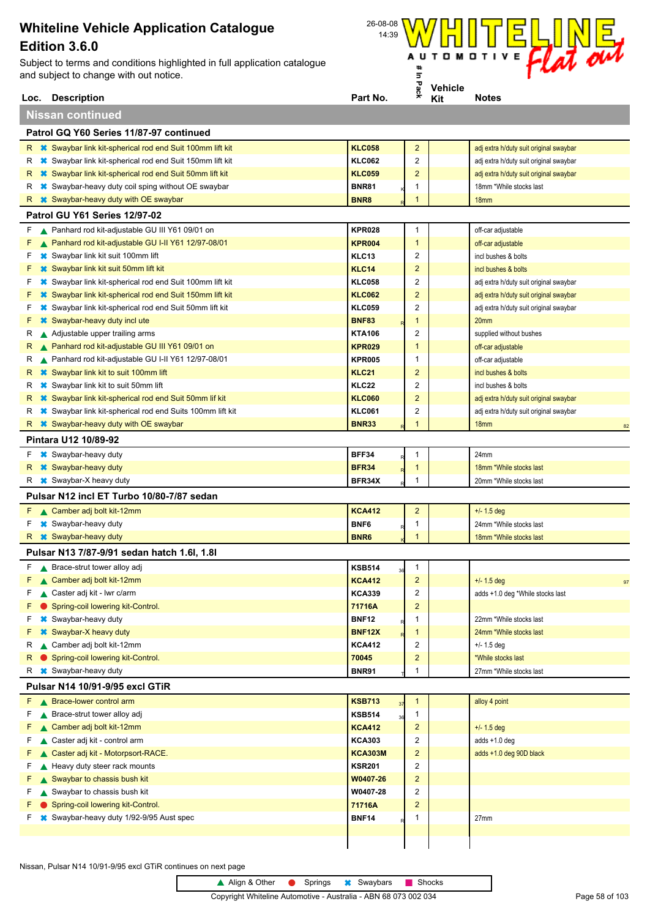# Whiteline Vehicle Application Catalogue
## Edition 3.6.0

Subject to terms and conditions highlighted in full application catalogue and subject to change with out notice.

26-08-08
14:39

| Loc. | Description | Part No. | # In Pack | Vehicle Kit | Notes |
|---|---|---|---|---|---|
| **Nissan continued** | | | | | |
| **Patrol GQ Y60 Series 11/87-97 continued** | | | | | |
| R | Swaybar link kit-spherical rod end Suit 100mm lift kit | **KLC058** | 2 | | adj extra h/duty suit original swaybar |
| R | Swaybar link kit-spherical rod end Suit 150mm lift kit | **KLC062** | 2 | | adj extra h/duty suit original swaybar |
| R | Swaybar link kit-spherical rod end Suit 50mm lift kit | **KLC059** | 2 | | adj extra h/duty suit original swaybar |
| R | Swaybar-heavy duty coil sping without OE swaybar | **BNR81** | 1 | | 18mm *While stocks last |
| R | Swaybar-heavy duty with OE swaybar | **BNR8** | 1 | | 18mm |
| **Patrol GU Y61 Series 12/97-02** | | | | | |
| F | Panhard rod kit-adjustable GU III Y61 09/01 on | **KPR028** | 1 | | off-car adjustable |
| F | Panhard rod kit-adjustable GU I-II Y61 12/97-08/01 | **KPR004** | 1 | | off-car adjustable |
| F | Swaybar link kit suit 100mm lift | **KLC13** | 2 | | incl bushes & bolts |
| F | Swaybar link kit suit 50mm lift kit | **KLC14** | 2 | | incl bushes & bolts |
| F | Swaybar link kit-spherical rod end Suit 100mm lift kit | **KLC058** | 2 | | adj extra h/duty suit original swaybar |
| F | Swaybar link kit-spherical rod end Suit 150mm lift kit | **KLC062** | 2 | | adj extra h/duty suit original swaybar |
| F | Swaybar link kit-spherical rod end Suit 50mm lift kit | **KLC059** | 2 | | adj extra h/duty suit original swaybar |
| F | Swaybar-heavy duty incl ute | **BNF83** | 1 | | 20mm |
| R | Adjustable upper trailing arms | **KTA106** | 2 | | supplied without bushes |
| R | Panhard rod kit-adjustable GU III Y61 09/01 on | **KPR029** | 1 | | off-car adjustable |
| R | Panhard rod kit-adjustable GU I-II Y61 12/97-08/01 | **KPR005** | 1 | | off-car adjustable |
| R | Swaybar link kit to suit 100mm lift | **KLC21** | 2 | | incl bushes & bolts |
| R | Swaybar link kit to suit 50mm lift | **KLC22** | 2 | | incl bushes & bolts |
| R | Swaybar link kit-spherical rod end Suit 50mm lif kit | **KLC060** | 2 | | adj extra h/duty suit original swaybar |
| R | Swaybar link kit-spherical rod end Suits 100mm lift kit | **KLC061** | 2 | | adj extra h/duty suit original swaybar |
| R | Swaybar-heavy duty with OE swaybar | **BNR33** | 1 | | 18mm |
| **Pintara U12 10/89-92** | | | | | |
| F | Swaybar-heavy duty | **BFF34** | 1 | | 24mm |
| R | Swaybar-heavy duty | **BFR34** | 1 | | 18mm *While stocks last |
| R | Swaybar-X heavy duty | **BFR34X** | 1 | | 20mm *While stocks last |
| **Pulsar N12 incl ET Turbo 10/80-7/87 sedan** | | | | | |
| F | Camber adj bolt kit-12mm | **KCA412** | 2 | | +/- 1.5 deg |
| F | Swaybar-heavy duty | **BNF6** | 1 | | 24mm *While stocks last |
| R | Swaybar-heavy duty | **BNR6** | 1 | | 18mm *While stocks last |
| **Pulsar N13 7/87-9/91 sedan hatch 1.6l, 1.8l** | | | | | |
| F | Brace-strut tower alloy adj | **KSB514** | 1 | | |
| F | Camber adj bolt kit-12mm | **KCA412** | 2 | | +/- 1.5 deg |
| F | Caster adj kit - lwr c/arm | **KCA339** | 2 | | adds +1.0 deg *While stocks last |
| F | Spring-coil lowering kit-Control. | **71716A** | 2 | | |
| F | Swaybar-heavy duty | **BNF12** | 1 | | 22mm *While stocks last |
| F | Swaybar-X heavy duty | **BNF12X** | 1 | | 24mm *While stocks last |
| R | Camber adj bolt kit-12mm | **KCA412** | 2 | | +/- 1.5 deg |
| R | Spring-coil lowering kit-Control. | **70045** | 2 | | *While stocks last |
| R | Swaybar-heavy duty | **BNR91** | 1 | | 27mm *While stocks last |
| **Pulsar N14 10/91-9/95 excl GTiR** | | | | | |
| F | Brace-lower control arm | **KSB713** | 1 | | alloy 4 point |
| F | Brace-strut tower alloy adj | **KSB514** | 1 | | |
| F | Camber adj bolt kit-12mm | **KCA412** | 2 | | +/- 1.5 deg |
| F | Caster adj kit - control arm | **KCA303** | 2 | | adds +1.0 deg |
| F | Caster adj kit - Motorpsort-RACE. | **KCA303M** | 2 | | adds +1.0 deg 90D black |
| F | Heavy duty steer rack mounts | **KSR201** | 2 | | |
| F | Swaybar to chassis bush kit | **W0407-26** | 2 | | |
| F | Swaybar to chassis bush kit | **W0407-28** | 2 | | |
| F | Spring-coil lowering kit-Control. | **71716A** | 2 | | |
| F | Swaybar-heavy duty 1/92-9/95 Aust spec | **BNF14** | 1 | | 27mm |

Nissan, Pulsar N14 10/91-9/95 excl GTiR continues on next page

Align & Other ● Springs ✖ Swaybars ■ Shocks

Copyright Whiteline Automotive - Australia - ABN 68 073 002 034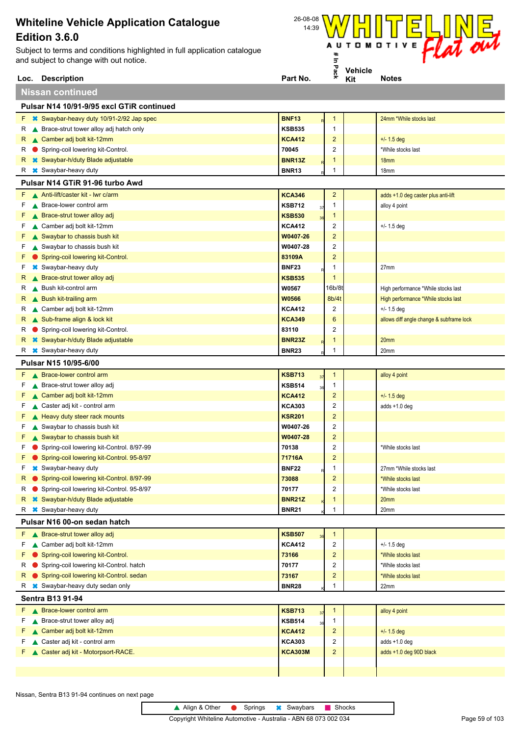# Whiteline Vehicle Application Catalogue
## Edition 3.6.0

Subject to terms and conditions highlighted in full application catalogue and subject to change with out notice.

26-08-08
14:39

| Loc. | Description | Part No. | # In Pack | Vehicle Kit | Notes |
|---|---|---|---|---|---|
| **Nissan continued** | | | | | |
| **Pulsar N14 10/91-9/95 excl GTiR continued** | | | | | |
| F | ✖ Swaybar-heavy duty 10/91-2/92 Jap spec | **BNF13** R | 1 | | 24mm *While stocks last |
| R | ▲ Brace-strut tower alloy adj hatch only | **KSB535** | 1 | | |
| R | ▲ Camber adj bolt kit-12mm | **KCA412** | 2 | | +/- 1.5 deg |
| R | ● Spring-coil lowering kit-Control. | **70045** | 2 | | *While stocks last |
| R | ✖ Swaybar-h/duty Blade adjustable | **BNR13Z** R | 1 | | 18mm |
| R | ✖ Swaybar-heavy duty | **BNR13** R | 1 | | 18mm |
| **Pulsar N14 GTiR 91-96 turbo Awd** | | | | | |
| F | ▲ Anti-lift/caster kit - lwr c/arm | **KCA346** | 2 | | adds +1.0 deg caster plus anti-lift |
| F | ▲ Brace-lower control arm | **KSB712** 37 | 1 | | alloy 4 point |
| F | ▲ Brace-strut tower alloy adj | **KSB530** 36 | 1 | | |
| F | ▲ Camber adj bolt kit-12mm | **KCA412** | 2 | | +/- 1.5 deg |
| F | ▲ Swaybar to chassis bush kit | **W0407-26** | 2 | | |
| F | ▲ Swaybar to chassis bush kit | **W0407-28** | 2 | | |
| F | ● Spring-coil lowering kit-Control. | **83109A** | 2 | | |
| F | ✖ Swaybar-heavy duty | **BNF23** R | 1 | | 27mm |
| R | ▲ Brace-strut tower alloy adj | **KSB535** | 1 | | |
| R | ▲ Bush kit-control arm | **W0567** | 16b/8t | | High performance *While stocks last |
| R | ▲ Bush kit-trailing arm | **W0566** | 8b/4t | | High performance *While stocks last |
| R | ▲ Camber adj bolt kit-12mm | **KCA412** | 2 | | +/- 1.5 deg |
| R | ▲ Sub-frame align & lock kit | **KCA349** | 6 | | allows diff angle change & subframe lock |
| R | ● Spring-coil lowering kit-Control. | **83110** | 2 | | |
| R | ✖ Swaybar-h/duty Blade adjustable | **BNR23Z** R | 1 | | 20mm |
| R | ✖ Swaybar-heavy duty | **BNR23** R | 1 | | 20mm |
| **Pulsar N15 10/95-6/00** | | | | | |
| F | ▲ Brace-lower control arm | **KSB713** 37 | 1 | | alloy 4 point |
| F | ▲ Brace-strut tower alloy adj | **KSB514** 36 | 1 | | |
| F | ▲ Camber adj bolt kit-12mm | **KCA412** | 2 | | +/- 1.5 deg |
| F | ▲ Caster adj kit - control arm | **KCA303** | 2 | | adds +1.0 deg |
| F | ▲ Heavy duty steer rack mounts | **KSR201** | 2 | | |
| F | ▲ Swaybar to chassis bush kit | **W0407-26** | 2 | | |
| F | ▲ Swaybar to chassis bush kit | **W0407-28** | 2 | | |
| F | ● Spring-coil lowering kit-Control. 8/97-99 | **70138** | 2 | | *While stocks last |
| F | ● Spring-coil lowering kit-Control. 95-8/97 | **71716A** | 2 | | |
| F | ✖ Swaybar-heavy duty | **BNF22** R | 1 | | 27mm *While stocks last |
| R | ● Spring-coil lowering kit-Control. 8/97-99 | **73088** | 2 | | *While stocks last |
| R | ● Spring-coil lowering kit-Control. 95-8/97 | **70177** | 2 | | *While stocks last |
| R | ✖ Swaybar-h/duty Blade adjustable | **BNR21Z** K | 1 | | 20mm |
| R | ✖ Swaybar-heavy duty | **BNR21** K | 1 | | 20mm |
| **Pulsar N16 00-on sedan hatch** | | | | | |
| F | ▲ Brace-strut tower alloy adj | **KSB507** 36 | 1 | | |
| F | ▲ Camber adj bolt kit-12mm | **KCA412** | 2 | | +/- 1.5 deg |
| F | ● Spring-coil lowering kit-Control. | **73166** | 2 | | *While stocks last |
| R | ● Spring-coil lowering kit-Control. hatch | **70177** | 2 | | *While stocks last |
| R | ● Spring-coil lowering kit-Control. sedan | **73167** | 2 | | *While stocks last |
| R | ✖ Swaybar-heavy duty sedan only | **BNR28** K | 1 | | 22mm |
| **Sentra B13 91-94** | | | | | |
| F | ▲ Brace-lower control arm | **KSB713** 37 | 1 | | alloy 4 point |
| F | ▲ Brace-strut tower alloy adj | **KSB514** 36 | 1 | | |
| F | ▲ Camber adj bolt kit-12mm | **KCA412** | 2 | | +/- 1.5 deg |
| F | ▲ Caster adj kit - control arm | **KCA303** | 2 | | adds +1.0 deg |
| F | ▲ Caster adj kit - Motorsport-RACE. | **KCA303M** | 2 | | adds +1.0 deg 90D black |

Nissan, Sentra B13 91-94 continues on next page

▲ Align & Other ● Springs ✖ Swaybars ■ Shocks

Copyright Whiteline Automotive - Australia - ABN 68 073 002 034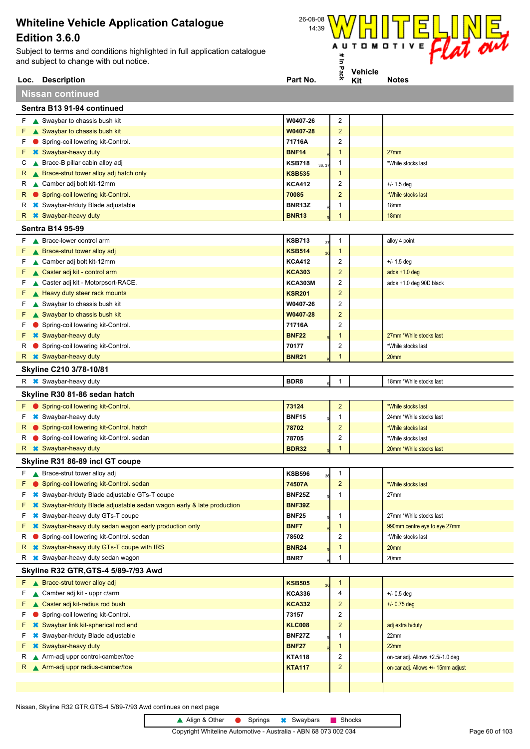# Whiteline Vehicle Application Catalogue
## Edition 3.6.0

Subject to terms and conditions highlighted in full application catalogue and subject to change with out notice.

26-08-08 14:39

| Loc. | Description | Part No. | # In Pack | Vehicle Kit | Notes |
|---|---|---|---|---|---|
| **Nissan continued** | | | | | |
| **Sentra B13 91-94 continued** | | | | | |
| F | ▲ Swaybar to chassis bush kit | W0407-26 | 2 | | |
| F | ▲ Swaybar to chassis bush kit | W0407-28 | 2 | | |
| F | ● Spring-coil lowering kit-Control. | 71716A | 2 | | |
| F | ✖ Swaybar-heavy duty | BNF14 R | 1 | | 27mm |
| C | ▲ Brace-B pillar cabin alloy adj | KSB718 36, 37 | 1 | | *While stocks last |
| R | ▲ Brace-strut tower alloy adj hatch only | KSB535 | 1 | | |
| R | ▲ Camber adj bolt kit-12mm | KCA412 | 2 | | +/- 1.5 deg |
| R | ● Spring-coil lowering kit-Control. | 70085 | 2 | | *While stocks last |
| R | ✖ Swaybar-h/duty Blade adjustable | BNR13Z R | 1 | | 18mm |
| R | ✖ Swaybar-heavy duty | BNR13 R | 1 | | 18mm |
| **Sentra B14 95-99** | | | | | |
| F | ▲ Brace-lower control arm | KSB713 37 | 1 | | alloy 4 point |
| F | ▲ Brace-strut tower alloy adj | KSB514 36 | 1 | | |
| F | ▲ Camber adj bolt kit-12mm | KCA412 | 2 | | +/- 1.5 deg |
| F | ▲ Caster adj kit - control arm | KCA303 | 2 | | adds +1.0 deg |
| F | ▲ Caster adj kit - Motorpsort-RACE. | KCA303M | 2 | | adds +1.0 deg 90D black |
| F | ▲ Heavy duty steer rack mounts | KSR201 | 2 | | |
| F | ▲ Swaybar to chassis bush kit | W0407-26 | 2 | | |
| F | ▲ Swaybar to chassis bush kit | W0407-28 | 2 | | |
| F | ● Spring-coil lowering kit-Control. | 71716A | 2 | | |
| F | ✖ Swaybar-heavy duty | BNF22 R | 1 | | 27mm *While stocks last |
| R | ● Spring-coil lowering kit-Control. | 70177 | 2 | | *While stocks last |
| R | ✖ Swaybar-heavy duty | BNR21 K | 1 | | 20mm |
| **Skyline C210 3/78-10/81** | | | | | |
| R | ✖ Swaybar-heavy duty | BDR8 K | 1 | | 18mm *While stocks last |
| **Skyline R30 81-86 sedan hatch** | | | | | |
| F | ● Spring-coil lowering kit-Control. | 73124 | 2 | | *While stocks last |
| F | ✖ Swaybar-heavy duty | BNF15 R | 1 | | 24mm *While stocks last |
| R | ● Spring-coil lowering kit-Control. hatch | 78702 | 2 | | *While stocks last |
| R | ● Spring-coil lowering kit-Control. sedan | 78705 | 2 | | *While stocks last |
| R | ✖ Swaybar-heavy duty | BDR32 R | 1 | | 20mm *While stocks last |
| **Skyline R31 86-89 incl GT coupe** | | | | | |
| F | ▲ Brace-strut tower alloy adj | KSB596 36 | 1 | | |
| F | ● Spring-coil lowering kit-Control. sedan | 74507A | 2 | | *While stocks last |
| F | ✖ Swaybar-h/duty Blade adjustable GTs-T coupe | BNF25Z R | 1 | | 27mm |
| F | ✖ Swaybar-h/duty Blade adjustable sedan wagon early & late production | BNF39Z | | | |
| F | ✖ Swaybar-heavy duty GTs-T coupe | BNF25 R | 1 | | 27mm *While stocks last |
| F | ✖ Swaybar-heavy duty sedan wagon early production only | BNF7 R | 1 | | 990mm centre eye to eye 27mm |
| R | ● Spring-coil lowering kit-Control. sedan | 78502 | 2 | | *While stocks last |
| R | ✖ Swaybar-heavy duty GTs-T coupe with IRS | BNR24 R | 1 | | 20mm |
| R | ✖ Swaybar-heavy duty sedan wagon | BNR7 R | 1 | | 20mm |
| **Skyline R32 GTR,GTS-4 5/89-7/93 Awd** | | | | | |
| F | ▲ Brace-strut tower alloy adj | KSB505 36 | 1 | | |
| F | ▲ Camber adj kit - uppr c/arm | KCA336 | 4 | | +/- 0.5 deg |
| F | ▲ Caster adj kit-radius rod bush | KCA332 | 2 | | +/- 0.75 deg |
| F | ● Spring-coil lowering kit-Control. | 73157 | 2 | | |
| F | ✖ Swaybar link kit-spherical rod end | KLC008 | 2 | | adj extra h/duty |
| F | ✖ Swaybar-h/duty Blade adjustable | BNF27Z R | 1 | | 22mm |
| F | ✖ Swaybar-heavy duty | BNF27 R | 1 | | 22mm |
| R | ▲ Arm-adj uppr control-camber/toe | KTA118 | 2 | | on-car adj. Allows +2.5/-1.0 deg |
| R | ▲ Arm-adj uppr radius-camber/toe | KTA117 | 2 | | on-car adj. Allows +/- 15mm adjust |

Nissan, Skyline R32 GTR,GTS-4 5/89-7/93 Awd continues on next page

▲ Align & Other ● Springs ✖ Swaybars ■ Shocks

Copyright Whiteline Automotive - Australia - ABN 68 073 002 034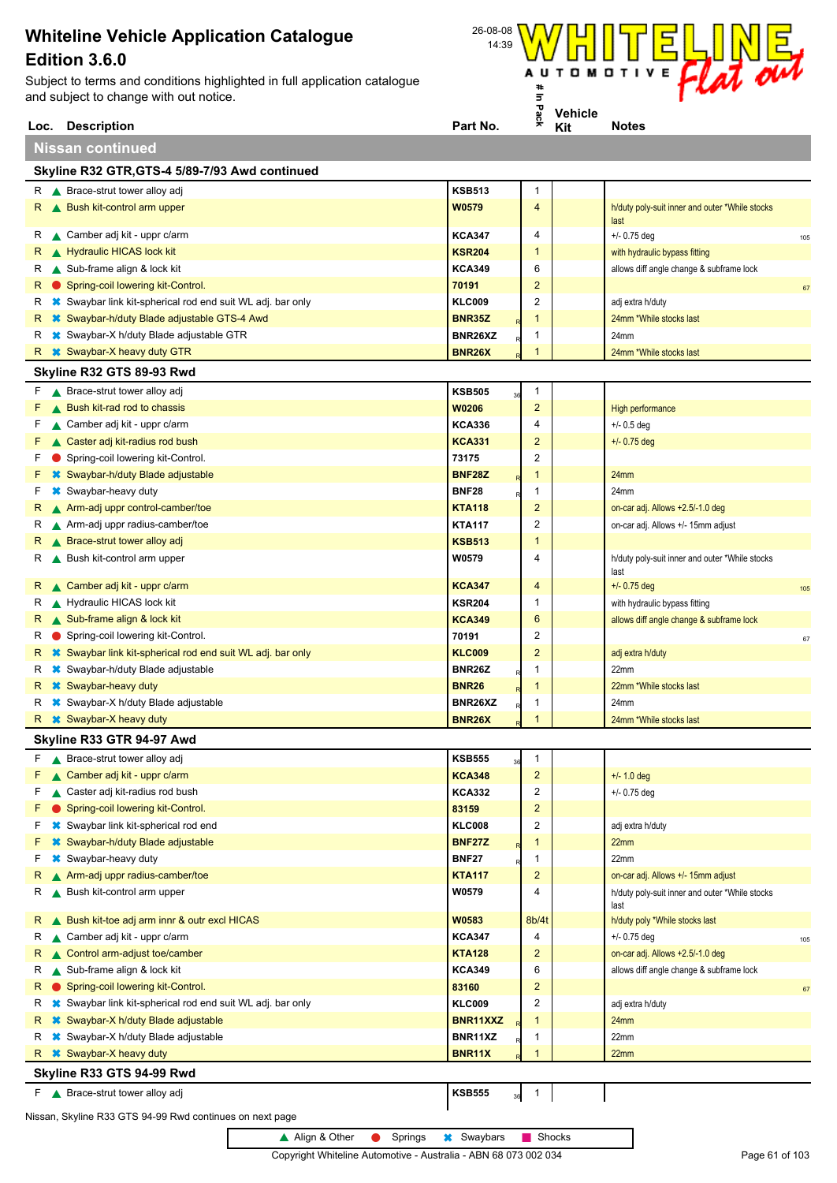# Whiteline Vehicle Application Catalogue

# Edition 3.6.0

Subject to terms and conditions highlighted in full application catalogue and subject to change with out notice.

26-08-08 14:39

## Nissan continued

### Skyline R32 GTR,GTS-4 5/89-7/93 Awd continued

| Loc. | Description | Part No. | # In Pack | Vehicle Kit | Notes |
|---|---|---|---|---|---|
| R | ▲ Brace-strut tower alloy adj | KSB513 | 1 | | |
| R | ▲ Bush kit-control arm upper | W0579 | 4 | | h/duty poly-suit inner and outer *While stocks last |
| R | ▲ Camber adj kit - uppr c/arm | KCA347 | 4 | | +/- 0.75 deg 105 |
| R | ▲ Hydraulic HICAS lock kit | KSR204 | 1 | | with hydraulic bypass fitting |
| R | ▲ Sub-frame align & lock kit | KCA349 | 6 | | allows diff angle change & subframe lock |
| R | ● Spring-coil lowering kit-Control. | 70191 | 2 | | 67 |
| R | ✖ Swaybar link kit-spherical rod end suit WL adj. bar only | KLC009 | 2 | | adj extra h/duty |
| R | ✖ Swaybar-h/duty Blade adjustable GTS-4 Awd | BNR35Z R | 1 | | 24mm *While stocks last |
| R | ✖ Swaybar-X h/duty Blade adjustable GTR | BNR26XZ R | 1 | | 24mm |
| R | ✖ Swaybar-X heavy duty GTR | BNR26X R | 1 | | 24mm *While stocks last |

### Skyline R32 GTS 89-93 Rwd

| Loc. | Description | Part No. | # In Pack | Vehicle Kit | Notes |
|---|---|---|---|---|---|
| F | ▲ Brace-strut tower alloy adj | KSB505 36 | 1 | | |
| F | ▲ Bush kit-rad rod to chassis | W0206 | 2 | | High performance |
| F | ▲ Camber adj kit - uppr c/arm | KCA336 | 4 | | +/- 0.5 deg |
| F | ▲ Caster adj kit-radius rod bush | KCA331 | 2 | | +/- 0.75 deg |
| F | ● Spring-coil lowering kit-Control. | 73175 | 2 | | |
| F | ✖ Swaybar-h/duty Blade adjustable | BNF28Z R | 1 | | 24mm |
| F | ✖ Swaybar-heavy duty | BNF28 R | 1 | | 24mm |
| R | ▲ Arm-adj uppr control-camber/toe | KTA118 | 2 | | on-car adj. Allows +2.5/-1.0 deg |
| R | ▲ Arm-adj uppr radius-camber/toe | KTA117 | 2 | | on-car adj. Allows +/- 15mm adjust |
| R | ▲ Brace-strut tower alloy adj | KSB513 | 1 | | |
| R | ▲ Bush kit-control arm upper | W0579 | 4 | | h/duty poly-suit inner and outer *While stocks last |
| R | ▲ Camber adj kit - uppr c/arm | KCA347 | 4 | | +/- 0.75 deg 105 |
| R | ▲ Hydraulic HICAS lock kit | KSR204 | 1 | | with hydraulic bypass fitting |
| R | ▲ Sub-frame align & lock kit | KCA349 | 6 | | allows diff angle change & subframe lock |
| R | ● Spring-coil lowering kit-Control. | 70191 | 2 | | 67 |
| R | ✖ Swaybar link kit-spherical rod end suit WL adj. bar only | KLC009 | 2 | | adj extra h/duty |
| R | ✖ Swaybar-h/duty Blade adjustable | BNR26Z R | 1 | | 22mm |
| R | ✖ Swaybar-heavy duty | BNR26 R | 1 | | 22mm *While stocks last |
| R | ✖ Swaybar-X h/duty Blade adjustable | BNR26XZ R | 1 | | 24mm |
| R | ✖ Swaybar-X heavy duty | BNR26X R | 1 | | 24mm *While stocks last |

### Skyline R33 GTR 94-97 Awd

| Loc. | Description | Part No. | # In Pack | Vehicle Kit | Notes |
|---|---|---|---|---|---|
| F | ▲ Brace-strut tower alloy adj | KSB555 36 | 1 | | |
| F | ▲ Camber adj kit - uppr c/arm | KCA348 | 2 | | +/- 1.0 deg |
| F | ▲ Caster adj kit-radius rod bush | KCA332 | 2 | | +/- 0.75 deg |
| F | ● Spring-coil lowering kit-Control. | 83159 | 2 | | |
| F | ✖ Swaybar link kit-spherical rod end | KLC008 | 2 | | adj extra h/duty |
| F | ✖ Swaybar-h/duty Blade adjustable | BNF27Z R | 1 | | 22mm |
| F | ✖ Swaybar-heavy duty | BNF27 R | 1 | | 22mm |
| R | ▲ Arm-adj uppr radius-camber/toe | KTA117 | 2 | | on-car adj. Allows +/- 15mm adjust |
| R | ▲ Bush kit-control arm upper | W0579 | 4 | | h/duty poly-suit inner and outer *While stocks last |
| R | ▲ Bush kit-toe adj arm innr & outr excl HICAS | W0583 | 8b/4t | | h/duty poly *While stocks last |
| R | ▲ Camber adj kit - uppr c/arm | KCA347 | 4 | | +/- 0.75 deg 105 |
| R | ▲ Control arm-adjust toe/camber | KTA128 | 2 | | on-car adj. Allows +2.5/-1.0 deg |
| R | ▲ Sub-frame align & lock kit | KCA349 | 6 | | allows diff angle change & subframe lock |
| R | ● Spring-coil lowering kit-Control. | 83160 | 2 | | 67 |
| R | ✖ Swaybar link kit-spherical rod end suit WL adj. bar only | KLC009 | 2 | | adj extra h/duty |
| R | ✖ Swaybar-X h/duty Blade adjustable | BNR11XXZ R | 1 | | 24mm |
| R | ✖ Swaybar-X h/duty Blade adjustable | BNR11XZ R | 1 | | 22mm |
| R | ✖ Swaybar-X heavy duty | BNR11X R | 1 | | 22mm |

### Skyline R33 GTS 94-99 Rwd

| Loc. | Description | Part No. | # In Pack | Vehicle Kit | Notes |
|---|---|---|---|---|---|
| F | ▲ Brace-strut tower alloy adj | KSB555 36 | 1 | | |

Nissan, Skyline R33 GTS 94-99 Rwd continues on next page

▲ Align & Other ● Springs ✖ Swaybars ■ Shocks

Copyright Whiteline Automotive - Australia - ABN 68 073 002 034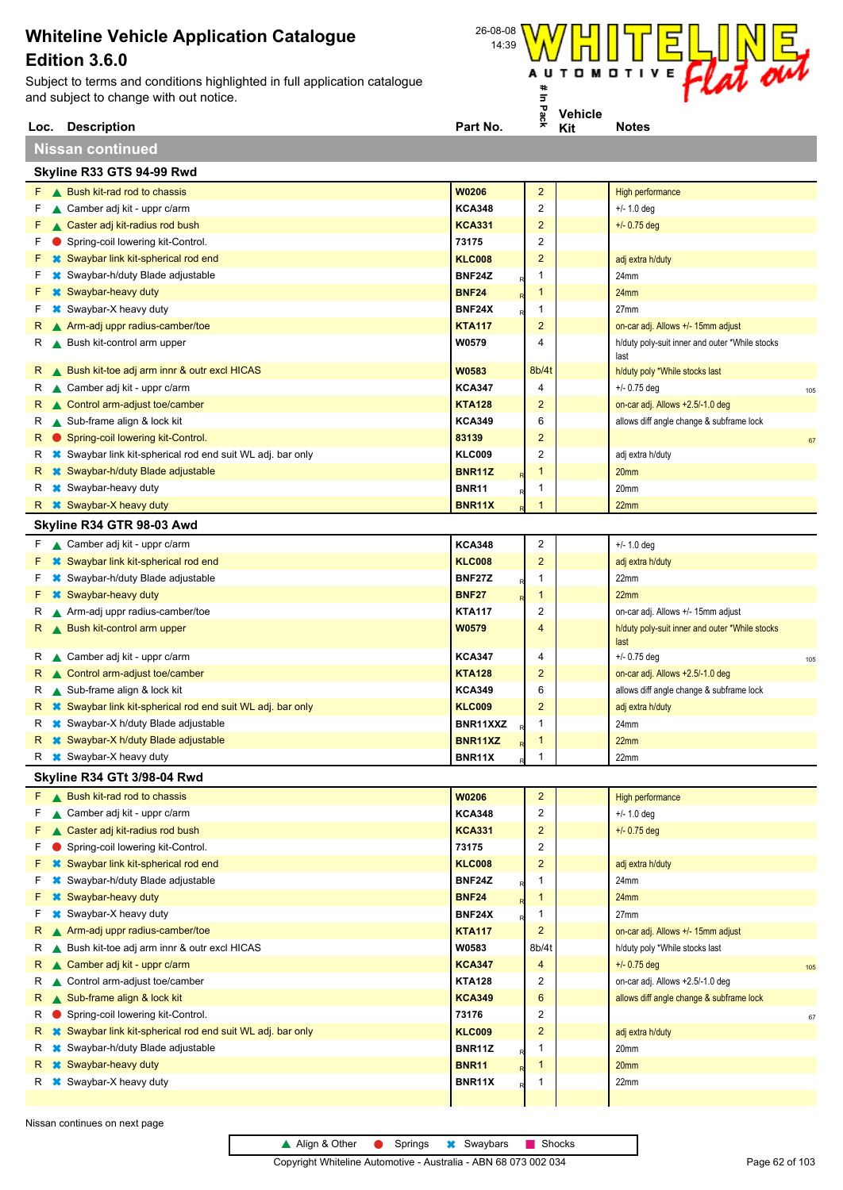# Whiteline Vehicle Application Catalogue

**Edition 3.6.0**

Subject to terms and conditions highlighted in full application catalogue and subject to change with out notice.

26-08-08 14:39

## Nissan continued

### Skyline R33 GTS 94-99 Rwd

| Loc. | Description | Part No. | # In Pack | Vehicle Kit | Notes |
|---|---|---|---|---|---|
| F | ▲ Bush kit-rad rod to chassis | W0206 | 2 | | High performance |
| F | ▲ Camber adj kit - uppr c/arm | KCA348 | 2 | | +/- 1.0 deg |
| F | ▲ Caster adj kit-radius rod bush | KCA331 | 2 | | +/- 0.75 deg |
| F | ● Spring-coil lowering kit-Control. | 73175 | 2 | | |
| F | ✖ Swaybar link kit-spherical rod end | KLC008 | 2 | | adj extra h/duty |
| F | ✖ Swaybar-h/duty Blade adjustable | BNF24Z R | 1 | | 24mm |
| F | ✖ Swaybar-heavy duty | BNF24 R | 1 | | 24mm |
| F | ✖ Swaybar-X heavy duty | BNF24X R | 1 | | 27mm |
| R | ▲ Arm-adj uppr radius-camber/toe | KTA117 | 2 | | on-car adj. Allows +/- 15mm adjust |
| R | ▲ Bush kit-control arm upper | W0579 | 4 | | h/duty poly-suit inner and outer *While stocks last |
| R | ▲ Bush kit-toe adj arm innr & outr excl HICAS | W0583 | 8b/4t | | h/duty poly *While stocks last |
| R | ▲ Camber adj kit - uppr c/arm | KCA347 | 4 | | +/- 0.75 deg 105 |
| R | ▲ Control arm-adjust toe/camber | KTA128 | 2 | | on-car adj. Allows +2.5/-1.0 deg |
| R | ▲ Sub-frame align & lock kit | KCA349 | 6 | | allows diff angle change & subframe lock |
| R | ● Spring-coil lowering kit-Control. | 83139 | 2 | | 67 |
| R | ✖ Swaybar link kit-spherical rod end suit WL adj. bar only | KLC009 | 2 | | adj extra h/duty |
| R | ✖ Swaybar-h/duty Blade adjustable | BNR11Z R | 1 | | 20mm |
| R | ✖ Swaybar-heavy duty | BNR11 R | 1 | | 20mm |
| R | ✖ Swaybar-X heavy duty | BNR11X R | 1 | | 22mm |

### Skyline R34 GTR 98-03 Awd

| Loc. | Description | Part No. | # In Pack | Vehicle Kit | Notes |
|---|---|---|---|---|---|
| F | ▲ Camber adj kit - uppr c/arm | KCA348 | 2 | | +/- 1.0 deg |
| F | ✖ Swaybar link kit-spherical rod end | KLC008 | 2 | | adj extra h/duty |
| F | ✖ Swaybar-h/duty Blade adjustable | BNF27Z R | 1 | | 22mm |
| F | ✖ Swaybar-heavy duty | BNF27 R | 1 | | 22mm |
| R | ▲ Arm-adj uppr radius-camber/toe | KTA117 | 2 | | on-car adj. Allows +/- 15mm adjust |
| R | ▲ Bush kit-control arm upper | W0579 | 4 | | h/duty poly-suit inner and outer *While stocks last |
| R | ▲ Camber adj kit - uppr c/arm | KCA347 | 4 | | +/- 0.75 deg 105 |
| R | ▲ Control arm-adjust toe/camber | KTA128 | 2 | | on-car adj. Allows +2.5/-1.0 deg |
| R | ▲ Sub-frame align & lock kit | KCA349 | 6 | | allows diff angle change & subframe lock |
| R | ✖ Swaybar link kit-spherical rod end suit WL adj. bar only | KLC009 | 2 | | adj extra h/duty |
| R | ✖ Swaybar-X h/duty Blade adjustable | BNR11XXZ R | 1 | | 24mm |
| R | ✖ Swaybar-X h/duty Blade adjustable | BNR11XZ R | 1 | | 22mm |
| R | ✖ Swaybar-X heavy duty | BNR11X R | 1 | | 22mm |

### Skyline R34 GTt 3/98-04 Rwd

| Loc. | Description | Part No. | # In Pack | Vehicle Kit | Notes |
|---|---|---|---|---|---|
| F | ▲ Bush kit-rad rod to chassis | W0206 | 2 | | High performance |
| F | ▲ Camber adj kit - uppr c/arm | KCA348 | 2 | | +/- 1.0 deg |
| F | ▲ Caster adj kit-radius rod bush | KCA331 | 2 | | +/- 0.75 deg |
| F | ● Spring-coil lowering kit-Control. | 73175 | 2 | | |
| F | ✖ Swaybar link kit-spherical rod end | KLC008 | 2 | | adj extra h/duty |
| F | ✖ Swaybar-h/duty Blade adjustable | BNF24Z R | 1 | | 24mm |
| F | ✖ Swaybar-heavy duty | BNF24 R | 1 | | 24mm |
| F | ✖ Swaybar-X heavy duty | BNF24X R | 1 | | 27mm |
| R | ▲ Arm-adj uppr radius-camber/toe | KTA117 | 2 | | on-car adj. Allows +/- 15mm adjust |
| R | ▲ Bush kit-toe adj arm innr & outr excl HICAS | W0583 | 8b/4t | | h/duty poly *While stocks last |
| R | ▲ Camber adj kit - uppr c/arm | KCA347 | 4 | | +/- 0.75 deg 105 |
| R | ▲ Control arm-adjust toe/camber | KTA128 | 2 | | on-car adj. Allows +2.5/-1.0 deg |
| R | ▲ Sub-frame align & lock kit | KCA349 | 6 | | allows diff angle change & subframe lock |
| R | ● Spring-coil lowering kit-Control. | 73176 | 2 | | 67 |
| R | ✖ Swaybar link kit-spherical rod end suit WL adj. bar only | KLC009 | 2 | | adj extra h/duty |
| R | ✖ Swaybar-h/duty Blade adjustable | BNR11Z R | 1 | | 20mm |
| R | ✖ Swaybar-heavy duty | BNR11 R | 1 | | 20mm |
| R | ✖ Swaybar-X heavy duty | BNR11X R | 1 | | 22mm |

Nissan continues on next page

▲ Align & Other ● Springs ✖ Swaybars ■ Shocks

Copyright Whiteline Automotive - Australia - ABN 68 073 002 034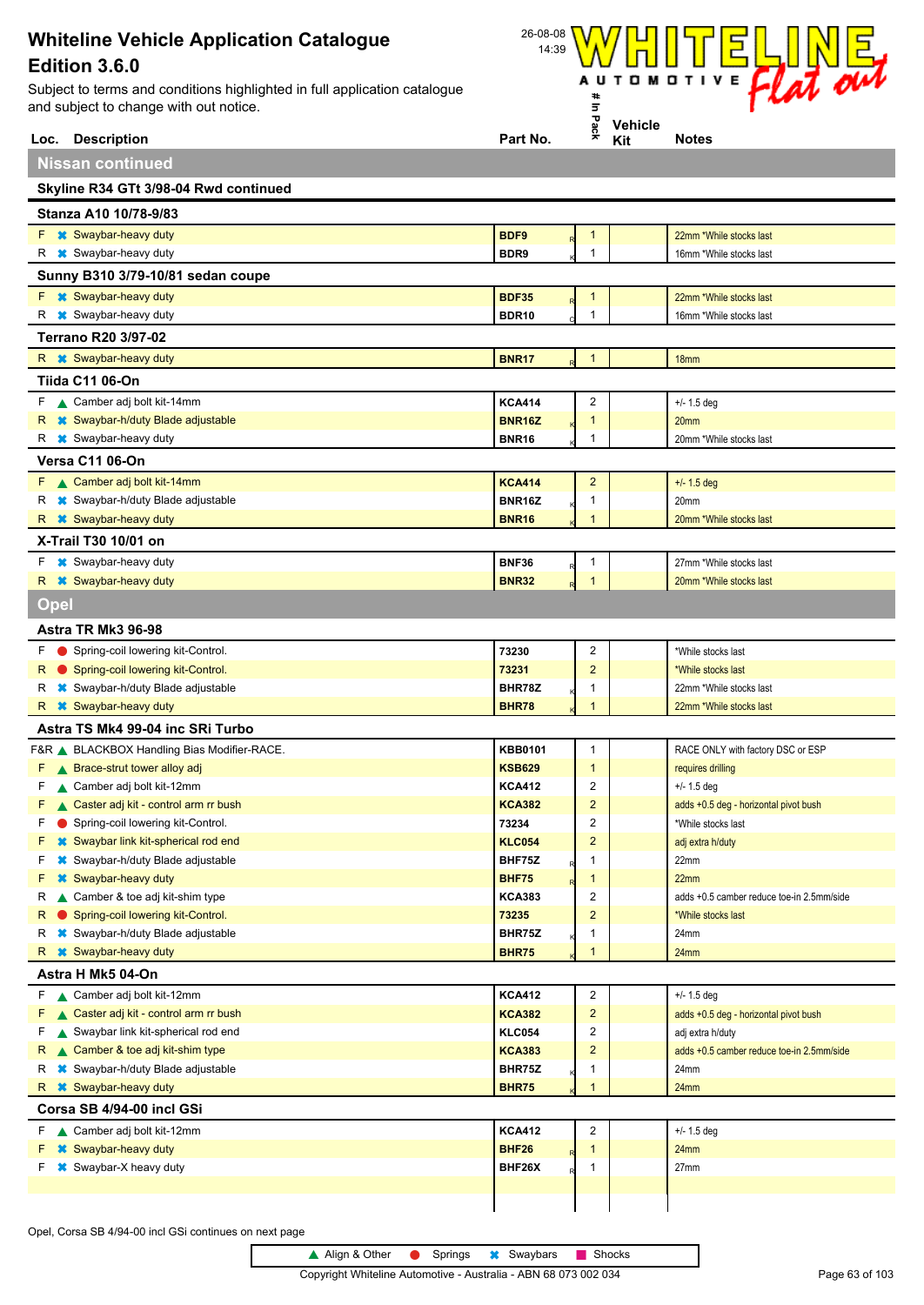# Whiteline Vehicle Application Catalogue
## Edition 3.6.0

Subject to terms and conditions highlighted in full application catalogue and subject to change with out notice.

26-08-08 14:39

| Loc. | Description | Part No. | # In Pack | Vehicle Kit | Notes |
|---|---|---|---|---|---|
| **Nissan continued** | | | | | |
| **Skyline R34 GTt 3/98-04 Rwd continued** | | | | | |
| **Stanza A10 10/78-9/83** | | | | | |
| F | Swaybar-heavy duty | BDF9 | 1 | | 22mm *While stocks last |
| R | Swaybar-heavy duty | BDR9 | 1 | | 16mm *While stocks last |
| **Sunny B310 3/79-10/81 sedan coupe** | | | | | |
| F | Swaybar-heavy duty | BDF35 | 1 | | 22mm *While stocks last |
| R | Swaybar-heavy duty | BDR10 | 1 | | 16mm *While stocks last |
| **Terrano R20 3/97-02** | | | | | |
| R | Swaybar-heavy duty | BNR17 | 1 | | 18mm |
| **Tiida C11 06-On** | | | | | |
| F | Camber adj bolt kit-14mm | KCA414 | 2 | | +/- 1.5 deg |
| R | Swaybar-h/duty Blade adjustable | BNR16Z | 1 | | 20mm |
| R | Swaybar-heavy duty | BNR16 | 1 | | 20mm *While stocks last |
| **Versa C11 06-On** | | | | | |
| F | Camber adj bolt kit-14mm | KCA414 | 2 | | +/- 1.5 deg |
| R | Swaybar-h/duty Blade adjustable | BNR16Z | 1 | | 20mm |
| R | Swaybar-heavy duty | BNR16 | 1 | | 20mm *While stocks last |
| **X-Trail T30 10/01 on** | | | | | |
| F | Swaybar-heavy duty | BNF36 | 1 | | 27mm *While stocks last |
| R | Swaybar-heavy duty | BNR32 | 1 | | 20mm *While stocks last |
| **Opel** | | | | | |
| **Astra TR Mk3 96-98** | | | | | |
| F | Spring-coil lowering kit-Control. | 73230 | 2 | | *While stocks last |
| R | Spring-coil lowering kit-Control. | 73231 | 2 | | *While stocks last |
| R | Swaybar-h/duty Blade adjustable | BHR78Z | 1 | | 22mm *While stocks last |
| R | Swaybar-heavy duty | BHR78 | 1 | | 22mm *While stocks last |
| **Astra TS Mk4 99-04 inc SRi Turbo** | | | | | |
| F&R | BLACKBOX Handling Bias Modifier-RACE. | KBB0101 | 1 | | RACE ONLY with factory DSC or ESP |
| F | Brace-strut tower alloy adj | KSB629 | 1 | | requires drilling |
| F | Camber adj bolt kit-12mm | KCA412 | 2 | | +/- 1.5 deg |
| F | Caster adj kit - control arm rr bush | KCA382 | 2 | | adds +0.5 deg - horizontal pivot bush |
| F | Spring-coil lowering kit-Control. | 73234 | 2 | | *While stocks last |
| F | Swaybar link kit-spherical rod end | KLC054 | 2 | | adj extra h/duty |
| F | Swaybar-h/duty Blade adjustable | BHF75Z | 1 | | 22mm |
| F | Swaybar-heavy duty | BHF75 | 1 | | 22mm |
| R | Camber & toe adj kit-shim type | KCA383 | 2 | | adds +0.5 camber reduce toe-in 2.5mm/side |
| R | Spring-coil lowering kit-Control. | 73235 | 2 | | *While stocks last |
| R | Swaybar-h/duty Blade adjustable | BHR75Z | 1 | | 24mm |
| R | Swaybar-heavy duty | BHR75 | 1 | | 24mm |
| **Astra H Mk5 04-On** | | | | | |
| F | Camber adj bolt kit-12mm | KCA412 | 2 | | +/- 1.5 deg |
| F | Caster adj kit - control arm rr bush | KCA382 | 2 | | adds +0.5 deg - horizontal pivot bush |
| F | Swaybar link kit-spherical rod end | KLC054 | 2 | | adj extra h/duty |
| R | Camber & toe adj kit-shim type | KCA383 | 2 | | adds +0.5 camber reduce toe-in 2.5mm/side |
| R | Swaybar-h/duty Blade adjustable | BHR75Z | 1 | | 24mm |
| R | Swaybar-heavy duty | BHR75 | 1 | | 24mm |
| **Corsa SB 4/94-00 incl GSi** | | | | | |
| F | Camber adj bolt kit-12mm | KCA412 | 2 | | +/- 1.5 deg |
| F | Swaybar-heavy duty | BHF26 | 1 | | 24mm |
| F | Swaybar-X heavy duty | BHF26X | 1 | | 27mm |

Opel, Corsa SB 4/94-00 incl GSi continues on next page

Legend: Align & Other · Springs · Swaybars · Shocks

Copyright Whiteline Automotive - Australia - ABN 68 073 002 034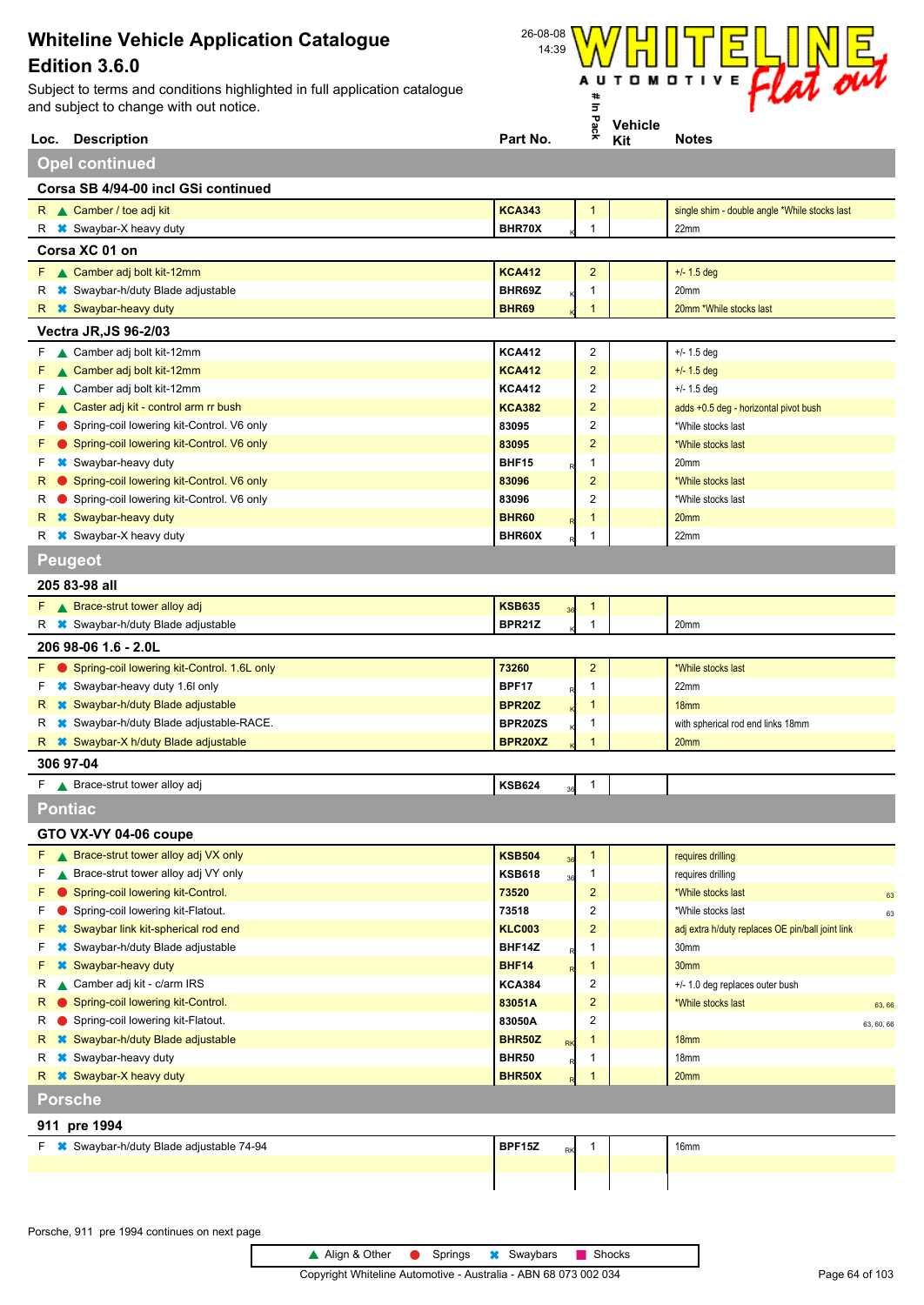# Whiteline Vehicle Application Catalogue
## Edition 3.6.0

Subject to terms and conditions highlighted in full application catalogue and subject to change with out notice.

26-08-08 14:39

| Loc. | Description | Part No. | | # In Pack | Vehicle Kit | Notes | |
|---|---|---|---|---|---|---|---|
| **Opel continued** | | | | | | | |
| **Corsa SB 4/94-00 incl GSi continued** | | | | | | | |
| R | ▲ Camber / toe adj kit | **KCA343** | | 1 | | single shim - double angle *While stocks last | |
| R | ✖ Swaybar-X heavy duty | **BHR70X** | K | 1 | | 22mm | |
| **Corsa XC 01 on** | | | | | | | |
| F | ▲ Camber adj bolt kit-12mm | **KCA412** | | 2 | | +/- 1.5 deg | |
| R | ✖ Swaybar-h/duty Blade adjustable | **BHR69Z** | K | 1 | | 20mm | |
| R | ✖ Swaybar-heavy duty | **BHR69** | K | 1 | | 20mm *While stocks last | |
| **Vectra JR,JS 96-2/03** | | | | | | | |
| F | ▲ Camber adj bolt kit-12mm | **KCA412** | | 2 | | +/- 1.5 deg | |
| F | ▲ Camber adj bolt kit-12mm | **KCA412** | | 2 | | +/- 1.5 deg | |
| F | ▲ Camber adj bolt kit-12mm | **KCA412** | | 2 | | +/- 1.5 deg | |
| F | ▲ Caster adj kit - control arm rr bush | **KCA382** | | 2 | | adds +0.5 deg - horizontal pivot bush | |
| F | ● Spring-coil lowering kit-Control. V6 only | **83095** | | 2 | | *While stocks last | |
| F | ● Spring-coil lowering kit-Control. V6 only | **83095** | | 2 | | *While stocks last | |
| F | ✖ Swaybar-heavy duty | **BHF15** | R | 1 | | 20mm | |
| R | ● Spring-coil lowering kit-Control. V6 only | **83096** | | 2 | | *While stocks last | |
| R | ● Spring-coil lowering kit-Control. V6 only | **83096** | | 2 | | *While stocks last | |
| R | ✖ Swaybar-heavy duty | **BHR60** | R | 1 | | 20mm | |
| R | ✖ Swaybar-X heavy duty | **BHR60X** | R | 1 | | 22mm | |
| **Peugeot** | | | | | | | |
| **205 83-98 all** | | | | | | | |
| F | ▲ Brace-strut tower alloy adj | **KSB635** | 36 | 1 | | | |
| R | ✖ Swaybar-h/duty Blade adjustable | **BPR21Z** | K | 1 | | 20mm | |
| **206 98-06 1.6 - 2.0L** | | | | | | | |
| F | ● Spring-coil lowering kit-Control. 1.6L only | **73260** | | 2 | | *While stocks last | |
| F | ✖ Swaybar-heavy duty 1.6l only | **BPF17** | R | 1 | | 22mm | |
| R | ✖ Swaybar-h/duty Blade adjustable | **BPR20Z** | K | 1 | | 18mm | |
| R | ✖ Swaybar-h/duty Blade adjustable-RACE. | **BPR20ZS** | K | 1 | | with spherical rod end links 18mm | |
| R | ✖ Swaybar-X h/duty Blade adjustable | **BPR20XZ** | K | 1 | | 20mm | |
| **306 97-04** | | | | | | | |
| F | ▲ Brace-strut tower alloy adj | **KSB624** | 36 | 1 | | | |
| **Pontiac** | | | | | | | |
| **GTO VX-VY 04-06 coupe** | | | | | | | |
| F | ▲ Brace-strut tower alloy adj VX only | **KSB504** | 36 | 1 | | requires drilling | |
| F | ▲ Brace-strut tower alloy adj VY only | **KSB618** | 36 | 1 | | requires drilling | |
| F | ● Spring-coil lowering kit-Control. | **73520** | | 2 | | *While stocks last | 63 |
| F | ● Spring-coil lowering kit-Flatout. | **73518** | | 2 | | *While stocks last | 63 |
| F | ✖ Swaybar link kit-spherical rod end | **KLC003** | | 2 | | adj extra h/duty replaces OE pin/ball joint link | |
| F | ✖ Swaybar-h/duty Blade adjustable | **BHF14Z** | R | 1 | | 30mm | |
| F | ✖ Swaybar-heavy duty | **BHF14** | R | 1 | | 30mm | |
| R | ▲ Camber adj kit - c/arm IRS | **KCA384** | | 2 | | +/- 1.0 deg replaces outer bush | |
| R | ● Spring-coil lowering kit-Control. | **83051A** | | 2 | | *While stocks last | 63, 66 |
| R | ● Spring-coil lowering kit-Flatout. | **83050A** | | 2 | | | 63, 60, 66 |
| R | ✖ Swaybar-h/duty Blade adjustable | **BHR50Z** | RK | 1 | | 18mm | |
| R | ✖ Swaybar-heavy duty | **BHR50** | R | 1 | | 18mm | |
| R | ✖ Swaybar-X heavy duty | **BHR50X** | R | 1 | | 20mm | |
| **Porsche** | | | | | | | |
| **911 pre 1994** | | | | | | | |
| F | ✖ Swaybar-h/duty Blade adjustable 74-94 | **BPF15Z** | RK | 1 | | 16mm | |

Porsche, 911 pre 1994 continues on next page

▲ Align & Other ● Springs ✖ Swaybars ■ Shocks

Copyright Whiteline Automotive - Australia - ABN 68 073 002 034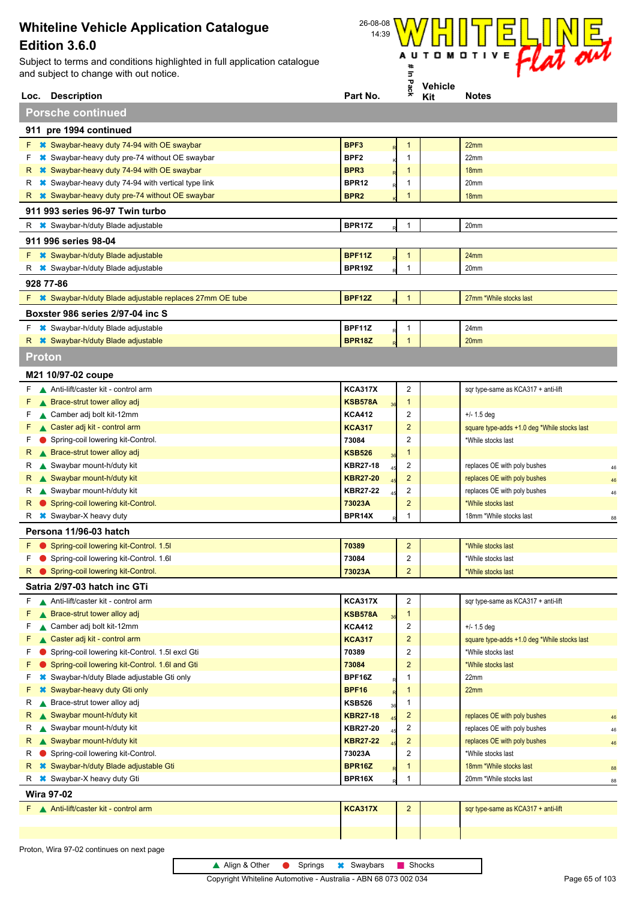# Whiteline Vehicle Application Catalogue
## Edition 3.6.0

Subject to terms and conditions highlighted in full application catalogue and subject to change with out notice.

26-08-08
14:39

| Loc. | Description | Part No. | # In Pack | Vehicle Kit | Notes |
|---|---|---|---|---|---|
| **Porsche continued** | | | | | |
| **911 pre 1994 continued** | | | | | |
| F | Swaybar-heavy duty 74-94 with OE swaybar | BPF3 | 1 | | 22mm |
| F | Swaybar-heavy duty pre-74 without OE swaybar | BPF2 | 1 | | 22mm |
| R | Swaybar-heavy duty 74-94 with OE swaybar | BPR3 | 1 | | 18mm |
| R | Swaybar-heavy duty 74-94 with vertical type link | BPR12 | 1 | | 20mm |
| R | Swaybar-heavy duty pre-74 without OE swaybar | BPR2 | 1 | | 18mm |
| **911 993 series 96-97 Twin turbo** | | | | | |
| R | Swaybar-h/duty Blade adjustable | BPR17Z | 1 | | 20mm |
| **911 996 series 98-04** | | | | | |
| F | Swaybar-h/duty Blade adjustable | BPF11Z | 1 | | 24mm |
| R | Swaybar-h/duty Blade adjustable | BPR19Z | 1 | | 20mm |
| **928 77-86** | | | | | |
| F | Swaybar-h/duty Blade adjustable replaces 27mm OE tube | BPF12Z | 1 | | 27mm *While stocks last |
| **Boxster 986 series 2/97-04 inc S** | | | | | |
| F | Swaybar-h/duty Blade adjustable | BPF11Z | 1 | | 24mm |
| R | Swaybar-h/duty Blade adjustable | BPR18Z | 1 | | 20mm |
| **Proton** | | | | | |
| **M21 10/97-02 coupe** | | | | | |
| F | Anti-lift/caster kit - control arm | KCA317X | 2 | | sqr type-same as KCA317 + anti-lift |
| F | Brace-strut tower alloy adj | KSB578A | 1 | | |
| F | Camber adj bolt kit-12mm | KCA412 | 2 | | +/- 1.5 deg |
| F | Caster adj kit - control arm | KCA317 | 2 | | square type-adds +1.0 deg *While stocks last |
| F | Spring-coil lowering kit-Control. | 73084 | 2 | | *While stocks last |
| R | Brace-strut tower alloy adj | KSB526 | 1 | | |
| R | Swaybar mount-h/duty kit | KBR27-18 | 2 | | replaces OE with poly bushes |
| R | Swaybar mount-h/duty kit | KBR27-20 | 2 | | replaces OE with poly bushes |
| R | Swaybar mount-h/duty kit | KBR27-22 | 2 | | replaces OE with poly bushes |
| R | Spring-coil lowering kit-Control. | 73023A | 2 | | *While stocks last |
| R | Swaybar-X heavy duty | BPR14X | 1 | | 18mm *While stocks last |
| **Persona 11/96-03 hatch** | | | | | |
| F | Spring-coil lowering kit-Control. 1.5l | 70389 | 2 | | *While stocks last |
| F | Spring-coil lowering kit-Control. 1.6l | 73084 | 2 | | *While stocks last |
| R | Spring-coil lowering kit-Control. | 73023A | 2 | | *While stocks last |
| **Satria 2/97-03 hatch inc GTi** | | | | | |
| F | Anti-lift/caster kit - control arm | KCA317X | 2 | | sqr type-same as KCA317 + anti-lift |
| F | Brace-strut tower alloy adj | KSB578A | 1 | | |
| F | Camber adj bolt kit-12mm | KCA412 | 2 | | +/- 1.5 deg |
| F | Caster adj kit - control arm | KCA317 | 2 | | square type-adds +1.0 deg *While stocks last |
| F | Spring-coil lowering kit-Control. 1.5l excl Gti | 70389 | 2 | | *While stocks last |
| F | Spring-coil lowering kit-Control. 1.6l and Gti | 73084 | 2 | | *While stocks last |
| F | Swaybar-h/duty Blade adjustable Gti only | BPF16Z | 1 | | 22mm |
| F | Swaybar-heavy duty Gti only | BPF16 | 1 | | 22mm |
| R | Brace-strut tower alloy adj | KSB526 | 1 | | |
| R | Swaybar mount-h/duty kit | KBR27-18 | 2 | | replaces OE with poly bushes |
| R | Swaybar mount-h/duty kit | KBR27-20 | 2 | | replaces OE with poly bushes |
| R | Swaybar mount-h/duty kit | KBR27-22 | 2 | | replaces OE with poly bushes |
| R | Spring-coil lowering kit-Control. | 73023A | 2 | | *While stocks last |
| R | Swaybar-h/duty Blade adjustable Gti | BPR16Z | 1 | | 18mm *While stocks last |
| R | Swaybar-X heavy duty Gti | BPR16X | 1 | | 20mm *While stocks last |
| **Wira 97-02** | | | | | |
| F | Anti-lift/caster kit - control arm | KCA317X | 2 | | sqr type-same as KCA317 + anti-lift |

Proton, Wira 97-02 continues on next page

▲ Align & Other ● Springs ✖ Swaybars ■ Shocks

Copyright Whiteline Automotive - Australia - ABN 68 073 002 034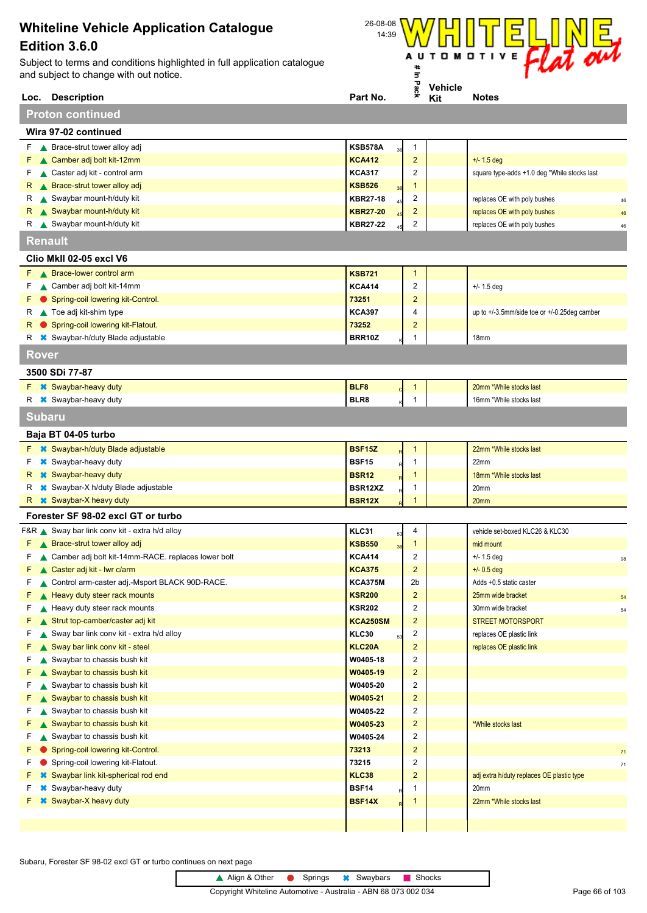# Whiteline Vehicle Application Catalogue
## Edition 3.6.0

Subject to terms and conditions highlighted in full application catalogue and subject to change with out notice.

26-08-08
14:39

| Loc. | Description | Part No. | # In Pack | Vehicle Kit | Notes |
|---|---|---|---|---|---|
| **Proton continued** | | | | | |
| **Wira 97-02 continued** | | | | | |
| F | ▲ Brace-strut tower alloy adj | **KSB578A** 36 | 1 | | |
| F | ▲ Camber adj bolt kit-12mm | **KCA412** | 2 | | +/- 1.5 deg |
| F | ▲ Caster adj kit - control arm | **KCA317** | 2 | | square type-adds +1.0 deg *While stocks last |
| R | ▲ Brace-strut tower alloy adj | **KSB526** 36 | 1 | | |
| R | ▲ Swaybar mount-h/duty kit | **KBR27-18** 45 | 2 | | replaces OE with poly bushes 46 |
| R | ▲ Swaybar mount-h/duty kit | **KBR27-20** 45 | 2 | | replaces OE with poly bushes 46 |
| R | ▲ Swaybar mount-h/duty kit | **KBR27-22** 45 | 2 | | replaces OE with poly bushes 46 |
| **Renault** | | | | | |
| **Clio MkII 02-05 excl V6** | | | | | |
| F | ▲ Brace-lower control arm | **KSB721** | 1 | | |
| F | ▲ Camber adj bolt kit-14mm | **KCA414** | 2 | | +/- 1.5 deg |
| F | ● Spring-coil lowering kit-Control. | **73251** | 2 | | |
| R | ▲ Toe adj kit-shim type | **KCA397** | 4 | | up to +/-3.5mm/side toe or +/-0.25deg camber |
| R | ● Spring-coil lowering kit-Flatout. | **73252** | 2 | | |
| R | ✖ Swaybar-h/duty Blade adjustable | **BRR10Z** K | 1 | | 18mm |
| **Rover** | | | | | |
| **3500 SDi 77-87** | | | | | |
| F | ✖ Swaybar-heavy duty | **BLF8** C | 1 | | 20mm *While stocks last |
| R | ✖ Swaybar-heavy duty | **BLR8** K | 1 | | 16mm *While stocks last |
| **Subaru** | | | | | |
| **Baja BT 04-05 turbo** | | | | | |
| F | ✖ Swaybar-h/duty Blade adjustable | **BSF15Z** R | 1 | | 22mm *While stocks last |
| F | ✖ Swaybar-heavy duty | **BSF15** R | 1 | | 22mm |
| R | ✖ Swaybar-heavy duty | **BSR12** R | 1 | | 18mm *While stocks last |
| R | ✖ Swaybar-X h/duty Blade adjustable | **BSR12XZ** R | 1 | | 20mm |
| R | ✖ Swaybar-X heavy duty | **BSR12X** R | 1 | | 20mm |
| **Forester SF 98-02 excl GT or turbo** | | | | | |
| F&R | ▲ Sway bar link conv kit - extra h/d alloy | **KLC31** 53 | 4 | | vehicle set-boxed KLC26 & KLC30 |
| F | ▲ Brace-strut tower alloy adj | **KSB550** 36 | 1 | | mid mount |
| F | ▲ Camber adj bolt kit-14mm-RACE. replaces lower bolt | **KCA414** | 2 | | +/- 1.5 deg 98 |
| F | ▲ Caster adj kit - lwr c/arm | **KCA375** | 2 | | +/- 0.5 deg |
| F | ▲ Control arm-caster adj.-Msport BLACK 90D-RACE. | **KCA375M** | 2b | | Adds +0.5 static caster |
| F | ▲ Heavy duty steer rack mounts | **KSR200** | 2 | | 25mm wide bracket 54 |
| F | ▲ Heavy duty steer rack mounts | **KSR202** | 2 | | 30mm wide bracket 54 |
| F | ▲ Strut top-camber/caster adj kit | **KCA250SM** | 2 | | STREET MOTORSPORT |
| F | ▲ Sway bar link conv kit - extra h/d alloy | **KLC30** 53 | 2 | | replaces OE plastic link |
| F | ▲ Sway bar link conv kit - steel | **KLC20A** | 2 | | replaces OE plastic link |
| F | ▲ Swaybar to chassis bush kit | **W0405-18** | 2 | | |
| F | ▲ Swaybar to chassis bush kit | **W0405-19** | 2 | | |
| F | ▲ Swaybar to chassis bush kit | **W0405-20** | 2 | | |
| F | ▲ Swaybar to chassis bush kit | **W0405-21** | 2 | | |
| F | ▲ Swaybar to chassis bush kit | **W0405-22** | 2 | | |
| F | ▲ Swaybar to chassis bush kit | **W0405-23** | 2 | | *While stocks last |
| F | ▲ Swaybar to chassis bush kit | **W0405-24** | 2 | | |
| F | ● Spring-coil lowering kit-Control. | **73213** | 2 | | 71 |
| F | ● Spring-coil lowering kit-Flatout. | **73215** | 2 | | 71 |
| F | ✖ Swaybar link kit-spherical rod end | **KLC38** | 2 | | adj extra h/duty replaces OE plastic type |
| F | ✖ Swaybar-heavy duty | **BSF14** R | 1 | | 20mm |
| F | ✖ Swaybar-X heavy duty | **BSF14X** R | 1 | | 22mm *While stocks last |

Subaru, Forester SF 98-02 excl GT or turbo continues on next page

▲ Align & Other ● Springs ✖ Swaybars ■ Shocks

Copyright Whiteline Automotive - Australia - ABN 68 073 002 034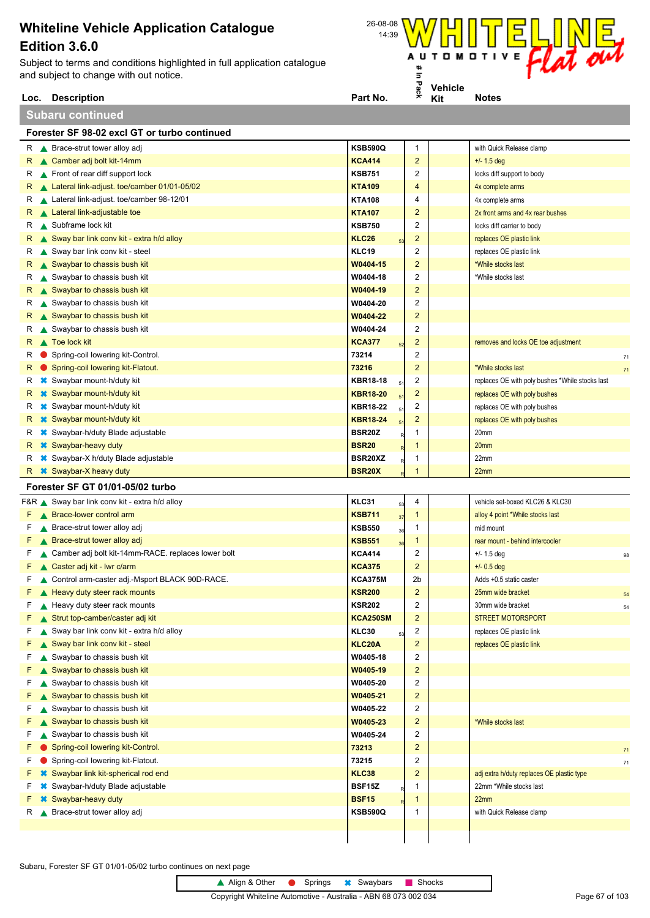# Whiteline Vehicle Application Catalogue
## Edition 3.6.0

Subject to terms and conditions highlighted in full application catalogue and subject to change with out notice.

26-08-08 14:39

## Subaru continued

### Forester SF 98-02 excl GT or turbo continued

| Loc. | Description | Part No. | | # In Pack | Vehicle Kit | Notes | |
|---|---|---|---|---|---|---|---|
| R | ▲ Brace-strut tower alloy adj | KSB590Q | | 1 | | with Quick Release clamp | |
| R | ▲ Camber adj bolt kit-14mm | KCA414 | | 2 | | +/- 1.5 deg | |
| R | ▲ Front of rear diff support lock | KSB751 | | 2 | | locks diff support to body | |
| R | ▲ Lateral link-adjust. toe/camber 01/01-05/02 | KTA109 | | 4 | | 4x complete arms | |
| R | ▲ Lateral link-adjust. toe/camber 98-12/01 | KTA108 | | 4 | | 4x complete arms | |
| R | ▲ Lateral link-adjustable toe | KTA107 | | 2 | | 2x front arms and 4x rear bushes | |
| R | ▲ Subframe lock kit | KSB750 | | 2 | | locks diff carrier to body | |
| R | ▲ Sway bar link conv kit - extra h/d alloy | KLC26 | 53 | 2 | | replaces OE plastic link | |
| R | ▲ Sway bar link conv kit - steel | KLC19 | | 2 | | replaces OE plastic link | |
| R | ▲ Swaybar to chassis bush kit | W0404-15 | | 2 | | *While stocks last | |
| R | ▲ Swaybar to chassis bush kit | W0404-18 | | 2 | | *While stocks last | |
| R | ▲ Swaybar to chassis bush kit | W0404-19 | | 2 | | | |
| R | ▲ Swaybar to chassis bush kit | W0404-20 | | 2 | | | |
| R | ▲ Swaybar to chassis bush kit | W0404-22 | | 2 | | | |
| R | ▲ Swaybar to chassis bush kit | W0404-24 | | 2 | | | |
| R | ▲ Toe lock kit | KCA377 | 52 | 2 | | removes and locks OE toe adjustment | |
| R | ● Spring-coil lowering kit-Control. | 73214 | | 2 | | | 71 |
| R | ● Spring-coil lowering kit-Flatout. | 73216 | | 2 | | *While stocks last | 71 |
| R | ✖ Swaybar mount-h/duty kit | KBR18-18 | 51 | 2 | | replaces OE with poly bushes *While stocks last | |
| R | ✖ Swaybar mount-h/duty kit | KBR18-20 | 51 | 2 | | replaces OE with poly bushes | |
| R | ✖ Swaybar mount-h/duty kit | KBR18-22 | 51 | 2 | | replaces OE with poly bushes | |
| R | ✖ Swaybar mount-h/duty kit | KBR18-24 | 51 | 2 | | replaces OE with poly bushes | |
| R | ✖ Swaybar-h/duty Blade adjustable | BSR20Z | R | 1 | | 20mm | |
| R | ✖ Swaybar-heavy duty | BSR20 | R | 1 | | 20mm | |
| R | ✖ Swaybar-X h/duty Blade adjustable | BSR20XZ | R | 1 | | 22mm | |
| R | ✖ Swaybar-X heavy duty | BSR20X | R | 1 | | 22mm | |

### Forester SF GT 01/01-05/02 turbo

| Loc. | Description | Part No. | | # In Pack | Vehicle Kit | Notes | |
|---|---|---|---|---|---|---|---|
| F&R | ▲ Sway bar link conv kit - extra h/d alloy | KLC31 | 53 | 4 | | vehicle set-boxed KLC26 & KLC30 | |
| F | ▲ Brace-lower control arm | KSB711 | 37 | 1 | | alloy 4 point *While stocks last | |
| F | ▲ Brace-strut tower alloy adj | KSB550 | 36 | 1 | | mid mount | |
| F | ▲ Brace-strut tower alloy adj | KSB551 | 36 | 1 | | rear mount - behind intercooler | |
| F | ▲ Camber adj bolt kit-14mm-RACE. replaces lower bolt | KCA414 | | 2 | | +/- 1.5 deg | 98 |
| F | ▲ Caster adj kit - lwr c/arm | KCA375 | | 2 | | +/- 0.5 deg | |
| F | ▲ Control arm-caster adj.-Msport BLACK 90D-RACE. | KCA375M | | 2b | | Adds +0.5 static caster | |
| F | ▲ Heavy duty steer rack mounts | KSR200 | | 2 | | 25mm wide bracket | 54 |
| F | ▲ Heavy duty steer rack mounts | KSR202 | | 2 | | 30mm wide bracket | 54 |
| F | ▲ Strut top-camber/caster adj kit | KCA250SM | | 2 | | STREET MOTORSPORT | |
| F | ▲ Sway bar link conv kit - extra h/d alloy | KLC30 | 53 | 2 | | replaces OE plastic link | |
| F | ▲ Sway bar link conv kit - steel | KLC20A | | 2 | | replaces OE plastic link | |
| F | ▲ Swaybar to chassis bush kit | W0405-18 | | 2 | | | |
| F | ▲ Swaybar to chassis bush kit | W0405-19 | | 2 | | | |
| F | ▲ Swaybar to chassis bush kit | W0405-20 | | 2 | | | |
| F | ▲ Swaybar to chassis bush kit | W0405-21 | | 2 | | | |
| F | ▲ Swaybar to chassis bush kit | W0405-22 | | 2 | | | |
| F | ▲ Swaybar to chassis bush kit | W0405-23 | | 2 | | *While stocks last | |
| F | ▲ Swaybar to chassis bush kit | W0405-24 | | 2 | | | |
| F | ● Spring-coil lowering kit-Control. | 73213 | | 2 | | | 71 |
| F | ● Spring-coil lowering kit-Flatout. | 73215 | | 2 | | | 71 |
| F | ✖ Swaybar link kit-spherical rod end | KLC38 | | 2 | | adj extra h/duty replaces OE plastic type | |
| F | ✖ Swaybar-h/duty Blade adjustable | BSF15Z | R | 1 | | 22mm *While stocks last | |
| F | ✖ Swaybar-heavy duty | BSF15 | R | 1 | | 22mm | |
| R | ▲ Brace-strut tower alloy adj | KSB590Q | | 1 | | with Quick Release clamp | |

Subaru, Forester SF GT 01/01-05/02 turbo continues on next page

▲ Align & Other ● Springs ✖ Swaybars ■ Shocks

Copyright Whiteline Automotive - Australia - ABN 68 073 002 034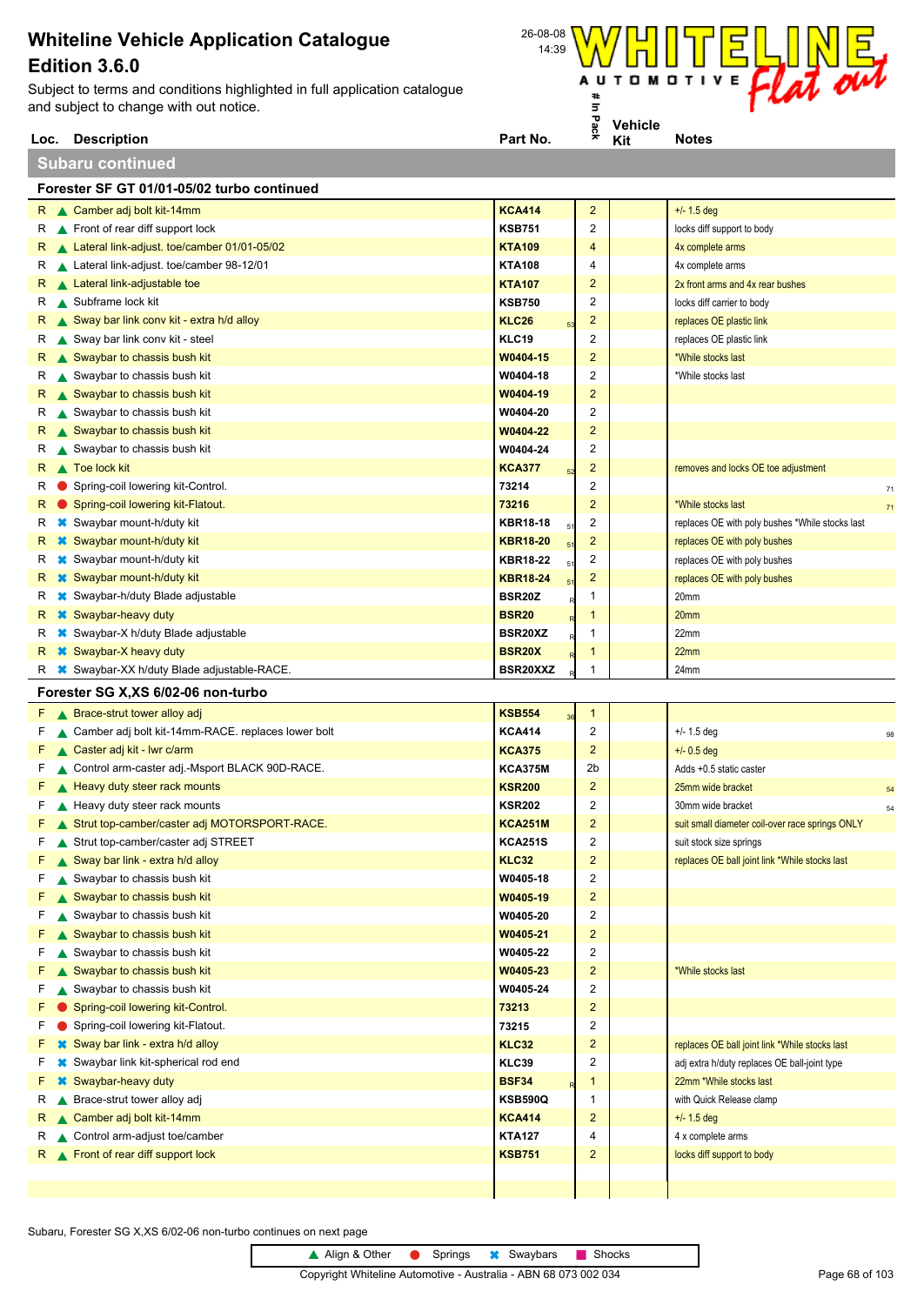# Whiteline Vehicle Application Catalogue
## Edition 3.6.0

Subject to terms and conditions highlighted in full application catalogue and subject to change with out notice.

26-08-08 14:39

## Subaru continued

### Forester SF GT 01/01-05/02 turbo continued

| Loc. | | Description | Part No. | | # In Pack | Vehicle Kit | Notes | |
|---|---|---|---|---|---|---|---|---|
| R | ▲ | Camber adj bolt kit-14mm | KCA414 | | 2 | | +/- 1.5 deg | |
| R | ▲ | Front of rear diff support lock | KSB751 | | 2 | | locks diff support to body | |
| R | ▲ | Lateral link-adjust. toe/camber 01/01-05/02 | KTA109 | | 4 | | 4x complete arms | |
| R | ▲ | Lateral link-adjust. toe/camber 98-12/01 | KTA108 | | 4 | | 4x complete arms | |
| R | ▲ | Lateral link-adjustable toe | KTA107 | | 2 | | 2x front arms and 4x rear bushes | |
| R | ▲ | Subframe lock kit | KSB750 | | 2 | | locks diff carrier to body | |
| R | ▲ | Sway bar link conv kit - extra h/d alloy | KLC26 | 53 | 2 | | replaces OE plastic link | |
| R | ▲ | Sway bar link conv kit - steel | KLC19 | | 2 | | replaces OE plastic link | |
| R | ▲ | Swaybar to chassis bush kit | W0404-15 | | 2 | | *While stocks last | |
| R | ▲ | Swaybar to chassis bush kit | W0404-18 | | 2 | | *While stocks last | |
| R | ▲ | Swaybar to chassis bush kit | W0404-19 | | 2 | | | |
| R | ▲ | Swaybar to chassis bush kit | W0404-20 | | 2 | | | |
| R | ▲ | Swaybar to chassis bush kit | W0404-22 | | 2 | | | |
| R | ▲ | Swaybar to chassis bush kit | W0404-24 | | 2 | | | |
| R | ▲ | Toe lock kit | KCA377 | 52 | 2 | | removes and locks OE toe adjustment | |
| R | ● | Spring-coil lowering kit-Control. | 73214 | | 2 | | | 71 |
| R | ● | Spring-coil lowering kit-Flatout. | 73216 | | 2 | | *While stocks last | 71 |
| R | ✖ | Swaybar mount-h/duty kit | KBR18-18 | 51 | 2 | | replaces OE with poly bushes *While stocks last | |
| R | ✖ | Swaybar mount-h/duty kit | KBR18-20 | 51 | 2 | | replaces OE with poly bushes | |
| R | ✖ | Swaybar mount-h/duty kit | KBR18-22 | 51 | 2 | | replaces OE with poly bushes | |
| R | ✖ | Swaybar mount-h/duty kit | KBR18-24 | 51 | 2 | | replaces OE with poly bushes | |
| R | ✖ | Swaybar-h/duty Blade adjustable | BSR20Z | R | 1 | | 20mm | |
| R | ✖ | Swaybar-heavy duty | BSR20 | R | 1 | | 20mm | |
| R | ✖ | Swaybar-X h/duty Blade adjustable | BSR20XZ | R | 1 | | 22mm | |
| R | ✖ | Swaybar-X heavy duty | BSR20X | R | 1 | | 22mm | |
| R | ✖ | Swaybar-XX h/duty Blade adjustable-RACE. | BSR20XXZ | R | 1 | | 24mm | |

### Forester SG X,XS 6/02-06 non-turbo

| Loc. | | Description | Part No. | | # In Pack | Vehicle Kit | Notes | |
|---|---|---|---|---|---|---|---|---|
| F | ▲ | Brace-strut tower alloy adj | KSB554 | 36 | 1 | | | |
| F | ▲ | Camber adj bolt kit-14mm-RACE. replaces lower bolt | KCA414 | | 2 | | +/- 1.5 deg | 98 |
| F | ▲ | Caster adj kit - lwr c/arm | KCA375 | | 2 | | +/- 0.5 deg | |
| F | ▲ | Control arm-caster adj.-Msport BLACK 90D-RACE. | KCA375M | | 2b | | Adds +0.5 static caster | |
| F | ▲ | Heavy duty steer rack mounts | KSR200 | | 2 | | 25mm wide bracket | 54 |
| F | ▲ | Heavy duty steer rack mounts | KSR202 | | 2 | | 30mm wide bracket | 54 |
| F | ▲ | Strut top-camber/caster adj MOTORSPORT-RACE. | KCA251M | | 2 | | suit small diameter coil-over race springs ONLY | |
| F | ▲ | Strut top-camber/caster adj STREET | KCA251S | | 2 | | suit stock size springs | |
| F | ▲ | Sway bar link - extra h/d alloy | KLC32 | | 2 | | replaces OE ball joint link *While stocks last | |
| F | ▲ | Swaybar to chassis bush kit | W0405-18 | | 2 | | | |
| F | ▲ | Swaybar to chassis bush kit | W0405-19 | | 2 | | | |
| F | ▲ | Swaybar to chassis bush kit | W0405-20 | | 2 | | | |
| F | ▲ | Swaybar to chassis bush kit | W0405-21 | | 2 | | | |
| F | ▲ | Swaybar to chassis bush kit | W0405-22 | | 2 | | | |
| F | ▲ | Swaybar to chassis bush kit | W0405-23 | | 2 | | *While stocks last | |
| F | ▲ | Swaybar to chassis bush kit | W0405-24 | | 2 | | | |
| F | ● | Spring-coil lowering kit-Control. | 73213 | | 2 | | | |
| F | ● | Spring-coil lowering kit-Flatout. | 73215 | | 2 | | | |
| F | ✖ | Sway bar link - extra h/d alloy | KLC32 | | 2 | | replaces OE ball joint link *While stocks last | |
| F | ✖ | Swaybar link kit-spherical rod end | KLC39 | | 2 | | adj extra h/duty replaces OE ball-joint type | |
| F | ✖ | Swaybar-heavy duty | BSF34 | R | 1 | | 22mm *While stocks last | |
| R | ▲ | Brace-strut tower alloy adj | KSB590Q | | 1 | | with Quick Release clamp | |
| R | ▲ | Camber adj bolt kit-14mm | KCA414 | | 2 | | +/- 1.5 deg | |
| R | ▲ | Control arm-adjust toe/camber | KTA127 | | 4 | | 4 x complete arms | |
| R | ▲ | Front of rear diff support lock | KSB751 | | 2 | | locks diff support to body | |

Subaru, Forester SG X,XS 6/02-06 non-turbo continues on next page

▲ Align & Other ● Springs ✖ Swaybars ■ Shocks

Copyright Whiteline Automotive - Australia - ABN 68 073 002 034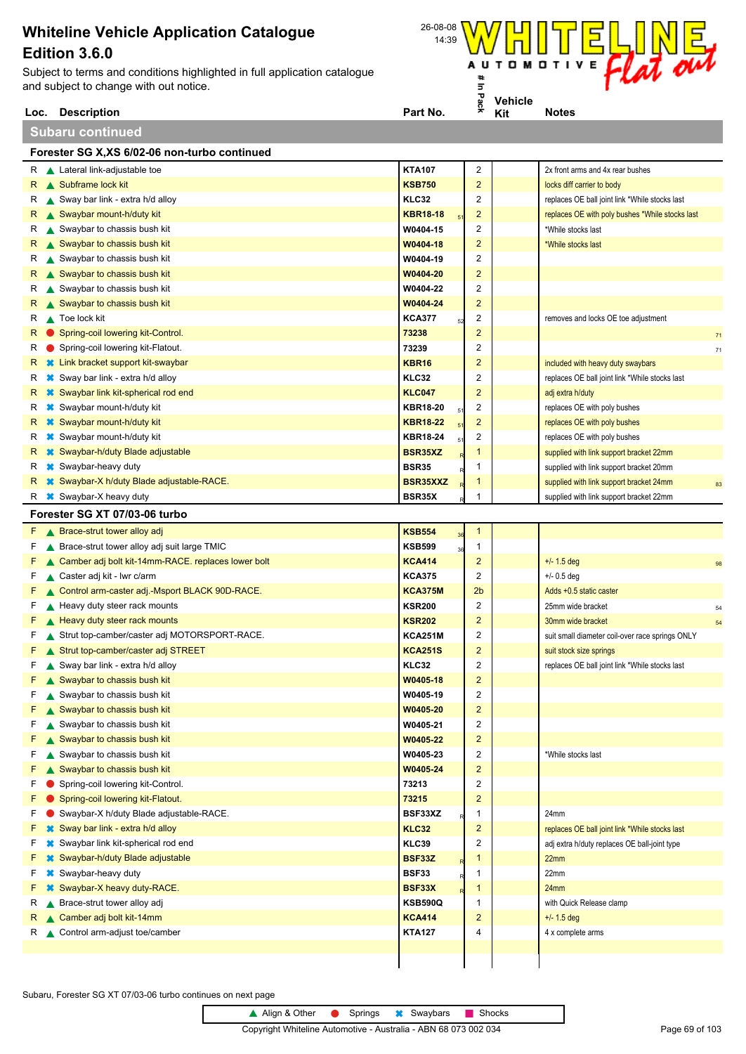# Whiteline Vehicle Application Catalogue
## Edition 3.6.0

Subject to terms and conditions highlighted in full application catalogue and subject to change with out notice.

26-08-08 14:39

## Subaru continued

### Forester SG X,XS 6/02-06 non-turbo continued

| Loc. | Description | Part No. | # In Pack | Vehicle Kit | Notes |
|---|---|---|---|---|---|
| R | ▲ Lateral link-adjustable toe | **KTA107** | 2 | | 2x front arms and 4x rear bushes |
| R | ▲ Subframe lock kit | **KSB750** | 2 | | locks diff carrier to body |
| R | ▲ Sway bar link - extra h/d alloy | **KLC32** | 2 | | replaces OE ball joint link *While stocks last |
| R | ▲ Swaybar mount-h/duty kit | **KBR18-18** 51 | 2 | | replaces OE with poly bushes *While stocks last |
| R | ▲ Swaybar to chassis bush kit | **W0404-15** | 2 | | *While stocks last |
| R | ▲ Swaybar to chassis bush kit | **W0404-18** | 2 | | *While stocks last |
| R | ▲ Swaybar to chassis bush kit | **W0404-19** | 2 | | |
| R | ▲ Swaybar to chassis bush kit | **W0404-20** | 2 | | |
| R | ▲ Swaybar to chassis bush kit | **W0404-22** | 2 | | |
| R | ▲ Swaybar to chassis bush kit | **W0404-24** | 2 | | |
| R | ▲ Toe lock kit | **KCA377** 52 | 2 | | removes and locks OE toe adjustment |
| R | ● Spring-coil lowering kit-Control. | **73238** | 2 | | 71 |
| R | ● Spring-coil lowering kit-Flatout. | **73239** | 2 | | 71 |
| R | ✖ Link bracket support kit-swaybar | **KBR16** | 2 | | included with heavy duty swaybars |
| R | ✖ Sway bar link - extra h/d alloy | **KLC32** | 2 | | replaces OE ball joint link *While stocks last |
| R | ✖ Swaybar link kit-spherical rod end | **KLC047** | 2 | | adj extra h/duty |
| R | ✖ Swaybar mount-h/duty kit | **KBR18-20** 51 | 2 | | replaces OE with poly bushes |
| R | ✖ Swaybar mount-h/duty kit | **KBR18-22** 51 | 2 | | replaces OE with poly bushes |
| R | ✖ Swaybar mount-h/duty kit | **KBR18-24** 51 | 2 | | replaces OE with poly bushes |
| R | ✖ Swaybar-h/duty Blade adjustable | **BSR35XZ** R | 1 | | supplied with link support bracket 22mm |
| R | ✖ Swaybar-heavy duty | **BSR35** R | 1 | | supplied with link support bracket 20mm |
| R | ✖ Swaybar-X h/duty Blade adjustable-RACE. | **BSR35XXZ** R | 1 | | supplied with link support bracket 24mm 83 |
| R | ✖ Swaybar-X heavy duty | **BSR35X** R | 1 | | supplied with link support bracket 22mm |

### Forester SG XT 07/03-06 turbo

| Loc. | Description | Part No. | # In Pack | Vehicle Kit | Notes |
|---|---|---|---|---|---|
| F | ▲ Brace-strut tower alloy adj | **KSB554** 36 | 1 | | |
| F | ▲ Brace-strut tower alloy adj suit large TMIC | **KSB599** 36 | 1 | | |
| F | ▲ Camber adj bolt kit-14mm-RACE. replaces lower bolt | **KCA414** | 2 | | +/- 1.5 deg 98 |
| F | ▲ Caster adj kit - lwr c/arm | **KCA375** | 2 | | +/- 0.5 deg |
| F | ▲ Control arm-caster adj.-Msport BLACK 90D-RACE. | **KCA375M** | 2b | | Adds +0.5 static caster |
| F | ▲ Heavy duty steer rack mounts | **KSR200** | 2 | | 25mm wide bracket 54 |
| F | ▲ Heavy duty steer rack mounts | **KSR202** | 2 | | 30mm wide bracket 54 |
| F | ▲ Strut top-camber/caster adj MOTORSPORT-RACE. | **KCA251M** | 2 | | suit small diameter coil-over race springs ONLY |
| F | ▲ Strut top-camber/caster adj STREET | **KCA251S** | 2 | | suit stock size springs |
| F | ▲ Sway bar link - extra h/d alloy | **KLC32** | 2 | | replaces OE ball joint link *While stocks last |
| F | ▲ Swaybar to chassis bush kit | **W0405-18** | 2 | | |
| F | ▲ Swaybar to chassis bush kit | **W0405-19** | 2 | | |
| F | ▲ Swaybar to chassis bush kit | **W0405-20** | 2 | | |
| F | ▲ Swaybar to chassis bush kit | **W0405-21** | 2 | | |
| F | ▲ Swaybar to chassis bush kit | **W0405-22** | 2 | | |
| F | ▲ Swaybar to chassis bush kit | **W0405-23** | 2 | | *While stocks last |
| F | ▲ Swaybar to chassis bush kit | **W0405-24** | 2 | | |
| F | ● Spring-coil lowering kit-Control. | **73213** | 2 | | |
| F | ● Spring-coil lowering kit-Flatout. | **73215** | 2 | | |
| F | ● Swaybar-X h/duty Blade adjustable-RACE. | **BSF33XZ** R | 1 | | 24mm |
| F | ✖ Sway bar link - extra h/d alloy | **KLC32** | 2 | | replaces OE ball joint link *While stocks last |
| F | ✖ Swaybar link kit-spherical rod end | **KLC39** | 2 | | adj extra h/duty replaces OE ball-joint type |
| F | ✖ Swaybar-h/duty Blade adjustable | **BSF33Z** R | 1 | | 22mm |
| F | ✖ Swaybar-heavy duty | **BSF33** R | 1 | | 22mm |
| F | ✖ Swaybar-X heavy duty-RACE. | **BSF33X** R | 1 | | 24mm |
| R | ▲ Brace-strut tower alloy adj | **KSB590Q** | 1 | | with Quick Release clamp |
| R | ▲ Camber adj bolt kit-14mm | **KCA414** | 2 | | +/- 1.5 deg |
| R | ▲ Control arm-adjust toe/camber | **KTA127** | 4 | | 4 x complete arms |

Subaru, Forester SG XT 07/03-06 turbo continues on next page

▲ Align & Other ● Springs ✖ Swaybars ■ Shocks

Copyright Whiteline Automotive - Australia - ABN 68 073 002 034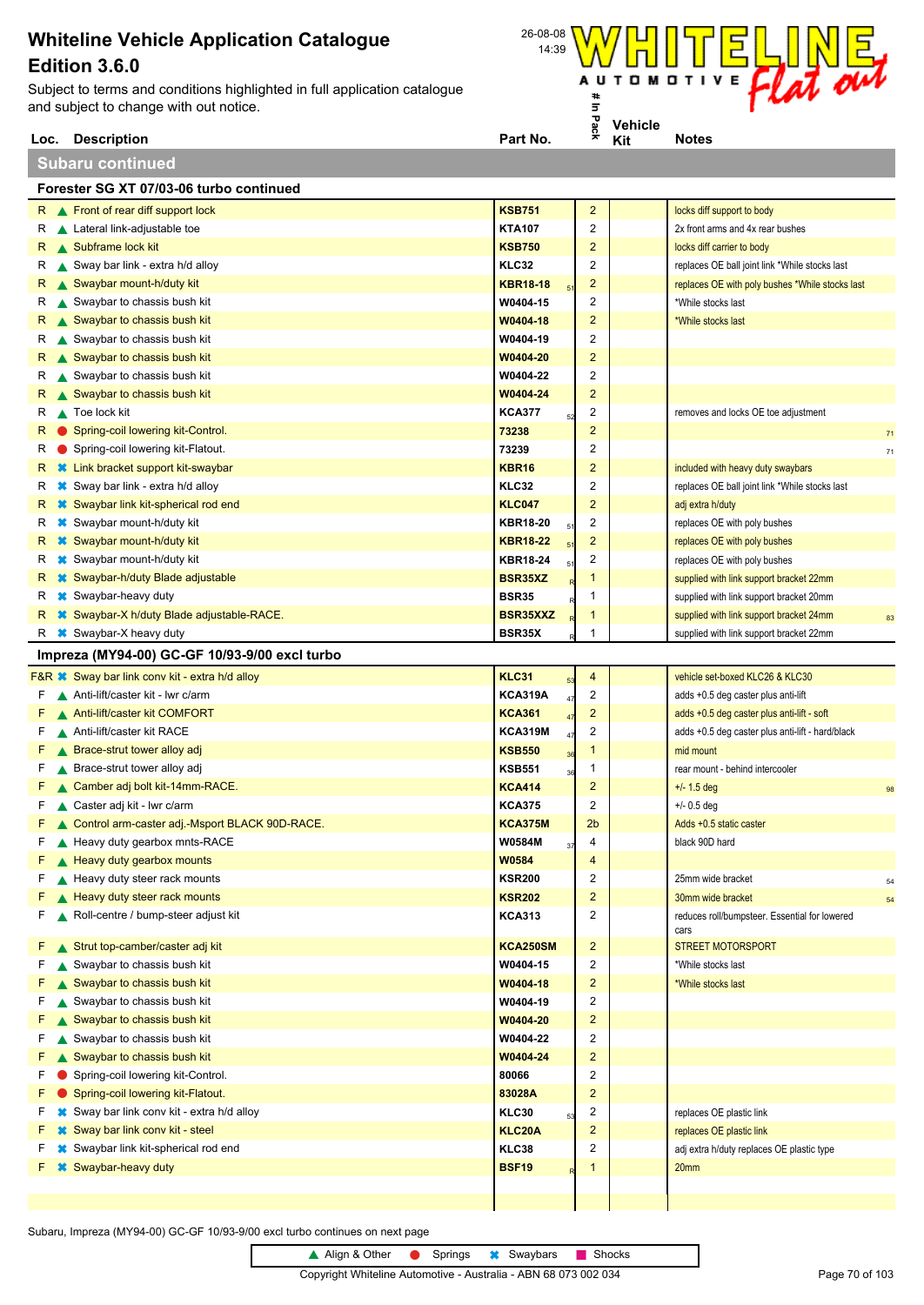# Whiteline Vehicle Application Catalogue
## Edition 3.6.0

Subject to terms and conditions highlighted in full application catalogue and subject to change with out notice.

26-08-08 14:39

## Subaru continued

### Forester SG XT 07/03-06 turbo continued

| Loc. | Description | Part No. | | # In Pack | Vehicle Kit | Notes | |
|---|---|---|---|---|---|---|---|
| R | ▲ Front of rear diff support lock | KSB751 | | 2 | | locks diff support to body | |
| R | ▲ Lateral link-adjustable toe | KTA107 | | 2 | | 2x front arms and 4x rear bushes | |
| R | ▲ Subframe lock kit | KSB750 | | 2 | | locks diff carrier to body | |
| R | ▲ Sway bar link - extra h/d alloy | KLC32 | | 2 | | replaces OE ball joint link *While stocks last | |
| R | ▲ Swaybar mount-h/duty kit | KBR18-18 | 51 | 2 | | replaces OE with poly bushes *While stocks last | |
| R | ▲ Swaybar to chassis bush kit | W0404-15 | | 2 | | *While stocks last | |
| R | ▲ Swaybar to chassis bush kit | W0404-18 | | 2 | | *While stocks last | |
| R | ▲ Swaybar to chassis bush kit | W0404-19 | | 2 | | | |
| R | ▲ Swaybar to chassis bush kit | W0404-20 | | 2 | | | |
| R | ▲ Swaybar to chassis bush kit | W0404-22 | | 2 | | | |
| R | ▲ Swaybar to chassis bush kit | W0404-24 | | 2 | | | |
| R | ▲ Toe lock kit | KCA377 | 52 | 2 | | removes and locks OE toe adjustment | |
| R | ● Spring-coil lowering kit-Control. | 73238 | | 2 | | | 71 |
| R | ● Spring-coil lowering kit-Flatout. | 73239 | | 2 | | | 71 |
| R | ✖ Link bracket support kit-swaybar | KBR16 | | 2 | | included with heavy duty swaybars | |
| R | ✖ Sway bar link - extra h/d alloy | KLC32 | | 2 | | replaces OE ball joint link *While stocks last | |
| R | ✖ Swaybar link kit-spherical rod end | KLC047 | | 2 | | adj extra h/duty | |
| R | ✖ Swaybar mount-h/duty kit | KBR18-20 | 51 | 2 | | replaces OE with poly bushes | |
| R | ✖ Swaybar mount-h/duty kit | KBR18-22 | 51 | 2 | | replaces OE with poly bushes | |
| R | ✖ Swaybar mount-h/duty kit | KBR18-24 | 51 | 2 | | replaces OE with poly bushes | |
| R | ✖ Swaybar-h/duty Blade adjustable | BSR35XZ | R | 1 | | supplied with link support bracket 22mm | |
| R | ✖ Swaybar-heavy duty | BSR35 | R | 1 | | supplied with link support bracket 20mm | |
| R | ✖ Swaybar-X h/duty Blade adjustable-RACE. | BSR35XXZ | R | 1 | | supplied with link support bracket 24mm | 83 |
| R | ✖ Swaybar-X heavy duty | BSR35X | R | 1 | | supplied with link support bracket 22mm | |

### Impreza (MY94-00) GC-GF 10/93-9/00 excl turbo

| Loc. | Description | Part No. | | # In Pack | Vehicle Kit | Notes | |
|---|---|---|---|---|---|---|---|
| F&R | ✖ Sway bar link conv kit - extra h/d alloy | KLC31 | 53 | 4 | | vehicle set-boxed KLC26 & KLC30 | |
| F | ▲ Anti-lift/caster kit - lwr c/arm | KCA319A | 47 | 2 | | adds +0.5 deg caster plus anti-lift | |
| F | ▲ Anti-lift/caster kit COMFORT | KCA361 | 47 | 2 | | adds +0.5 deg caster plus anti-lift - soft | |
| F | ▲ Anti-lift/caster kit RACE | KCA319M | 47 | 2 | | adds +0.5 deg caster plus anti-lift - hard/black | |
| F | ▲ Brace-strut tower alloy adj | KSB550 | 36 | 1 | | mid mount | |
| F | ▲ Brace-strut tower alloy adj | KSB551 | 36 | 1 | | rear mount - behind intercooler | |
| F | ▲ Camber adj bolt kit-14mm-RACE. | KCA414 | | 2 | | +/- 1.5 deg | 98 |
| F | ▲ Caster adj kit - lwr c/arm | KCA375 | | 2 | | +/- 0.5 deg | |
| F | ▲ Control arm-caster adj.-Msport BLACK 90D-RACE. | KCA375M | | 2b | | Adds +0.5 static caster | |
| F | ▲ Heavy duty gearbox mnts-RACE | W0584M | 37 | 4 | | black 90D hard | |
| F | ▲ Heavy duty gearbox mounts | W0584 | | 4 | | | |
| F | ▲ Heavy duty steer rack mounts | KSR200 | | 2 | | 25mm wide bracket | 54 |
| F | ▲ Heavy duty steer rack mounts | KSR202 | | 2 | | 30mm wide bracket | 54 |
| F | ▲ Roll-centre / bump-steer adjust kit | KCA313 | | 2 | | reduces roll/bumpsteer. Essential for lowered cars | |
| F | ▲ Strut top-camber/caster adj kit | KCA250SM | | 2 | | STREET MOTORSPORT | |
| F | ▲ Swaybar to chassis bush kit | W0404-15 | | 2 | | *While stocks last | |
| F | ▲ Swaybar to chassis bush kit | W0404-18 | | 2 | | *While stocks last | |
| F | ▲ Swaybar to chassis bush kit | W0404-19 | | 2 | | | |
| F | ▲ Swaybar to chassis bush kit | W0404-20 | | 2 | | | |
| F | ▲ Swaybar to chassis bush kit | W0404-22 | | 2 | | | |
| F | ▲ Swaybar to chassis bush kit | W0404-24 | | 2 | | | |
| F | ● Spring-coil lowering kit-Control. | 80066 | | 2 | | | |
| F | ● Spring-coil lowering kit-Flatout. | 83028A | | 2 | | | |
| F | ✖ Sway bar link conv kit - extra h/d alloy | KLC30 | 53 | 2 | | replaces OE plastic link | |
| F | ✖ Sway bar link conv kit - steel | KLC20A | | 2 | | replaces OE plastic link | |
| F | ✖ Swaybar link kit-spherical rod end | KLC38 | | 2 | | adj extra h/duty replaces OE plastic type | |
| F | ✖ Swaybar-heavy duty | BSF19 | R | 1 | | 20mm | |

Subaru, Impreza (MY94-00) GC-GF 10/93-9/00 excl turbo continues on next page

▲ Align & Other ● Springs ✖ Swaybars ■ Shocks

Copyright Whiteline Automotive - Australia - ABN 68 073 002 034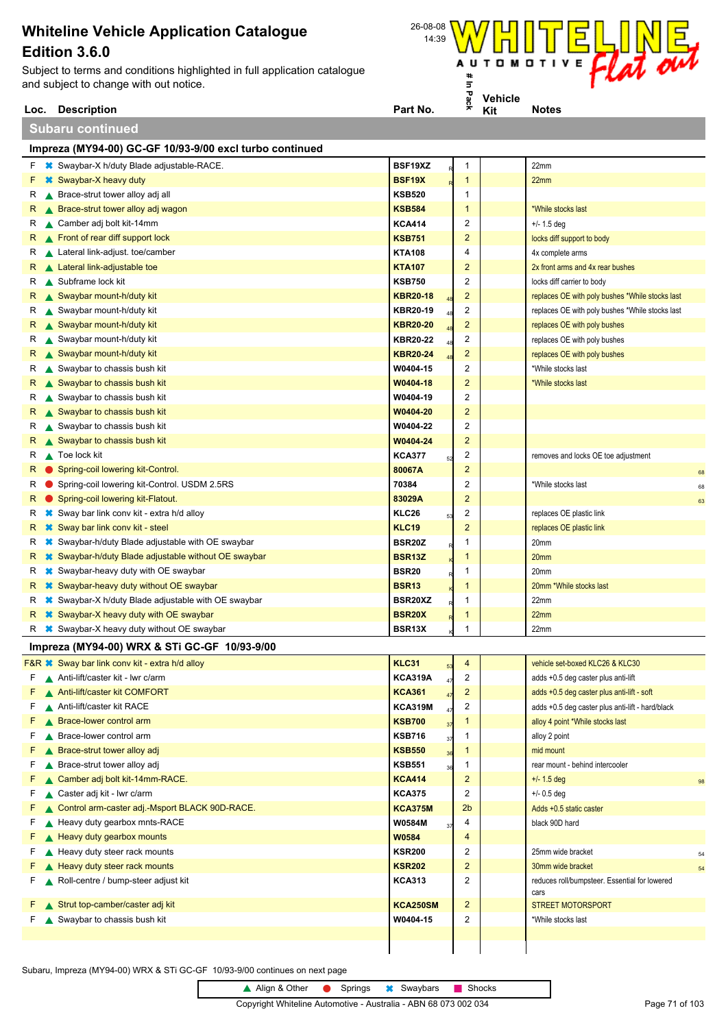# Whiteline Vehicle Application Catalogue
## Edition 3.6.0

Subject to terms and conditions highlighted in full application catalogue and subject to change with out notice.

26-08-08 14:39

## Subaru continued

### Impreza (MY94-00) GC-GF 10/93-9/00 excl turbo continued

| Loc. | Description | Part No. | # In Pack | Vehicle Kit | Notes |
|---|---|---|---|---|---|
| F | ✖ Swaybar-X h/duty Blade adjustable-RACE. | BSF19XZ | 1 | | 22mm |
| F | ✖ Swaybar-X heavy duty | BSF19X | 1 | | 22mm |
| R | ▲ Brace-strut tower alloy adj all | KSB520 | 1 | | |
| R | ▲ Brace-strut tower alloy adj wagon | KSB584 | 1 | | *While stocks last |
| R | ▲ Camber adj bolt kit-14mm | KCA414 | 2 | | +/- 1.5 deg |
| R | ▲ Front of rear diff support lock | KSB751 | 2 | | locks diff support to body |
| R | ▲ Lateral link-adjust. toe/camber | KTA108 | 4 | | 4x complete arms |
| R | ▲ Lateral link-adjustable toe | KTA107 | 2 | | 2x front arms and 4x rear bushes |
| R | ▲ Subframe lock kit | KSB750 | 2 | | locks diff carrier to body |
| R | ▲ Swaybar mount-h/duty kit | KBR20-18 | 2 | | replaces OE with poly bushes *While stocks last |
| R | ▲ Swaybar mount-h/duty kit | KBR20-19 | 2 | | replaces OE with poly bushes *While stocks last |
| R | ▲ Swaybar mount-h/duty kit | KBR20-20 | 2 | | replaces OE with poly bushes |
| R | ▲ Swaybar mount-h/duty kit | KBR20-22 | 2 | | replaces OE with poly bushes |
| R | ▲ Swaybar mount-h/duty kit | KBR20-24 | 2 | | replaces OE with poly bushes |
| R | ▲ Swaybar to chassis bush kit | W0404-15 | 2 | | *While stocks last |
| R | ▲ Swaybar to chassis bush kit | W0404-18 | 2 | | *While stocks last |
| R | ▲ Swaybar to chassis bush kit | W0404-19 | 2 | | |
| R | ▲ Swaybar to chassis bush kit | W0404-20 | 2 | | |
| R | ▲ Swaybar to chassis bush kit | W0404-22 | 2 | | |
| R | ▲ Swaybar to chassis bush kit | W0404-24 | 2 | | |
| R | ▲ Toe lock kit | KCA377 | 2 | | removes and locks OE toe adjustment |
| R | ● Spring-coil lowering kit-Control. | 80067A | 2 | | |
| R | ● Spring-coil lowering kit-Control. USDM 2.5RS | 70384 | 2 | | *While stocks last |
| R | ● Spring-coil lowering kit-Flatout. | 83029A | 2 | | |
| R | ✖ Sway bar link conv kit - extra h/d alloy | KLC26 | 2 | | replaces OE plastic link |
| R | ✖ Sway bar link conv kit - steel | KLC19 | 2 | | replaces OE plastic link |
| R | ✖ Swaybar-h/duty Blade adjustable with OE swaybar | BSR20Z | 1 | | 20mm |
| R | ✖ Swaybar-h/duty Blade adjustable without OE swaybar | BSR13Z | 1 | | 20mm |
| R | ✖ Swaybar-heavy duty with OE swaybar | BSR20 | 1 | | 20mm |
| R | ✖ Swaybar-heavy duty without OE swaybar | BSR13 | 1 | | 20mm *While stocks last |
| R | ✖ Swaybar-X h/duty Blade adjustable with OE swaybar | BSR20XZ | 1 | | 22mm |
| R | ✖ Swaybar-X heavy duty with OE swaybar | BSR20X | 1 | | 22mm |
| R | ✖ Swaybar-X heavy duty without OE swaybar | BSR13X | 1 | | 22mm |

### Impreza (MY94-00) WRX & STi GC-GF 10/93-9/00

| Loc. | Description | Part No. | # In Pack | Vehicle Kit | Notes |
|---|---|---|---|---|---|
| F&R | ✖ Sway bar link conv kit - extra h/d alloy | KLC31 | 4 | | vehicle set-boxed KLC26 & KLC30 |
| F | ▲ Anti-lift/caster kit - lwr c/arm | KCA319A | 2 | | adds +0.5 deg caster plus anti-lift |
| F | ▲ Anti-lift/caster kit COMFORT | KCA361 | 2 | | adds +0.5 deg caster plus anti-lift - soft |
| F | ▲ Anti-lift/caster kit RACE | KCA319M | 2 | | adds +0.5 deg caster plus anti-lift - hard/black |
| F | ▲ Brace-lower control arm | KSB700 | 1 | | alloy 4 point *While stocks last |
| F | ▲ Brace-lower control arm | KSB716 | 1 | | alloy 2 point |
| F | ▲ Brace-strut tower alloy adj | KSB550 | 1 | | mid mount |
| F | ▲ Brace-strut tower alloy adj | KSB551 | 1 | | rear mount - behind intercooler |
| F | ▲ Camber adj bolt kit-14mm-RACE. | KCA414 | 2 | | +/- 1.5 deg |
| F | ▲ Caster adj kit - lwr c/arm | KCA375 | 2 | | +/- 0.5 deg |
| F | ▲ Control arm-caster adj.-Msport BLACK 90D-RACE. | KCA375M | 2b | | Adds +0.5 static caster |
| F | ▲ Heavy duty gearbox mnts-RACE | W0584M | 4 | | black 90D hard |
| F | ▲ Heavy duty gearbox mounts | W0584 | 4 | | |
| F | ▲ Heavy duty steer rack mounts | KSR200 | 2 | | 25mm wide bracket |
| F | ▲ Heavy duty steer rack mounts | KSR202 | 2 | | 30mm wide bracket |
| F | ▲ Roll-centre / bump-steer adjust kit | KCA313 | 2 | | reduces roll/bumpsteer. Essential for lowered cars |
| F | ▲ Strut top-camber/caster adj kit | KCA250SM | 2 | | STREET MOTORSPORT |
| F | ▲ Swaybar to chassis bush kit | W0404-15 | 2 | | *While stocks last |

Subaru, Impreza (MY94-00) WRX & STi GC-GF 10/93-9/00 continues on next page

▲ Align & Other ● Springs ✖ Swaybars ■ Shocks

Copyright Whiteline Automotive - Australia - ABN 68 073 002 034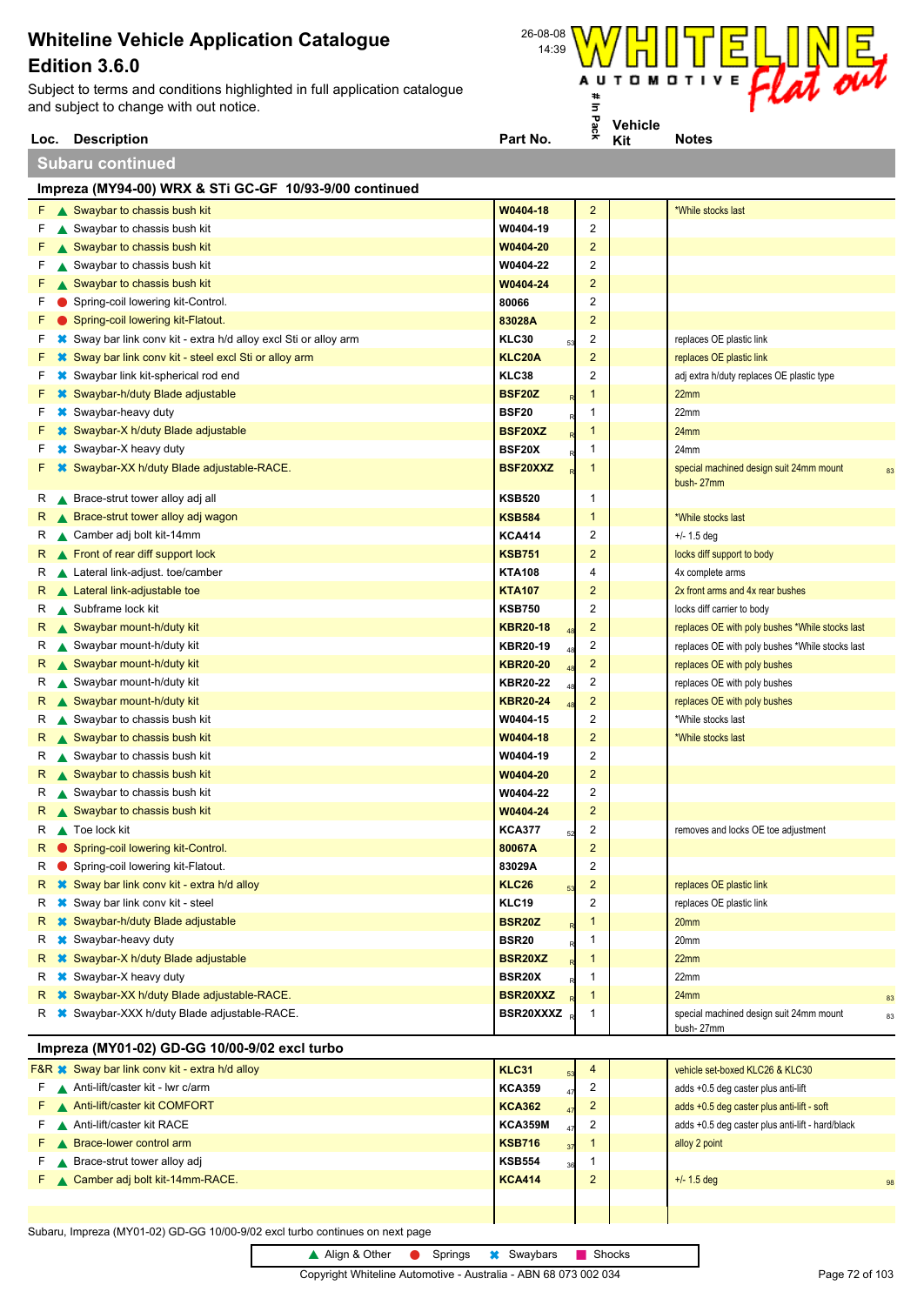# Whiteline Vehicle Application Catalogue
## Edition 3.6.0

Subject to terms and conditions highlighted in full application catalogue and subject to change with out notice.

26-08-08 14:39

## Subaru continued

### Impreza (MY94-00) WRX & STi GC-GF 10/93-9/00 continued

| Loc. | Description | Part No. | # In Pack | Vehicle Kit | Notes |
|---|---|---|---|---|---|
| F | ▲ Swaybar to chassis bush kit | W0404-18 | 2 | | *While stocks last |
| F | ▲ Swaybar to chassis bush kit | W0404-19 | 2 | | |
| F | ▲ Swaybar to chassis bush kit | W0404-20 | 2 | | |
| F | ▲ Swaybar to chassis bush kit | W0404-22 | 2 | | |
| F | ▲ Swaybar to chassis bush kit | W0404-24 | 2 | | |
| F | ● Spring-coil lowering kit-Control. | 80066 | 2 | | |
| F | ● Spring-coil lowering kit-Flatout. | 83028A | 2 | | |
| F | ✖ Sway bar link conv kit - extra h/d alloy excl Sti or alloy arm | KLC30 | 2 | | replaces OE plastic link |
| F | ✖ Sway bar link conv kit - steel excl Sti or alloy arm | KLC20A | 2 | | replaces OE plastic link |
| F | ✖ Swaybar link kit-spherical rod end | KLC38 | 2 | | adj extra h/duty replaces OE plastic type |
| F | ✖ Swaybar-h/duty Blade adjustable | BSF20Z | 1 | | 22mm |
| F | ✖ Swaybar-heavy duty | BSF20 | 1 | | 22mm |
| F | ✖ Swaybar-X h/duty Blade adjustable | BSF20XZ | 1 | | 24mm |
| F | ✖ Swaybar-X heavy duty | BSF20X | 1 | | 24mm |
| F | ✖ Swaybar-XX h/duty Blade adjustable-RACE. | BSF20XXZ | 1 | | special machined design suit 24mm mount bush- 27mm |
| R | ▲ Brace-strut tower alloy adj all | KSB520 | 1 | | |
| R | ▲ Brace-strut tower alloy adj wagon | KSB584 | 1 | | *While stocks last |
| R | ▲ Camber adj bolt kit-14mm | KCA414 | 2 | | +/- 1.5 deg |
| R | ▲ Front of rear diff support lock | KSB751 | 2 | | locks diff support to body |
| R | ▲ Lateral link-adjust. toe/camber | KTA108 | 4 | | 4x complete arms |
| R | ▲ Lateral link-adjustable toe | KTA107 | 2 | | 2x front arms and 4x rear bushes |
| R | ▲ Subframe lock kit | KSB750 | 2 | | locks diff carrier to body |
| R | ▲ Swaybar mount-h/duty kit | KBR20-18 | 2 | | replaces OE with poly bushes *While stocks last |
| R | ▲ Swaybar mount-h/duty kit | KBR20-19 | 2 | | replaces OE with poly bushes *While stocks last |
| R | ▲ Swaybar mount-h/duty kit | KBR20-20 | 2 | | replaces OE with poly bushes |
| R | ▲ Swaybar mount-h/duty kit | KBR20-22 | 2 | | replaces OE with poly bushes |
| R | ▲ Swaybar mount-h/duty kit | KBR20-24 | 2 | | replaces OE with poly bushes |
| R | ▲ Swaybar to chassis bush kit | W0404-15 | 2 | | *While stocks last |
| R | ▲ Swaybar to chassis bush kit | W0404-18 | 2 | | *While stocks last |
| R | ▲ Swaybar to chassis bush kit | W0404-19 | 2 | | |
| R | ▲ Swaybar to chassis bush kit | W0404-20 | 2 | | |
| R | ▲ Swaybar to chassis bush kit | W0404-22 | 2 | | |
| R | ▲ Swaybar to chassis bush kit | W0404-24 | 2 | | |
| R | ▲ Toe lock kit | KCA377 | 2 | | removes and locks OE toe adjustment |
| R | ● Spring-coil lowering kit-Control. | 80067A | 2 | | |
| R | ● Spring-coil lowering kit-Flatout. | 83029A | 2 | | |
| R | ✖ Sway bar link conv kit - extra h/d alloy | KLC26 | 2 | | replaces OE plastic link |
| R | ✖ Sway bar link conv kit - steel | KLC19 | 2 | | replaces OE plastic link |
| R | ✖ Swaybar-h/duty Blade adjustable | BSR20Z | 1 | | 20mm |
| R | ✖ Swaybar-heavy duty | BSR20 | 1 | | 20mm |
| R | ✖ Swaybar-X h/duty Blade adjustable | BSR20XZ | 1 | | 22mm |
| R | ✖ Swaybar-X heavy duty | BSR20X | 1 | | 22mm |
| R | ✖ Swaybar-XX h/duty Blade adjustable-RACE. | BSR20XXZ | 1 | | 24mm |
| R | ✖ Swaybar-XXX h/duty Blade adjustable-RACE. | BSR20XXXZ | 1 | | special machined design suit 24mm mount bush- 27mm |

### Impreza (MY01-02) GD-GG 10/00-9/02 excl turbo

| Loc. | Description | Part No. | # In Pack | Vehicle Kit | Notes |
|---|---|---|---|---|---|
| F&R | ✖ Sway bar link conv kit - extra h/d alloy | KLC31 | 4 | | vehicle set-boxed KLC26 & KLC30 |
| F | ▲ Anti-lift/caster kit - lwr c/arm | KCA359 | 2 | | adds +0.5 deg caster plus anti-lift |
| F | ▲ Anti-lift/caster kit COMFORT | KCA362 | 2 | | adds +0.5 deg caster plus anti-lift - soft |
| F | ▲ Anti-lift/caster kit RACE | KCA359M | 2 | | adds +0.5 deg caster plus anti-lift - hard/black |
| F | ▲ Brace-lower control arm | KSB716 | 1 | | alloy 2 point |
| F | ▲ Brace-strut tower alloy adj | KSB554 | 1 | | |
| F | ▲ Camber adj bolt kit-14mm-RACE. | KCA414 | 2 | | +/- 1.5 deg |

Subaru, Impreza (MY01-02) GD-GG 10/00-9/02 excl turbo continues on next page

Legend: ▲ Align & Other ● Springs ✖ Swaybars ■ Shocks

Copyright Whiteline Automotive - Australia - ABN 68 073 002 034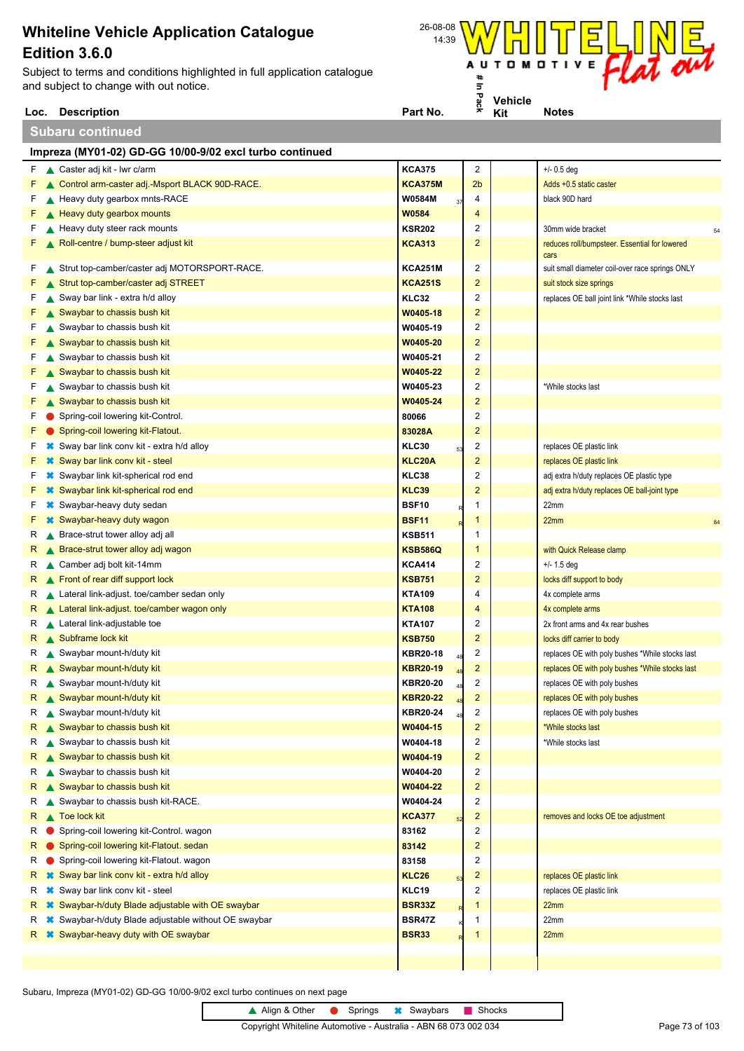# Whiteline Vehicle Application Catalogue

## Edition 3.6.0

Subject to terms and conditions highlighted in full application catalogue and subject to change with out notice.

26-08-08 14:39

## Subaru continued

### Impreza (MY01-02) GD-GG 10/00-9/02 excl turbo continued

| Loc. | Description | Part No. | # In Pack | Vehicle Kit | Notes |
|---|---|---|---|---|---|
| F | ▲ Caster adj kit - lwr c/arm | KCA375 | 2 | | +/- 0.5 deg |
| F | ▲ Control arm-caster adj.-Msport BLACK 90D-RACE. | KCA375M | 2b | | Adds +0.5 static caster |
| F | ▲ Heavy duty gearbox mnts-RACE | W0584M 37 | 4 | | black 90D hard |
| F | ▲ Heavy duty gearbox mounts | W0584 | 4 | | |
| F | ▲ Heavy duty steer rack mounts | KSR202 | 2 | | 30mm wide bracket 54 |
| F | ▲ Roll-centre / bump-steer adjust kit | KCA313 | 2 | | reduces roll/bumpsteer. Essential for lowered cars |
| F | ▲ Strut top-camber/caster adj MOTORSPORT-RACE. | KCA251M | 2 | | suit small diameter coil-over race springs ONLY |
| F | ▲ Strut top-camber/caster adj STREET | KCA251S | 2 | | suit stock size springs |
| F | ▲ Sway bar link - extra h/d alloy | KLC32 | 2 | | replaces OE ball joint link *While stocks last |
| F | ▲ Swaybar to chassis bush kit | W0405-18 | 2 | | |
| F | ▲ Swaybar to chassis bush kit | W0405-19 | 2 | | |
| F | ▲ Swaybar to chassis bush kit | W0405-20 | 2 | | |
| F | ▲ Swaybar to chassis bush kit | W0405-21 | 2 | | |
| F | ▲ Swaybar to chassis bush kit | W0405-22 | 2 | | |
| F | ▲ Swaybar to chassis bush kit | W0405-23 | 2 | | *While stocks last |
| F | ▲ Swaybar to chassis bush kit | W0405-24 | 2 | | |
| F | ● Spring-coil lowering kit-Control. | 80066 | 2 | | |
| F | ● Spring-coil lowering kit-Flatout. | 83028A | 2 | | |
| F | ✖ Sway bar link conv kit - extra h/d alloy | KLC30 53 | 2 | | replaces OE plastic link |
| F | ✖ Sway bar link conv kit - steel | KLC20A | 2 | | replaces OE plastic link |
| F | ✖ Swaybar link kit-spherical rod end | KLC38 | 2 | | adj extra h/duty replaces OE plastic type |
| F | ✖ Swaybar link kit-spherical rod end | KLC39 | 2 | | adj extra h/duty replaces OE ball-joint type |
| F | ✖ Swaybar-heavy duty sedan | BSF10 R | 1 | | 22mm |
| F | ✖ Swaybar-heavy duty wagon | BSF11 R | 1 | | 22mm 84 |
| R | ▲ Brace-strut tower alloy adj all | KSB511 | 1 | | |
| R | ▲ Brace-strut tower alloy adj wagon | KSB586Q | 1 | | with Quick Release clamp |
| R | ▲ Camber adj bolt kit-14mm | KCA414 | 2 | | +/- 1.5 deg |
| R | ▲ Front of rear diff support lock | KSB751 | 2 | | locks diff support to body |
| R | ▲ Lateral link-adjust. toe/camber sedan only | KTA109 | 4 | | 4x complete arms |
| R | ▲ Lateral link-adjust. toe/camber wagon only | KTA108 | 4 | | 4x complete arms |
| R | ▲ Lateral link-adjustable toe | KTA107 | 2 | | 2x front arms and 4x rear bushes |
| R | ▲ Subframe lock kit | KSB750 | 2 | | locks diff carrier to body |
| R | ▲ Swaybar mount-h/duty kit | KBR20-18 48 | 2 | | replaces OE with poly bushes *While stocks last |
| R | ▲ Swaybar mount-h/duty kit | KBR20-19 48 | 2 | | replaces OE with poly bushes *While stocks last |
| R | ▲ Swaybar mount-h/duty kit | KBR20-20 48 | 2 | | replaces OE with poly bushes |
| R | ▲ Swaybar mount-h/duty kit | KBR20-22 48 | 2 | | replaces OE with poly bushes |
| R | ▲ Swaybar mount-h/duty kit | KBR20-24 48 | 2 | | replaces OE with poly bushes |
| R | ▲ Swaybar to chassis bush kit | W0404-15 | 2 | | *While stocks last |
| R | ▲ Swaybar to chassis bush kit | W0404-18 | 2 | | *While stocks last |
| R | ▲ Swaybar to chassis bush kit | W0404-19 | 2 | | |
| R | ▲ Swaybar to chassis bush kit | W0404-20 | 2 | | |
| R | ▲ Swaybar to chassis bush kit | W0404-22 | 2 | | |
| R | ▲ Swaybar to chassis bush kit-RACE. | W0404-24 | 2 | | |
| R | ▲ Toe lock kit | KCA377 52 | 2 | | removes and locks OE toe adjustment |
| R | ● Spring-coil lowering kit-Control. wagon | 83162 | 2 | | |
| R | ● Spring-coil lowering kit-Flatout. sedan | 83142 | 2 | | |
| R | ● Spring-coil lowering kit-Flatout. wagon | 83158 | 2 | | |
| R | ✖ Sway bar link conv kit - extra h/d alloy | KLC26 53 | 2 | | replaces OE plastic link |
| R | ✖ Sway bar link conv kit - steel | KLC19 | 2 | | replaces OE plastic link |
| R | ✖ Swaybar-h/duty Blade adjustable with OE swaybar | BSR33Z R | 1 | | 22mm |
| R | ✖ Swaybar-h/duty Blade adjustable without OE swaybar | BSR47Z K | 1 | | 22mm |
| R | ✖ Swaybar-heavy duty with OE swaybar | BSR33 R | 1 | | 22mm |

Subaru, Impreza (MY01-02) GD-GG 10/00-9/02 excl turbo continues on next page

▲ Align & Other ● Springs ✖ Swaybars ■ Shocks

Copyright Whiteline Automotive - Australia - ABN 68 073 002 034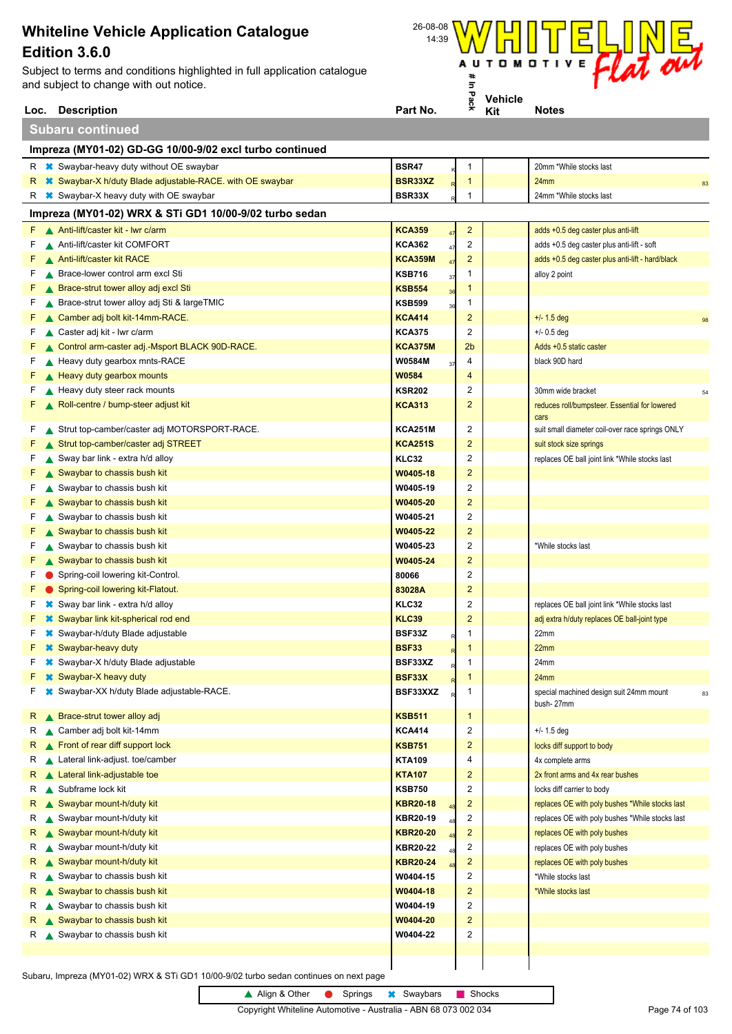# Whiteline Vehicle Application Catalogue
## Edition 3.6.0

Subject to terms and conditions highlighted in full application catalogue and subject to change with out notice.

26-08-08 14:39

## Subaru continued

### Impreza (MY01-02) GD-GG 10/00-9/02 excl turbo continued

| Loc. | Description | Part No. | # In Pack | Vehicle Kit | Notes |
|---|---|---|---|---|---|
| R | ✖ Swaybar-heavy duty without OE swaybar | BSR47 | 1 | | 20mm *While stocks last |
| R | ✖ Swaybar-X h/duty Blade adjustable-RACE. with OE swaybar | BSR33XZ | 1 | | 24mm |
| R | ✖ Swaybar-X heavy duty with OE swaybar | BSR33X | 1 | | 24mm *While stocks last |

### Impreza (MY01-02) WRX & STi GD1 10/00-9/02 turbo sedan

| Loc. | Description | Part No. | # In Pack | Vehicle Kit | Notes |
|---|---|---|---|---|---|
| F | ▲ Anti-lift/caster kit - lwr c/arm | KCA359 | 2 | | adds +0.5 deg caster plus anti-lift |
| F | ▲ Anti-lift/caster kit COMFORT | KCA362 | 2 | | adds +0.5 deg caster plus anti-lift - soft |
| F | ▲ Anti-lift/caster kit RACE | KCA359M | 2 | | adds +0.5 deg caster plus anti-lift - hard/black |
| F | ▲ Brace-lower control arm excl Sti | KSB716 | 1 | | alloy 2 point |
| F | ▲ Brace-strut tower alloy adj excl Sti | KSB554 | 1 | | |
| F | ▲ Brace-strut tower alloy adj Sti & largeTMIC | KSB599 | 1 | | |
| F | ▲ Camber adj bolt kit-14mm-RACE. | KCA414 | 2 | | +/- 1.5 deg |
| F | ▲ Caster adj kit - lwr c/arm | KCA375 | 2 | | +/- 0.5 deg |
| F | ▲ Control arm-caster adj.-Msport BLACK 90D-RACE. | KCA375M | 2b | | Adds +0.5 static caster |
| F | ▲ Heavy duty gearbox mnts-RACE | W0584M | 4 | | black 90D hard |
| F | ▲ Heavy duty gearbox mounts | W0584 | 4 | | |
| F | ▲ Heavy duty steer rack mounts | KSR202 | 2 | | 30mm wide bracket |
| F | ▲ Roll-centre / bump-steer adjust kit | KCA313 | 2 | | reduces roll/bumpsteer. Essential for lowered cars |
| F | ▲ Strut top-camber/caster adj MOTORSPORT-RACE. | KCA251M | 2 | | suit small diameter coil-over race springs ONLY |
| F | ▲ Strut top-camber/caster adj STREET | KCA251S | 2 | | suit stock size springs |
| F | ▲ Sway bar link - extra h/d alloy | KLC32 | 2 | | replaces OE ball joint link *While stocks last |
| F | ▲ Swaybar to chassis bush kit | W0405-18 | 2 | | |
| F | ▲ Swaybar to chassis bush kit | W0405-19 | 2 | | |
| F | ▲ Swaybar to chassis bush kit | W0405-20 | 2 | | |
| F | ▲ Swaybar to chassis bush kit | W0405-21 | 2 | | |
| F | ▲ Swaybar to chassis bush kit | W0405-22 | 2 | | |
| F | ▲ Swaybar to chassis bush kit | W0405-23 | 2 | | *While stocks last |
| F | ▲ Swaybar to chassis bush kit | W0405-24 | 2 | | |
| F | ● Spring-coil lowering kit-Control. | 80066 | 2 | | |
| F | ● Spring-coil lowering kit-Flatout. | 83028A | 2 | | |
| F | ✖ Sway bar link - extra h/d alloy | KLC32 | 2 | | replaces OE ball joint link *While stocks last |
| F | ✖ Swaybar link kit-spherical rod end | KLC39 | 2 | | adj extra h/duty replaces OE ball-joint type |
| F | ✖ Swaybar-h/duty Blade adjustable | BSF33Z | 1 | | 22mm |
| F | ✖ Swaybar-heavy duty | BSF33 | 1 | | 22mm |
| F | ✖ Swaybar-X h/duty Blade adjustable | BSF33XZ | 1 | | 24mm |
| F | ✖ Swaybar-X heavy duty | BSF33X | 1 | | 24mm |
| F | ✖ Swaybar-XX h/duty Blade adjustable-RACE. | BSF33XXZ | 1 | | special machined design suit 24mm mount bush- 27mm |
| R | ▲ Brace-strut tower alloy adj | KSB511 | 1 | | |
| R | ▲ Camber adj bolt kit-14mm | KCA414 | 2 | | +/- 1.5 deg |
| R | ▲ Front of rear diff support lock | KSB751 | 2 | | locks diff support to body |
| R | ▲ Lateral link-adjust. toe/camber | KTA109 | 4 | | 4x complete arms |
| R | ▲ Lateral link-adjustable toe | KTA107 | 2 | | 2x front arms and 4x rear bushes |
| R | ▲ Subframe lock kit | KSB750 | 2 | | locks diff carrier to body |
| R | ▲ Swaybar mount-h/duty kit | KBR20-18 | 2 | | replaces OE with poly bushes *While stocks last |
| R | ▲ Swaybar mount-h/duty kit | KBR20-19 | 2 | | replaces OE with poly bushes *While stocks last |
| R | ▲ Swaybar mount-h/duty kit | KBR20-20 | 2 | | replaces OE with poly bushes |
| R | ▲ Swaybar mount-h/duty kit | KBR20-22 | 2 | | replaces OE with poly bushes |
| R | ▲ Swaybar mount-h/duty kit | KBR20-24 | 2 | | replaces OE with poly bushes |
| R | ▲ Swaybar to chassis bush kit | W0404-15 | 2 | | *While stocks last |
| R | ▲ Swaybar to chassis bush kit | W0404-18 | 2 | | *While stocks last |
| R | ▲ Swaybar to chassis bush kit | W0404-19 | 2 | | |
| R | ▲ Swaybar to chassis bush kit | W0404-20 | 2 | | |
| R | ▲ Swaybar to chassis bush kit | W0404-22 | 2 | | |

Subaru, Impreza (MY01-02) WRX & STi GD1 10/00-9/02 turbo sedan continues on next page

▲ Align & Other ● Springs ✖ Swaybars ■ Shocks

Copyright Whiteline Automotive - Australia - ABN 68 073 002 034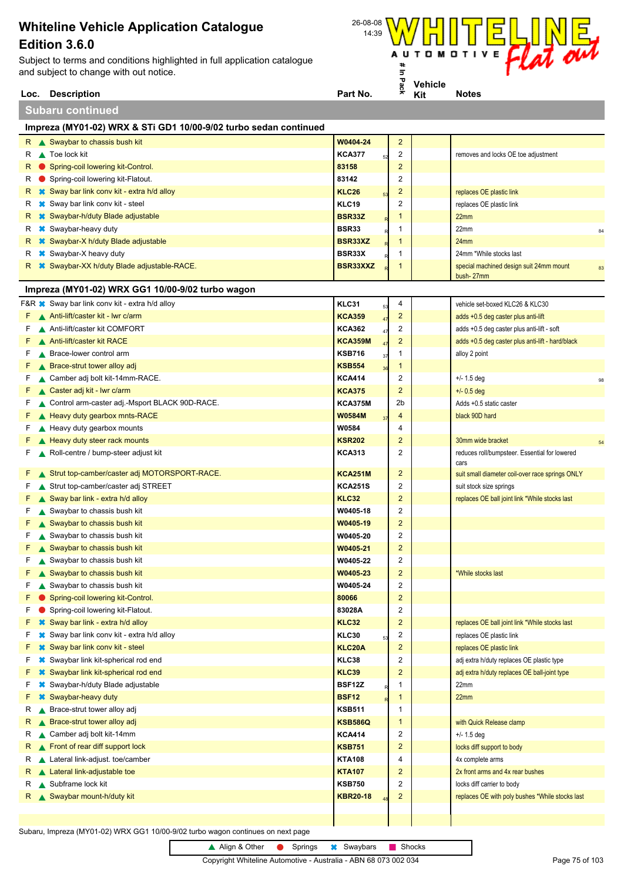# Whiteline Vehicle Application Catalogue

## Edition 3.6.0

Subject to terms and conditions highlighted in full application catalogue and subject to change with out notice.

26-08-08 14:39

WHITELINE AUTOMOTIVE Flat out

## Subaru continued

### Impreza (MY01-02) WRX & STi GD1 10/00-9/02 turbo sedan continued

| Loc. | Description | Part No. | | # In Pack | Vehicle Kit | Notes | |
|---|---|---|---|---|---|---|---|
| R | ▲ Swaybar to chassis bush kit | W0404-24 | | 2 | | | |
| R | ▲ Toe lock kit | KCA377 | 52 | 2 | | removes and locks OE toe adjustment | |
| R | ● Spring-coil lowering kit-Control. | 83158 | | 2 | | | |
| R | ● Spring-coil lowering kit-Flatout. | 83142 | | 2 | | | |
| R | ✖ Sway bar link conv kit - extra h/d alloy | KLC26 | 53 | 2 | | replaces OE plastic link | |
| R | ✖ Sway bar link conv kit - steel | KLC19 | | 2 | | replaces OE plastic link | |
| R | ✖ Swaybar-h/duty Blade adjustable | BSR33Z | R | 1 | | 22mm | |
| R | ✖ Swaybar-heavy duty | BSR33 | R | 1 | | 22mm | 84 |
| R | ✖ Swaybar-X h/duty Blade adjustable | BSR33XZ | R | 1 | | 24mm | |
| R | ✖ Swaybar-X heavy duty | BSR33X | R | 1 | | 24mm *While stocks last | |
| R | ✖ Swaybar-XX h/duty Blade adjustable-RACE. | BSR33XXZ | R | 1 | | special machined design suit 24mm mount bush- 27mm | 83 |

### Impreza (MY01-02) WRX GG1 10/00-9/02 turbo wagon

| Loc. | Description | Part No. | | # In Pack | Vehicle Kit | Notes | |
|---|---|---|---|---|---|---|---|
| F&R | ✖ Sway bar link conv kit - extra h/d alloy | KLC31 | 53 | 4 | | vehicle set-boxed KLC26 & KLC30 | |
| F | ▲ Anti-lift/caster kit - lwr c/arm | KCA359 | 47 | 2 | | adds +0.5 deg caster plus anti-lift | |
| F | ▲ Anti-lift/caster kit COMFORT | KCA362 | 47 | 2 | | adds +0.5 deg caster plus anti-lift - soft | |
| F | ▲ Anti-lift/caster kit RACE | KCA359M | 47 | 2 | | adds +0.5 deg caster plus anti-lift - hard/black | |
| F | ▲ Brace-lower control arm | KSB716 | 37 | 1 | | alloy 2 point | |
| F | ▲ Brace-strut tower alloy adj | KSB554 | 36 | 1 | | | |
| F | ▲ Camber adj bolt kit-14mm-RACE. | KCA414 | | 2 | | +/- 1.5 deg | 98 |
| F | ▲ Caster adj kit - lwr c/arm | KCA375 | | 2 | | +/- 0.5 deg | |
| F | ▲ Control arm-caster adj.-Msport BLACK 90D-RACE. | KCA375M | | 2b | | Adds +0.5 static caster | |
| F | ▲ Heavy duty gearbox mnts-RACE | W0584M | 37 | 4 | | black 90D hard | |
| F | ▲ Heavy duty gearbox mounts | W0584 | | 4 | | | |
| F | ▲ Heavy duty steer rack mounts | KSR202 | | 2 | | 30mm wide bracket | 54 |
| F | ▲ Roll-centre / bump-steer adjust kit | KCA313 | | 2 | | reduces roll/bumpsteer. Essential for lowered cars | |
| F | ▲ Strut top-camber/caster adj MOTORSPORT-RACE. | KCA251M | | 2 | | suit small diameter coil-over race springs ONLY | |
| F | ▲ Strut top-camber/caster adj STREET | KCA251S | | 2 | | suit stock size springs | |
| F | ▲ Sway bar link - extra h/d alloy | KLC32 | | 2 | | replaces OE ball joint link *While stocks last | |
| F | ▲ Swaybar to chassis bush kit | W0405-18 | | 2 | | | |
| F | ▲ Swaybar to chassis bush kit | W0405-19 | | 2 | | | |
| F | ▲ Swaybar to chassis bush kit | W0405-20 | | 2 | | | |
| F | ▲ Swaybar to chassis bush kit | W0405-21 | | 2 | | | |
| F | ▲ Swaybar to chassis bush kit | W0405-22 | | 2 | | | |
| F | ▲ Swaybar to chassis bush kit | W0405-23 | | 2 | | *While stocks last | |
| F | ▲ Swaybar to chassis bush kit | W0405-24 | | 2 | | | |
| F | ● Spring-coil lowering kit-Control. | 80066 | | 2 | | | |
| F | ● Spring-coil lowering kit-Flatout. | 83028A | | 2 | | | |
| F | ✖ Sway bar link - extra h/d alloy | KLC32 | | 2 | | replaces OE ball joint link *While stocks last | |
| F | ✖ Sway bar link conv kit - extra h/d alloy | KLC30 | 53 | 2 | | replaces OE plastic link | |
| F | ✖ Sway bar link conv kit - steel | KLC20A | | 2 | | replaces OE plastic link | |
| F | ✖ Swaybar link kit-spherical rod end | KLC38 | | 2 | | adj extra h/duty replaces OE plastic type | |
| F | ✖ Swaybar link kit-spherical rod end | KLC39 | | 2 | | adj extra h/duty replaces OE ball-joint type | |
| F | ✖ Swaybar-h/duty Blade adjustable | BSF12Z | R | 1 | | 22mm | |
| F | ✖ Swaybar-heavy duty | BSF12 | R | 1 | | 22mm | |
| R | ▲ Brace-strut tower alloy adj | KSB511 | | 1 | | | |
| R | ▲ Brace-strut tower alloy adj | KSB586Q | | 1 | | with Quick Release clamp | |
| R | ▲ Camber adj bolt kit-14mm | KCA414 | | 2 | | +/- 1.5 deg | |
| R | ▲ Front of rear diff support lock | KSB751 | | 2 | | locks diff support to body | |
| R | ▲ Lateral link-adjust. toe/camber | KTA108 | | 4 | | 4x complete arms | |
| R | ▲ Lateral link-adjustable toe | KTA107 | | 2 | | 2x front arms and 4x rear bushes | |
| R | ▲ Subframe lock kit | KSB750 | | 2 | | locks diff carrier to body | |
| R | ▲ Swaybar mount-h/duty kit | KBR20-18 | 48 | 2 | | replaces OE with poly bushes *While stocks last | |

Subaru, Impreza (MY01-02) WRX GG1 10/00-9/02 turbo wagon continues on next page

▲ Align & Other ● Springs ✖ Swaybars ■ Shocks

Copyright Whiteline Automotive - Australia - ABN 68 073 002 034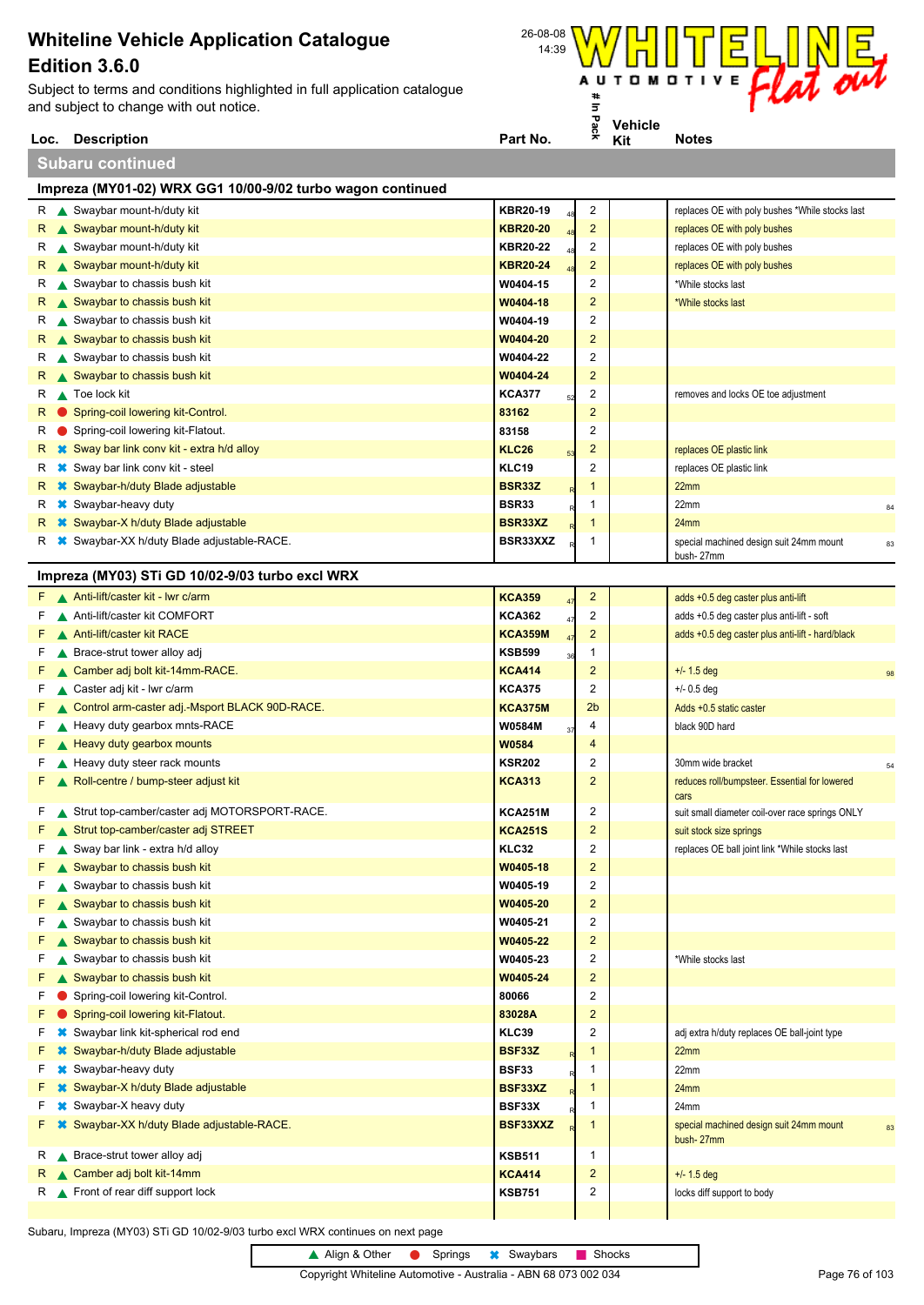# Whiteline Vehicle Application Catalogue

**Edition 3.6.0**

Subject to terms and conditions highlighted in full application catalogue and subject to change with out notice.

26-08-08 14:39

## Subaru continued

### Impreza (MY01-02) WRX GG1 10/00-9/02 turbo wagon continued

| Loc. | Description | Part No. | # In Pack | Vehicle Kit | Notes |
|---|---|---|---|---|---|
| R | ▲ Swaybar mount-h/duty kit | KBR20-19 | 2 | | replaces OE with poly bushes *While stocks last |
| R | ▲ Swaybar mount-h/duty kit | KBR20-20 | 2 | | replaces OE with poly bushes |
| R | ▲ Swaybar mount-h/duty kit | KBR20-22 | 2 | | replaces OE with poly bushes |
| R | ▲ Swaybar mount-h/duty kit | KBR20-24 | 2 | | replaces OE with poly bushes |
| R | ▲ Swaybar to chassis bush kit | W0404-15 | 2 | | *While stocks last |
| R | ▲ Swaybar to chassis bush kit | W0404-18 | 2 | | *While stocks last |
| R | ▲ Swaybar to chassis bush kit | W0404-19 | 2 | | |
| R | ▲ Swaybar to chassis bush kit | W0404-20 | 2 | | |
| R | ▲ Swaybar to chassis bush kit | W0404-22 | 2 | | |
| R | ▲ Swaybar to chassis bush kit | W0404-24 | 2 | | |
| R | ▲ Toe lock kit | KCA377 | 2 | | removes and locks OE toe adjustment |
| R | ● Spring-coil lowering kit-Control. | 83162 | 2 | | |
| R | ● Spring-coil lowering kit-Flatout. | 83158 | 2 | | |
| R | ✖ Sway bar link conv kit - extra h/d alloy | KLC26 | 2 | | replaces OE plastic link |
| R | ✖ Sway bar link conv kit - steel | KLC19 | 2 | | replaces OE plastic link |
| R | ✖ Swaybar-h/duty Blade adjustable | BSR33Z | 1 | | 22mm |
| R | ✖ Swaybar-heavy duty | BSR33 | 1 | | 22mm |
| R | ✖ Swaybar-X h/duty Blade adjustable | BSR33XZ | 1 | | 24mm |
| R | ✖ Swaybar-XX h/duty Blade adjustable-RACE. | BSR33XXZ | 1 | | special machined design suit 24mm mount bush- 27mm |

### Impreza (MY03) STi GD 10/02-9/03 turbo excl WRX

| Loc. | Description | Part No. | # In Pack | Vehicle Kit | Notes |
|---|---|---|---|---|---|
| F | ▲ Anti-lift/caster kit - lwr c/arm | KCA359 | 2 | | adds +0.5 deg caster plus anti-lift |
| F | ▲ Anti-lift/caster kit COMFORT | KCA362 | 2 | | adds +0.5 deg caster plus anti-lift - soft |
| F | ▲ Anti-lift/caster kit RACE | KCA359M | 2 | | adds +0.5 deg caster plus anti-lift - hard/black |
| F | ▲ Brace-strut tower alloy adj | KSB599 | 1 | | |
| F | ▲ Camber adj bolt kit-14mm-RACE. | KCA414 | 2 | | +/- 1.5 deg |
| F | ▲ Caster adj kit - lwr c/arm | KCA375 | 2 | | +/- 0.5 deg |
| F | ▲ Control arm-caster adj.-Msport BLACK 90D-RACE. | KCA375M | 2b | | Adds +0.5 static caster |
| F | ▲ Heavy duty gearbox mnts-RACE | W0584M | 4 | | black 90D hard |
| F | ▲ Heavy duty gearbox mounts | W0584 | 4 | | |
| F | ▲ Heavy duty steer rack mounts | KSR202 | 2 | | 30mm wide bracket |
| F | ▲ Roll-centre / bump-steer adjust kit | KCA313 | 2 | | reduces roll/bumpsteer. Essential for lowered cars |
| F | ▲ Strut top-camber/caster adj MOTORSPORT-RACE. | KCA251M | 2 | | suit small diameter coil-over race springs ONLY |
| F | ▲ Strut top-camber/caster adj STREET | KCA251S | 2 | | suit stock size springs |
| F | ▲ Sway bar link - extra h/d alloy | KLC32 | 2 | | replaces OE ball joint link *While stocks last |
| F | ▲ Swaybar to chassis bush kit | W0405-18 | 2 | | |
| F | ▲ Swaybar to chassis bush kit | W0405-19 | 2 | | |
| F | ▲ Swaybar to chassis bush kit | W0405-20 | 2 | | |
| F | ▲ Swaybar to chassis bush kit | W0405-21 | 2 | | |
| F | ▲ Swaybar to chassis bush kit | W0405-22 | 2 | | |
| F | ▲ Swaybar to chassis bush kit | W0405-23 | 2 | | *While stocks last |
| F | ▲ Swaybar to chassis bush kit | W0405-24 | 2 | | |
| F | ● Spring-coil lowering kit-Control. | 80066 | 2 | | |
| F | ● Spring-coil lowering kit-Flatout. | 83028A | 2 | | |
| F | ✖ Swaybar link kit-spherical rod end | KLC39 | 2 | | adj extra h/duty replaces OE ball-joint type |
| F | ✖ Swaybar-h/duty Blade adjustable | BSF33Z | 1 | | 22mm |
| F | ✖ Swaybar-heavy duty | BSF33 | 1 | | 22mm |
| F | ✖ Swaybar-X h/duty Blade adjustable | BSF33XZ | 1 | | 24mm |
| F | ✖ Swaybar-X heavy duty | BSF33X | 1 | | 24mm |
| F | ✖ Swaybar-XX h/duty Blade adjustable-RACE. | BSF33XXZ | 1 | | special machined design suit 24mm mount bush- 27mm |
| R | ▲ Brace-strut tower alloy adj | KSB511 | 1 | | |
| R | ▲ Camber adj bolt kit-14mm | KCA414 | 2 | | +/- 1.5 deg |
| R | ▲ Front of rear diff support lock | KSB751 | 2 | | locks diff support to body |

Subaru, Impreza (MY03) STi GD 10/02-9/03 turbo excl WRX continues on next page

▲ Align & Other ● Springs ✖ Swaybars ■ Shocks

Copyright Whiteline Automotive - Australia - ABN 68 073 002 034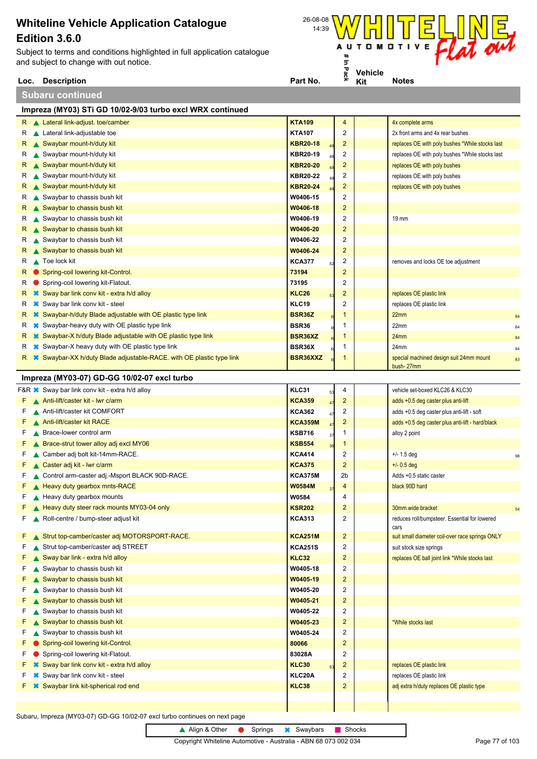# Whiteline Vehicle Application Catalogue Edition 3.6.0

Subject to terms and conditions highlighted in full application catalogue and subject to change with out notice.

26-08-08 14:39

## Subaru continued

### Impreza (MY03) STi GD 10/02-9/03 turbo excl WRX continued

| Loc. | Description | Part No. | | # In Pack | Vehicle Kit | Notes | |
|---|---|---|---|---|---|---|---|
| R | ▲ Lateral link-adjust. toe/camber | KTA109 | | 4 | | 4x complete arms | |
| R | ▲ Lateral link-adjustable toe | KTA107 | | 2 | | 2x front arms and 4x rear bushes | |
| R | ▲ Swaybar mount-h/duty kit | KBR20-18 | 48 | 2 | | replaces OE with poly bushes *While stocks last | |
| R | ▲ Swaybar mount-h/duty kit | KBR20-19 | 48 | 2 | | replaces OE with poly bushes *While stocks last | |
| R | ▲ Swaybar mount-h/duty kit | KBR20-20 | 48 | 2 | | replaces OE with poly bushes | |
| R | ▲ Swaybar mount-h/duty kit | KBR20-22 | 48 | 2 | | replaces OE with poly bushes | |
| R | ▲ Swaybar mount-h/duty kit | KBR20-24 | 48 | 2 | | replaces OE with poly bushes | |
| R | ▲ Swaybar to chassis bush kit | W0406-15 | | 2 | | | |
| R | ▲ Swaybar to chassis bush kit | W0406-18 | | 2 | | | |
| R | ▲ Swaybar to chassis bush kit | W0406-19 | | 2 | | 19 mm | |
| R | ▲ Swaybar to chassis bush kit | W0406-20 | | 2 | | | |
| R | ▲ Swaybar to chassis bush kit | W0406-22 | | 2 | | | |
| R | ▲ Swaybar to chassis bush kit | W0406-24 | | 2 | | | |
| R | ▲ Toe lock kit | KCA377 | 52 | 2 | | removes and locks OE toe adjustment | |
| R | ● Spring-coil lowering kit-Control. | 73194 | | 2 | | | |
| R | ● Spring-coil lowering kit-Flatout. | 73195 | | 2 | | | |
| R | ✖ Sway bar link conv kit - extra h/d alloy | KLC26 | 53 | 2 | | replaces OE plastic link | |
| R | ✖ Sway bar link conv kit - steel | KLC19 | | 2 | | replaces OE plastic link | |
| R | ✖ Swaybar-h/duty Blade adjustable with OE plastic type link | BSR36Z | R | 1 | | 22mm | 84 |
| R | ✖ Swaybar-heavy duty with OE plastic type link | BSR36 | R | 1 | | 22mm | 84 |
| R | ✖ Swaybar-X h/duty Blade adjustable with OE plastic type link | BSR36XZ | R | 1 | | 24mm | 84 |
| R | ✖ Swaybar-X heavy duty with OE plastic type link | BSR36X | R | 1 | | 24mm | 84 |
| R | ✖ Swaybar-XX h/duty Blade adjustable-RACE. with OE plastic type link | BSR36XXZ | R | 1 | | special machined design suit 24mm mount bush- 27mm | 83 |

### Impreza (MY03-07) GD-GG 10/02-07 excl turbo

| Loc. | Description | Part No. | | # In Pack | Vehicle Kit | Notes | |
|---|---|---|---|---|---|---|---|
| F&R | ✖ Sway bar link conv kit - extra h/d alloy | KLC31 | 53 | 4 | | vehicle set-boxed KLC26 & KLC30 | |
| F | ▲ Anti-lift/caster kit - lwr c/arm | KCA359 | 47 | 2 | | adds +0.5 deg caster plus anti-lift | |
| F | ▲ Anti-lift/caster kit COMFORT | KCA362 | 47 | 2 | | adds +0.5 deg caster plus anti-lift - soft | |
| F | ▲ Anti-lift/caster kit RACE | KCA359M | 47 | 2 | | adds +0.5 deg caster plus anti-lift - hard/black | |
| F | ▲ Brace-lower control arm | KSB716 | 37 | 1 | | alloy 2 point | |
| F | ▲ Brace-strut tower alloy adj excl MY06 | KSB554 | 36 | 1 | | | |
| F | ▲ Camber adj bolt kit-14mm-RACE. | KCA414 | | 2 | | +/- 1.5 deg | 98 |
| F | ▲ Caster adj kit - lwr c/arm | KCA375 | | 2 | | +/- 0.5 deg | |
| F | ▲ Control arm-caster adj.-Msport BLACK 90D-RACE. | KCA375M | | 2b | | Adds +0.5 static caster | |
| F | ▲ Heavy duty gearbox mnts-RACE | W0584M | 37 | 4 | | black 90D hard | |
| F | ▲ Heavy duty gearbox mounts | W0584 | | 4 | | | |
| F | ▲ Heavy duty steer rack mounts MY03-04 only | KSR202 | | 2 | | 30mm wide bracket | 54 |
| F | ▲ Roll-centre / bump-steer adjust kit | KCA313 | | 2 | | reduces roll/bumpsteer. Essential for lowered cars | |
| F | ▲ Strut top-camber/caster adj MOTORSPORT-RACE. | KCA251M | | 2 | | suit small diameter coil-over race springs ONLY | |
| F | ▲ Strut top-camber/caster adj STREET | KCA251S | | 2 | | suit stock size springs | |
| F | ▲ Sway bar link - extra h/d alloy | KLC32 | | 2 | | replaces OE ball joint link *While stocks last | |
| F | ▲ Swaybar to chassis bush kit | W0405-18 | | 2 | | | |
| F | ▲ Swaybar to chassis bush kit | W0405-19 | | 2 | | | |
| F | ▲ Swaybar to chassis bush kit | W0405-20 | | 2 | | | |
| F | ▲ Swaybar to chassis bush kit | W0405-21 | | 2 | | | |
| F | ▲ Swaybar to chassis bush kit | W0405-22 | | 2 | | | |
| F | ▲ Swaybar to chassis bush kit | W0405-23 | | 2 | | *While stocks last | |
| F | ▲ Swaybar to chassis bush kit | W0405-24 | | 2 | | | |
| F | ● Spring-coil lowering kit-Control. | 80066 | | 2 | | | |
| F | ● Spring-coil lowering kit-Flatout. | 83028A | | 2 | | | |
| F | ✖ Sway bar link conv kit - extra h/d alloy | KLC30 | 53 | 2 | | replaces OE plastic link | |
| F | ✖ Sway bar link conv kit - steel | KLC20A | | 2 | | replaces OE plastic link | |
| F | ✖ Swaybar link kit-spherical rod end | KLC38 | | 2 | | adj extra h/duty replaces OE plastic type | |

Subaru, Impreza (MY03-07) GD-GG 10/02-07 excl turbo continues on next page

▲ Align & Other ● Springs ✖ Swaybars ■ Shocks

Copyright Whiteline Automotive - Australia - ABN 68 073 002 034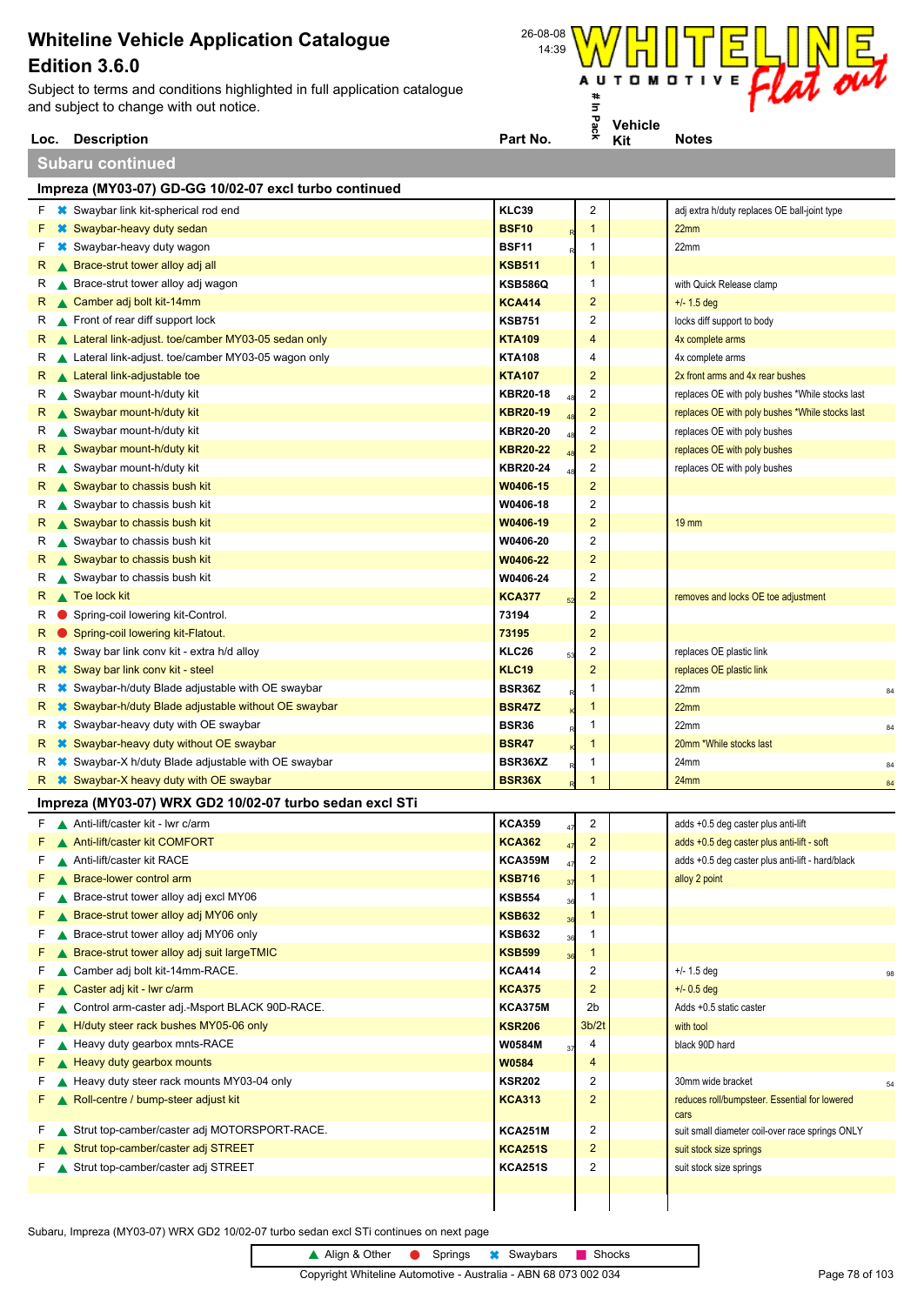# Whiteline Vehicle Application Catalogue
## Edition 3.6.0

Subject to terms and conditions highlighted in full application catalogue and subject to change with out notice.

26-08-08
14:39

## Subaru continued

### Impreza (MY03-07) GD-GG 10/02-07 excl turbo continued

| Loc. | Description | Part No. | # In Pack | Vehicle Kit | Notes |
|---|---|---|---|---|---|
| F | Swaybar link kit-spherical rod end | KLC39 | 2 | | adj extra h/duty replaces OE ball-joint type |
| F | Swaybar-heavy duty sedan | BSF10 R | 1 | | 22mm |
| F | Swaybar-heavy duty wagon | BSF11 R | 1 | | 22mm |
| R | Brace-strut tower alloy adj all | KSB511 | 1 | | |
| R | Brace-strut tower alloy adj wagon | KSB586Q | 1 | | with Quick Release clamp |
| R | Camber adj bolt kit-14mm | KCA414 | 2 | | +/- 1.5 deg |
| R | Front of rear diff support lock | KSB751 | 2 | | locks diff support to body |
| R | Lateral link-adjust. toe/camber MY03-05 sedan only | KTA109 | 4 | | 4x complete arms |
| R | Lateral link-adjust. toe/camber MY03-05 wagon only | KTA108 | 4 | | 4x complete arms |
| R | Lateral link-adjustable toe | KTA107 | 2 | | 2x front arms and 4x rear bushes |
| R | Swaybar mount-h/duty kit | KBR20-18 48 | 2 | | replaces OE with poly bushes *While stocks last |
| R | Swaybar mount-h/duty kit | KBR20-19 48 | 2 | | replaces OE with poly bushes *While stocks last |
| R | Swaybar mount-h/duty kit | KBR20-20 48 | 2 | | replaces OE with poly bushes |
| R | Swaybar mount-h/duty kit | KBR20-22 48 | 2 | | replaces OE with poly bushes |
| R | Swaybar mount-h/duty kit | KBR20-24 48 | 2 | | replaces OE with poly bushes |
| R | Swaybar to chassis bush kit | W0406-15 | 2 | | |
| R | Swaybar to chassis bush kit | W0406-18 | 2 | | |
| R | Swaybar to chassis bush kit | W0406-19 | 2 | | 19 mm |
| R | Swaybar to chassis bush kit | W0406-20 | 2 | | |
| R | Swaybar to chassis bush kit | W0406-22 | 2 | | |
| R | Swaybar to chassis bush kit | W0406-24 | 2 | | |
| R | Toe lock kit | KCA377 52 | 2 | | removes and locks OE toe adjustment |
| R | Spring-coil lowering kit-Control. | 73194 | 2 | | |
| R | Spring-coil lowering kit-Flatout. | 73195 | 2 | | |
| R | Sway bar link conv kit - extra h/d alloy | KLC26 53 | 2 | | replaces OE plastic link |
| R | Sway bar link conv kit - steel | KLC19 | 2 | | replaces OE plastic link |
| R | Swaybar-h/duty Blade adjustable with OE swaybar | BSR36Z R | 1 | | 22mm 84 |
| R | Swaybar-h/duty Blade adjustable without OE swaybar | BSR47Z K | 1 | | 22mm |
| R | Swaybar-heavy duty with OE swaybar | BSR36 R | 1 | | 22mm 84 |
| R | Swaybar-heavy duty without OE swaybar | BSR47 K | 1 | | 20mm *While stocks last |
| R | Swaybar-X h/duty Blade adjustable with OE swaybar | BSR36XZ R | 1 | | 24mm 84 |
| R | Swaybar-X heavy duty with OE swaybar | BSR36X R | 1 | | 24mm 84 |

### Impreza (MY03-07) WRX GD2 10/02-07 turbo sedan excl STi

| Loc. | Description | Part No. | # In Pack | Vehicle Kit | Notes |
|---|---|---|---|---|---|
| F | Anti-lift/caster kit - lwr c/arm | KCA359 47 | 2 | | adds +0.5 deg caster plus anti-lift |
| F | Anti-lift/caster kit COMFORT | KCA362 47 | 2 | | adds +0.5 deg caster plus anti-lift - soft |
| F | Anti-lift/caster kit RACE | KCA359M 47 | 2 | | adds +0.5 deg caster plus anti-lift - hard/black |
| F | Brace-lower control arm | KSB716 37 | 1 | | alloy 2 point |
| F | Brace-strut tower alloy adj excl MY06 | KSB554 36 | 1 | | |
| F | Brace-strut tower alloy adj MY06 only | KSB632 36 | 1 | | |
| F | Brace-strut tower alloy adj MY06 only | KSB632 36 | 1 | | |
| F | Brace-strut tower alloy adj suit largeTMIC | KSB599 36 | 1 | | |
| F | Camber adj bolt kit-14mm-RACE. | KCA414 | 2 | | +/- 1.5 deg 98 |
| F | Caster adj kit - lwr c/arm | KCA375 | 2 | | +/- 0.5 deg |
| F | Control arm-caster adj.-Msport BLACK 90D-RACE. | KCA375M | 2b | | Adds +0.5 static caster |
| F | H/duty steer rack bushes MY05-06 only | KSR206 | 3b/2t | | with tool |
| F | Heavy duty gearbox mnts-RACE | W0584M 37 | 4 | | black 90D hard |
| F | Heavy duty gearbox mounts | W0584 | 4 | | |
| F | Heavy duty steer rack mounts MY03-04 only | KSR202 | 2 | | 30mm wide bracket 54 |
| F | Roll-centre / bump-steer adjust kit | KCA313 | 2 | | reduces roll/bumpsteer. Essential for lowered cars |
| F | Strut top-camber/caster adj MOTORSPORT-RACE. | KCA251M | 2 | | suit small diameter coil-over race springs ONLY |
| F | Strut top-camber/caster adj STREET | KCA251S | 2 | | suit stock size springs |
| F | Strut top-camber/caster adj STREET | KCA251S | 2 | | suit stock size springs |

Subaru, Impreza (MY03-07) WRX GD2 10/02-07 turbo sedan excl STi continues on next page

Legend: ▲ Align & Other ● Springs ✖ Swaybars ■ Shocks

Copyright Whiteline Automotive - Australia - ABN 68 073 002 034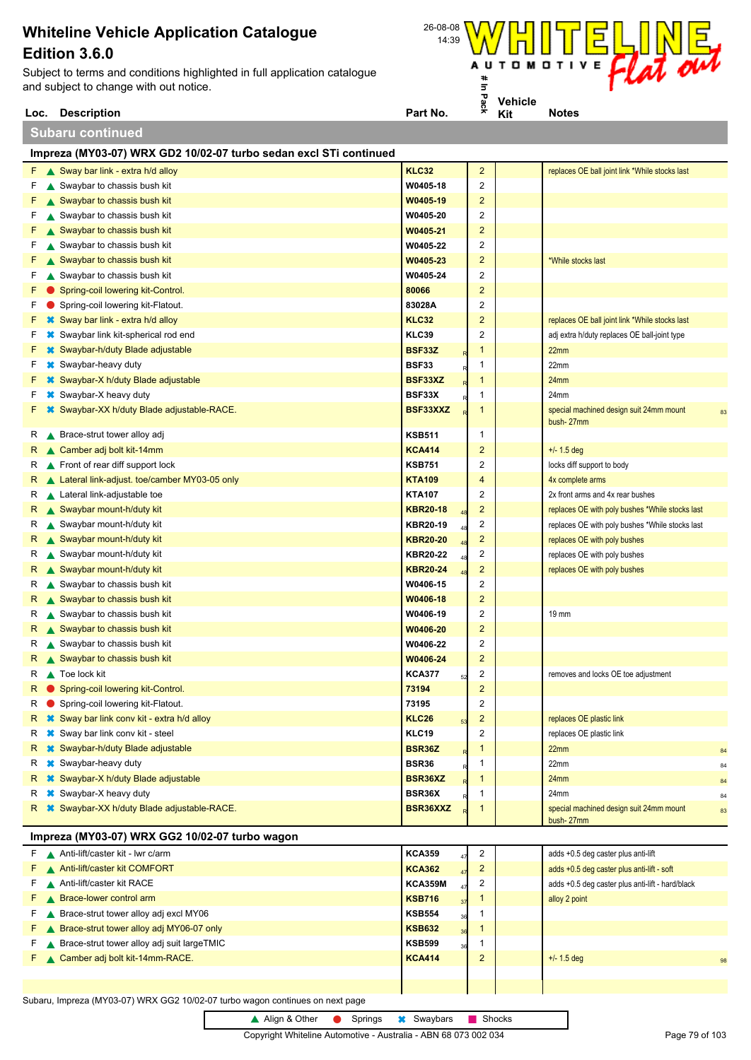# Whiteline Vehicle Application Catalogue
## Edition 3.6.0

Subject to terms and conditions highlighted in full application catalogue and subject to change with out notice.

26-08-08 14:39

## Subaru continued

### Impreza (MY03-07) WRX GD2 10/02-07 turbo sedan excl STi continued

| Loc. | Description | Part No. | # In Pack | Vehicle Kit | Notes |
|---|---|---|---|---|---|
| F | ▲ Sway bar link - extra h/d alloy | KLC32 | 2 | | replaces OE ball joint link *While stocks last |
| F | ▲ Swaybar to chassis bush kit | W0405-18 | 2 | | |
| F | ▲ Swaybar to chassis bush kit | W0405-19 | 2 | | |
| F | ▲ Swaybar to chassis bush kit | W0405-20 | 2 | | |
| F | ▲ Swaybar to chassis bush kit | W0405-21 | 2 | | |
| F | ▲ Swaybar to chassis bush kit | W0405-22 | 2 | | |
| F | ▲ Swaybar to chassis bush kit | W0405-23 | 2 | | *While stocks last |
| F | ▲ Swaybar to chassis bush kit | W0405-24 | 2 | | |
| F | ● Spring-coil lowering kit-Control. | 80066 | 2 | | |
| F | ● Spring-coil lowering kit-Flatout. | 83028A | 2 | | |
| F | ✖ Sway bar link - extra h/d alloy | KLC32 | 2 | | replaces OE ball joint link *While stocks last |
| F | ✖ Swaybar link kit-spherical rod end | KLC39 | 2 | | adj extra h/duty replaces OE ball-joint type |
| F | ✖ Swaybar-h/duty Blade adjustable | BSF33Z R | 1 | | 22mm |
| F | ✖ Swaybar-heavy duty | BSF33 R | 1 | | 22mm |
| F | ✖ Swaybar-X h/duty Blade adjustable | BSF33XZ R | 1 | | 24mm |
| F | ✖ Swaybar-X heavy duty | BSF33X R | 1 | | 24mm |
| F | ✖ Swaybar-XX h/duty Blade adjustable-RACE. | BSF33XXZ R | 1 | | special machined design suit 24mm mount bush- 27mm 83 |
| R | ▲ Brace-strut tower alloy adj | KSB511 | 1 | | |
| R | ▲ Camber adj bolt kit-14mm | KCA414 | 2 | | +/- 1.5 deg |
| R | ▲ Front of rear diff support lock | KSB751 | 2 | | locks diff support to body |
| R | ▲ Lateral link-adjust. toe/camber MY03-05 only | KTA109 | 4 | | 4x complete arms |
| R | ▲ Lateral link-adjustable toe | KTA107 | 2 | | 2x front arms and 4x rear bushes |
| R | ▲ Swaybar mount-h/duty kit | KBR20-18 48 | 2 | | replaces OE with poly bushes *While stocks last |
| R | ▲ Swaybar mount-h/duty kit | KBR20-19 48 | 2 | | replaces OE with poly bushes *While stocks last |
| R | ▲ Swaybar mount-h/duty kit | KBR20-20 48 | 2 | | replaces OE with poly bushes |
| R | ▲ Swaybar mount-h/duty kit | KBR20-22 48 | 2 | | replaces OE with poly bushes |
| R | ▲ Swaybar mount-h/duty kit | KBR20-24 48 | 2 | | replaces OE with poly bushes |
| R | ▲ Swaybar to chassis bush kit | W0406-15 | 2 | | |
| R | ▲ Swaybar to chassis bush kit | W0406-18 | 2 | | |
| R | ▲ Swaybar to chassis bush kit | W0406-19 | 2 | | 19 mm |
| R | ▲ Swaybar to chassis bush kit | W0406-20 | 2 | | |
| R | ▲ Swaybar to chassis bush kit | W0406-22 | 2 | | |
| R | ▲ Swaybar to chassis bush kit | W0406-24 | 2 | | |
| R | ▲ Toe lock kit | KCA377 52 | 2 | | removes and locks OE toe adjustment |
| R | ● Spring-coil lowering kit-Control. | 73194 | 2 | | |
| R | ● Spring-coil lowering kit-Flatout. | 73195 | 2 | | |
| R | ✖ Sway bar link conv kit - extra h/d alloy | KLC26 53 | 2 | | replaces OE plastic link |
| R | ✖ Sway bar link conv kit - steel | KLC19 | 2 | | replaces OE plastic link |
| R | ✖ Swaybar-h/duty Blade adjustable | BSR36Z R | 1 | | 22mm 84 |
| R | ✖ Swaybar-heavy duty | BSR36 R | 1 | | 22mm 84 |
| R | ✖ Swaybar-X h/duty Blade adjustable | BSR36XZ R | 1 | | 24mm 84 |
| R | ✖ Swaybar-X heavy duty | BSR36X R | 1 | | 24mm 84 |
| R | ✖ Swaybar-XX h/duty Blade adjustable-RACE. | BSR36XXZ R | 1 | | special machined design suit 24mm mount bush- 27mm 83 |

### Impreza (MY03-07) WRX GG2 10/02-07 turbo wagon

| Loc. | Description | Part No. | # In Pack | Vehicle Kit | Notes |
|---|---|---|---|---|---|
| F | ▲ Anti-lift/caster kit - lwr c/arm | KCA359 47 | 2 | | adds +0.5 deg caster plus anti-lift |
| F | ▲ Anti-lift/caster kit COMFORT | KCA362 47 | 2 | | adds +0.5 deg caster plus anti-lift - soft |
| F | ▲ Anti-lift/caster kit RACE | KCA359M 47 | 2 | | adds +0.5 deg caster plus anti-lift - hard/black |
| F | ▲ Brace-lower control arm | KSB716 37 | 1 | | alloy 2 point |
| F | ▲ Brace-strut tower alloy adj excl MY06 | KSB554 36 | 1 | | |
| F | ▲ Brace-strut tower alloy adj MY06-07 only | KSB632 36 | 1 | | |
| F | ▲ Brace-strut tower alloy adj suit largeTMIC | KSB599 36 | 1 | | |
| F | ▲ Camber adj bolt kit-14mm-RACE. | KCA414 | 2 | | +/- 1.5 deg 98 |

Subaru, Impreza (MY03-07) WRX GG2 10/02-07 turbo wagon continues on next page

▲ Align & Other ● Springs ✖ Swaybars ■ Shocks

Copyright Whiteline Automotive - Australia - ABN 68 073 002 034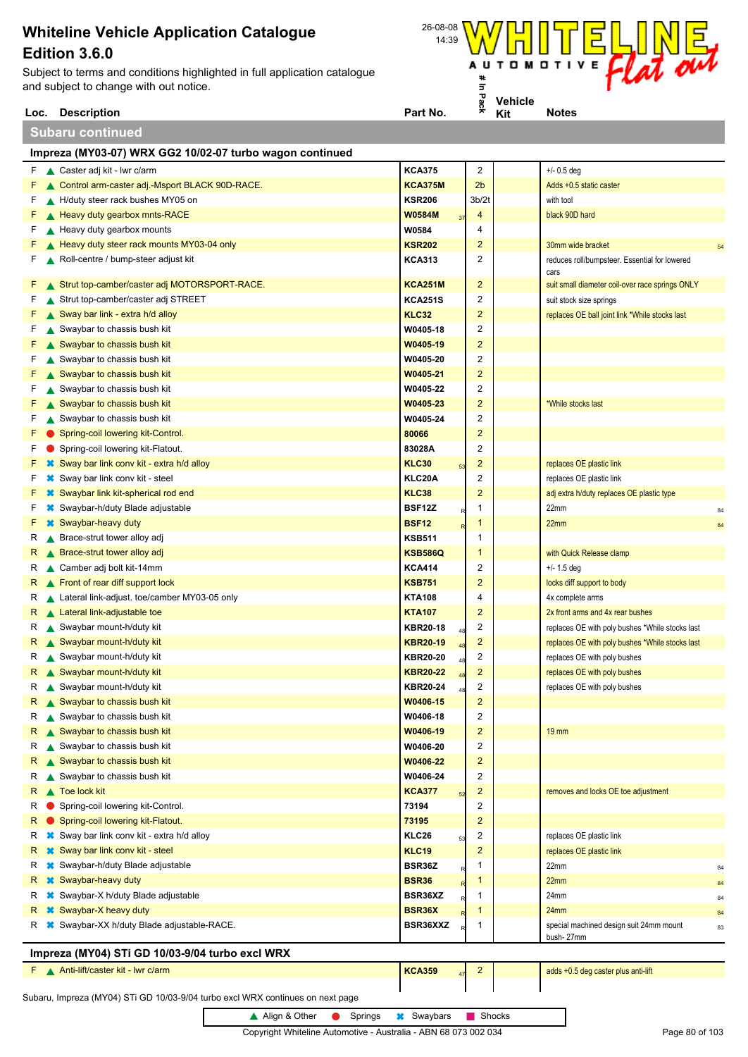# Whiteline Vehicle Application Catalogue
## Edition 3.6.0

Subject to terms and conditions highlighted in full application catalogue and subject to change with out notice.

26-08-08 14:39

WHITELINE AUTOMOTIVE Flat out

## Subaru continued

### Impreza (MY03-07) WRX GG2 10/02-07 turbo wagon continued

| Loc. | Description | Part No. | # In Pack | Vehicle Kit | Notes |
|---|---|---|---|---|---|
| F | ▲ Caster adj kit - lwr c/arm | KCA375 | 2 | | +/- 0.5 deg |
| F | ▲ Control arm-caster adj.-Msport BLACK 90D-RACE. | KCA375M | 2b | | Adds +0.5 static caster |
| F | ▲ H/duty steer rack bushes MY05 on | KSR206 | 3b/2t | | with tool |
| F | ▲ Heavy duty gearbox mnts-RACE | W0584M 37 | 4 | | black 90D hard |
| F | ▲ Heavy duty gearbox mounts | W0584 | 4 | | |
| F | ▲ Heavy duty steer rack mounts MY03-04 only | KSR202 | 2 | | 30mm wide bracket 54 |
| F | ▲ Roll-centre / bump-steer adjust kit | KCA313 | 2 | | reduces roll/bumpsteer. Essential for lowered cars |
| F | ▲ Strut top-camber/caster adj MOTORSPORT-RACE. | KCA251M | 2 | | suit small diameter coil-over race springs ONLY |
| F | ▲ Strut top-camber/caster adj STREET | KCA251S | 2 | | suit stock size springs |
| F | ▲ Sway bar link - extra h/d alloy | KLC32 | 2 | | replaces OE ball joint link *While stocks last |
| F | ▲ Swaybar to chassis bush kit | W0405-18 | 2 | | |
| F | ▲ Swaybar to chassis bush kit | W0405-19 | 2 | | |
| F | ▲ Swaybar to chassis bush kit | W0405-20 | 2 | | |
| F | ▲ Swaybar to chassis bush kit | W0405-21 | 2 | | |
| F | ▲ Swaybar to chassis bush kit | W0405-22 | 2 | | |
| F | ▲ Swaybar to chassis bush kit | W0405-23 | 2 | | *While stocks last |
| F | ▲ Swaybar to chassis bush kit | W0405-24 | 2 | | |
| F | ● Spring-coil lowering kit-Control. | 80066 | 2 | | |
| F | ● Spring-coil lowering kit-Flatout. | 83028A | 2 | | |
| F | ✖ Sway bar link conv kit - extra h/d alloy | KLC30 53 | 2 | | replaces OE plastic link |
| F | ✖ Sway bar link conv kit - steel | KLC20A | 2 | | replaces OE plastic link |
| F | ✖ Swaybar link kit-spherical rod end | KLC38 | 2 | | adj extra h/duty replaces OE plastic type |
| F | ✖ Swaybar-h/duty Blade adjustable | BSF12Z R | 1 | | 22mm 84 |
| F | ✖ Swaybar-heavy duty | BSF12 R | 1 | | 22mm 84 |
| R | ▲ Brace-strut tower alloy adj | KSB511 | 1 | | |
| R | ▲ Brace-strut tower alloy adj | KSB586Q | 1 | | with Quick Release clamp |
| R | ▲ Camber adj bolt kit-14mm | KCA414 | 2 | | +/- 1.5 deg |
| R | ▲ Front of rear diff support lock | KSB751 | 2 | | locks diff support to body |
| R | ▲ Lateral link-adjust. toe/camber MY03-05 only | KTA108 | 4 | | 4x complete arms |
| R | ▲ Lateral link-adjustable toe | KTA107 | 2 | | 2x front arms and 4x rear bushes |
| R | ▲ Swaybar mount-h/duty kit | KBR20-18 48 | 2 | | replaces OE with poly bushes *While stocks last |
| R | ▲ Swaybar mount-h/duty kit | KBR20-19 48 | 2 | | replaces OE with poly bushes *While stocks last |
| R | ▲ Swaybar mount-h/duty kit | KBR20-20 48 | 2 | | replaces OE with poly bushes |
| R | ▲ Swaybar mount-h/duty kit | KBR20-22 48 | 2 | | replaces OE with poly bushes |
| R | ▲ Swaybar mount-h/duty kit | KBR20-24 48 | 2 | | replaces OE with poly bushes |
| R | ▲ Swaybar to chassis bush kit | W0406-15 | 2 | | |
| R | ▲ Swaybar to chassis bush kit | W0406-18 | 2 | | |
| R | ▲ Swaybar to chassis bush kit | W0406-19 | 2 | | 19 mm |
| R | ▲ Swaybar to chassis bush kit | W0406-20 | 2 | | |
| R | ▲ Swaybar to chassis bush kit | W0406-22 | 2 | | |
| R | ▲ Swaybar to chassis bush kit | W0406-24 | 2 | | |
| R | ▲ Toe lock kit | KCA377 52 | 2 | | removes and locks OE toe adjustment |
| R | ● Spring-coil lowering kit-Control. | 73194 | 2 | | |
| R | ● Spring-coil lowering kit-Flatout. | 73195 | 2 | | |
| R | ✖ Sway bar link conv kit - extra h/d alloy | KLC26 53 | 2 | | replaces OE plastic link |
| R | ✖ Sway bar link conv kit - steel | KLC19 | 2 | | replaces OE plastic link |
| R | ✖ Swaybar-h/duty Blade adjustable | BSR36Z R | 1 | | 22mm 84 |
| R | ✖ Swaybar-heavy duty | BSR36 R | 1 | | 22mm 84 |
| R | ✖ Swaybar-X h/duty Blade adjustable | BSR36XZ R | 1 | | 24mm 84 |
| R | ✖ Swaybar-X heavy duty | BSR36X R | 1 | | 24mm 84 |
| R | ✖ Swaybar-XX h/duty Blade adjustable-RACE. | BSR36XXZ R | 1 | | special machined design suit 24mm mount bush- 27mm 83 |

### Impreza (MY04) STi GD 10/03-9/04 turbo excl WRX

| Loc. | Description | Part No. | # In Pack | Vehicle Kit | Notes |
|---|---|---|---|---|---|
| F | ▲ Anti-lift/caster kit - lwr c/arm | KCA359 47 | 2 | | adds +0.5 deg caster plus anti-lift |

Subaru, Impreza (MY04) STi GD 10/03-9/04 turbo excl WRX continues on next page

▲ Align & Other ● Springs ✖ Swaybars ■ Shocks

Copyright Whiteline Automotive - Australia - ABN 68 073 002 034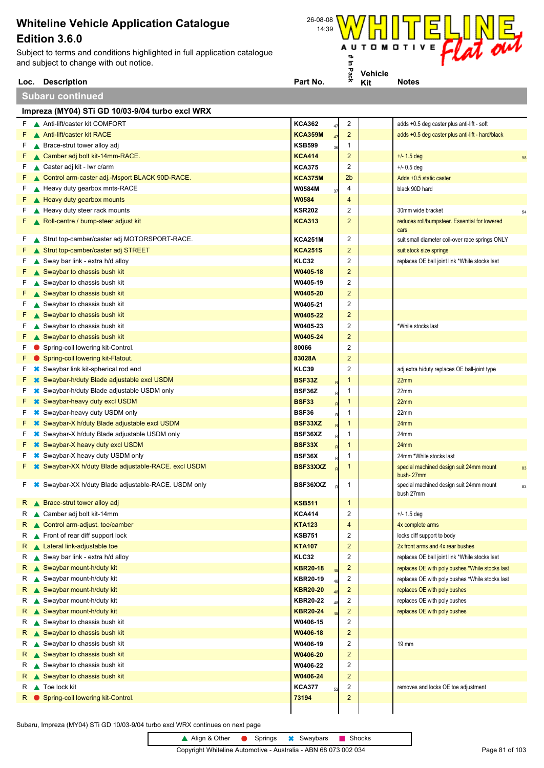# Whiteline Vehicle Application Catalogue
## Edition 3.6.0

Subject to terms and conditions highlighted in full application catalogue and subject to change with out notice.

26-08-08 14:39

## Subaru continued

### Impreza (MY04) STi GD 10/03-9/04 turbo excl WRX

| Loc. | Description | Part No. | | # In Pack | Vehicle Kit | Notes | |
|---|---|---|---|---|---|---|---|
| F | ▲ Anti-lift/caster kit COMFORT | KCA362 | 47 | 2 | | adds +0.5 deg caster plus anti-lift - soft | |
| F | ▲ Anti-lift/caster kit RACE | KCA359M | 47 | 2 | | adds +0.5 deg caster plus anti-lift - hard/black | |
| F | ▲ Brace-strut tower alloy adj | KSB599 | 36 | 1 | | | |
| F | ▲ Camber adj bolt kit-14mm-RACE. | KCA414 | | 2 | | +/- 1.5 deg | 98 |
| F | ▲ Caster adj kit - lwr c/arm | KCA375 | | 2 | | +/- 0.5 deg | |
| F | ▲ Control arm-caster adj.-Msport BLACK 90D-RACE. | KCA375M | | 2b | | Adds +0.5 static caster | |
| F | ▲ Heavy duty gearbox mnts-RACE | W0584M | 37 | 4 | | black 90D hard | |
| F | ▲ Heavy duty gearbox mounts | W0584 | | 4 | | | |
| F | ▲ Heavy duty steer rack mounts | KSR202 | | 2 | | 30mm wide bracket | 54 |
| F | ▲ Roll-centre / bump-steer adjust kit | KCA313 | | 2 | | reduces roll/bumpsteer. Essential for lowered cars | |
| F | ▲ Strut top-camber/caster adj MOTORSPORT-RACE. | KCA251M | | 2 | | suit small diameter coil-over race springs ONLY | |
| F | ▲ Strut top-camber/caster adj STREET | KCA251S | | 2 | | suit stock size springs | |
| F | ▲ Sway bar link - extra h/d alloy | KLC32 | | 2 | | replaces OE ball joint link *While stocks last | |
| F | ▲ Swaybar to chassis bush kit | W0405-18 | | 2 | | | |
| F | ▲ Swaybar to chassis bush kit | W0405-19 | | 2 | | | |
| F | ▲ Swaybar to chassis bush kit | W0405-20 | | 2 | | | |
| F | ▲ Swaybar to chassis bush kit | W0405-21 | | 2 | | | |
| F | ▲ Swaybar to chassis bush kit | W0405-22 | | 2 | | | |
| F | ▲ Swaybar to chassis bush kit | W0405-23 | | 2 | | *While stocks last | |
| F | ▲ Swaybar to chassis bush kit | W0405-24 | | 2 | | | |
| F | ● Spring-coil lowering kit-Control. | 80066 | | 2 | | | |
| F | ● Spring-coil lowering kit-Flatout. | 83028A | | 2 | | | |
| F | ✖ Swaybar link kit-spherical rod end | KLC39 | | 2 | | adj extra h/duty replaces OE ball-joint type | |
| F | ✖ Swaybar-h/duty Blade adjustable excl USDM | BSF33Z | R | 1 | | 22mm | |
| F | ✖ Swaybar-h/duty Blade adjustable USDM only | BSF36Z | R | 1 | | 22mm | |
| F | ✖ Swaybar-heavy duty excl USDM | BSF33 | R | 1 | | 22mm | |
| F | ✖ Swaybar-heavy duty USDM only | BSF36 | R | 1 | | 22mm | |
| F | ✖ Swaybar-X h/duty Blade adjustable excl USDM | BSF33XZ | R | 1 | | 24mm | |
| F | ✖ Swaybar-X h/duty Blade adjustable USDM only | BSF36XZ | R | 1 | | 24mm | |
| F | ✖ Swaybar-X heavy duty excl USDM | BSF33X | R | 1 | | 24mm | |
| F | ✖ Swaybar-X heavy duty USDM only | BSF36X | R | 1 | | 24mm *While stocks last | |
| F | ✖ Swaybar-XX h/duty Blade adjustable-RACE. excl USDM | BSF33XXZ | R | 1 | | special machined design suit 24mm mount bush- 27mm | 83 |
| F | ✖ Swaybar-XX h/duty Blade adjustable-RACE. USDM only | BSF36XXZ | R | 1 | | special machined design suit 24mm mount bush 27mm | 83 |
| R | ▲ Brace-strut tower alloy adj | KSB511 | | 1 | | | |
| R | ▲ Camber adj bolt kit-14mm | KCA414 | | 2 | | +/- 1.5 deg | |
| R | ▲ Control arm-adjust. toe/camber | KTA123 | | 4 | | 4x complete arms | |
| R | ▲ Front of rear diff support lock | KSB751 | | 2 | | locks diff support to body | |
| R | ▲ Lateral link-adjustable toe | KTA107 | | 2 | | 2x front arms and 4x rear bushes | |
| R | ▲ Sway bar link - extra h/d alloy | KLC32 | | 2 | | replaces OE ball joint link *While stocks last | |
| R | ▲ Swaybar mount-h/duty kit | KBR20-18 | 48 | 2 | | replaces OE with poly bushes *While stocks last | |
| R | ▲ Swaybar mount-h/duty kit | KBR20-19 | 48 | 2 | | replaces OE with poly bushes *While stocks last | |
| R | ▲ Swaybar mount-h/duty kit | KBR20-20 | 48 | 2 | | replaces OE with poly bushes | |
| R | ▲ Swaybar mount-h/duty kit | KBR20-22 | 48 | 2 | | replaces OE with poly bushes | |
| R | ▲ Swaybar mount-h/duty kit | KBR20-24 | 48 | 2 | | replaces OE with poly bushes | |
| R | ▲ Swaybar to chassis bush kit | W0406-15 | | 2 | | | |
| R | ▲ Swaybar to chassis bush kit | W0406-18 | | 2 | | | |
| R | ▲ Swaybar to chassis bush kit | W0406-19 | | 2 | | 19 mm | |
| R | ▲ Swaybar to chassis bush kit | W0406-20 | | 2 | | | |
| R | ▲ Swaybar to chassis bush kit | W0406-22 | | 2 | | | |
| R | ▲ Swaybar to chassis bush kit | W0406-24 | | 2 | | | |
| R | ▲ Toe lock kit | KCA377 | 52 | 2 | | removes and locks OE toe adjustment | |
| R | ● Spring-coil lowering kit-Control. | 73194 | | 2 | | | |

Subaru, Impreza (MY04) STi GD 10/03-9/04 turbo excl WRX continues on next page

▲ Align & Other ● Springs ✖ Swaybars ■ Shocks

Copyright Whiteline Automotive - Australia - ABN 68 073 002 034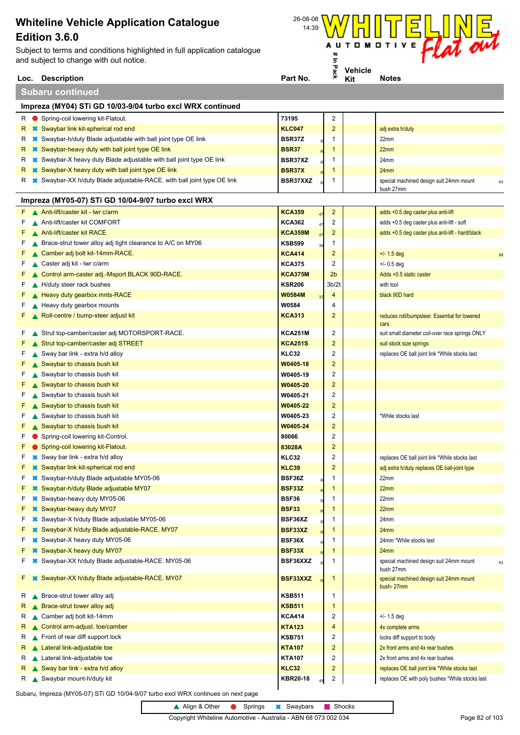# Whiteline Vehicle Application Catalogue
## Edition 3.6.0

Subject to terms and conditions highlighted in full application catalogue and subject to change with out notice.

26-08-08 14:39

## Subaru continued

### Impreza (MY04) STi GD 10/03-9/04 turbo excl WRX continued

| Loc. | Description | Part No. | # In Pack | Vehicle Kit | Notes |
|---|---|---|---|---|---|
| R | Spring-coil lowering kit-Flatout. | 73195 | 2 | | |
| R | Swaybar link kit-spherical rod end | KLC047 | 2 | | adj extra h/duty |
| R | Swaybar-h/duty Blade adjustable with ball joint type OE link | BSR37Z R | 1 | | 22mm |
| R | Swaybar-heavy duty with ball joint type OE link | BSR37 R | 1 | | 22mm |
| R | Swaybar-X heavy duty Blade adjustable with ball joint type OE link | BSR37XZ R | 1 | | 24mm |
| R | Swaybar-X heavy duty with ball joint type OE link | BSR37X R | 1 | | 24mm |
| R | Swaybar-XX h/duty Blade adjustable-RACE. with ball joint type OE link | BSR37XXZ R | 1 | | special machined design suit 24mm mount bush 27mm 83 |

### Impreza (MY05-07) STi GD 10/04-9/07 turbo excl WRX

| Loc. | Description | Part No. | # In Pack | Vehicle Kit | Notes |
|---|---|---|---|---|---|
| F | Anti-lift/caster kit - lwr c/arm | KCA359 47 | 2 | | adds +0.5 deg caster plus anti-lift |
| F | Anti-lift/caster kit COMFORT | KCA362 47 | 2 | | adds +0.5 deg caster plus anti-lift - soft |
| F | Anti-lift/caster kit RACE | KCA359M 47 | 2 | | adds +0.5 deg caster plus anti-lift - hard/black |
| F | Brace-strut tower alloy adj tight clearance to A/C on MY06 | KSB599 36 | 1 | | |
| F | Camber adj bolt kit-14mm-RACE. | KCA414 | 2 | | +/- 1.5 deg 98 |
| F | Caster adj kit - lwr c/arm | KCA375 | 2 | | +/- 0.5 deg |
| F | Control arm-caster adj.-Msport BLACK 90D-RACE. | KCA375M | 2b | | Adds +0.5 static caster |
| F | H/duty steer rack bushes | KSR206 | 3b/2t | | with tool |
| F | Heavy duty gearbox mnts-RACE | W0584M 37 | 4 | | black 90D hard |
| F | Heavy duty gearbox mounts | W0584 | 4 | | |
| F | Roll-centre / bump-steer adjust kit | KCA313 | 2 | | reduces roll/bumpsteer. Essential for lowered cars |
| F | Strut top-camber/caster adj MOTORSPORT-RACE. | KCA251M | 2 | | suit small diameter coil-over race springs ONLY |
| F | Strut top-camber/caster adj STREET | KCA251S | 2 | | suit stock size springs |
| F | Sway bar link - extra h/d alloy | KLC32 | 2 | | replaces OE ball joint link *While stocks last |
| F | Swaybar to chassis bush kit | W0405-18 | 2 | | |
| F | Swaybar to chassis bush kit | W0405-19 | 2 | | |
| F | Swaybar to chassis bush kit | W0405-20 | 2 | | |
| F | Swaybar to chassis bush kit | W0405-21 | 2 | | |
| F | Swaybar to chassis bush kit | W0405-22 | 2 | | |
| F | Swaybar to chassis bush kit | W0405-23 | 2 | | *While stocks last |
| F | Swaybar to chassis bush kit | W0405-24 | 2 | | |
| F | Spring-coil lowering kit-Control. | 80066 | 2 | | |
| F | Spring-coil lowering kit-Flatout. | 83028A | 2 | | |
| F | Sway bar link - extra h/d alloy | KLC32 | 2 | | replaces OE ball joint link *While stocks last |
| F | Swaybar link kit-spherical rod end | KLC39 | 2 | | adj extra h/duty replaces OE ball-joint type |
| F | Swaybar-h/duty Blade adjustable MY05-06 | BSF36Z R | 1 | | 22mm |
| F | Swaybar-h/duty Blade adjustable MY07 | BSF33Z R | 1 | | 22mm |
| F | Swaybar-heavy duty MY05-06 | BSF36 R | 1 | | 22mm |
| F | Swaybar-heavy duty MY07 | BSF33 R | 1 | | 22mm |
| F | Swaybar-X h/duty Blade adjustable MY05-06 | BSF36XZ R | 1 | | 24mm |
| F | Swaybar-X h/duty Blade adjustable-RACE. MY07 | BSF33XZ R | 1 | | 24mm |
| F | Swaybar-X heavy duty MY05-06 | BSF36X R | 1 | | 24mm *While stocks last |
| F | Swaybar-X heavy duty MY07 | BSF33X R | 1 | | 24mm |
| F | Swaybar-XX h/duty Blade adjustable-RACE. MY05-06 | BSF36XXZ R | 1 | | special machined design suit 24mm mount bush 27mm 83 |
| F | Swaybar-XX h/duty Blade adjustable-RACE. MY07 | BSF33XXZ R | 1 | | special machined design suit 24mm mount bush- 27mm |
| R | Brace-strut tower alloy adj | KSB511 | 1 | | |
| R | Brace-strut tower alloy adj | KSB511 | 1 | | |
| R | Camber adj bolt kit-14mm | KCA414 | 2 | | +/- 1.5 deg |
| R | Control arm-adjust. toe/camber | KTA123 | 4 | | 4x complete arms |
| R | Front of rear diff support lock | KSB751 | 2 | | locks diff support to body |
| R | Lateral link-adjustable toe | KTA107 | 2 | | 2x front arms and 4x rear bushes |
| R | Lateral link-adjustable toe | KTA107 | 2 | | 2x front arms and 4x rear bushes |
| R | Sway bar link - extra h/d alloy | KLC32 | 2 | | replaces OE ball joint link *While stocks last |
| R | Swaybar mount-h/duty kit | KBR20-18 48 | 2 | | replaces OE with poly bushes *While stocks last |

Subaru, Impreza (MY05-07) STi GD 10/04-9/07 turbo excl WRX continues on next page

Align & Other | Springs | Swaybars | Shocks

Copyright Whiteline Automotive - Australia - ABN 68 073 002 034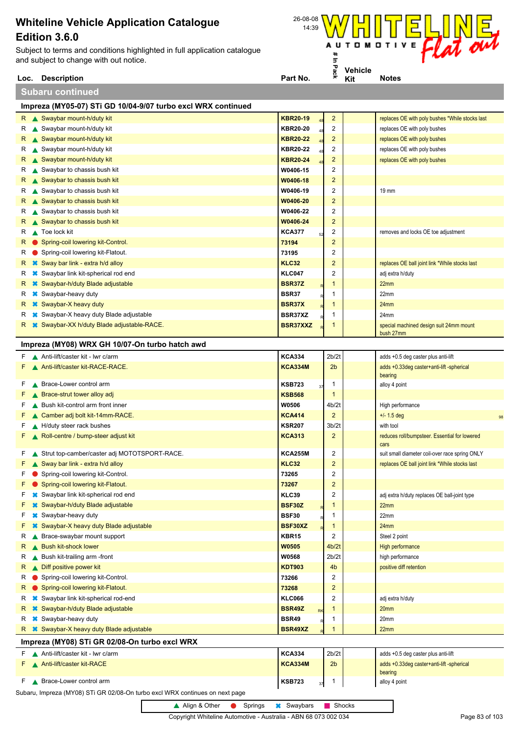# Whiteline Vehicle Application Catalogue
## Edition 3.6.0

Subject to terms and conditions highlighted in full application catalogue and subject to change with out notice.

26-08-08 14:39

| Loc. | Description | Part No. | # In Pack | Vehicle Kit | Notes |
|---|---|---|---|---|---|
| **Subaru continued** | | | | | |
| **Impreza (MY05-07) STi GD 10/04-9/07 turbo excl WRX continued** | | | | | |
| R | ▲ Swaybar mount-h/duty kit | **KBR20-19** 48 | 2 | | replaces OE with poly bushes *While stocks last |
| R | ▲ Swaybar mount-h/duty kit | **KBR20-20** 48 | 2 | | replaces OE with poly bushes |
| R | ▲ Swaybar mount-h/duty kit | **KBR20-22** 48 | 2 | | replaces OE with poly bushes |
| R | ▲ Swaybar mount-h/duty kit | **KBR20-22** 48 | 2 | | replaces OE with poly bushes |
| R | ▲ Swaybar mount-h/duty kit | **KBR20-24** 48 | 2 | | replaces OE with poly bushes |
| R | ▲ Swaybar to chassis bush kit | **W0406-15** | 2 | | |
| R | ▲ Swaybar to chassis bush kit | **W0406-18** | 2 | | |
| R | ▲ Swaybar to chassis bush kit | **W0406-19** | 2 | | 19 mm |
| R | ▲ Swaybar to chassis bush kit | **W0406-20** | 2 | | |
| R | ▲ Swaybar to chassis bush kit | **W0406-22** | 2 | | |
| R | ▲ Swaybar to chassis bush kit | **W0406-24** | 2 | | |
| R | ▲ Toe lock kit | **KCA377** 52 | 2 | | removes and locks OE toe adjustment |
| R | ● Spring-coil lowering kit-Control. | **73194** | 2 | | |
| R | ● Spring-coil lowering kit-Flatout. | **73195** | 2 | | |
| R | ✖ Sway bar link - extra h/d alloy | **KLC32** | 2 | | replaces OE ball joint link *While stocks last |
| R | ✖ Swaybar link kit-spherical rod end | **KLC047** | 2 | | adj extra h/duty |
| R | ✖ Swaybar-h/duty Blade adjustable | **BSR37Z** R | 1 | | 22mm |
| R | ✖ Swaybar-heavy duty | **BSR37** R | 1 | | 22mm |
| R | ✖ Swaybar-X heavy duty | **BSR37X** R | 1 | | 24mm |
| R | ✖ Swaybar-X heavy duty Blade adjustable | **BSR37XZ** R | 1 | | 24mm |
| R | ✖ Swaybar-XX h/duty Blade adjustable-RACE. | **BSR37XXZ** R | 1 | | special machined design suit 24mm mount bush 27mm |
| **Impreza (MY08) WRX GH 10/07-On turbo hatch awd** | | | | | |
| F | ▲ Anti-lift/caster kit - lwr c/arm | **KCA334** | 2b/2t | | adds +0.5 deg caster plus anti-lift |
| F | ▲ Anti-lift/caster kit-RACE-RACE. | **KCA334M** | 2b | | adds +0.33deg caster+anti-lift -spherical bearing |
| F | ▲ Brace-Lower control arm | **KSB723** 37 | 1 | | alloy 4 point |
| F | ▲ Brace-strut tower alloy adj | **KSB568** | 1 | | |
| F | ▲ Bush kit-control arm front inner | **W0506** | 4b/2t | | High performance |
| F | ▲ Camber adj bolt kit-14mm-RACE. | **KCA414** | 2 | | +/- 1.5 deg 98 |
| F | ▲ H/duty steer rack bushes | **KSR207** | 3b/2t | | with tool |
| F | ▲ Roll-centre / bump-steer adjust kit | **KCA313** | 2 | | reduces roll/bumpsteer. Essential for lowered cars |
| F | ▲ Strut top-camber/caster adj MOTOTSPORT-RACE. | **KCA255M** | 2 | | suit small diameter coil-over race spring ONLY |
| F | ▲ Sway bar link - extra h/d alloy | **KLC32** | 2 | | replaces OE ball joint link *While stocks last |
| F | ● Spring-coil lowering kit-Control. | **73265** | 2 | | |
| F | ● Spring-coil lowering kit-Flatout. | **73267** | 2 | | |
| F | ✖ Swaybar link kit-spherical rod end | **KLC39** | 2 | | adj extra h/duty replaces OE ball-joint type |
| F | ✖ Swaybar-h/duty Blade adjustable | **BSF30Z** R | 1 | | 22mm |
| F | ✖ Swaybar-heavy duty | **BSF30** R | 1 | | 22mm |
| F | ✖ Swaybar-X heavy duty Blade adjustable | **BSF30XZ** R | 1 | | 24mm |
| R | ▲ Brace-swaybar mount support | **KBR15** | 2 | | Steel 2 point |
| R | ▲ Bush kit-shock lower | **W0505** | 4b/2t | | High performance |
| R | ▲ Bush kit-trailing arm -front | **W0568** | 2b/2t | | high performance |
| R | ▲ Diff positive power kit | **KDT903** | 4b | | positive diff retention |
| R | ● Spring-coil lowering kit-Control. | **73266** | 2 | | |
| R | ● Spring-coil lowering kit-Flatout. | **73268** | 2 | | |
| R | ✖ Swaybar link kit-spherical rod-end | **KLC066** | 2 | | adj extra h/duty |
| R | ✖ Swaybar-h/duty Blade adjustable | **BSR49Z** RK | 1 | | 20mm |
| R | ✖ Swaybar-heavy duty | **BSR49** R | 1 | | 20mm |
| R | ✖ Swaybar-X heavy duty Blade adjustable | **BSR49XZ** R | 1 | | 22mm |
| **Impreza (MY08) STi GR 02/08-On turbo excl WRX** | | | | | |
| F | ▲ Anti-lift/caster kit - lwr c/arm | **KCA334** | 2b/2t | | adds +0.5 deg caster plus anti-lift |
| F | ▲ Anti-lift/caster kit-RACE | **KCA334M** | 2b | | adds +0.33deg caster+anti-lift -spherical bearing |
| F | ▲ Brace-Lower control arm | **KSB723** 37 | 1 | | alloy 4 point |

Subaru, Impreza (MY08) STi GR 02/08-On turbo excl WRX continues on next page

▲ Align & Other ● Springs ✖ Swaybars ■ Shocks

Copyright Whiteline Automotive - Australia - ABN 68 073 002 034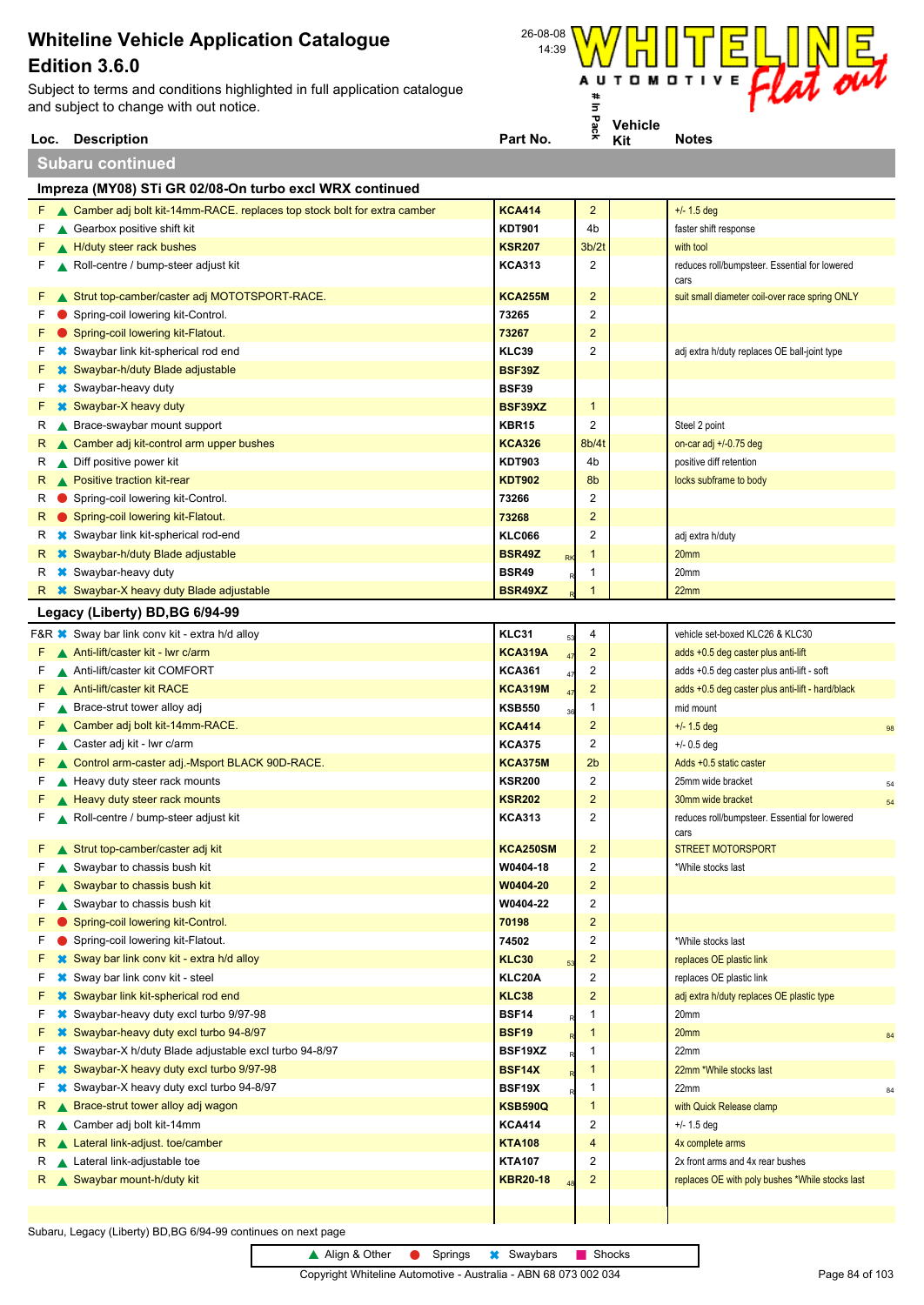# Whiteline Vehicle Application Catalogue

## Edition 3.6.0

Subject to terms and conditions highlighted in full application catalogue and subject to change with out notice.

26-08-08 14:39

| Loc. | Description | Part No. | # In Pack | Vehicle Kit | Notes |
|---|---|---|---|---|---|
| **Subaru continued** | | | | | |
| **Impreza (MY08) STi GR 02/08-On turbo excl WRX continued** | | | | | |
| F | ▲ Camber adj bolt kit-14mm-RACE. replaces top stock bolt for extra camber | **KCA414** | 2 | | +/- 1.5 deg |
| F | ▲ Gearbox positive shift kit | **KDT901** | 4b | | faster shift response |
| F | ▲ H/duty steer rack bushes | **KSR207** | 3b/2t | | with tool |
| F | ▲ Roll-centre / bump-steer adjust kit | **KCA313** | 2 | | reduces roll/bumpsteer. Essential for lowered cars |
| F | ▲ Strut top-camber/caster adj MOTOTSPORT-RACE. | **KCA255M** | 2 | | suit small diameter coil-over race spring ONLY |
| F | ● Spring-coil lowering kit-Control. | **73265** | 2 | | |
| F | ● Spring-coil lowering kit-Flatout. | **73267** | 2 | | |
| F | ✖ Swaybar link kit-spherical rod end | **KLC39** | 2 | | adj extra h/duty replaces OE ball-joint type |
| F | ✖ Swaybar-h/duty Blade adjustable | **BSF39Z** | | | |
| F | ✖ Swaybar-heavy duty | **BSF39** | | | |
| F | ✖ Swaybar-X heavy duty | **BSF39XZ** | 1 | | |
| R | ▲ Brace-swaybar mount support | **KBR15** | 2 | | Steel 2 point |
| R | ▲ Camber adj kit-control arm upper bushes | **KCA326** | 8b/4t | | on-car adj +/-0.75 deg |
| R | ▲ Diff positive power kit | **KDT903** | 4b | | positive diff retention |
| R | ▲ Positive traction kit-rear | **KDT902** | 8b | | locks subframe to body |
| R | ● Spring-coil lowering kit-Control. | **73266** | 2 | | |
| R | ● Spring-coil lowering kit-Flatout. | **73268** | 2 | | |
| R | ✖ Swaybar link kit-spherical rod-end | **KLC066** | 2 | | adj extra h/duty |
| R | ✖ Swaybar-h/duty Blade adjustable | **BSR49Z** RK | 1 | | 20mm |
| R | ✖ Swaybar-heavy duty | **BSR49** R | 1 | | 20mm |
| R | ✖ Swaybar-X heavy duty Blade adjustable | **BSR49XZ** R | 1 | | 22mm |
| **Legacy (Liberty) BD,BG 6/94-99** | | | | | |
| F&R | ✖ Sway bar link conv kit - extra h/d alloy | **KLC31** 53 | 4 | | vehicle set-boxed KLC26 & KLC30 |
| F | ▲ Anti-lift/caster kit - lwr c/arm | **KCA319A** 47 | 2 | | adds +0.5 deg caster plus anti-lift |
| F | ▲ Anti-lift/caster kit COMFORT | **KCA361** 47 | 2 | | adds +0.5 deg caster plus anti-lift - soft |
| F | ▲ Anti-lift/caster kit RACE | **KCA319M** 47 | 2 | | adds +0.5 deg caster plus anti-lift - hard/black |
| F | ▲ Brace-strut tower alloy adj | **KSB550** 36 | 1 | | mid mount |
| F | ▲ Camber adj bolt kit-14mm-RACE. | **KCA414** | 2 | | +/- 1.5 deg 98 |
| F | ▲ Caster adj kit - lwr c/arm | **KCA375** | 2 | | +/- 0.5 deg |
| F | ▲ Control arm-caster adj.-Msport BLACK 90D-RACE. | **KCA375M** | 2b | | Adds +0.5 static caster |
| F | ▲ Heavy duty steer rack mounts | **KSR200** | 2 | | 25mm wide bracket 54 |
| F | ▲ Heavy duty steer rack mounts | **KSR202** | 2 | | 30mm wide bracket 54 |
| F | ▲ Roll-centre / bump-steer adjust kit | **KCA313** | 2 | | reduces roll/bumpsteer. Essential for lowered cars |
| F | ▲ Strut top-camber/caster adj kit | **KCA250SM** | 2 | | STREET MOTORSPORT |
| F | ▲ Swaybar to chassis bush kit | **W0404-18** | 2 | | *While stocks last |
| F | ▲ Swaybar to chassis bush kit | **W0404-20** | 2 | | |
| F | ▲ Swaybar to chassis bush kit | **W0404-22** | 2 | | |
| F | ● Spring-coil lowering kit-Control. | **70198** | 2 | | |
| F | ● Spring-coil lowering kit-Flatout. | **74502** | 2 | | *While stocks last |
| F | ✖ Sway bar link conv kit - extra h/d alloy | **KLC30** 53 | 2 | | replaces OE plastic link |
| F | ✖ Sway bar link conv kit - steel | **KLC20A** | 2 | | replaces OE plastic link |
| F | ✖ Swaybar link kit-spherical rod end | **KLC38** | 2 | | adj extra h/duty replaces OE plastic type |
| F | ✖ Swaybar-heavy duty excl turbo 9/97-98 | **BSF14** R | 1 | | 20mm |
| F | ✖ Swaybar-heavy duty excl turbo 94-8/97 | **BSF19** R | 1 | | 20mm 84 |
| F | ✖ Swaybar-X h/duty Blade adjustable excl turbo 94-8/97 | **BSF19XZ** R | 1 | | 22mm |
| F | ✖ Swaybar-X heavy duty excl turbo 9/97-98 | **BSF14X** R | 1 | | 22mm *While stocks last |
| F | ✖ Swaybar-X heavy duty excl turbo 94-8/97 | **BSF19X** R | 1 | | 22mm 84 |
| R | ▲ Brace-strut tower alloy adj wagon | **KSB590Q** | 1 | | with Quick Release clamp |
| R | ▲ Camber adj bolt kit-14mm | **KCA414** | 2 | | +/- 1.5 deg |
| R | ▲ Lateral link-adjust. toe/camber | **KTA108** | 4 | | 4x complete arms |
| R | ▲ Lateral link-adjustable toe | **KTA107** | 2 | | 2x front arms and 4x rear bushes |
| R | ▲ Swaybar mount-h/duty kit | **KBR20-18** 48 | 2 | | replaces OE with poly bushes *While stocks last |

Subaru, Legacy (Liberty) BD,BG 6/94-99 continues on next page

▲ Align & Other ● Springs ✖ Swaybars ■ Shocks

Copyright Whiteline Automotive - Australia - ABN 68 073 002 034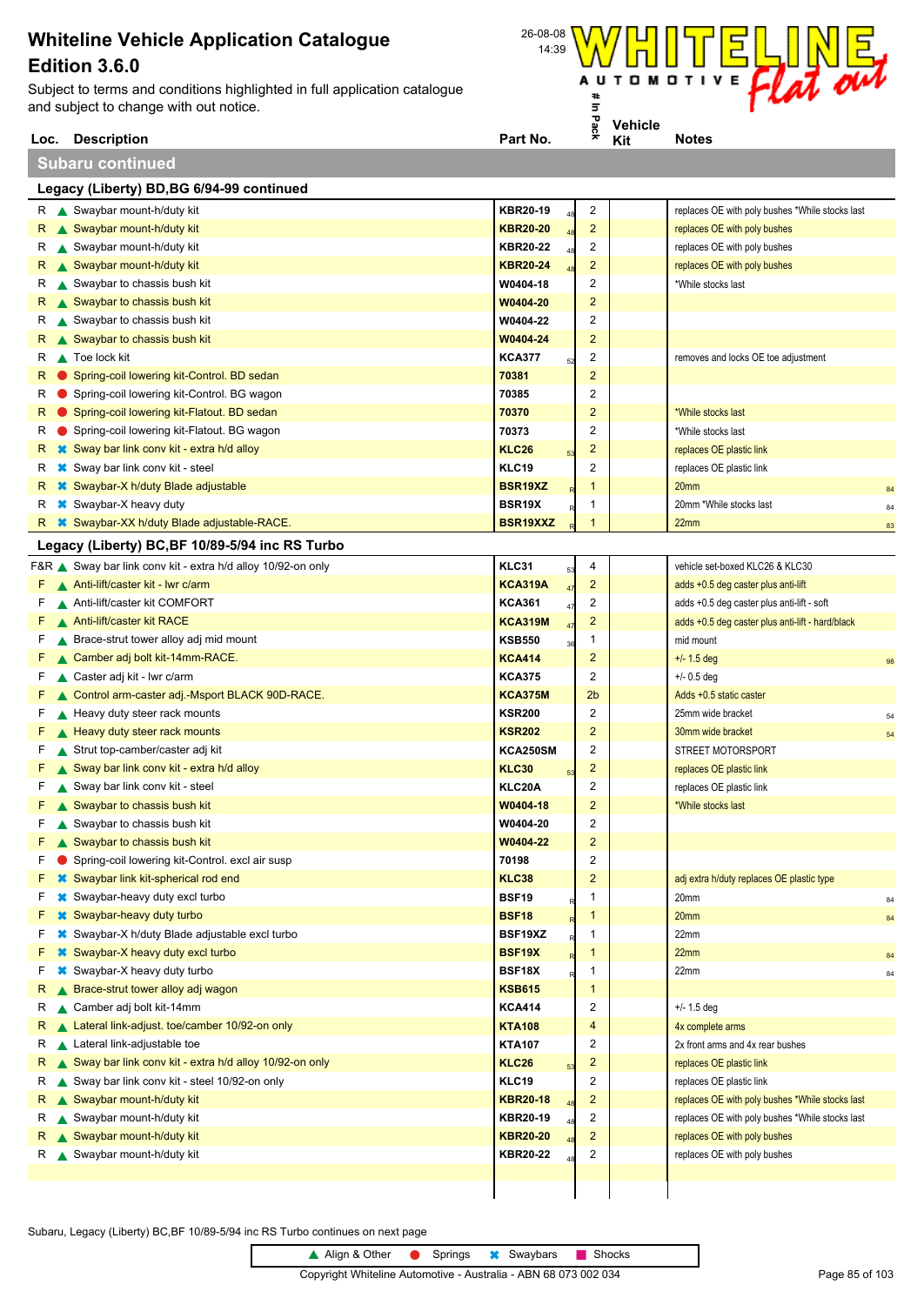# Whiteline Vehicle Application Catalogue
## Edition 3.6.0

Subject to terms and conditions highlighted in full application catalogue and subject to change with out notice.

26-08-08 14:39

## Subaru continued

### Legacy (Liberty) BD,BG 6/94-99 continued

| Loc. | Description | Part No. | | # In Pack | Vehicle Kit | Notes | |
|---|---|---|---|---|---|---|---|
| R | ▲ Swaybar mount-h/duty kit | KBR20-19 | 48 | 2 | | replaces OE with poly bushes *While stocks last | |
| R | ▲ Swaybar mount-h/duty kit | KBR20-20 | 48 | 2 | | replaces OE with poly bushes | |
| R | ▲ Swaybar mount-h/duty kit | KBR20-22 | 48 | 2 | | replaces OE with poly bushes | |
| R | ▲ Swaybar mount-h/duty kit | KBR20-24 | 48 | 2 | | replaces OE with poly bushes | |
| R | ▲ Swaybar to chassis bush kit | W0404-18 | | 2 | | *While stocks last | |
| R | ▲ Swaybar to chassis bush kit | W0404-20 | | 2 | | | |
| R | ▲ Swaybar to chassis bush kit | W0404-22 | | 2 | | | |
| R | ▲ Swaybar to chassis bush kit | W0404-24 | | 2 | | | |
| R | ▲ Toe lock kit | KCA377 | 52 | 2 | | removes and locks OE toe adjustment | |
| R | ● Spring-coil lowering kit-Control. BD sedan | 70381 | | 2 | | | |
| R | ● Spring-coil lowering kit-Control. BG wagon | 70385 | | 2 | | | |
| R | ● Spring-coil lowering kit-Flatout. BD sedan | 70370 | | 2 | | *While stocks last | |
| R | ● Spring-coil lowering kit-Flatout. BG wagon | 70373 | | 2 | | *While stocks last | |
| R | ✖ Sway bar link conv kit - extra h/d alloy | KLC26 | 53 | 2 | | replaces OE plastic link | |
| R | ✖ Sway bar link conv kit - steel | KLC19 | | 2 | | replaces OE plastic link | |
| R | ✖ Swaybar-X h/duty Blade adjustable | BSR19XZ | R | 1 | | 20mm | 84 |
| R | ✖ Swaybar-X heavy duty | BSR19X | R | 1 | | 20mm *While stocks last | 84 |
| R | ✖ Swaybar-XX h/duty Blade adjustable-RACE. | BSR19XXZ | R | 1 | | 22mm | 83 |

### Legacy (Liberty) BC,BF 10/89-5/94 inc RS Turbo

| Loc. | Description | Part No. | | # In Pack | Vehicle Kit | Notes | |
|---|---|---|---|---|---|---|---|
| F&R | ▲ Sway bar link conv kit - extra h/d alloy 10/92-on only | KLC31 | 53 | 4 | | vehicle set-boxed KLC26 & KLC30 | |
| F | ▲ Anti-lift/caster kit - lwr c/arm | KCA319A | 47 | 2 | | adds +0.5 deg caster plus anti-lift | |
| F | ▲ Anti-lift/caster kit COMFORT | KCA361 | 47 | 2 | | adds +0.5 deg caster plus anti-lift - soft | |
| F | ▲ Anti-lift/caster kit RACE | KCA319M | 47 | 2 | | adds +0.5 deg caster plus anti-lift - hard/black | |
| F | ▲ Brace-strut tower alloy adj mid mount | KSB550 | 36 | 1 | | mid mount | |
| F | ▲ Camber adj bolt kit-14mm-RACE. | KCA414 | | 2 | | +/- 1.5 deg | 98 |
| F | ▲ Caster adj kit - lwr c/arm | KCA375 | | 2 | | +/- 0.5 deg | |
| F | ▲ Control arm-caster adj.-Msport BLACK 90D-RACE. | KCA375M | | 2b | | Adds +0.5 static caster | |
| F | ▲ Heavy duty steer rack mounts | KSR200 | | 2 | | 25mm wide bracket | 54 |
| F | ▲ Heavy duty steer rack mounts | KSR202 | | 2 | | 30mm wide bracket | 54 |
| F | ▲ Strut top-camber/caster adj kit | KCA250SM | | 2 | | STREET MOTORSPORT | |
| F | ▲ Sway bar link conv kit - extra h/d alloy | KLC30 | 53 | 2 | | replaces OE plastic link | |
| F | ▲ Sway bar link conv kit - steel | KLC20A | | 2 | | replaces OE plastic link | |
| F | ▲ Swaybar to chassis bush kit | W0404-18 | | 2 | | *While stocks last | |
| F | ▲ Swaybar to chassis bush kit | W0404-20 | | 2 | | | |
| F | ▲ Swaybar to chassis bush kit | W0404-22 | | 2 | | | |
| F | ● Spring-coil lowering kit-Control. excl air susp | 70198 | | 2 | | | |
| F | ✖ Swaybar link kit-spherical rod end | KLC38 | | 2 | | adj extra h/duty replaces OE plastic type | |
| F | ✖ Swaybar-heavy duty excl turbo | BSF19 | R | 1 | | 20mm | 84 |
| F | ✖ Swaybar-heavy duty turbo | BSF18 | R | 1 | | 20mm | 84 |
| F | ✖ Swaybar-X h/duty Blade adjustable excl turbo | BSF19XZ | R | 1 | | 22mm | |
| F | ✖ Swaybar-X heavy duty excl turbo | BSF19X | R | 1 | | 22mm | 84 |
| F | ✖ Swaybar-X heavy duty turbo | BSF18X | R | 1 | | 22mm | 84 |
| R | ▲ Brace-strut tower alloy adj wagon | KSB615 | | 1 | | | |
| R | ▲ Camber adj bolt kit-14mm | KCA414 | | 2 | | +/- 1.5 deg | |
| R | ▲ Lateral link-adjust. toe/camber 10/92-on only | KTA108 | | 4 | | 4x complete arms | |
| R | ▲ Lateral link-adjustable toe | KTA107 | | 2 | | 2x front arms and 4x rear bushes | |
| R | ▲ Sway bar link conv kit - extra h/d alloy 10/92-on only | KLC26 | 53 | 2 | | replaces OE plastic link | |
| R | ▲ Sway bar link conv kit - steel 10/92-on only | KLC19 | | 2 | | replaces OE plastic link | |
| R | ▲ Swaybar mount-h/duty kit | KBR20-18 | 48 | 2 | | replaces OE with poly bushes *While stocks last | |
| R | ▲ Swaybar mount-h/duty kit | KBR20-19 | 48 | 2 | | replaces OE with poly bushes *While stocks last | |
| R | ▲ Swaybar mount-h/duty kit | KBR20-20 | 48 | 2 | | replaces OE with poly bushes | |
| R | ▲ Swaybar mount-h/duty kit | KBR20-22 | 48 | 2 | | replaces OE with poly bushes | |

Subaru, Legacy (Liberty) BC,BF 10/89-5/94 inc RS Turbo continues on next page

▲ Align & Other ● Springs ✖ Swaybars ■ Shocks

Copyright Whiteline Automotive - Australia - ABN 68 073 002 034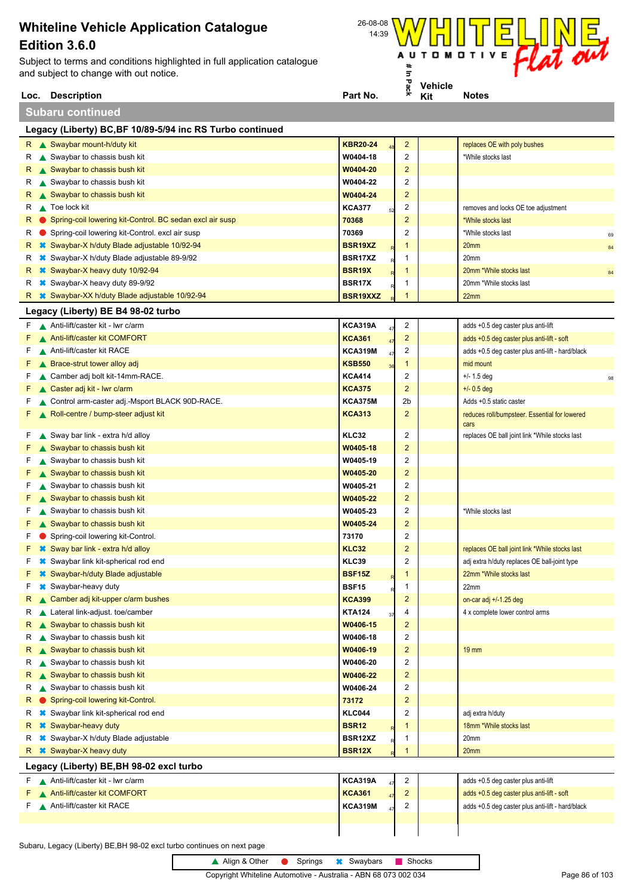# Whiteline Vehicle Application Catalogue
## Edition 3.6.0

Subject to terms and conditions highlighted in full application catalogue and subject to change with out notice.

26-08-08 14:39

## Subaru continued

### Legacy (Liberty) BC,BF 10/89-5/94 inc RS Turbo continued

| Loc. | Description | Part No. | | # In Pack | Vehicle Kit | Notes | |
|---|---|---|---|---|---|---|---|
| R | ▲ Swaybar mount-h/duty kit | KBR20-24 | 48 | 2 | | replaces OE with poly bushes | |
| R | ▲ Swaybar to chassis bush kit | W0404-18 | | 2 | | *While stocks last | |
| R | ▲ Swaybar to chassis bush kit | W0404-20 | | 2 | | | |
| R | ▲ Swaybar to chassis bush kit | W0404-22 | | 2 | | | |
| R | ▲ Swaybar to chassis bush kit | W0404-24 | | 2 | | | |
| R | ▲ Toe lock kit | KCA377 | 52 | 2 | | removes and locks OE toe adjustment | |
| R | ● Spring-coil lowering kit-Control. BC sedan excl air susp | 70368 | | 2 | | *While stocks last | |
| R | ● Spring-coil lowering kit-Control. excl air susp | 70369 | | 2 | | *While stocks last | 69 |
| R | ✖ Swaybar-X h/duty Blade adjustable 10/92-94 | BSR19XZ | R | 1 | | 20mm | 84 |
| R | ✖ Swaybar-X h/duty Blade adjustable 89-9/92 | BSR17XZ | R | 1 | | 20mm | |
| R | ✖ Swaybar-X heavy duty 10/92-94 | BSR19X | R | 1 | | 20mm *While stocks last | 84 |
| R | ✖ Swaybar-X heavy duty 89-9/92 | BSR17X | R | 1 | | 20mm *While stocks last | |
| R | ✖ Swaybar-XX h/duty Blade adjustable 10/92-94 | BSR19XXZ | R | 1 | | 22mm | |

### Legacy (Liberty) BE B4 98-02 turbo

| Loc. | Description | Part No. | | # In Pack | Vehicle Kit | Notes | |
|---|---|---|---|---|---|---|---|
| F | ▲ Anti-lift/caster kit - lwr c/arm | KCA319A | 47 | 2 | | adds +0.5 deg caster plus anti-lift | |
| F | ▲ Anti-lift/caster kit COMFORT | KCA361 | 47 | 2 | | adds +0.5 deg caster plus anti-lift - soft | |
| F | ▲ Anti-lift/caster kit RACE | KCA319M | 47 | 2 | | adds +0.5 deg caster plus anti-lift - hard/black | |
| F | ▲ Brace-strut tower alloy adj | KSB550 | 36 | 1 | | mid mount | |
| F | ▲ Camber adj bolt kit-14mm-RACE. | KCA414 | | 2 | | +/- 1.5 deg | 98 |
| F | ▲ Caster adj kit - lwr c/arm | KCA375 | | 2 | | +/- 0.5 deg | |
| F | ▲ Control arm-caster adj.-Msport BLACK 90D-RACE. | KCA375M | | 2b | | Adds +0.5 static caster | |
| F | ▲ Roll-centre / bump-steer adjust kit | KCA313 | | 2 | | reduces roll/bumpsteer. Essential for lowered cars | |
| F | ▲ Sway bar link - extra h/d alloy | KLC32 | | 2 | | replaces OE ball joint link *While stocks last | |
| F | ▲ Swaybar to chassis bush kit | W0405-18 | | 2 | | | |
| F | ▲ Swaybar to chassis bush kit | W0405-19 | | 2 | | | |
| F | ▲ Swaybar to chassis bush kit | W0405-20 | | 2 | | | |
| F | ▲ Swaybar to chassis bush kit | W0405-21 | | 2 | | | |
| F | ▲ Swaybar to chassis bush kit | W0405-22 | | 2 | | | |
| F | ▲ Swaybar to chassis bush kit | W0405-23 | | 2 | | *While stocks last | |
| F | ▲ Swaybar to chassis bush kit | W0405-24 | | 2 | | | |
| F | ● Spring-coil lowering kit-Control. | 73170 | | 2 | | | |
| F | ✖ Sway bar link - extra h/d alloy | KLC32 | | 2 | | replaces OE ball joint link *While stocks last | |
| F | ✖ Swaybar link kit-spherical rod end | KLC39 | | 2 | | adj extra h/duty replaces OE ball-joint type | |
| F | ✖ Swaybar-h/duty Blade adjustable | BSF15Z | R | 1 | | 22mm *While stocks last | |
| F | ✖ Swaybar-heavy duty | BSF15 | R | 1 | | 22mm | |
| R | ▲ Camber adj kit-upper c/arm bushes | KCA399 | | 2 | | on-car adj +/-1.25 deg | |
| R | ▲ Lateral link-adjust. toe/camber | KTA124 | 37 | 4 | | 4 x complete lower control arms | |
| R | ▲ Swaybar to chassis bush kit | W0406-15 | | 2 | | | |
| R | ▲ Swaybar to chassis bush kit | W0406-18 | | 2 | | | |
| R | ▲ Swaybar to chassis bush kit | W0406-19 | | 2 | | 19 mm | |
| R | ▲ Swaybar to chassis bush kit | W0406-20 | | 2 | | | |
| R | ▲ Swaybar to chassis bush kit | W0406-22 | | 2 | | | |
| R | ▲ Swaybar to chassis bush kit | W0406-24 | | 2 | | | |
| R | ● Spring-coil lowering kit-Control. | 73172 | | 2 | | | |
| R | ✖ Swaybar link kit-spherical rod end | KLC044 | | 2 | | adj extra h/duty | |
| R | ✖ Swaybar-heavy duty | BSR12 | R | 1 | | 18mm *While stocks last | |
| R | ✖ Swaybar-X h/duty Blade adjustable | BSR12XZ | R | 1 | | 20mm | |
| R | ✖ Swaybar-X heavy duty | BSR12X | R | 1 | | 20mm | |

### Legacy (Liberty) BE,BH 98-02 excl turbo

| Loc. | Description | Part No. | | # In Pack | Vehicle Kit | Notes |
|---|---|---|---|---|---|---|
| F | ▲ Anti-lift/caster kit - lwr c/arm | KCA319A | 47 | 2 | | adds +0.5 deg caster plus anti-lift |
| F | ▲ Anti-lift/caster kit COMFORT | KCA361 | 47 | 2 | | adds +0.5 deg caster plus anti-lift - soft |
| F | ▲ Anti-lift/caster kit RACE | KCA319M | 47 | 2 | | adds +0.5 deg caster plus anti-lift - hard/black |

Subaru, Legacy (Liberty) BE,BH 98-02 excl turbo continues on next page

▲ Align & Other ● Springs ✖ Swaybars ■ Shocks

Copyright Whiteline Automotive - Australia - ABN 68 073 002 034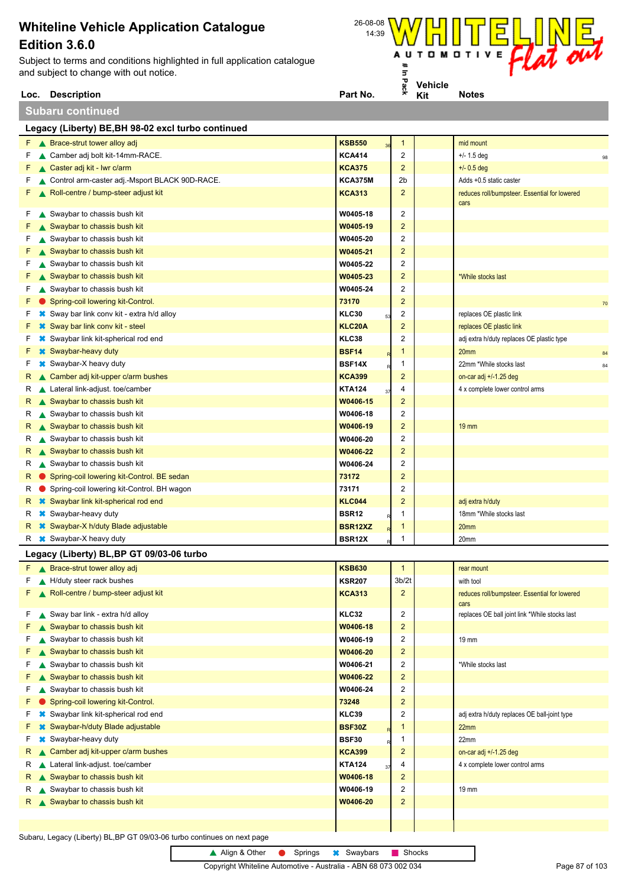# Whiteline Vehicle Application Catalogue
## Edition 3.6.0

Subject to terms and conditions highlighted in full application catalogue and subject to change with out notice.

26-08-08 14:39

| Loc. | Description | Part No. | # In Pack | Vehicle Kit | Notes |
|---|---|---|---|---|---|

## Subaru continued

### Legacy (Liberty) BE,BH 98-02 excl turbo continued

| Loc. | Description | Part No. | # In Pack | Vehicle Kit | Notes |
|---|---|---|---|---|---|
| F | ▲ Brace-strut tower alloy adj | KSB550 36 | 1 | | mid mount |
| F | ▲ Camber adj bolt kit-14mm-RACE. | KCA414 | 2 | | +/- 1.5 deg 98 |
| F | ▲ Caster adj kit - lwr c/arm | KCA375 | 2 | | +/- 0.5 deg |
| F | ▲ Control arm-caster adj.-Msport BLACK 90D-RACE. | KCA375M | 2b | | Adds +0.5 static caster |
| F | ▲ Roll-centre / bump-steer adjust kit | KCA313 | 2 | | reduces roll/bumpsteer. Essential for lowered cars |
| F | ▲ Swaybar to chassis bush kit | W0405-18 | 2 | | |
| F | ▲ Swaybar to chassis bush kit | W0405-19 | 2 | | |
| F | ▲ Swaybar to chassis bush kit | W0405-20 | 2 | | |
| F | ▲ Swaybar to chassis bush kit | W0405-21 | 2 | | |
| F | ▲ Swaybar to chassis bush kit | W0405-22 | 2 | | |
| F | ▲ Swaybar to chassis bush kit | W0405-23 | 2 | | *While stocks last |
| F | ▲ Swaybar to chassis bush kit | W0405-24 | 2 | | |
| F | ● Spring-coil lowering kit-Control. | 73170 | 2 | | 70 |
| F | ✖ Sway bar link conv kit - extra h/d alloy | KLC30 53 | 2 | | replaces OE plastic link |
| F | ✖ Sway bar link conv kit - steel | KLC20A | 2 | | replaces OE plastic link |
| F | ✖ Swaybar link kit-spherical rod end | KLC38 | 2 | | adj extra h/duty replaces OE plastic type |
| F | ✖ Swaybar-heavy duty | BSF14 R | 1 | | 20mm 84 |
| F | ✖ Swaybar-X heavy duty | BSF14X R | 1 | | 22mm *While stocks last 84 |
| R | ▲ Camber adj kit-upper c/arm bushes | KCA399 | 2 | | on-car adj +/-1.25 deg |
| R | ▲ Lateral link-adjust. toe/camber | KTA124 37 | 4 | | 4 x complete lower control arms |
| R | ▲ Swaybar to chassis bush kit | W0406-15 | 2 | | |
| R | ▲ Swaybar to chassis bush kit | W0406-18 | 2 | | |
| R | ▲ Swaybar to chassis bush kit | W0406-19 | 2 | | 19 mm |
| R | ▲ Swaybar to chassis bush kit | W0406-20 | 2 | | |
| R | ▲ Swaybar to chassis bush kit | W0406-22 | 2 | | |
| R | ▲ Swaybar to chassis bush kit | W0406-24 | 2 | | |
| R | ● Spring-coil lowering kit-Control. BE sedan | 73172 | 2 | | |
| R | ● Spring-coil lowering kit-Control. BH wagon | 73171 | 2 | | |
| R | ✖ Swaybar link kit-spherical rod end | KLC044 | 2 | | adj extra h/duty |
| R | ✖ Swaybar-heavy duty | BSR12 R | 1 | | 18mm *While stocks last |
| R | ✖ Swaybar-X h/duty Blade adjustable | BSR12XZ R | 1 | | 20mm |
| R | ✖ Swaybar-X heavy duty | BSR12X R | 1 | | 20mm |

### Legacy (Liberty) BL,BP GT 09/03-06 turbo

| Loc. | Description | Part No. | # In Pack | Vehicle Kit | Notes |
|---|---|---|---|---|---|
| F | ▲ Brace-strut tower alloy adj | KSB630 | 1 | | rear mount |
| F | ▲ H/duty steer rack bushes | KSR207 | 3b/2t | | with tool |
| F | ▲ Roll-centre / bump-steer adjust kit | KCA313 | 2 | | reduces roll/bumpsteer. Essential for lowered cars |
| F | ▲ Sway bar link - extra h/d alloy | KLC32 | 2 | | replaces OE ball joint link *While stocks last |
| F | ▲ Swaybar to chassis bush kit | W0406-18 | 2 | | |
| F | ▲ Swaybar to chassis bush kit | W0406-19 | 2 | | 19 mm |
| F | ▲ Swaybar to chassis bush kit | W0406-20 | 2 | | |
| F | ▲ Swaybar to chassis bush kit | W0406-21 | 2 | | *While stocks last |
| F | ▲ Swaybar to chassis bush kit | W0406-22 | 2 | | |
| F | ▲ Swaybar to chassis bush kit | W0406-24 | 2 | | |
| F | ● Spring-coil lowering kit-Control. | 73248 | 2 | | |
| F | ✖ Swaybar link kit-spherical rod end | KLC39 | 2 | | adj extra h/duty replaces OE ball-joint type |
| F | ✖ Swaybar-h/duty Blade adjustable | BSF30Z R | 1 | | 22mm |
| F | ✖ Swaybar-heavy duty | BSF30 R | 1 | | 22mm |
| R | ▲ Camber adj kit-upper c/arm bushes | KCA399 | 2 | | on-car adj +/-1.25 deg |
| R | ▲ Lateral link-adjust. toe/camber | KTA124 37 | 4 | | 4 x complete lower control arms |
| R | ▲ Swaybar to chassis bush kit | W0406-18 | 2 | | |
| R | ▲ Swaybar to chassis bush kit | W0406-19 | 2 | | 19 mm |
| R | ▲ Swaybar to chassis bush kit | W0406-20 | 2 | | |

Subaru, Legacy (Liberty) BL,BP GT 09/03-06 turbo continues on next page

▲ Align & Other ● Springs ✖ Swaybars ■ Shocks

Copyright Whiteline Automotive - Australia - ABN 68 073 002 034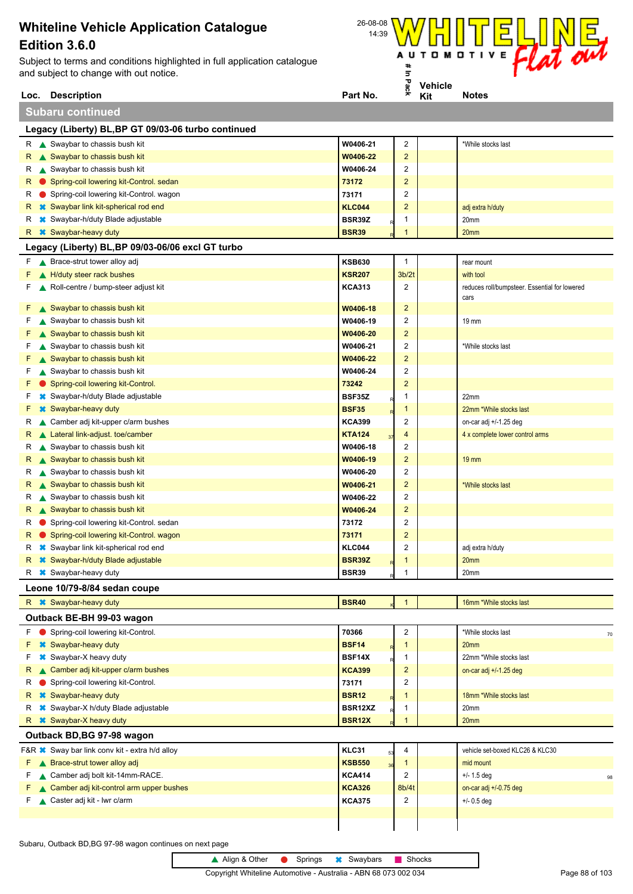# Whiteline Vehicle Application Catalogue
## Edition 3.6.0

Subject to terms and conditions highlighted in full application catalogue and subject to change with out notice.

26-08-08
14:39

## Subaru continued

| Loc. | Description | Part No. | # In Pack | Vehicle Kit | Notes |
|---|---|---|---|---|---|
| **Legacy (Liberty) BL,BP GT 09/03-06 turbo continued** | | | | | |
| R | ▲ Swaybar to chassis bush kit | W0406-21 | 2 | | *While stocks last |
| R | ▲ Swaybar to chassis bush kit | W0406-22 | 2 | | |
| R | ▲ Swaybar to chassis bush kit | W0406-24 | 2 | | |
| R | ● Spring-coil lowering kit-Control. sedan | 73172 | 2 | | |
| R | ● Spring-coil lowering kit-Control. wagon | 73171 | 2 | | |
| R | ✖ Swaybar link kit-spherical rod end | KLC044 | 2 | | adj extra h/duty |
| R | ✖ Swaybar-h/duty Blade adjustable | BSR39Z | 1 | | 20mm |
| R | ✖ Swaybar-heavy duty | BSR39 | 1 | | 20mm |
| **Legacy (Liberty) BL,BP 09/03-06/06 excl GT turbo** | | | | | |
| F | ▲ Brace-strut tower alloy adj | KSB630 | 1 | | rear mount |
| F | ▲ H/duty steer rack bushes | KSR207 | 3b/2t | | with tool |
| F | ▲ Roll-centre / bump-steer adjust kit | KCA313 | 2 | | reduces roll/bumpsteer. Essential for lowered cars |
| F | ▲ Swaybar to chassis bush kit | W0406-18 | 2 | | |
| F | ▲ Swaybar to chassis bush kit | W0406-19 | 2 | | 19 mm |
| F | ▲ Swaybar to chassis bush kit | W0406-20 | 2 | | |
| F | ▲ Swaybar to chassis bush kit | W0406-21 | 2 | | *While stocks last |
| F | ▲ Swaybar to chassis bush kit | W0406-22 | 2 | | |
| F | ▲ Swaybar to chassis bush kit | W0406-24 | 2 | | |
| F | ● Spring-coil lowering kit-Control. | 73242 | 2 | | |
| F | ✖ Swaybar-h/duty Blade adjustable | BSF35Z | 1 | | 22mm |
| F | ✖ Swaybar-heavy duty | BSF35 | 1 | | 22mm *While stocks last |
| R | ▲ Camber adj kit-upper c/arm bushes | KCA399 | 2 | | on-car adj +/-1.25 deg |
| R | ▲ Lateral link-adjust. toe/camber | KTA124 | 4 | | 4 x complete lower control arms |
| R | ▲ Swaybar to chassis bush kit | W0406-18 | 2 | | |
| R | ▲ Swaybar to chassis bush kit | W0406-19 | 2 | | 19 mm |
| R | ▲ Swaybar to chassis bush kit | W0406-20 | 2 | | |
| R | ▲ Swaybar to chassis bush kit | W0406-21 | 2 | | *While stocks last |
| R | ▲ Swaybar to chassis bush kit | W0406-22 | 2 | | |
| R | ▲ Swaybar to chassis bush kit | W0406-24 | 2 | | |
| R | ● Spring-coil lowering kit-Control. sedan | 73172 | 2 | | |
| R | ● Spring-coil lowering kit-Control. wagon | 73171 | 2 | | |
| R | ✖ Swaybar link kit-spherical rod end | KLC044 | 2 | | adj extra h/duty |
| R | ✖ Swaybar-h/duty Blade adjustable | BSR39Z | 1 | | 20mm |
| R | ✖ Swaybar-heavy duty | BSR39 | 1 | | 20mm |
| **Leone 10/79-8/84 sedan coupe** | | | | | |
| R | ✖ Swaybar-heavy duty | BSR40 | 1 | | 16mm *While stocks last |
| **Outback BE-BH 99-03 wagon** | | | | | |
| F | ● Spring-coil lowering kit-Control. | 70366 | 2 | | *While stocks last |
| F | ✖ Swaybar-heavy duty | BSF14 | 1 | | 20mm |
| F | ✖ Swaybar-X heavy duty | BSF14X | 1 | | 22mm *While stocks last |
| R | ▲ Camber adj kit-upper c/arm bushes | KCA399 | 2 | | on-car adj +/-1.25 deg |
| R | ● Spring-coil lowering kit-Control. | 73171 | 2 | | |
| R | ✖ Swaybar-heavy duty | BSR12 | 1 | | 18mm *While stocks last |
| R | ✖ Swaybar-X h/duty Blade adjustable | BSR12XZ | 1 | | 20mm |
| R | ✖ Swaybar-X heavy duty | BSR12X | 1 | | 20mm |
| **Outback BD,BG 97-98 wagon** | | | | | |
| F&R | ✖ Sway bar link conv kit - extra h/d alloy | KLC31 | 4 | | vehicle set-boxed KLC26 & KLC30 |
| F | ▲ Brace-strut tower alloy adj | KSB550 | 1 | | mid mount |
| F | ▲ Camber adj bolt kit-14mm-RACE. | KCA414 | 2 | | +/- 1.5 deg |
| F | ▲ Camber adj kit-control arm upper bushes | KCA326 | 8b/4t | | on-car adj +/-0.75 deg |
| F | ▲ Caster adj kit - lwr c/arm | KCA375 | 2 | | +/- 0.5 deg |

Subaru, Outback BD,BG 97-98 wagon continues on next page

▲ Align & Other ● Springs ✖ Swaybars ■ Shocks

Copyright Whiteline Automotive - Australia - ABN 68 073 002 034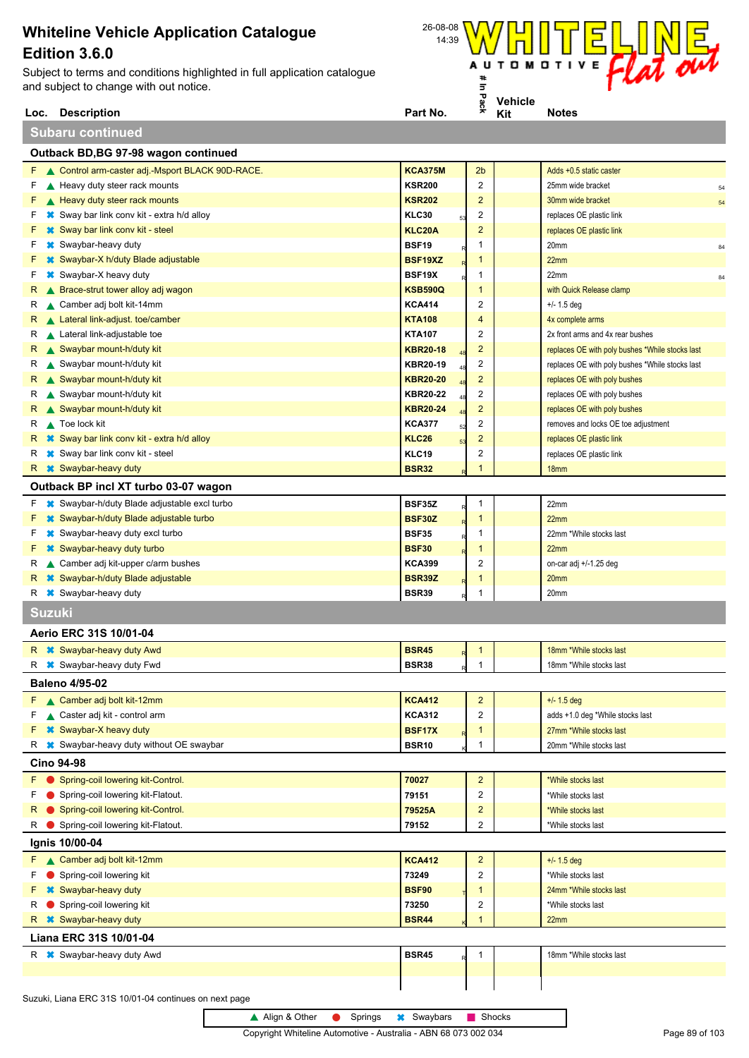# Whiteline Vehicle Application Catalogue
## Edition 3.6.0

Subject to terms and conditions highlighted in full application catalogue and subject to change with out notice.

26-08-08 14:39

## Subaru continued

### Outback BD,BG 97-98 wagon continued

| Loc. | Description | Part No. | # In Pack | Vehicle Kit | Notes |
|---|---|---|---|---|---|
| F | ▲ Control arm-caster adj.-Msport BLACK 90D-RACE. | KCA375M | 2b | | Adds +0.5 static caster |
| F | ▲ Heavy duty steer rack mounts | KSR200 | 2 | | 25mm wide bracket 54 |
| F | ▲ Heavy duty steer rack mounts | KSR202 | 2 | | 30mm wide bracket 54 |
| F | ✖ Sway bar link conv kit - extra h/d alloy | KLC30 53 | 2 | | replaces OE plastic link |
| F | ✖ Sway bar link conv kit - steel | KLC20A | 2 | | replaces OE plastic link |
| F | ✖ Swaybar-heavy duty | BSF19 R | 1 | | 20mm 84 |
| F | ✖ Swaybar-X h/duty Blade adjustable | BSF19XZ R | 1 | | 22mm |
| F | ✖ Swaybar-X heavy duty | BSF19X R | 1 | | 22mm 84 |
| R | ▲ Brace-strut tower alloy adj wagon | KSB590Q | 1 | | with Quick Release clamp |
| R | ▲ Camber adj bolt kit-14mm | KCA414 | 2 | | +/- 1.5 deg |
| R | ▲ Lateral link-adjust. toe/camber | KTA108 | 4 | | 4x complete arms |
| R | ▲ Lateral link-adjustable toe | KTA107 | 2 | | 2x front arms and 4x rear bushes |
| R | ▲ Swaybar mount-h/duty kit | KBR20-18 48 | 2 | | replaces OE with poly bushes *While stocks last |
| R | ▲ Swaybar mount-h/duty kit | KBR20-19 48 | 2 | | replaces OE with poly bushes *While stocks last |
| R | ▲ Swaybar mount-h/duty kit | KBR20-20 48 | 2 | | replaces OE with poly bushes |
| R | ▲ Swaybar mount-h/duty kit | KBR20-22 48 | 2 | | replaces OE with poly bushes |
| R | ▲ Swaybar mount-h/duty kit | KBR20-24 48 | 2 | | replaces OE with poly bushes |
| R | ▲ Toe lock kit | KCA377 52 | 2 | | removes and locks OE toe adjustment |
| R | ✖ Sway bar link conv kit - extra h/d alloy | KLC26 53 | 2 | | replaces OE plastic link |
| R | ✖ Sway bar link conv kit - steel | KLC19 | 2 | | replaces OE plastic link |
| R | ✖ Swaybar-heavy duty | BSR32 R | 1 | | 18mm |

### Outback BP incl XT turbo 03-07 wagon

| Loc. | Description | Part No. | # In Pack | Vehicle Kit | Notes |
|---|---|---|---|---|---|
| F | ✖ Swaybar-h/duty Blade adjustable excl turbo | BSF35Z R | 1 | | 22mm |
| F | ✖ Swaybar-h/duty Blade adjustable turbo | BSF30Z R | 1 | | 22mm |
| F | ✖ Swaybar-heavy duty excl turbo | BSF35 R | 1 | | 22mm *While stocks last |
| F | ✖ Swaybar-heavy duty turbo | BSF30 R | 1 | | 22mm |
| R | ▲ Camber adj kit-upper c/arm bushes | KCA399 | 2 | | on-car adj +/-1.25 deg |
| R | ✖ Swaybar-h/duty Blade adjustable | BSR39Z R | 1 | | 20mm |
| R | ✖ Swaybar-heavy duty | BSR39 R | 1 | | 20mm |

## Suzuki

### Aerio ERC 31S 10/01-04

| Loc. | Description | Part No. | # In Pack | Vehicle Kit | Notes |
|---|---|---|---|---|---|
| R | ✖ Swaybar-heavy duty Awd | BSR45 R | 1 | | 18mm *While stocks last |
| R | ✖ Swaybar-heavy duty Fwd | BSR38 R | 1 | | 18mm *While stocks last |

### Baleno 4/95-02

| Loc. | Description | Part No. | # In Pack | Vehicle Kit | Notes |
|---|---|---|---|---|---|
| F | ▲ Camber adj bolt kit-12mm | KCA412 | 2 | | +/- 1.5 deg |
| F | ▲ Caster adj kit - control arm | KCA312 | 2 | | adds +1.0 deg *While stocks last |
| F | ✖ Swaybar-X heavy duty | BSF17X R | 1 | | 27mm *While stocks last |
| R | ✖ Swaybar-heavy duty without OE swaybar | BSR10 K | 1 | | 20mm *While stocks last |

### Cino 94-98

| Loc. | Description | Part No. | # In Pack | Vehicle Kit | Notes |
|---|---|---|---|---|---|
| F | ● Spring-coil lowering kit-Control. | 70027 | 2 | | *While stocks last |
| F | ● Spring-coil lowering kit-Flatout. | 79151 | 2 | | *While stocks last |
| R | ● Spring-coil lowering kit-Control. | 79525A | 2 | | *While stocks last |
| R | ● Spring-coil lowering kit-Flatout. | 79152 | 2 | | *While stocks last |

### Ignis 10/00-04

| Loc. | Description | Part No. | # In Pack | Vehicle Kit | Notes |
|---|---|---|---|---|---|
| F | ▲ Camber adj bolt kit-12mm | KCA412 | 2 | | +/- 1.5 deg |
| F | ● Spring-coil lowering kit | 73249 | 2 | | *While stocks last |
| F | ✖ Swaybar-heavy duty | BSF90 T | 1 | | 24mm *While stocks last |
| R | ● Spring-coil lowering kit | 73250 | 2 | | *While stocks last |
| R | ✖ Swaybar-heavy duty | BSR44 K | 1 | | 22mm |

### Liana ERC 31S 10/01-04

| Loc. | Description | Part No. | # In Pack | Vehicle Kit | Notes |
|---|---|---|---|---|---|
| R | ✖ Swaybar-heavy duty Awd | BSR45 R | 1 | | 18mm *While stocks last |

Suzuki, Liana ERC 31S 10/01-04 continues on next page

▲ Align & Other ● Springs ✖ Swaybars ■ Shocks

Copyright Whiteline Automotive - Australia - ABN 68 073 002 034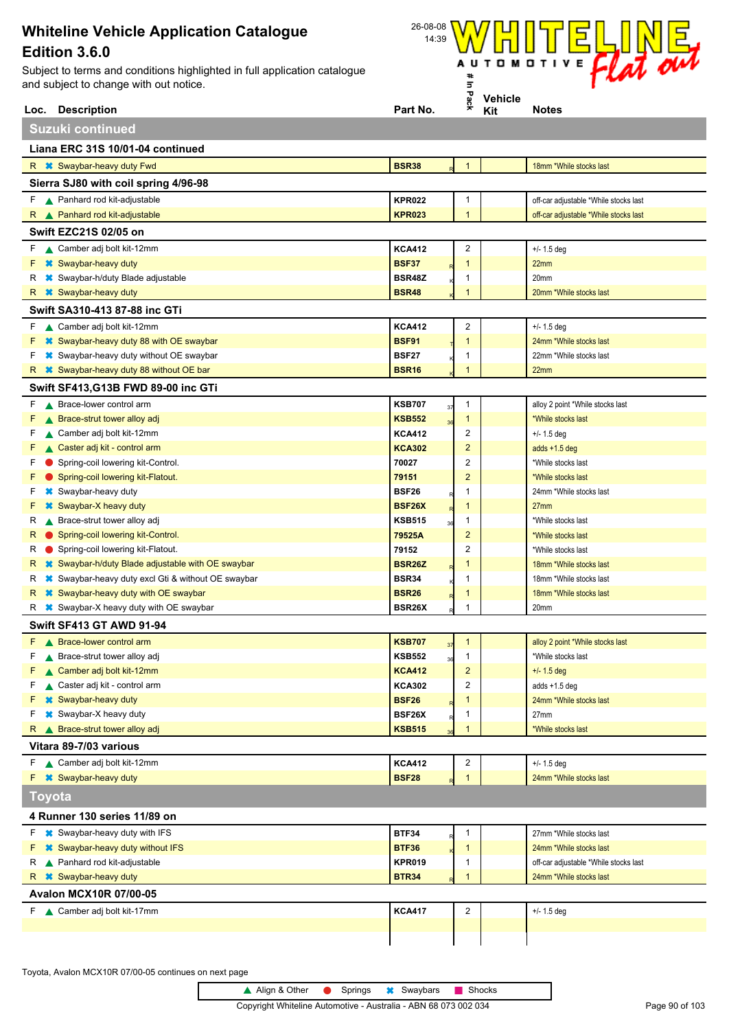# Whiteline Vehicle Application Catalogue
## Edition 3.6.0

Subject to terms and conditions highlighted in full application catalogue and subject to change with out notice.

26-08-08 14:39

| Loc. | Description | Part No. | | # In Pack | Vehicle Kit | Notes |
|---|---|---|---|---|---|---|
| **Suzuki continued** | | | | | | |
| **Liana ERC 31S 10/01-04 continued** | | | | | | |
| R | Swaybar-heavy duty Fwd | **BSR38** | R | 1 | | 18mm *While stocks last |
| **Sierra SJ80 with coil spring 4/96-98** | | | | | | |
| F | Panhard rod kit-adjustable | **KPR022** | | 1 | | off-car adjustable *While stocks last |
| R | Panhard rod kit-adjustable | **KPR023** | | 1 | | off-car adjustable *While stocks last |
| **Swift EZC21S 02/05 on** | | | | | | |
| F | Camber adj bolt kit-12mm | **KCA412** | | 2 | | +/- 1.5 deg |
| F | Swaybar-heavy duty | **BSF37** | R | 1 | | 22mm |
| R | Swaybar-h/duty Blade adjustable | **BSR48Z** | K | 1 | | 20mm |
| R | Swaybar-heavy duty | **BSR48** | K | 1 | | 20mm *While stocks last |
| **Swift SA310-413 87-88 inc GTi** | | | | | | |
| F | Camber adj bolt kit-12mm | **KCA412** | | 2 | | +/- 1.5 deg |
| F | Swaybar-heavy duty 88 with OE swaybar | **BSF91** | T | 1 | | 24mm *While stocks last |
| F | Swaybar-heavy duty without OE swaybar | **BSF27** | K | 1 | | 22mm *While stocks last |
| R | Swaybar-heavy duty 88 without OE bar | **BSR16** | K | 1 | | 22mm |
| **Swift SF413,G13B FWD 89-00 inc GTi** | | | | | | |
| F | Brace-lower control arm | **KSB707** | 37 | 1 | | alloy 2 point *While stocks last |
| F | Brace-strut tower alloy adj | **KSB552** | 36 | 1 | | *While stocks last |
| F | Camber adj bolt kit-12mm | **KCA412** | | 2 | | +/- 1.5 deg |
| F | Caster adj kit - control arm | **KCA302** | | 2 | | adds +1.5 deg |
| F | Spring-coil lowering kit-Control. | **70027** | | 2 | | *While stocks last |
| F | Spring-coil lowering kit-Flatout. | **79151** | | 2 | | *While stocks last |
| F | Swaybar-heavy duty | **BSF26** | R | 1 | | 24mm *While stocks last |
| F | Swaybar-X heavy duty | **BSF26X** | R | 1 | | 27mm |
| R | Brace-strut tower alloy adj | **KSB515** | 36 | 1 | | *While stocks last |
| R | Spring-coil lowering kit-Control. | **79525A** | | 2 | | *While stocks last |
| R | Spring-coil lowering kit-Flatout. | **79152** | | 2 | | *While stocks last |
| R | Swaybar-h/duty Blade adjustable with OE swaybar | **BSR26Z** | R | 1 | | 18mm *While stocks last |
| R | Swaybar-heavy duty excl Gti & without OE swaybar | **BSR34** | K | 1 | | 18mm *While stocks last |
| R | Swaybar-heavy duty with OE swaybar | **BSR26** | R | 1 | | 18mm *While stocks last |
| R | Swaybar-X heavy duty with OE swaybar | **BSR26X** | R | 1 | | 20mm |
| **Swift SF413 GT AWD 91-94** | | | | | | |
| F | Brace-lower control arm | **KSB707** | 37 | 1 | | alloy 2 point *While stocks last |
| F | Brace-strut tower alloy adj | **KSB552** | 36 | 1 | | *While stocks last |
| F | Camber adj bolt kit-12mm | **KCA412** | | 2 | | +/- 1.5 deg |
| F | Caster adj kit - control arm | **KCA302** | | 2 | | adds +1.5 deg |
| F | Swaybar-heavy duty | **BSF26** | R | 1 | | 24mm *While stocks last |
| F | Swaybar-X heavy duty | **BSF26X** | R | 1 | | 27mm |
| R | Brace-strut tower alloy adj | **KSB515** | 36 | 1 | | *While stocks last |
| **Vitara 89-7/03 various** | | | | | | |
| F | Camber adj bolt kit-12mm | **KCA412** | | 2 | | +/- 1.5 deg |
| F | Swaybar-heavy duty | **BSF28** | R | 1 | | 24mm *While stocks last |
| **Toyota** | | | | | | |
| **4 Runner 130 series 11/89 on** | | | | | | |
| F | Swaybar-heavy duty with IFS | **BTF34** | R | 1 | | 27mm *While stocks last |
| F | Swaybar-heavy duty without IFS | **BTF36** | K | 1 | | 24mm *While stocks last |
| R | Panhard rod kit-adjustable | **KPR019** | | 1 | | off-car adjustable *While stocks last |
| R | Swaybar-heavy duty | **BTR34** | R | 1 | | 24mm *While stocks last |
| **Avalon MCX10R 07/00-05** | | | | | | |
| F | Camber adj bolt kit-17mm | **KCA417** | | 2 | | +/- 1.5 deg |

Toyota, Avalon MCX10R 07/00-05 continues on next page

Align & Other | Springs | Swaybars | Shocks

Copyright Whiteline Automotive - Australia - ABN 68 073 002 034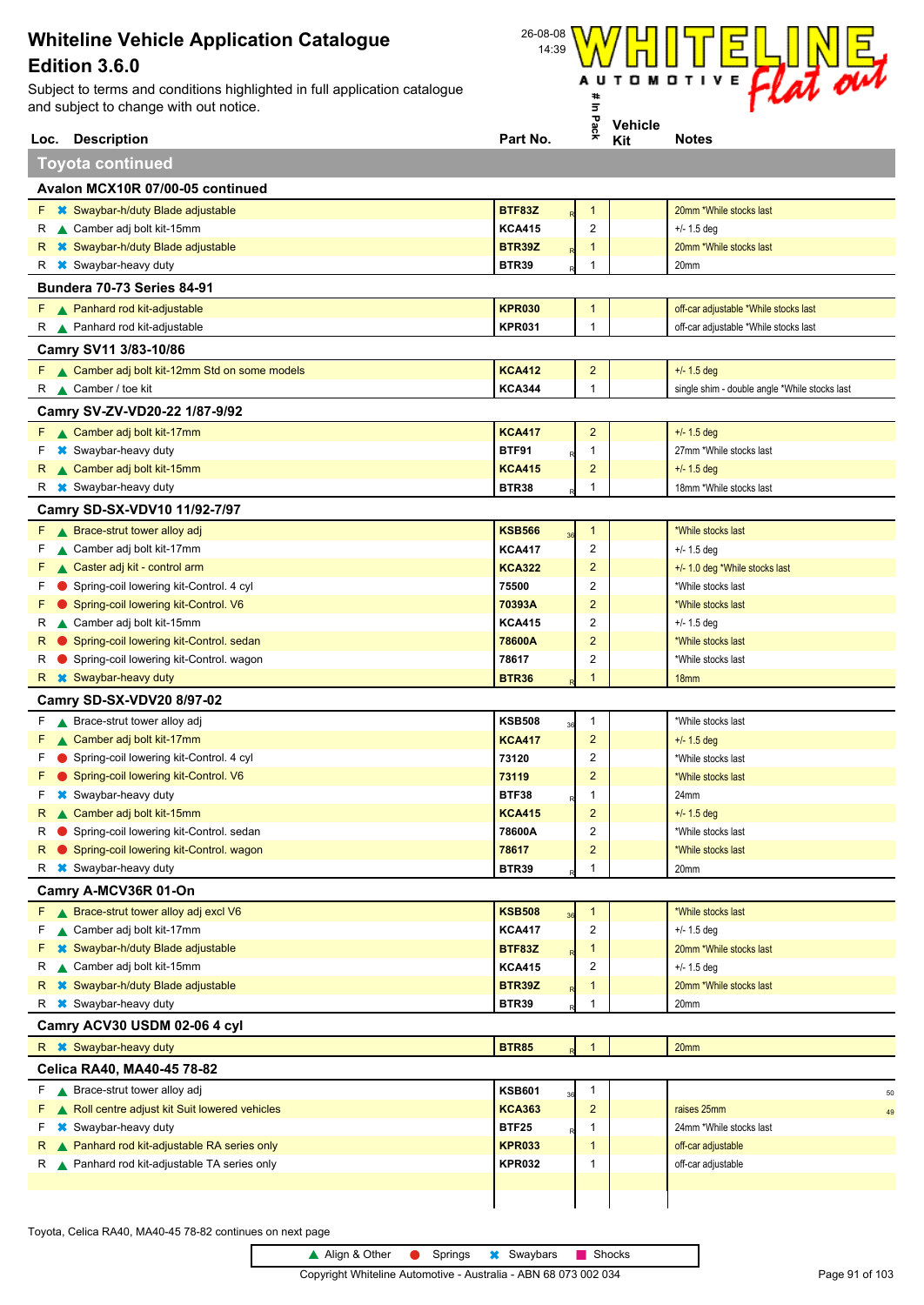# Whiteline Vehicle Application Catalogue
## Edition 3.6.0

Subject to terms and conditions highlighted in full application catalogue and subject to change with out notice.

26-08-08 14:39

| Loc. | Description | Part No. | # In Pack | Vehicle Kit | Notes |
|---|---|---|---|---|---|
| **Toyota continued** | | | | | |
| **Avalon MCX10R 07/00-05 continued** | | | | | |
| F | Swaybar-h/duty Blade adjustable | BTF83Z | 1 | | 20mm *While stocks last |
| R | Camber adj bolt kit-15mm | KCA415 | 2 | | +/- 1.5 deg |
| R | Swaybar-h/duty Blade adjustable | BTR39Z | 1 | | 20mm *While stocks last |
| R | Swaybar-heavy duty | BTR39 | 1 | | 20mm |
| **Bundera 70-73 Series 84-91** | | | | | |
| F | Panhard rod kit-adjustable | KPR030 | 1 | | off-car adjustable *While stocks last |
| R | Panhard rod kit-adjustable | KPR031 | 1 | | off-car adjustable *While stocks last |
| **Camry SV11 3/83-10/86** | | | | | |
| F | Camber adj bolt kit-12mm Std on some models | KCA412 | 2 | | +/- 1.5 deg |
| R | Camber / toe kit | KCA344 | 1 | | single shim - double angle *While stocks last |
| **Camry SV-ZV-VD20-22 1/87-9/92** | | | | | |
| F | Camber adj bolt kit-17mm | KCA417 | 2 | | +/- 1.5 deg |
| F | Swaybar-heavy duty | BTF91 | 1 | | 27mm *While stocks last |
| R | Camber adj bolt kit-15mm | KCA415 | 2 | | +/- 1.5 deg |
| R | Swaybar-heavy duty | BTR38 | 1 | | 18mm *While stocks last |
| **Camry SD-SX-VDV10 11/92-7/97** | | | | | |
| F | Brace-strut tower alloy adj | KSB566 | 1 | | *While stocks last |
| F | Camber adj bolt kit-17mm | KCA417 | 2 | | +/- 1.5 deg |
| F | Caster adj kit - control arm | KCA322 | 2 | | +/- 1.0 deg *While stocks last |
| F | Spring-coil lowering kit-Control. 4 cyl | 75500 | 2 | | *While stocks last |
| F | Spring-coil lowering kit-Control. V6 | 70393A | 2 | | *While stocks last |
| R | Camber adj bolt kit-15mm | KCA415 | 2 | | +/- 1.5 deg |
| R | Spring-coil lowering kit-Control. sedan | 78600A | 2 | | *While stocks last |
| R | Spring-coil lowering kit-Control. wagon | 78617 | 2 | | *While stocks last |
| R | Swaybar-heavy duty | BTR36 | 1 | | 18mm |
| **Camry SD-SX-VDV20 8/97-02** | | | | | |
| F | Brace-strut tower alloy adj | KSB508 | 1 | | *While stocks last |
| F | Camber adj bolt kit-17mm | KCA417 | 2 | | +/- 1.5 deg |
| F | Spring-coil lowering kit-Control. 4 cyl | 73120 | 2 | | *While stocks last |
| F | Spring-coil lowering kit-Control. V6 | 73119 | 2 | | *While stocks last |
| F | Swaybar-heavy duty | BTF38 | 1 | | 24mm |
| R | Camber adj bolt kit-15mm | KCA415 | 2 | | +/- 1.5 deg |
| R | Spring-coil lowering kit-Control. sedan | 78600A | 2 | | *While stocks last |
| R | Spring-coil lowering kit-Control. wagon | 78617 | 2 | | *While stocks last |
| R | Swaybar-heavy duty | BTR39 | 1 | | 20mm |
| **Camry A-MCV36R 01-On** | | | | | |
| F | Brace-strut tower alloy adj excl V6 | KSB508 | 1 | | *While stocks last |
| F | Camber adj bolt kit-17mm | KCA417 | 2 | | +/- 1.5 deg |
| F | Swaybar-h/duty Blade adjustable | BTF83Z | 1 | | 20mm *While stocks last |
| R | Camber adj bolt kit-15mm | KCA415 | 2 | | +/- 1.5 deg |
| R | Swaybar-h/duty Blade adjustable | BTR39Z | 1 | | 20mm *While stocks last |
| R | Swaybar-heavy duty | BTR39 | 1 | | 20mm |
| **Camry ACV30 USDM 02-06 4 cyl** | | | | | |
| R | Swaybar-heavy duty | BTR85 | 1 | | 20mm |
| **Celica RA40, MA40-45 78-82** | | | | | |
| F | Brace-strut tower alloy adj | KSB601 | 1 | | 50 |
| F | Roll centre adjust kit Suit lowered vehicles | KCA363 | 2 | | raises 25mm 49 |
| F | Swaybar-heavy duty | BTF25 | 1 | | 24mm *While stocks last |
| R | Panhard rod kit-adjustable RA series only | KPR033 | 1 | | off-car adjustable |
| R | Panhard rod kit-adjustable TA series only | KPR032 | 1 | | off-car adjustable |

Toyota, Celica RA40, MA40-45 78-82 continues on next page

▲ Align & Other ● Springs ✖ Swaybars ■ Shocks

Copyright Whiteline Automotive - Australia - ABN 68 073 002 034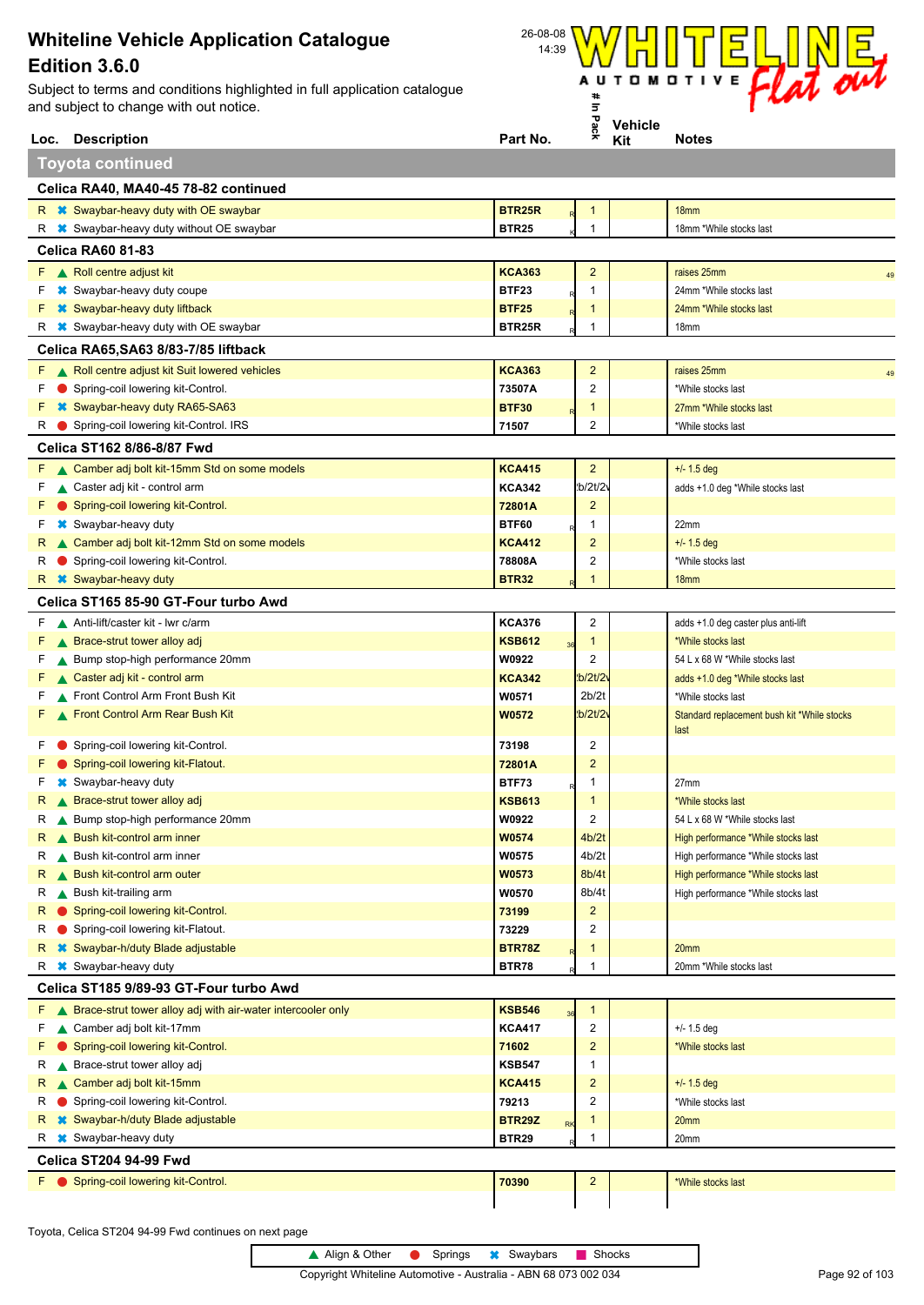# Whiteline Vehicle Application Catalogue
## Edition 3.6.0

Subject to terms and conditions highlighted in full application catalogue and subject to change with out notice.

26-08-08 14:39

| Loc. | Description | Part No. | # In Pack | Vehicle Kit | Notes |
|---|---|---|---|---|---|
| **Toyota continued** | | | | | |
| **Celica RA40, MA40-45 78-82 continued** | | | | | |
| R | Swaybar-heavy duty with OE swaybar | **BTR25R** | 1 | | 18mm |
| R | Swaybar-heavy duty without OE swaybar | **BTR25** | 1 | | 18mm *While stocks last |
| **Celica RA60 81-83** | | | | | |
| F | Roll centre adjust kit | **KCA363** | 2 | | raises 25mm |
| F | Swaybar-heavy duty coupe | **BTF23** | 1 | | 24mm *While stocks last |
| F | Swaybar-heavy duty liftback | **BTF25** | 1 | | 24mm *While stocks last |
| R | Swaybar-heavy duty with OE swaybar | **BTR25R** | 1 | | 18mm |
| **Celica RA65,SA63 8/83-7/85 liftback** | | | | | |
| F | Roll centre adjust kit Suit lowered vehicles | **KCA363** | 2 | | raises 25mm |
| F | Spring-coil lowering kit-Control. | **73507A** | 2 | | *While stocks last |
| F | Swaybar-heavy duty RA65-SA63 | **BTF30** | 1 | | 27mm *While stocks last |
| R | Spring-coil lowering kit-Control. IRS | **71507** | 2 | | *While stocks last |
| **Celica ST162 8/86-8/87 Fwd** | | | | | |
| F | Camber adj bolt kit-15mm Std on some models | **KCA415** | 2 | | +/- 1.5 deg |
| F | Caster adj kit - control arm | **KCA342** | 'b/2t/2v | | adds +1.0 deg *While stocks last |
| F | Spring-coil lowering kit-Control. | **72801A** | 2 | | |
| F | Swaybar-heavy duty | **BTF60** | 1 | | 22mm |
| R | Camber adj bolt kit-12mm Std on some models | **KCA412** | 2 | | +/- 1.5 deg |
| R | Spring-coil lowering kit-Control. | **78808A** | 2 | | *While stocks last |
| R | Swaybar-heavy duty | **BTR32** | 1 | | 18mm |
| **Celica ST165 85-90 GT-Four turbo Awd** | | | | | |
| F | Anti-lift/caster kit - lwr c/arm | **KCA376** | 2 | | adds +1.0 deg caster plus anti-lift |
| F | Brace-strut tower alloy adj | **KSB612** | 1 | | *While stocks last |
| F | Bump stop-high performance 20mm | **W0922** | 2 | | 54 L x 68 W *While stocks last |
| F | Caster adj kit - control arm | **KCA342** | 'b/2t/2v | | adds +1.0 deg *While stocks last |
| F | Front Control Arm Front Bush Kit | **W0571** | 2b/2t | | *While stocks last |
| F | Front Control Arm Rear Bush Kit | **W0572** | 'b/2t/2v | | Standard replacement bush kit *While stocks last |
| F | Spring-coil lowering kit-Control. | **73198** | 2 | | |
| F | Spring-coil lowering kit-Flatout. | **72801A** | 2 | | |
| F | Swaybar-heavy duty | **BTF73** | 1 | | 27mm |
| R | Brace-strut tower alloy adj | **KSB613** | 1 | | *While stocks last |
| R | Bump stop-high performance 20mm | **W0922** | 2 | | 54 L x 68 W *While stocks last |
| R | Bush kit-control arm inner | **W0574** | 4b/2t | | High performance *While stocks last |
| R | Bush kit-control arm inner | **W0575** | 4b/2t | | High performance *While stocks last |
| R | Bush kit-control arm outer | **W0573** | 8b/4t | | High performance *While stocks last |
| R | Bush kit-trailing arm | **W0570** | 8b/4t | | High performance *While stocks last |
| R | Spring-coil lowering kit-Control. | **73199** | 2 | | |
| R | Spring-coil lowering kit-Flatout. | **73229** | 2 | | |
| R | Swaybar-h/duty Blade adjustable | **BTR78Z** | 1 | | 20mm |
| R | Swaybar-heavy duty | **BTR78** | 1 | | 20mm *While stocks last |
| **Celica ST185 9/89-93 GT-Four turbo Awd** | | | | | |
| F | Brace-strut tower alloy adj with air-water intercooler only | **KSB546** | 1 | | |
| F | Camber adj bolt kit-17mm | **KCA417** | 2 | | +/- 1.5 deg |
| F | Spring-coil lowering kit-Control. | **71602** | 2 | | *While stocks last |
| R | Brace-strut tower alloy adj | **KSB547** | 1 | | |
| R | Camber adj bolt kit-15mm | **KCA415** | 2 | | +/- 1.5 deg |
| R | Spring-coil lowering kit-Control. | **79213** | 2 | | *While stocks last |
| R | Swaybar-h/duty Blade adjustable | **BTR29Z** | 1 | | 20mm |
| R | Swaybar-heavy duty | **BTR29** | 1 | | 20mm |
| **Celica ST204 94-99 Fwd** | | | | | |
| F | Spring-coil lowering kit-Control. | **70390** | 2 | | *While stocks last |

Toyota, Celica ST204 94-99 Fwd continues on next page

Align & Other | Springs | Swaybars | Shocks

Copyright Whiteline Automotive - Australia - ABN 68 073 002 034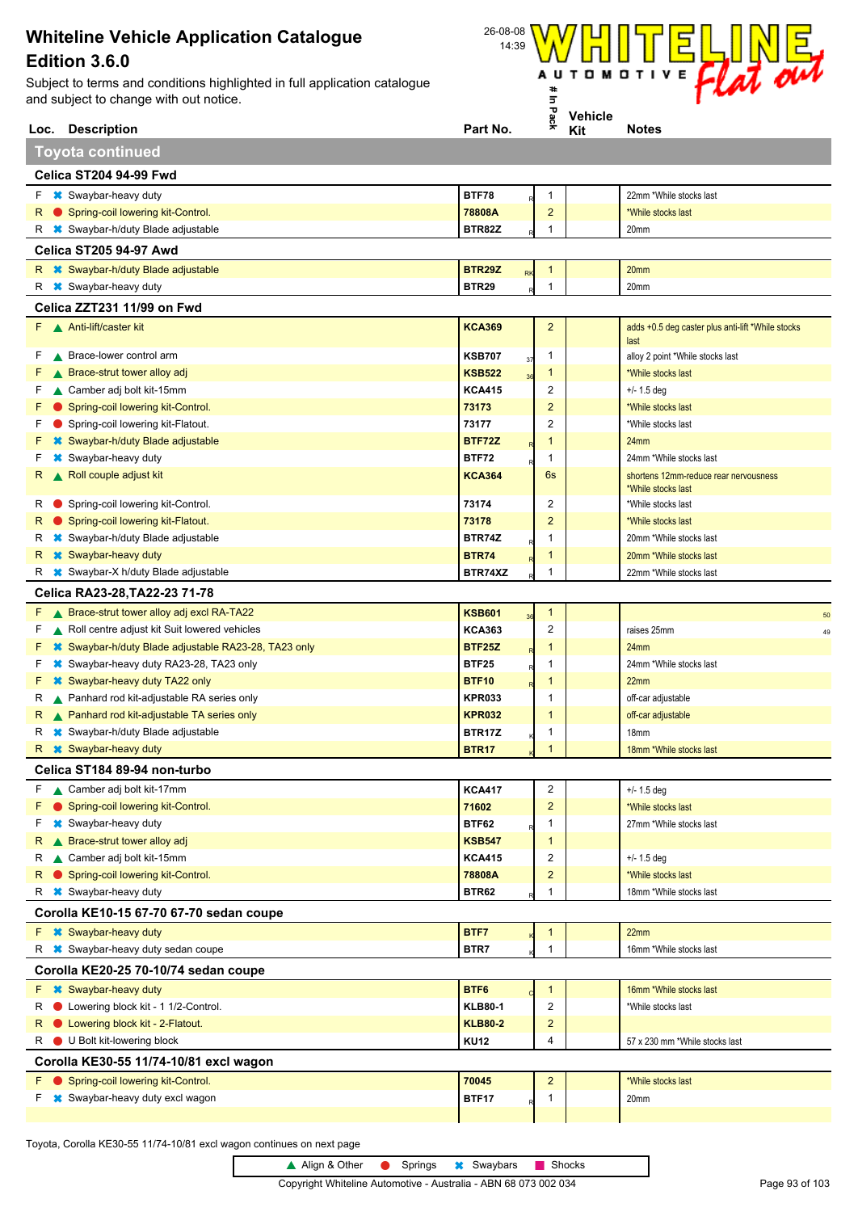# Whiteline Vehicle Application Catalogue
## Edition 3.6.0

Subject to terms and conditions highlighted in full application catalogue and subject to change with out notice.

26-08-08 14:39

| Loc. | Description | Part No. | | # In Pack | Vehicle Kit | Notes |
|---|---|---|---|---|---|---|
| **Toyota continued** | | | | | | |
| **Celica ST204 94-99 Fwd** | | | | | | |
| F | ✖ Swaybar-heavy duty | BTF78 | R | 1 | | 22mm *While stocks last |
| R | ● Spring-coil lowering kit-Control. | 78808A | | 2 | | *While stocks last |
| R | ✖ Swaybar-h/duty Blade adjustable | BTR82Z | R | 1 | | 20mm |
| **Celica ST205 94-97 Awd** | | | | | | |
| R | ✖ Swaybar-h/duty Blade adjustable | BTR29Z | RK | 1 | | 20mm |
| R | ✖ Swaybar-heavy duty | BTR29 | R | 1 | | 20mm |
| **Celica ZZT231 11/99 on Fwd** | | | | | | |
| F | ▲ Anti-lift/caster kit | KCA369 | | 2 | | adds +0.5 deg caster plus anti-lift *While stocks last |
| F | ▲ Brace-lower control arm | KSB707 | 37 | 1 | | alloy 2 point *While stocks last |
| F | ▲ Brace-strut tower alloy adj | KSB522 | 36 | 1 | | *While stocks last |
| F | ▲ Camber adj bolt kit-15mm | KCA415 | | 2 | | +/- 1.5 deg |
| F | ● Spring-coil lowering kit-Control. | 73173 | | 2 | | *While stocks last |
| F | ● Spring-coil lowering kit-Flatout. | 73177 | | 2 | | *While stocks last |
| F | ✖ Swaybar-h/duty Blade adjustable | BTF72Z | R | 1 | | 24mm |
| F | ✖ Swaybar-heavy duty | BTF72 | R | 1 | | 24mm *While stocks last |
| R | ▲ Roll couple adjust kit | KCA364 | | 6s | | shortens 12mm-reduce rear nervousness *While stocks last |
| R | ● Spring-coil lowering kit-Control. | 73174 | | 2 | | *While stocks last |
| R | ● Spring-coil lowering kit-Flatout. | 73178 | | 2 | | *While stocks last |
| R | ✖ Swaybar-h/duty Blade adjustable | BTR74Z | R | 1 | | 20mm *While stocks last |
| R | ✖ Swaybar-heavy duty | BTR74 | R | 1 | | 20mm *While stocks last |
| R | ✖ Swaybar-X h/duty Blade adjustable | BTR74XZ | R | 1 | | 22mm *While stocks last |
| **Celica RA23-28,TA22-23 71-78** | | | | | | |
| F | ▲ Brace-strut tower alloy adj excl RA-TA22 | KSB601 | 36 | 1 | | 50 |
| F | ▲ Roll centre adjust kit Suit lowered vehicles | KCA363 | | 2 | | raises 25mm 49 |
| F | ✖ Swaybar-h/duty Blade adjustable RA23-28, TA23 only | BTF25Z | R | 1 | | 24mm |
| F | ✖ Swaybar-heavy duty RA23-28, TA23 only | BTF25 | R | 1 | | 24mm *While stocks last |
| F | ✖ Swaybar-heavy duty TA22 only | BTF10 | R | 1 | | 22mm |
| R | ▲ Panhard rod kit-adjustable RA series only | KPR033 | | 1 | | off-car adjustable |
| R | ▲ Panhard rod kit-adjustable TA series only | KPR032 | | 1 | | off-car adjustable |
| R | ✖ Swaybar-h/duty Blade adjustable | BTR17Z | K | 1 | | 18mm |
| R | ✖ Swaybar-heavy duty | BTR17 | K | 1 | | 18mm *While stocks last |
| **Celica ST184 89-94 non-turbo** | | | | | | |
| F | ▲ Camber adj bolt kit-17mm | KCA417 | | 2 | | +/- 1.5 deg |
| F | ● Spring-coil lowering kit-Control. | 71602 | | 2 | | *While stocks last |
| F | ✖ Swaybar-heavy duty | BTF62 | R | 1 | | 27mm *While stocks last |
| R | ▲ Brace-strut tower alloy adj | KSB547 | | 1 | | |
| R | ▲ Camber adj bolt kit-15mm | KCA415 | | 2 | | +/- 1.5 deg |
| R | ● Spring-coil lowering kit-Control. | 78808A | | 2 | | *While stocks last |
| R | ✖ Swaybar-heavy duty | BTR62 | R | 1 | | 18mm *While stocks last |
| **Corolla KE10-15 67-70 67-70 sedan coupe** | | | | | | |
| F | ✖ Swaybar-heavy duty | BTF7 | K | 1 | | 22mm |
| R | ✖ Swaybar-heavy duty sedan coupe | BTR7 | K | 1 | | 16mm *While stocks last |
| **Corolla KE20-25 70-10/74 sedan coupe** | | | | | | |
| F | ✖ Swaybar-heavy duty | BTF6 | C | 1 | | 16mm *While stocks last |
| R | ● Lowering block kit - 1 1/2-Control. | KLB80-1 | | 2 | | *While stocks last |
| R | ● Lowering block kit - 2-Flatout. | KLB80-2 | | 2 | | |
| R | ● U Bolt kit-lowering block | KU12 | | 4 | | 57 x 230 mm *While stocks last |
| **Corolla KE30-55 11/74-10/81 excl wagon** | | | | | | |
| F | ● Spring-coil lowering kit-Control. | 70045 | | 2 | | *While stocks last |
| F | ✖ Swaybar-heavy duty excl wagon | BTF17 | R | 1 | | 20mm |

Toyota, Corolla KE30-55 11/74-10/81 excl wagon continues on next page

▲ Align & Other ● Springs ✖ Swaybars ■ Shocks

Copyright Whiteline Automotive - Australia - ABN 68 073 002 034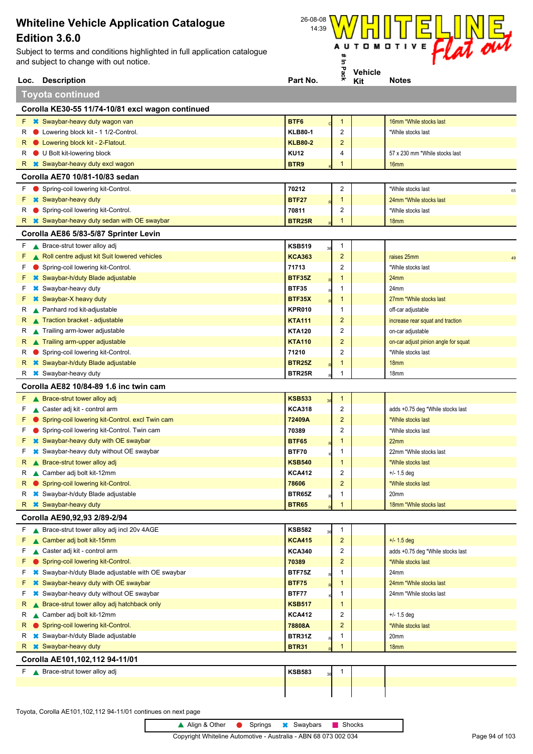# Whiteline Vehicle Application Catalogue
## Edition 3.6.0

Subject to terms and conditions highlighted in full application catalogue and subject to change with out notice.

26-08-08 14:39

## Toyota continued

| Loc. | Description | Part No. | # In Pack | Vehicle Kit | Notes |
|---|---|---|---|---|---|
| **Corolla KE30-55 11/74-10/81 excl wagon continued** | | | | | |
| F | Swaybar-heavy duty wagon van | **BTF6** | 1 | | 16mm *While stocks last |
| R | Lowering block kit - 1 1/2-Control. | **KLB80-1** | 2 | | *While stocks last |
| R | Lowering block kit - 2-Flatout. | **KLB80-2** | 2 | | |
| R | U Bolt kit-lowering block | **KU12** | 4 | | 57 x 230 mm *While stocks last |
| R | Swaybar-heavy duty excl wagon | **BTR9** | 1 | | 16mm |
| **Corolla AE70 10/81-10/83 sedan** | | | | | |
| F | Spring-coil lowering kit-Control. | **70212** | 2 | | *While stocks last |
| F | Swaybar-heavy duty | **BTF27** | 1 | | 24mm *While stocks last |
| R | Spring-coil lowering kit-Control. | **70811** | 2 | | *While stocks last |
| R | Swaybar-heavy duty sedan with OE swaybar | **BTR25R** | 1 | | 18mm |
| **Corolla AE86 5/83-5/87 Sprinter Levin** | | | | | |
| F | Brace-strut tower alloy adj | **KSB519** | 1 | | |
| F | Roll centre adjust kit Suit lowered vehicles | **KCA363** | 2 | | raises 25mm |
| F | Spring-coil lowering kit-Control. | **71713** | 2 | | *While stocks last |
| F | Swaybar-h/duty Blade adjustable | **BTF35Z** | 1 | | 24mm |
| F | Swaybar-heavy duty | **BTF35** | 1 | | 24mm |
| F | Swaybar-X heavy duty | **BTF35X** | 1 | | 27mm *While stocks last |
| R | Panhard rod kit-adjustable | **KPR010** | 1 | | off-car adjustable |
| R | Traction bracket - adjustable | **KTA111** | 2 | | increase rear squat and traction |
| R | Trailing arm-lower adjustable | **KTA120** | 2 | | on-car adjustable |
| R | Trailing arm-upper adjustable | **KTA110** | 2 | | on-car adjust pinion angle for squat |
| R | Spring-coil lowering kit-Control. | **71210** | 2 | | *While stocks last |
| R | Swaybar-h/duty Blade adjustable | **BTR25Z** | 1 | | 18mm |
| R | Swaybar-heavy duty | **BTR25R** | 1 | | 18mm |
| **Corolla AE82 10/84-89 1.6 inc twin cam** | | | | | |
| F | Brace-strut tower alloy adj | **KSB533** | 1 | | |
| F | Caster adj kit - control arm | **KCA318** | 2 | | adds +0.75 deg *While stocks last |
| F | Spring-coil lowering kit-Control. excl Twin cam | **72409A** | 2 | | *While stocks last |
| F | Spring-coil lowering kit-Control. Twin cam | **70389** | 2 | | *While stocks last |
| F | Swaybar-heavy duty with OE swaybar | **BTF65** | 1 | | 22mm |
| F | Swaybar-heavy duty without OE swaybar | **BTF70** | 1 | | 22mm *While stocks last |
| R | Brace-strut tower alloy adj | **KSB540** | 1 | | *While stocks last |
| R | Camber adj bolt kit-12mm | **KCA412** | 2 | | +/- 1.5 deg |
| R | Spring-coil lowering kit-Control. | **78606** | 2 | | *While stocks last |
| R | Swaybar-h/duty Blade adjustable | **BTR65Z** | 1 | | 20mm |
| R | Swaybar-heavy duty | **BTR65** | 1 | | 18mm *While stocks last |
| **Corolla AE90,92,93 2/89-2/94** | | | | | |
| F | Brace-strut tower alloy adj incl 20v 4AGE | **KSB582** | 1 | | |
| F | Camber adj bolt kit-15mm | **KCA415** | 2 | | +/- 1.5 deg |
| F | Caster adj kit - control arm | **KCA340** | 2 | | adds +0.75 deg *While stocks last |
| F | Spring-coil lowering kit-Control. | **70389** | 2 | | *While stocks last |
| F | Swaybar-h/duty Blade adjustable with OE swaybar | **BTF75Z** | 1 | | 24mm |
| F | Swaybar-heavy duty with OE swaybar | **BTF75** | 1 | | 24mm *While stocks last |
| F | Swaybar-heavy duty without OE swaybar | **BTF77** | 1 | | 24mm *While stocks last |
| R | Brace-strut tower alloy adj hatchback only | **KSB517** | 1 | | |
| R | Camber adj bolt kit-12mm | **KCA412** | 2 | | +/- 1.5 deg |
| R | Spring-coil lowering kit-Control. | **78808A** | 2 | | *While stocks last |
| R | Swaybar-h/duty Blade adjustable | **BTR31Z** | 1 | | 20mm |
| R | Swaybar-heavy duty | **BTR31** | 1 | | 18mm |
| **Corolla AE101,102,112 94-11/01** | | | | | |
| F | Brace-strut tower alloy adj | **KSB583** | 1 | | |

Toyota, Corolla AE101,102,112 94-11/01 continues on next page

Align & Other ● Springs ✖ Swaybars ■ Shocks

Copyright Whiteline Automotive - Australia - ABN 68 073 002 034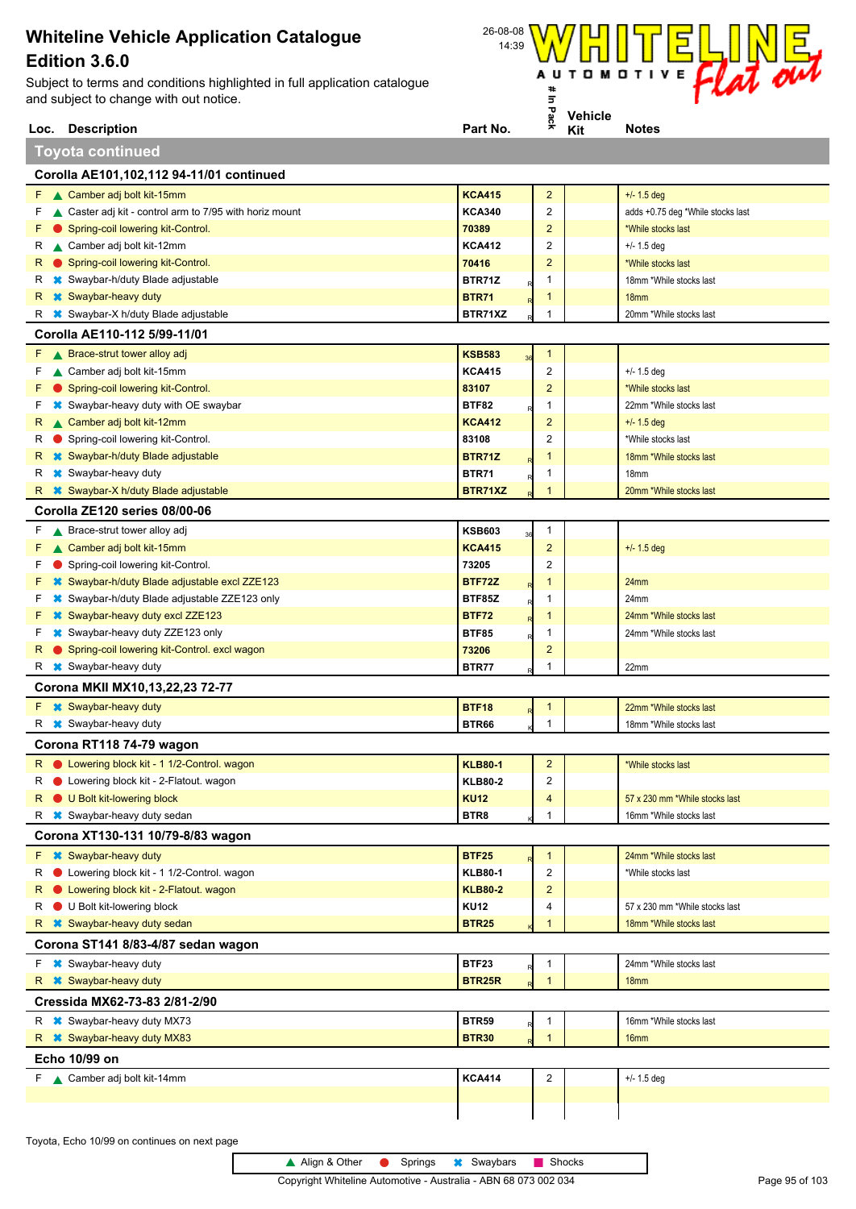# Whiteline Vehicle Application Catalogue
## Edition 3.6.0

26-08-08
14:39

Subject to terms and conditions highlighted in full application catalogue and subject to change with out notice.

| Loc. | Description | Part No. | # In Pack | Vehicle Kit | Notes |
|---|---|---|---|---|---|
| **Toyota continued** | | | | | |
| **Corolla AE101,102,112 94-11/01 continued** | | | | | |
| F | ▲ Camber adj bolt kit-15mm | KCA415 | 2 | | +/- 1.5 deg |
| F | ▲ Caster adj kit - control arm to 7/95 with horiz mount | KCA340 | 2 | | adds +0.75 deg *While stocks last |
| F | ● Spring-coil lowering kit-Control. | 70389 | 2 | | *While stocks last |
| R | ▲ Camber adj bolt kit-12mm | KCA412 | 2 | | +/- 1.5 deg |
| R | ● Spring-coil lowering kit-Control. | 70416 | 2 | | *While stocks last |
| R | ✖ Swaybar-h/duty Blade adjustable | BTR71Z | 1 | | 18mm *While stocks last |
| R | ✖ Swaybar-heavy duty | BTR71 | 1 | | 18mm |
| R | ✖ Swaybar-X h/duty Blade adjustable | BTR71XZ | 1 | | 20mm *While stocks last |
| **Corolla AE110-112 5/99-11/01** | | | | | |
| F | ▲ Brace-strut tower alloy adj | KSB583 | 1 | | |
| F | ▲ Camber adj bolt kit-15mm | KCA415 | 2 | | +/- 1.5 deg |
| F | ● Spring-coil lowering kit-Control. | 83107 | 2 | | *While stocks last |
| F | ✖ Swaybar-heavy duty with OE swaybar | BTF82 | 1 | | 22mm *While stocks last |
| R | ▲ Camber adj bolt kit-12mm | KCA412 | 2 | | +/- 1.5 deg |
| R | ● Spring-coil lowering kit-Control. | 83108 | 2 | | *While stocks last |
| R | ✖ Swaybar-h/duty Blade adjustable | BTR71Z | 1 | | 18mm *While stocks last |
| R | ✖ Swaybar-heavy duty | BTR71 | 1 | | 18mm |
| R | ✖ Swaybar-X h/duty Blade adjustable | BTR71XZ | 1 | | 20mm *While stocks last |
| **Corolla ZE120 series 08/00-06** | | | | | |
| F | ▲ Brace-strut tower alloy adj | KSB603 | 1 | | |
| F | ▲ Camber adj bolt kit-15mm | KCA415 | 2 | | +/- 1.5 deg |
| F | ● Spring-coil lowering kit-Control. | 73205 | 2 | | |
| F | ✖ Swaybar-h/duty Blade adjustable excl ZZE123 | BTF72Z | 1 | | 24mm |
| F | ✖ Swaybar-h/duty Blade adjustable ZZE123 only | BTF85Z | 1 | | 24mm |
| F | ✖ Swaybar-heavy duty excl ZZE123 | BTF72 | 1 | | 24mm *While stocks last |
| F | ✖ Swaybar-heavy duty ZZE123 only | BTF85 | 1 | | 24mm *While stocks last |
| R | ● Spring-coil lowering kit-Control. excl wagon | 73206 | 2 | | |
| R | ✖ Swaybar-heavy duty | BTR77 | 1 | | 22mm |
| **Corona MKII MX10,13,22,23 72-77** | | | | | |
| F | ✖ Swaybar-heavy duty | BTF18 | 1 | | 22mm *While stocks last |
| R | ✖ Swaybar-heavy duty | BTR66 | 1 | | 18mm *While stocks last |
| **Corona RT118 74-79 wagon** | | | | | |
| R | ● Lowering block kit - 1 1/2-Control. wagon | KLB80-1 | 2 | | *While stocks last |
| R | ● Lowering block kit - 2-Flatout. wagon | KLB80-2 | 2 | | |
| R | ● U Bolt kit-lowering block | KU12 | 4 | | 57 x 230 mm *While stocks last |
| R | ✖ Swaybar-heavy duty sedan | BTR8 | 1 | | 16mm *While stocks last |
| **Corona XT130-131 10/79-8/83 wagon** | | | | | |
| F | ✖ Swaybar-heavy duty | BTF25 | 1 | | 24mm *While stocks last |
| R | ● Lowering block kit - 1 1/2-Control. wagon | KLB80-1 | 2 | | *While stocks last |
| R | ● Lowering block kit - 2-Flatout. wagon | KLB80-2 | 2 | | |
| R | ● U Bolt kit-lowering block | KU12 | 4 | | 57 x 230 mm *While stocks last |
| R | ✖ Swaybar-heavy duty sedan | BTR25 | 1 | | 18mm *While stocks last |
| **Corona ST141 8/83-4/87 sedan wagon** | | | | | |
| F | ✖ Swaybar-heavy duty | BTF23 | 1 | | 24mm *While stocks last |
| R | ✖ Swaybar-heavy duty | BTR25R | 1 | | 18mm |
| **Cressida MX62-73-83 2/81-2/90** | | | | | |
| R | ✖ Swaybar-heavy duty MX73 | BTR59 | 1 | | 16mm *While stocks last |
| R | ✖ Swaybar-heavy duty MX83 | BTR30 | 1 | | 16mm |
| **Echo 10/99 on** | | | | | |
| F | ▲ Camber adj bolt kit-14mm | KCA414 | 2 | | +/- 1.5 deg |

Toyota, Echo 10/99 on continues on next page

▲ Align & Other ● Springs ✖ Swaybars ■ Shocks

Copyright Whiteline Automotive - Australia - ABN 68 073 002 034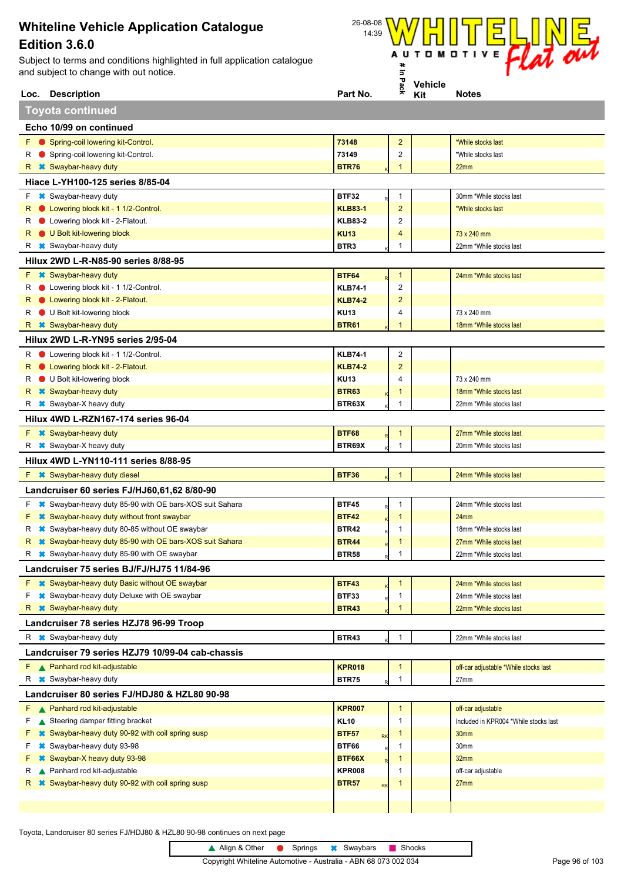# Whiteline Vehicle Application Catalogue

## Edition 3.6.0

Subject to terms and conditions highlighted in full application catalogue and subject to change with out notice.

26-08-08
14:39

WHITELINE AUTOMOTIVE *Flat out*

| Loc. | Description | Part No. | | # In Pack | Vehicle Kit | Notes |
|---|---|---|---|---|---|---|
| **Toyota continued** | | | | | | |
| **Echo 10/99 on continued** | | | | | | |
| F | ● Spring-coil lowering kit-Control. | **73148** | | 2 | | *While stocks last |
| R | ● Spring-coil lowering kit-Control. | **73149** | | 2 | | *While stocks last |
| R | ✖ Swaybar-heavy duty | **BTR76** | K | 1 | | 22mm |
| **Hiace L-YH100-125 series 8/85-04** | | | | | | |
| F | ✖ Swaybar-heavy duty | **BTF32** | R | 1 | | 30mm *While stocks last |
| R | ● Lowering block kit - 1 1/2-Control. | **KLB83-1** | | 2 | | *While stocks last |
| R | ● Lowering block kit - 2-Flatout. | **KLB83-2** | | 2 | | |
| R | ● U Bolt kit-lowering block | **KU13** | | 4 | | 73 x 240 mm |
| R | ✖ Swaybar-heavy duty | **BTR3** | K | 1 | | 22mm *While stocks last |
| **Hilux 2WD L-R-N85-90 series 8/88-95** | | | | | | |
| F | ✖ Swaybar-heavy duty | **BTF64** | R | 1 | | 24mm *While stocks last |
| R | ● Lowering block kit - 1 1/2-Control. | **KLB74-1** | | 2 | | |
| R | ● Lowering block kit - 2-Flatout. | **KLB74-2** | | 2 | | |
| R | ● U Bolt kit-lowering block | **KU13** | | 4 | | 73 x 240 mm |
| R | ✖ Swaybar-heavy duty | **BTR61** | K | 1 | | 18mm *While stocks last |
| **Hilux 2WD L-R-YN95 series 2/95-04** | | | | | | |
| R | ● Lowering block kit - 1 1/2-Control. | **KLB74-1** | | 2 | | |
| R | ● Lowering block kit - 2-Flatout. | **KLB74-2** | | 2 | | |
| R | ● U Bolt kit-lowering block | **KU13** | | 4 | | 73 x 240 mm |
| R | ✖ Swaybar-heavy duty | **BTR63** | K | 1 | | 18mm *While stocks last |
| R | ✖ Swaybar-X heavy duty | **BTR63X** | K | 1 | | 22mm *While stocks last |
| **Hilux 4WD L-RZN167-174 series 96-04** | | | | | | |
| F | ✖ Swaybar-heavy duty | **BTF68** | R | 1 | | 27mm *While stocks last |
| R | ✖ Swaybar-X heavy duty | **BTR69X** | K | 1 | | 20mm *While stocks last |
| **Hilux 4WD L-YN110-111 series 8/88-95** | | | | | | |
| F | ✖ Swaybar-heavy duty diesel | **BTF36** | K | 1 | | 24mm *While stocks last |
| **Landcruiser 60 series FJ/HJ60,61,62 8/80-90** | | | | | | |
| F | ✖ Swaybar-heavy duty 85-90 with OE bars-XOS suit Sahara | **BTF45** | R | 1 | | 24mm *While stocks last |
| F | ✖ Swaybar-heavy duty without front swaybar | **BTF42** | K | 1 | | 24mm |
| R | ✖ Swaybar-heavy duty 80-85 without OE swaybar | **BTR42** | K | 1 | | 18mm *While stocks last |
| R | ✖ Swaybar-heavy duty 85-90 with OE bars-XOS suit Sahara | **BTR44** | R | 1 | | 27mm *While stocks last |
| R | ✖ Swaybar-heavy duty 85-90 with OE swaybar | **BTR58** | R | 1 | | 22mm *While stocks last |
| **Landcruiser 75 series BJ/FJ/HJ75 11/84-96** | | | | | | |
| F | ✖ Swaybar-heavy duty Basic without OE swaybar | **BTF43** | K | 1 | | 24mm *While stocks last |
| F | ✖ Swaybar-heavy duty Deluxe with OE swaybar | **BTF33** | R | 1 | | 24mm *While stocks last |
| R | ✖ Swaybar-heavy duty | **BTR43** | K | 1 | | 22mm *While stocks last |
| **Landcruiser 78 series HZJ78 96-99 Troop** | | | | | | |
| R | ✖ Swaybar-heavy duty | **BTR43** | K | 1 | | 22mm *While stocks last |
| **Landcruiser 79 series HZJ79 10/99-04 cab-chassis** | | | | | | |
| F | ▲ Panhard rod kit-adjustable | **KPR018** | | 1 | | off-car adjustable *While stocks last |
| R | ✖ Swaybar-heavy duty | **BTR75** | R | 1 | | 27mm |
| **Landcruiser 80 series FJ/HDJ80 & HZL80 90-98** | | | | | | |
| F | ▲ Panhard rod kit-adjustable | **KPR007** | | 1 | | off-car adjustable |
| F | ▲ Steering damper fitting bracket | **KL10** | | 1 | | Included in KPR004 *While stocks last |
| F | ✖ Swaybar-heavy duty 90-92 with coil spring susp | **BTF57** | RK | 1 | | 30mm |
| F | ✖ Swaybar-heavy duty 93-98 | **BTF66** | R | 1 | | 30mm |
| F | ✖ Swaybar-X heavy duty 93-98 | **BTF66X** | R | 1 | | 32mm |
| R | ▲ Panhard rod kit-adjustable | **KPR008** | | 1 | | off-car adjustable |
| R | ✖ Swaybar-heavy duty 90-92 with coil spring susp | **BTR57** | RK | 1 | | 27mm |

Toyota, Landcruiser 80 series FJ/HDJ80 & HZL80 90-98 continues on next page

▲ Align & Other ● Springs ✖ Swaybars ■ Shocks

Copyright Whiteline Automotive - Australia - ABN 68 073 002 034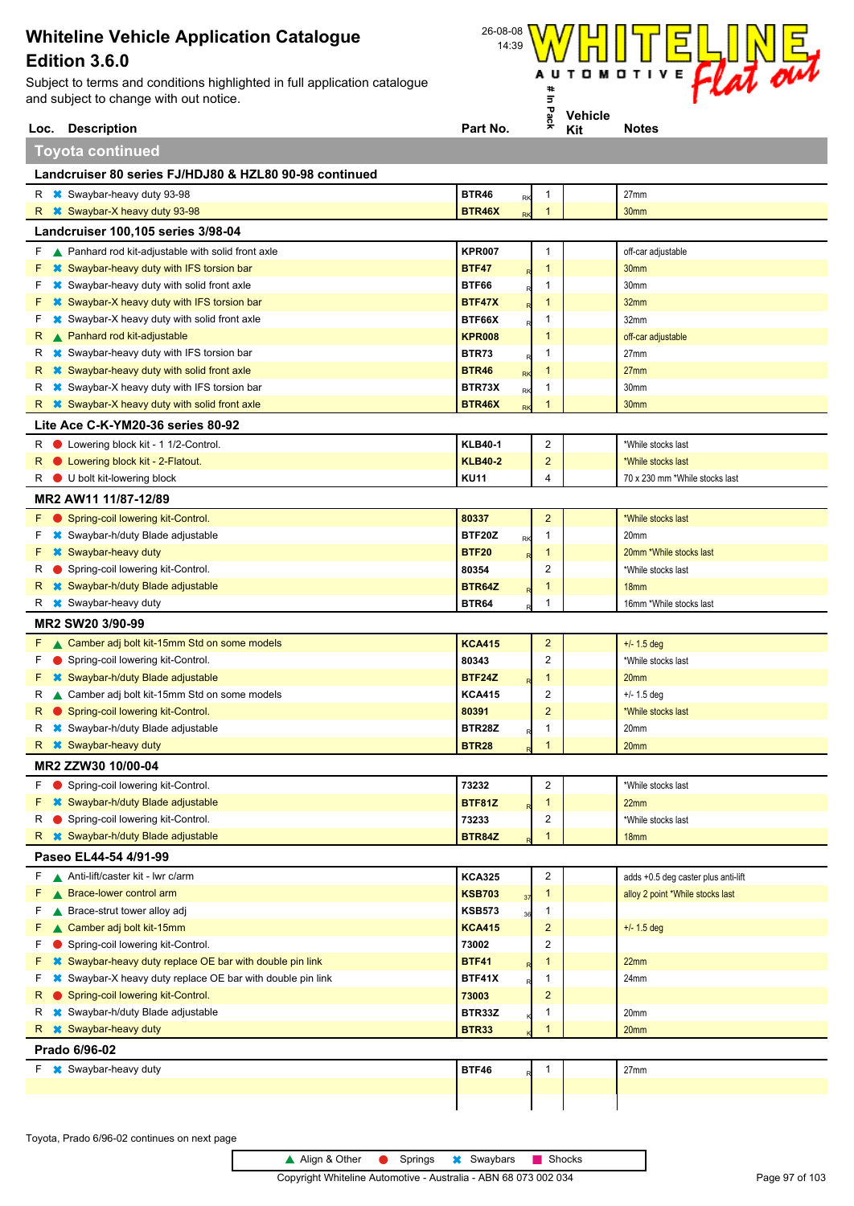# Whiteline Vehicle Application Catalogue
## Edition 3.6.0

Subject to terms and conditions highlighted in full application catalogue and subject to change with out notice.

26-08-08 14:39

## Toyota continued

| Loc. | Description | Part No. | | # In Pack | Vehicle Kit | Notes |
|---|---|---|---|---|---|---|
| **Landcruiser 80 series FJ/HDJ80 & HZL80 90-98 continued** | | | | | | |
| R | Swaybar-heavy duty 93-98 | BTR46 | RK | 1 | | 27mm |
| R | Swaybar-X heavy duty 93-98 | BTR46X | RK | 1 | | 30mm |
| **Landcruiser 100,105 series 3/98-04** | | | | | | |
| F | Panhard rod kit-adjustable with solid front axle | KPR007 | | 1 | | off-car adjustable |
| F | Swaybar-heavy duty with IFS torsion bar | BTF47 | R | 1 | | 30mm |
| F | Swaybar-heavy duty with solid front axle | BTF66 | R | 1 | | 30mm |
| F | Swaybar-X heavy duty with IFS torsion bar | BTF47X | R | 1 | | 32mm |
| F | Swaybar-X heavy duty with solid front axle | BTF66X | R | 1 | | 32mm |
| R | Panhard rod kit-adjustable | KPR008 | | 1 | | off-car adjustable |
| R | Swaybar-heavy duty with IFS torsion bar | BTR73 | R | 1 | | 27mm |
| R | Swaybar-heavy duty with solid front axle | BTR46 | RK | 1 | | 27mm |
| R | Swaybar-X heavy duty with IFS torsion bar | BTR73X | RK | 1 | | 30mm |
| R | Swaybar-X heavy duty with solid front axle | BTR46X | RK | 1 | | 30mm |
| **Lite Ace C-K-YM20-36 series 80-92** | | | | | | |
| R | Lowering block kit - 1 1/2-Control. | KLB40-1 | | 2 | | *While stocks last |
| R | Lowering block kit - 2-Flatout. | KLB40-2 | | 2 | | *While stocks last |
| R | U bolt kit-lowering block | KU11 | | 4 | | 70 x 230 mm *While stocks last |
| **MR2 AW11 11/87-12/89** | | | | | | |
| F | Spring-coil lowering kit-Control. | 80337 | | 2 | | *While stocks last |
| F | Swaybar-h/duty Blade adjustable | BTF20Z | RK | 1 | | 20mm |
| F | Swaybar-heavy duty | BTF20 | R | 1 | | 20mm *While stocks last |
| R | Spring-coil lowering kit-Control. | 80354 | | 2 | | *While stocks last |
| R | Swaybar-h/duty Blade adjustable | BTR64Z | R | 1 | | 18mm |
| R | Swaybar-heavy duty | BTR64 | R | 1 | | 16mm *While stocks last |
| **MR2 SW20 3/90-99** | | | | | | |
| F | Camber adj bolt kit-15mm Std on some models | KCA415 | | 2 | | +/- 1.5 deg |
| F | Spring-coil lowering kit-Control. | 80343 | | 2 | | *While stocks last |
| F | Swaybar-h/duty Blade adjustable | BTF24Z | R | 1 | | 20mm |
| R | Camber adj bolt kit-15mm Std on some models | KCA415 | | 2 | | +/- 1.5 deg |
| R | Spring-coil lowering kit-Control. | 80391 | | 2 | | *While stocks last |
| R | Swaybar-h/duty Blade adjustable | BTR28Z | R | 1 | | 20mm |
| R | Swaybar-heavy duty | BTR28 | R | 1 | | 20mm |
| **MR2 ZZW30 10/00-04** | | | | | | |
| F | Spring-coil lowering kit-Control. | 73232 | | 2 | | *While stocks last |
| F | Swaybar-h/duty Blade adjustable | BTF81Z | R | 1 | | 22mm |
| R | Spring-coil lowering kit-Control. | 73233 | | 2 | | *While stocks last |
| R | Swaybar-h/duty Blade adjustable | BTR84Z | R | 1 | | 18mm |
| **Paseo EL44-54 4/91-99** | | | | | | |
| F | Anti-lift/caster kit - lwr c/arm | KCA325 | | 2 | | adds +0.5 deg caster plus anti-lift |
| F | Brace-lower control arm | KSB703 | 37 | 1 | | alloy 2 point *While stocks last |
| F | Brace-strut tower alloy adj | KSB573 | 36 | 1 | | |
| F | Camber adj bolt kit-15mm | KCA415 | | 2 | | +/- 1.5 deg |
| F | Spring-coil lowering kit-Control. | 73002 | | 2 | | |
| F | Swaybar-heavy duty replace OE bar with double pin link | BTF41 | R | 1 | | 22mm |
| F | Swaybar-X heavy duty replace OE bar with double pin link | BTF41X | R | 1 | | 24mm |
| R | Spring-coil lowering kit-Control. | 73003 | | 2 | | |
| R | Swaybar-h/duty Blade adjustable | BTR33Z | K | 1 | | 20mm |
| R | Swaybar-heavy duty | BTR33 | K | 1 | | 20mm |
| **Prado 6/96-02** | | | | | | |
| F | Swaybar-heavy duty | BTF46 | R | 1 | | 27mm |

Toyota, Prado 6/96-02 continues on next page

Legend: ▲ Align & Other ● Springs ✖ Swaybars ■ Shocks

Copyright Whiteline Automotive - Australia - ABN 68 073 002 034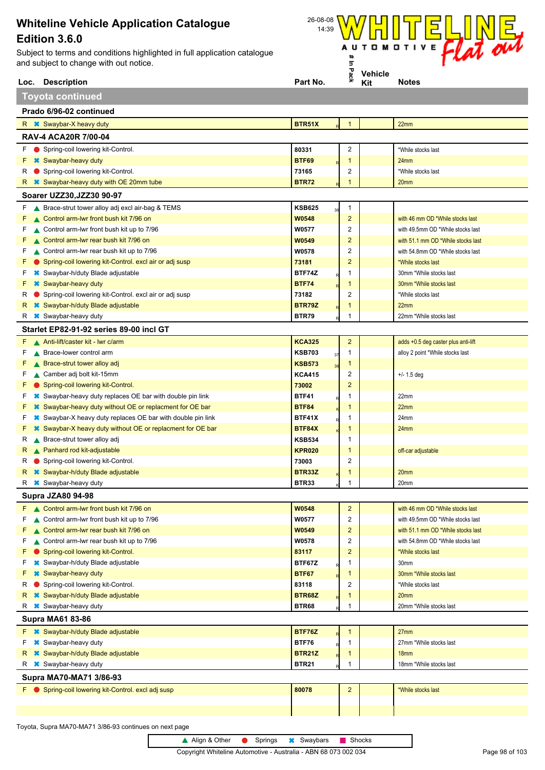# Whiteline Vehicle Application Catalogue
## Edition 3.6.0

Subject to terms and conditions highlighted in full application catalogue and subject to change with out notice.

26-08-08 14:39

| Loc. | Description | Part No. | | # In Pack | Vehicle Kit | Notes |
|---|---|---|---|---|---|---|
| **Toyota continued** | | | | | | |
| **Prado 6/96-02 continued** | | | | | | |
| R | Swaybar-X heavy duty | BTR51X | R | 1 | | 22mm |
| **RAV-4 ACA20R 7/00-04** | | | | | | |
| F | Spring-coil lowering kit-Control. | 80331 | | 2 | | *While stocks last |
| F | Swaybar-heavy duty | BTF69 | R | 1 | | 24mm |
| R | Spring-coil lowering kit-Control. | 73165 | | 2 | | *While stocks last |
| R | Swaybar-heavy duty with OE 20mm tube | BTR72 | R | 1 | | 20mm |
| **Soarer UZZ30,JZZ30 90-97** | | | | | | |
| F | Brace-strut tower alloy adj excl air-bag & TEMS | KSB625 | 36 | 1 | | |
| F | Control arm-lwr front bush kit 7/96 on | W0548 | | 2 | | with 46 mm OD *While stocks last |
| F | Control arm-lwr front bush kit up to 7/96 | W0577 | | 2 | | with 49.5mm OD *While stocks last |
| F | Control arm-lwr rear bush kit 7/96 on | W0549 | | 2 | | with 51.1 mm OD *While stocks last |
| F | Control arm-lwr rear bush kit up to 7/96 | W0578 | | 2 | | with 54.8mm OD *While stocks last |
| F | Spring-coil lowering kit-Control. excl air or adj susp | 73181 | | 2 | | *While stocks last |
| F | Swaybar-h/duty Blade adjustable | BTF74Z | R | 1 | | 30mm *While stocks last |
| F | Swaybar-heavy duty | BTF74 | R | 1 | | 30mm *While stocks last |
| R | Spring-coil lowering kit-Control. excl air or adj susp | 73182 | | 2 | | *While stocks last |
| R | Swaybar-h/duty Blade adjustable | BTR79Z | R | 1 | | 22mm |
| R | Swaybar-heavy duty | BTR79 | R | 1 | | 22mm *While stocks last |
| **Starlet EP82-91-92 series 89-00 incl GT** | | | | | | |
| F | Anti-lift/caster kit - lwr c/arm | KCA325 | | 2 | | adds +0.5 deg caster plus anti-lift |
| F | Brace-lower control arm | KSB703 | 37 | 1 | | alloy 2 point *While stocks last |
| F | Brace-strut tower alloy adj | KSB573 | 36 | 1 | | |
| F | Camber adj bolt kit-15mm | KCA415 | | 2 | | +/- 1.5 deg |
| F | Spring-coil lowering kit-Control. | 73002 | | 2 | | |
| F | Swaybar-heavy duty replaces OE bar with double pin link | BTF41 | R | 1 | | 22mm |
| F | Swaybar-heavy duty without OE or replacment for OE bar | BTF84 | K | 1 | | 22mm |
| F | Swaybar-X heavy duty replaces OE bar with double pin link | BTF41X | R | 1 | | 24mm |
| F | Swaybar-X heavy duty without OE or replacment for OE bar | BTF84X | K | 1 | | 24mm |
| R | Brace-strut tower alloy adj | KSB534 | | 1 | | |
| R | Panhard rod kit-adjustable | KPR020 | | 1 | | off-car adjustable |
| R | Spring-coil lowering kit-Control. | 73003 | | 2 | | |
| R | Swaybar-h/duty Blade adjustable | BTR33Z | K | 1 | | 20mm |
| R | Swaybar-heavy duty | BTR33 | K | 1 | | 20mm |
| **Supra JZA80 94-98** | | | | | | |
| F | Control arm-lwr front bush kit 7/96 on | W0548 | | 2 | | with 46 mm OD *While stocks last |
| F | Control arm-lwr front bush kit up to 7/96 | W0577 | | 2 | | with 49.5mm OD *While stocks last |
| F | Control arm-lwr rear bush kit 7/96 on | W0549 | | 2 | | with 51.1 mm OD *While stocks last |
| F | Control arm-lwr rear bush kit up to 7/96 | W0578 | | 2 | | with 54.8mm OD *While stocks last |
| F | Spring-coil lowering kit-Control. | 83117 | | 2 | | *While stocks last |
| F | Swaybar-h/duty Blade adjustable | BTF67Z | R | 1 | | 30mm |
| F | Swaybar-heavy duty | BTF67 | R | 1 | | 30mm *While stocks last |
| R | Spring-coil lowering kit-Control. | 83118 | | 2 | | *While stocks last |
| R | Swaybar-h/duty Blade adjustable | BTR68Z | R | 1 | | 20mm |
| R | Swaybar-heavy duty | BTR68 | R | 1 | | 20mm *While stocks last |
| **Supra MA61 83-86** | | | | | | |
| F | Swaybar-h/duty Blade adjustable | BTF76Z | R | 1 | | 27mm |
| F | Swaybar-heavy duty | BTF76 | R | 1 | | 27mm *While stocks last |
| R | Swaybar-h/duty Blade adjustable | BTR21Z | R | 1 | | 18mm |
| R | Swaybar-heavy duty | BTR21 | R | 1 | | 18mm *While stocks last |
| **Supra MA70-MA71 3/86-93** | | | | | | |
| F | Spring-coil lowering kit-Control. excl adj susp | 80078 | | 2 | | *While stocks last |

Toyota, Supra MA70-MA71 3/86-93 continues on next page

▲ Align & Other ● Springs ✖ Swaybars ■ Shocks

Copyright Whiteline Automotive - Australia - ABN 68 073 002 034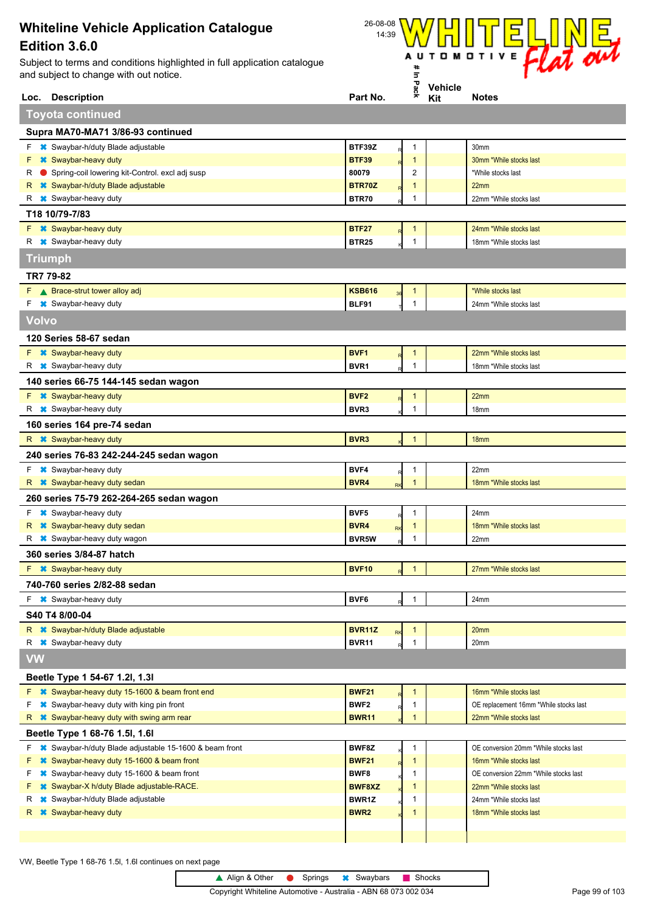# Whiteline Vehicle Application Catalogue
## Edition 3.6.0

Subject to terms and conditions highlighted in full application catalogue and subject to change with out notice.

26-08-08 14:39

| Loc. | Description | Part No. | | # In Pack | Vehicle Kit | Notes |
|---|---|---|---|---|---|---|
| **Toyota continued** | | | | | | |
| **Supra MA70-MA71 3/86-93 continued** | | | | | | |
| F | ✖ Swaybar-h/duty Blade adjustable | BTF39Z | R | 1 | | 30mm |
| F | ✖ Swaybar-heavy duty | BTF39 | R | 1 | | 30mm *While stocks last |
| R | ● Spring-coil lowering kit-Control. excl adj susp | 80079 | | 2 | | *While stocks last |
| R | ✖ Swaybar-h/duty Blade adjustable | BTR70Z | R | 1 | | 22mm |
| R | ✖ Swaybar-heavy duty | BTR70 | R | 1 | | 22mm *While stocks last |
| **T18 10/79-7/83** | | | | | | |
| F | ✖ Swaybar-heavy duty | BTF27 | R | 1 | | 24mm *While stocks last |
| R | ✖ Swaybar-heavy duty | BTR25 | K | 1 | | 18mm *While stocks last |
| **Triumph** | | | | | | |
| **TR7 79-82** | | | | | | |
| F | ▲ Brace-strut tower alloy adj | KSB616 | 36 | 1 | | *While stocks last |
| F | ✖ Swaybar-heavy duty | BLF91 | T | 1 | | 24mm *While stocks last |
| **Volvo** | | | | | | |
| **120 Series 58-67 sedan** | | | | | | |
| F | ✖ Swaybar-heavy duty | BVF1 | R | 1 | | 22mm *While stocks last |
| R | ✖ Swaybar-heavy duty | BVR1 | R | 1 | | 18mm *While stocks last |
| **140 series 66-75 144-145 sedan wagon** | | | | | | |
| F | ✖ Swaybar-heavy duty | BVF2 | R | 1 | | 22mm |
| R | ✖ Swaybar-heavy duty | BVR3 | K | 1 | | 18mm |
| **160 series 164 pre-74 sedan** | | | | | | |
| R | ✖ Swaybar-heavy duty | BVR3 | K | 1 | | 18mm |
| **240 series 76-83 242-244-245 sedan wagon** | | | | | | |
| F | ✖ Swaybar-heavy duty | BVF4 | R | 1 | | 22mm |
| R | ✖ Swaybar-heavy duty sedan | BVR4 | RK | 1 | | 18mm *While stocks last |
| **260 series 75-79 262-264-265 sedan wagon** | | | | | | |
| F | ✖ Swaybar-heavy duty | BVF5 | R | 1 | | 24mm |
| R | ✖ Swaybar-heavy duty sedan | BVR4 | RK | 1 | | 18mm *While stocks last |
| R | ✖ Swaybar-heavy duty wagon | BVR5W | R | 1 | | 22mm |
| **360 series 3/84-87 hatch** | | | | | | |
| F | ✖ Swaybar-heavy duty | BVF10 | R | 1 | | 27mm *While stocks last |
| **740-760 series 2/82-88 sedan** | | | | | | |
| F | ✖ Swaybar-heavy duty | BVF6 | R | 1 | | 24mm |
| **S40 T4 8/00-04** | | | | | | |
| R | ✖ Swaybar-h/duty Blade adjustable | BVR11Z | RK | 1 | | 20mm |
| R | ✖ Swaybar-heavy duty | BVR11 | R | 1 | | 20mm |
| **VW** | | | | | | |
| **Beetle Type 1 54-67 1.2l, 1.3l** | | | | | | |
| F | ✖ Swaybar-heavy duty 15-1600 & beam front end | BWF21 | R | 1 | | 16mm *While stocks last |
| F | ✖ Swaybar-heavy duty with king pin front | BWF2 | R | 1 | | OE replacement 16mm *While stocks last |
| R | ✖ Swaybar-heavy duty with swing arm rear | BWR11 | K | 1 | | 22mm *While stocks last |
| **Beetle Type 1 68-76 1.5l, 1.6l** | | | | | | |
| F | ✖ Swaybar-h/duty Blade adjustable 15-1600 & beam front | BWF8Z | K | 1 | | OE conversion 20mm *While stocks last |
| F | ✖ Swaybar-heavy duty 15-1600 & beam front | BWF21 | R | 1 | | 16mm *While stocks last |
| F | ✖ Swaybar-heavy duty 15-1600 & beam front | BWF8 | K | 1 | | OE conversion 22mm *While stocks last |
| F | ✖ Swaybar-X h/duty Blade adjustable-RACE. | BWF8XZ | K | 1 | | 22mm *While stocks last |
| R | ✖ Swaybar-h/duty Blade adjustable | BWR1Z | K | 1 | | 24mm *While stocks last |
| R | ✖ Swaybar-heavy duty | BWR2 | K | 1 | | 18mm *While stocks last |

VW, Beetle Type 1 68-76 1.5l, 1.6l continues on next page

▲ Align & Other ● Springs ✖ Swaybars ■ Shocks

Copyright Whiteline Automotive - Australia - ABN 68 073 002 034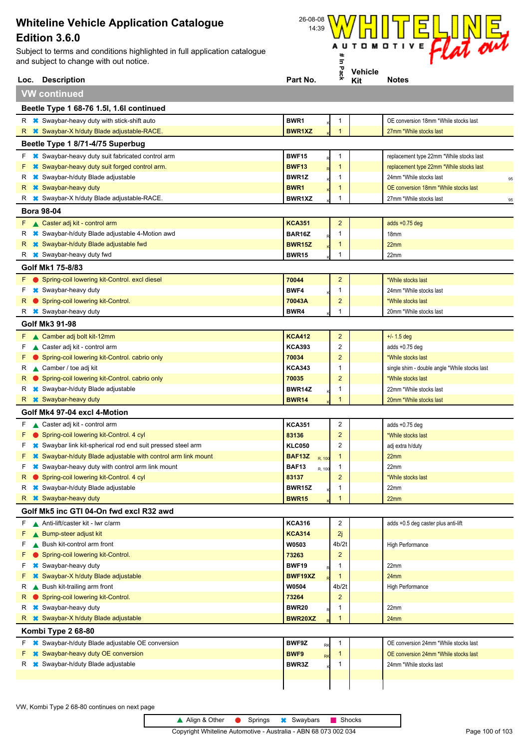# Whiteline Vehicle Application Catalogue
## Edition 3.6.0

Subject to terms and conditions highlighted in full application catalogue and subject to change with out notice.

26-08-08
14:39

| Loc. | Description | Part No. | | # In Pack | Vehicle Kit | Notes | |
|---|---|---|---|---|---|---|---|
| **VW continued** | | | | | | | |
| **Beetle Type 1 68-76 1.5l, 1.6l continued** | | | | | | | |
| R | Swaybar-heavy duty with stick-shift auto | BWR1 | K | 1 | | OE conversion 18mm *While stocks last | |
| R | Swaybar-X h/duty Blade adjustable-RACE. | BWR1XZ | K | 1 | | 27mm *While stocks last | |
| **Beetle Type 1 8/71-4/75 Superbug** | | | | | | | |
| F | Swaybar-heavy duty suit fabricated control arm | BWF15 | R | 1 | | replacement type 22mm *While stocks last | |
| F | Swaybar-heavy duty suit forged control arm. | BWF13 | R | 1 | | replacement type 22mm *While stocks last | |
| R | Swaybar-h/duty Blade adjustable | BWR1Z | K | 1 | | 24mm *While stocks last | 95 |
| R | Swaybar-heavy duty | BWR1 | K | 1 | | OE conversion 18mm *While stocks last | |
| R | Swaybar-X h/duty Blade adjustable-RACE. | BWR1XZ | K | 1 | | 27mm *While stocks last | 95 |
| **Bora 98-04** | | | | | | | |
| F | Caster adj kit - control arm | KCA351 | | 2 | | adds +0.75 deg | |
| R | Swaybar-h/duty Blade adjustable 4-Motion awd | BAR16Z | R | 1 | | 18mm | |
| R | Swaybar-h/duty Blade adjustable fwd | BWR15Z | K | 1 | | 22mm | |
| R | Swaybar-heavy duty fwd | BWR15 | K | 1 | | 22mm | |
| **Golf Mk1 75-8/83** | | | | | | | |
| F | Spring-coil lowering kit-Control. excl diesel | 70044 | | 2 | | *While stocks last | |
| F | Swaybar-heavy duty | BWF4 | K | 1 | | 24mm *While stocks last | |
| R | Spring-coil lowering kit-Control. | 70043A | | 2 | | *While stocks last | |
| R | Swaybar-heavy duty | BWR4 | K | 1 | | 20mm *While stocks last | |
| **Golf Mk3 91-98** | | | | | | | |
| F | Camber adj bolt kit-12mm | KCA412 | | 2 | | +/- 1.5 deg | |
| F | Caster adj kit - control arm | KCA393 | | 2 | | adds +0.75 deg | |
| F | Spring-coil lowering kit-Control. cabrio only | 70034 | | 2 | | *While stocks last | |
| R | Camber / toe adj kit | KCA343 | | 1 | | single shim - double angle *While stocks last | |
| R | Spring-coil lowering kit-Control. cabrio only | 70035 | | 2 | | *While stocks last | |
| R | Swaybar-h/duty Blade adjustable | BWR14Z | K | 1 | | 22mm *While stocks last | |
| R | Swaybar-heavy duty | BWR14 | K | 1 | | 20mm *While stocks last | |
| **Golf Mk4 97-04 excl 4-Motion** | | | | | | | |
| F | Caster adj kit - control arm | KCA351 | | 2 | | adds +0.75 deg | |
| F | Spring-coil lowering kit-Control. 4 cyl | 83136 | | 2 | | *While stocks last | |
| F | Swaybar link kit-spherical rod end suit pressed steel arm | KLC050 | | 2 | | adj extra h/duty | |
| F | Swaybar-h/duty Blade adjustable with control arm link mount | BAF13Z | R, 100 | 1 | | 22mm | |
| F | Swaybar-heavy duty with control arm link mount | BAF13 | R, 100 | 1 | | 22mm | |
| R | Spring-coil lowering kit-Control. 4 cyl | 83137 | | 2 | | *While stocks last | |
| R | Swaybar-h/duty Blade adjustable | BWR15Z | K | 1 | | 22mm | |
| R | Swaybar-heavy duty | BWR15 | K | 1 | | 22mm | |
| **Golf Mk5 inc GTI 04-On fwd excl R32 awd** | | | | | | | |
| F | Anti-lift/caster kit - lwr c/arm | KCA316 | | 2 | | adds +0.5 deg caster plus anti-lift | |
| F | Bump-steer adjust kit | KCA314 | | 2j | | | |
| F | Bush kit-control arm front | W0503 | | 4b/2t | | High Performance | |
| F | Spring-coil lowering kit-Control. | 73263 | | 2 | | | |
| F | Swaybar-heavy duty | BWF19 | R | 1 | | 22mm | |
| F | Swaybar-X h/duty Blade adjustable | BWF19XZ | R | 1 | | 24mm | |
| R | Bush kit-trailing arm front | W0504 | | 4b/2t | | High Performance | |
| R | Spring-coil lowering kit-Control. | 73264 | | 2 | | | |
| R | Swaybar-heavy duty | BWR20 | R | 1 | | 22mm | |
| R | Swaybar-X h/duty Blade adjustable | BWR20XZ | R | 1 | | 24mm | |
| **Kombi Type 2 68-80** | | | | | | | |
| F | Swaybar-h/duty Blade adjustable OE conversion | BWF9Z | RK | 1 | | OE conversion 24mm *While stocks last | |
| F | Swaybar-heavy duty OE conversion | BWF9 | RK | 1 | | OE conversion 24mm *While stocks last | |
| R | Swaybar-h/duty Blade adjustable | BWR3Z | K | 1 | | 24mm *While stocks last | |

VW, Kombi Type 2 68-80 continues on next page

▲ Align & Other ● Springs ✖ Swaybars ■ Shocks

Copyright Whiteline Automotive - Australia - ABN 68 073 002 034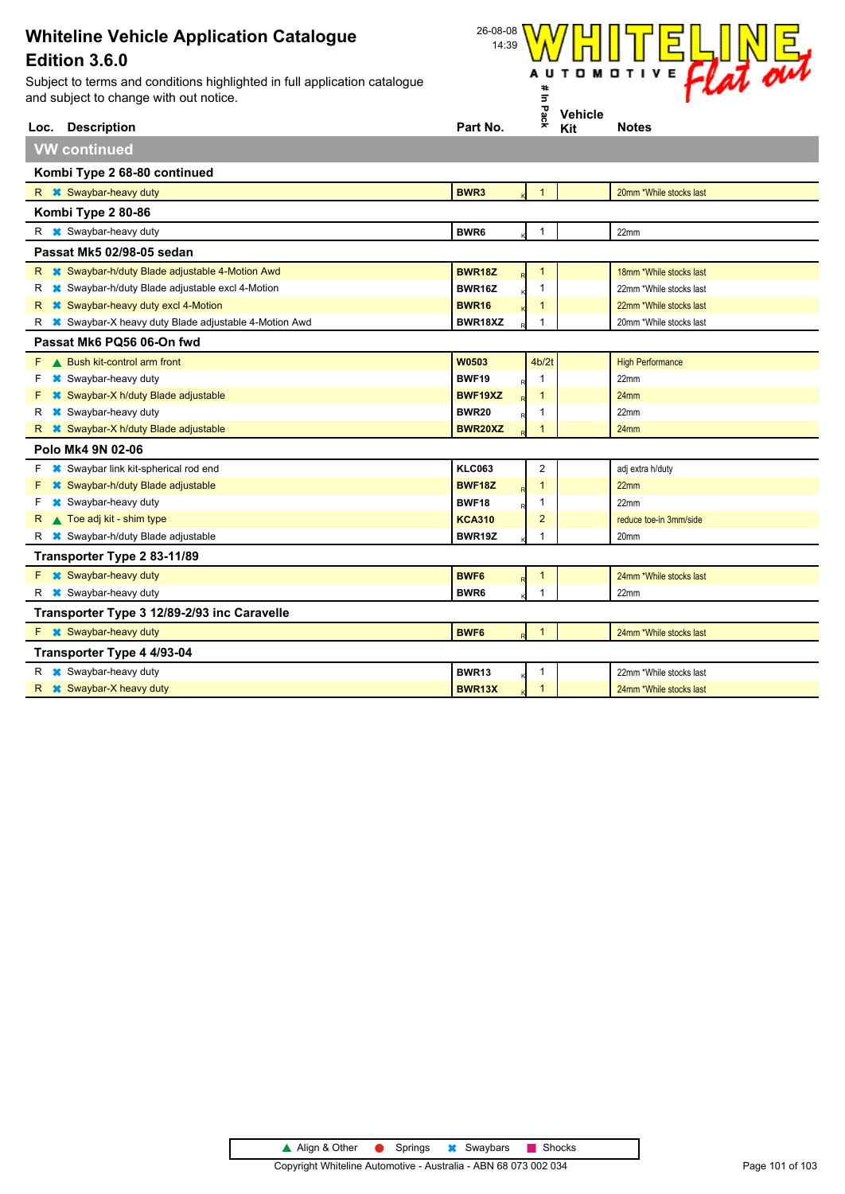# Whiteline Vehicle Application Catalogue
## Edition 3.6.0

Subject to terms and conditions highlighted in full application catalogue and subject to change with out notice.

26-08-08 14:39

## VW continued

| Loc. | Description | Part No. | # In Pack | Vehicle Kit | Notes |
|---|---|---|---|---|---|
| **Kombi Type 2 68-80 continued** | | | | | |
| R | Swaybar-heavy duty | BWR3 | 1 | | 20mm *While stocks last |
| **Kombi Type 2 80-86** | | | | | |
| R | Swaybar-heavy duty | BWR6 | 1 | | 22mm |
| **Passat Mk5 02/98-05 sedan** | | | | | |
| R | Swaybar-h/duty Blade adjustable 4-Motion Awd | BWR18Z | 1 | | 18mm *While stocks last |
| R | Swaybar-h/duty Blade adjustable excl 4-Motion | BWR16Z | 1 | | 22mm *While stocks last |
| R | Swaybar-heavy duty excl 4-Motion | BWR16 | 1 | | 22mm *While stocks last |
| R | Swaybar-X heavy duty Blade adjustable 4-Motion Awd | BWR18XZ | 1 | | 20mm *While stocks last |
| **Passat Mk6 PQ56 06-On fwd** | | | | | |
| F | Bush kit-control arm front | W0503 | 4b/2t | | High Performance |
| F | Swaybar-heavy duty | BWF19 | 1 | | 22mm |
| F | Swaybar-X h/duty Blade adjustable | BWF19XZ | 1 | | 24mm |
| R | Swaybar-heavy duty | BWR20 | 1 | | 22mm |
| R | Swaybar-X h/duty Blade adjustable | BWR20XZ | 1 | | 24mm |
| **Polo Mk4 9N 02-06** | | | | | |
| F | Swaybar link kit-spherical rod end | KLC063 | 2 | | adj extra h/duty |
| F | Swaybar-h/duty Blade adjustable | BWF18Z | 1 | | 22mm |
| F | Swaybar-heavy duty | BWF18 | 1 | | 22mm |
| R | Toe adj kit - shim type | KCA310 | 2 | | reduce toe-in 3mm/side |
| R | Swaybar-h/duty Blade adjustable | BWR19Z | 1 | | 20mm |
| **Transporter Type 2 83-11/89** | | | | | |
| F | Swaybar-heavy duty | BWF6 | 1 | | 24mm *While stocks last |
| R | Swaybar-heavy duty | BWR6 | 1 | | 22mm |
| **Transporter Type 3 12/89-2/93 inc Caravelle** | | | | | |
| F | Swaybar-heavy duty | BWF6 | 1 | | 24mm *While stocks last |
| **Transporter Type 4 4/93-04** | | | | | |
| R | Swaybar-heavy duty | BWR13 | 1 | | 22mm *While stocks last |
| R | Swaybar-X heavy duty | BWR13X | 1 | | 24mm *While stocks last |

Align & Other · Springs · Swaybars · Shocks

Copyright Whiteline Automotive - Australia - ABN 68 073 002 034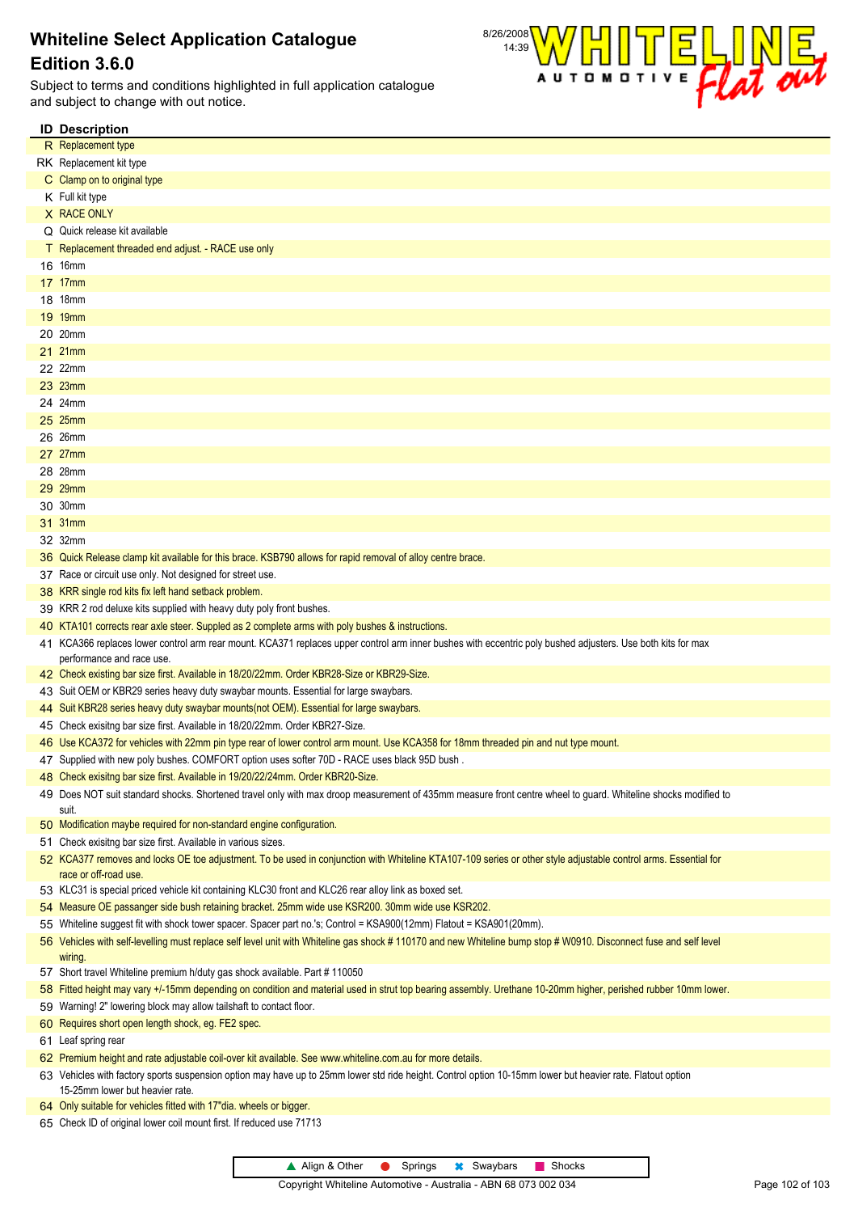# Whiteline Select Application Catalogue

## Edition 3.6.0

Subject to terms and conditions highlighted in full application catalogue and subject to change with out notice.

8/26/2008 14:39

| ID | Description |
|---|---|
| R | Replacement type |
| RK | Replacement kit type |
| C | Clamp on to original type |
| K | Full kit type |
| X | RACE ONLY |
| Q | Quick release kit available |
| T | Replacement threaded end adjust. - RACE use only |
| 16 | 16mm |
| 17 | 17mm |
| 18 | 18mm |
| 19 | 19mm |
| 20 | 20mm |
| 21 | 21mm |
| 22 | 22mm |
| 23 | 23mm |
| 24 | 24mm |
| 25 | 25mm |
| 26 | 26mm |
| 27 | 27mm |
| 28 | 28mm |
| 29 | 29mm |
| 30 | 30mm |
| 31 | 31mm |
| 32 | 32mm |
| 36 | Quick Release clamp kit available for this brace. KSB790 allows for rapid removal of alloy centre brace. |
| 37 | Race or circuit use only. Not designed for street use. |
| 38 | KRR single rod kits fix left hand setback problem. |
| 39 | KRR 2 rod deluxe kits supplied with heavy duty poly front bushes. |
| 40 | KTA101 corrects rear axle steer. Suppled as 2 complete arms with poly bushes & instructions. |
| 41 | KCA366 replaces lower control arm rear mount. KCA371 replaces upper control arm inner bushes with eccentric poly bushed adjusters. Use both kits for max performance and race use. |
| 42 | Check existing bar size first. Available in 18/20/22mm. Order KBR28-Size or KBR29-Size. |
| 43 | Suit OEM or KBR29 series heavy duty swaybar mounts. Essential for large swaybars. |
| 44 | Suit KBR28 series heavy duty swaybar mounts(not OEM). Essential for large swaybars. |
| 45 | Check exisitng bar size first. Available in 18/20/22mm. Order KBR27-Size. |
| 46 | Use KCA372 for vehicles with 22mm pin type rear of lower control arm mount. Use KCA358 for 18mm threaded pin and nut type mount. |
| 47 | Supplied with new poly bushes. COMFORT option uses softer 70D - RACE uses black 95D bush . |
| 48 | Check exisitng bar size first. Available in 19/20/22/24mm. Order KBR20-Size. |
| 49 | Does NOT suit standard shocks. Shortened travel only with max droop measurement of 435mm measure front centre wheel to guard. Whiteline shocks modified to suit. |
| 50 | Modification maybe required for non-standard engine configuration. |
| 51 | Check exisitng bar size first. Available in various sizes. |
| 52 | KCA377 removes and locks OE toe adjustment. To be used in conjunction with Whiteline KTA107-109 series or other style adjustable control arms. Essential for race or off-road use. |
| 53 | KLC31 is special priced vehicle kit containing KLC30 front and KLC26 rear alloy link as boxed set. |
| 54 | Measure OE passanger side bush retaining bracket. 25mm wide use KSR200. 30mm wide use KSR202. |
| 55 | Whiteline suggest fit with shock tower spacer. Spacer part no.'s; Control = KSA900(12mm) Flatout = KSA901(20mm). |
| 56 | Vehicles with self-levelling must replace self level unit with Whiteline gas shock # 110170 and new Whiteline bump stop # W0910. Disconnect fuse and self level wiring. |
| 57 | Short travel Whiteline premium h/duty gas shock available. Part # 110050 |
| 58 | Fitted height may vary +/-15mm depending on condition and material used in strut top bearing assembly. Urethane 10-20mm higher, perished rubber 10mm lower. |
| 59 | Warning! 2" lowering block may allow tailshaft to contact floor. |
| 60 | Requires short open length shock, eg. FE2 spec. |
| 61 | Leaf spring rear |
| 62 | Premium height and rate adjustable coil-over kit available. See www.whiteline.com.au for more details. |
| 63 | Vehicles with factory sports suspension option may have up to 25mm lower std ride height. Control option 10-15mm lower but heavier rate. Flatout option 15-25mm lower but heavier rate. |
| 64 | Only suitable for vehicles fitted with 17"dia. wheels or bigger. |
| 65 | Check ID of original lower coil mount first. If reduced use 71713 |

▲ Align & Other ● Springs ✖ Swaybars ■ Shocks

Copyright Whiteline Automotive - Australia - ABN 68 073 002 034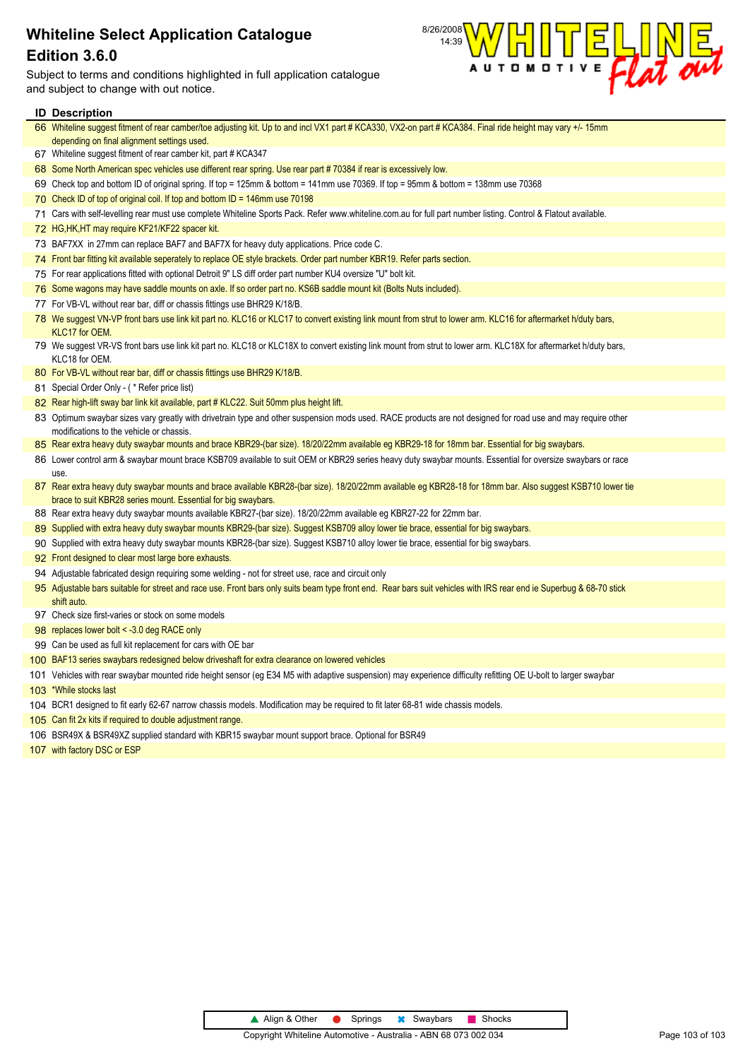# Whiteline Select Application Catalogue
## Edition 3.6.0

Subject to terms and conditions highlighted in full application catalogue and subject to change with out notice.

8/26/2008 14:39

| ID | Description |
|---|---|
| 66 | Whiteline suggest fitment of rear camber/toe adjusting kit. Up to and incl VX1 part # KCA330, VX2-on part # KCA384. Final ride height may vary +/- 15mm depending on final alignment settings used. |
| 67 | Whiteline suggest fitment of rear camber kit, part # KCA347 |
| 68 | Some North American spec vehicles use different rear spring. Use rear part # 70384 if rear is excessively low. |
| 69 | Check top and bottom ID of original spring. If top = 125mm & bottom = 141mm use 70369. If top = 95mm & bottom = 138mm use 70368 |
| 70 | Check ID of top of original coil. If top and bottom ID = 146mm use 70198 |
| 71 | Cars with self-levelling rear must use complete Whiteline Sports Pack. Refer www.whiteline.com.au for full part number listing. Control & Flatout available. |
| 72 | HG,HK,HT may require KF21/KF22 spacer kit. |
| 73 | BAF7XX in 27mm can replace BAF7 and BAF7X for heavy duty applications. Price code C. |
| 74 | Front bar fitting kit available seperately to replace OE style brackets. Order part number KBR19. Refer parts section. |
| 75 | For rear applications fitted with optional Detroit 9" LS diff order part number KU4 oversize "U" bolt kit. |
| 76 | Some wagons may have saddle mounts on axle. If so order part no. KS6B saddle mount kit (Bolts Nuts included). |
| 77 | For VB-VL without rear bar, diff or chassis fittings use BHR29 K/18/B. |
| 78 | We suggest VN-VP front bars use link kit part no. KLC16 or KLC17 to convert existing link mount from strut to lower arm. KLC16 for aftermarket h/duty bars, KLC17 for OEM. |
| 79 | We suggest VR-VS front bars use link kit part no. KLC18 or KLC18X to convert existing link mount from strut to lower arm. KLC18X for aftermarket h/duty bars, KLC18 for OEM. |
| 80 | For VB-VL without rear bar, diff or chassis fittings use BHR29 K/18/B. |
| 81 | Special Order Only - ( * Refer price list) |
| 82 | Rear high-lift sway bar link kit available, part # KLC22. Suit 50mm plus height lift. |
| 83 | Optimum swaybar sizes vary greatly with drivetrain type and other suspension mods used. RACE products are not designed for road use and may require other modifications to the vehicle or chassis. |
| 85 | Rear extra heavy duty swaybar mounts and brace KBR29-(bar size). 18/20/22mm available eg KBR29-18 for 18mm bar. Essential for big swaybars. |
| 86 | Lower control arm & swaybar mount brace KSB709 available to suit OEM or KBR29 series heavy duty swaybar mounts. Essential for oversize swaybars or race use. |
| 87 | Rear extra heavy duty swaybar mounts and brace available KBR28-(bar size). 18/20/22mm available eg KBR28-18 for 18mm bar. Also suggest KSB710 lower tie brace to suit KBR28 series mount. Essential for big swaybars. |
| 88 | Rear extra heavy duty swaybar mounts available KBR27-(bar size). 18/20/22mm available eg KBR27-22 for 22mm bar. |
| 89 | Supplied with extra heavy duty swaybar mounts KBR29-(bar size). Suggest KSB709 alloy lower tie brace, essential for big swaybars. |
| 90 | Supplied with extra heavy duty swaybar mounts KBR28-(bar size). Suggest KSB710 alloy lower tie brace, essential for big swaybars. |
| 92 | Front designed to clear most large bore exhausts. |
| 94 | Adjustable fabricated design requiring some welding - not for street use, race and circuit only |
| 95 | Adjustable bars suitable for street and race use. Front bars only suits beam type front end. Rear bars suit vehicles with IRS rear end ie Superbug & 68-70 stick shift auto. |
| 97 | Check size first-varies or stock on some models |
| 98 | replaces lower bolt < -3.0 deg RACE only |
| 99 | Can be used as full kit replacement for cars with OE bar |
| 100 | BAF13 series swaybars redesigned below driveshaft for extra clearance on lowered vehicles |
| 101 | Vehicles with rear swaybar mounted ride height sensor (eg E34 M5 with adaptive suspension) may experience difficulty refitting OE U-bolt to larger swaybar |
| 103 | *While stocks last |
| 104 | BCR1 designed to fit early 62-67 narrow chassis models. Modification may be required to fit later 68-81 wide chassis models. |
| 105 | Can fit 2x kits if required to double adjustment range. |
| 106 | BSR49X & BSR49XZ supplied standard with KBR15 swaybar mount support brace. Optional for BSR49 |
| 107 | with factory DSC or ESP |

Align & Other · Springs · Swaybars · Shocks

Copyright Whiteline Automotive - Australia - ABN 68 073 002 034